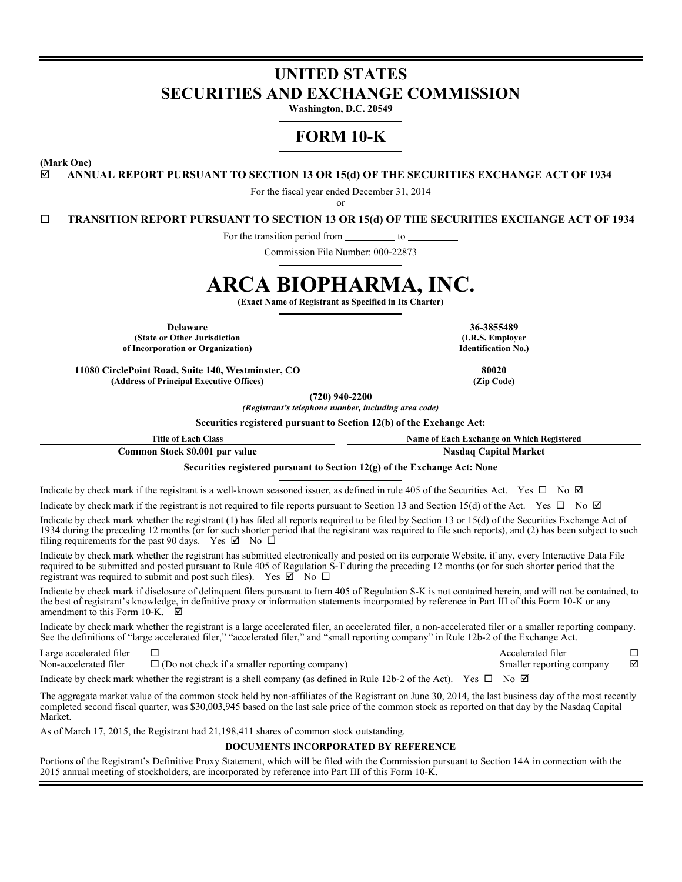# UNITED STATES
# SECURITIES AND EXCHANGE COMMISSION

**Washington, D.C. 20549**

## FORM 10-K

**(Mark One)**

☑ **ANNUAL REPORT PURSUANT TO SECTION 13 OR 15(d) OF THE SECURITIES EXCHANGE ACT OF 1934**

For the fiscal year ended December 31, 2014

or

☐ **TRANSITION REPORT PURSUANT TO SECTION 13 OR 15(d) OF THE SECURITIES EXCHANGE ACT OF 1934**

For the transition period from __________ to __________

Commission File Number: 000-22873

# ARCA BIOPHARMA, INC.

**(Exact Name of Registrant as Specified in Its Charter)**

| | |
|---|---|
| **Delaware** | **36-3855489** |
| **(State or Other Jurisdiction of Incorporation or Organization)** | **(I.R.S. Employer Identification No.)** |
| **11080 CirclePoint Road, Suite 140, Westminster, CO** | **80020** |
| **(Address of Principal Executive Offices)** | **(Zip Code)** |

**(720) 940-2200**

***(Registrant's telephone number, including area code)***

**Securities registered pursuant to Section 12(b) of the Exchange Act:**

| Title of Each Class | Name of Each Exchange on Which Registered |
|---|---|
| **Common Stock $0.001 par value** | **Nasdaq Capital Market** |

**Securities registered pursuant to Section 12(g) of the Exchange Act: None**

Indicate by check mark if the registrant is a well-known seasoned issuer, as defined in rule 405 of the Securities Act. Yes ☐ No ☑

Indicate by check mark if the registrant is not required to file reports pursuant to Section 13 and Section 15(d) of the Act. Yes ☐ No ☑

Indicate by check mark whether the registrant (1) has filed all reports required to be filed by Section 13 or 15(d) of the Securities Exchange Act of 1934 during the preceding 12 months (or for such shorter period that the registrant was required to file such reports), and (2) has been subject to such filing requirements for the past 90 days. Yes ☑ No ☐

Indicate by check mark whether the registrant has submitted electronically and posted on its corporate Website, if any, every Interactive Data File required to be submitted and posted pursuant to Rule 405 of Regulation S-T during the preceding 12 months (or for such shorter period that the registrant was required to submit and post such files). Yes ☑ No ☐

Indicate by check mark if disclosure of delinquent filers pursuant to Item 405 of Regulation S-K is not contained herein, and will not be contained, to the best of registrant's knowledge, in definitive proxy or information statements incorporated by reference in Part III of this Form 10-K or any amendment to this Form 10-K. ☑

Indicate by check mark whether the registrant is a large accelerated filer, an accelerated filer, a non-accelerated filer or a smaller reporting company. See the definitions of "large accelerated filer," "accelerated filer," and "small reporting company" in Rule 12b-2 of the Exchange Act.

| | | | |
|---|---|---|---|
| Large accelerated filer | ☐ | Accelerated filer | ☐ |
| Non-accelerated filer | ☐ (Do not check if a smaller reporting company) | Smaller reporting company | ☑ |

Indicate by check mark whether the registrant is a shell company (as defined in Rule 12b-2 of the Act). Yes ☐ No ☑

The aggregate market value of the common stock held by non-affiliates of the Registrant on June 30, 2014, the last business day of the most recently completed second fiscal quarter, was $30,003,945 based on the last sale price of the common stock as reported on that day by the Nasdaq Capital Market.

As of March 17, 2015, the Registrant had 21,198,411 shares of common stock outstanding.

**DOCUMENTS INCORPORATED BY REFERENCE**

Portions of the Registrant's Definitive Proxy Statement, which will be filed with the Commission pursuant to Section 14A in connection with the 2015 annual meeting of stockholders, are incorporated by reference into Part III of this Form 10-K.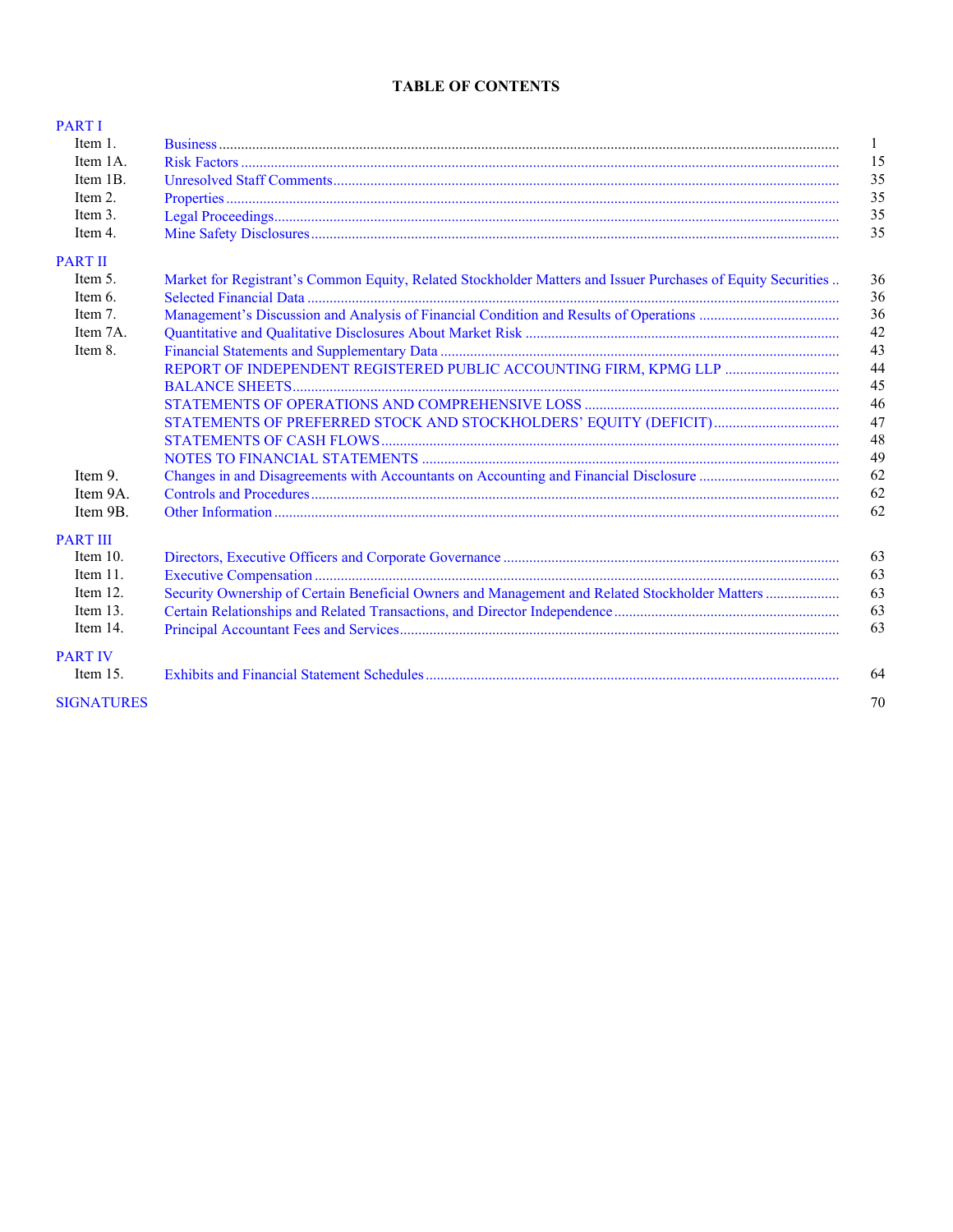# TABLE OF CONTENTS

| | | |
|---|---|---|
| **PART I** | | |
| Item 1. | Business | 1 |
| Item 1A. | Risk Factors | 15 |
| Item 1B. | Unresolved Staff Comments | 35 |
| Item 2. | Properties | 35 |
| Item 3. | Legal Proceedings | 35 |
| Item 4. | Mine Safety Disclosures | 35 |
| **PART II** | | |
| Item 5. | Market for Registrant's Common Equity, Related Stockholder Matters and Issuer Purchases of Equity Securities | 36 |
| Item 6. | Selected Financial Data | 36 |
| Item 7. | Management's Discussion and Analysis of Financial Condition and Results of Operations | 36 |
| Item 7A. | Quantitative and Qualitative Disclosures About Market Risk | 42 |
| Item 8. | Financial Statements and Supplementary Data | 43 |
| | REPORT OF INDEPENDENT REGISTERED PUBLIC ACCOUNTING FIRM, KPMG LLP | 44 |
| | BALANCE SHEETS | 45 |
| | STATEMENTS OF OPERATIONS AND COMPREHENSIVE LOSS | 46 |
| | STATEMENTS OF PREFERRED STOCK AND STOCKHOLDERS' EQUITY (DEFICIT) | 47 |
| | STATEMENTS OF CASH FLOWS | 48 |
| | NOTES TO FINANCIAL STATEMENTS | 49 |
| Item 9. | Changes in and Disagreements with Accountants on Accounting and Financial Disclosure | 62 |
| Item 9A. | Controls and Procedures | 62 |
| Item 9B. | Other Information | 62 |
| **PART III** | | |
| Item 10. | Directors, Executive Officers and Corporate Governance | 63 |
| Item 11. | Executive Compensation | 63 |
| Item 12. | Security Ownership of Certain Beneficial Owners and Management and Related Stockholder Matters | 63 |
| Item 13. | Certain Relationships and Related Transactions, and Director Independence | 63 |
| Item 14. | Principal Accountant Fees and Services | 63 |
| **PART IV** | | |
| Item 15. | Exhibits and Financial Statement Schedules | 64 |
| **SIGNATURES** | | 70 |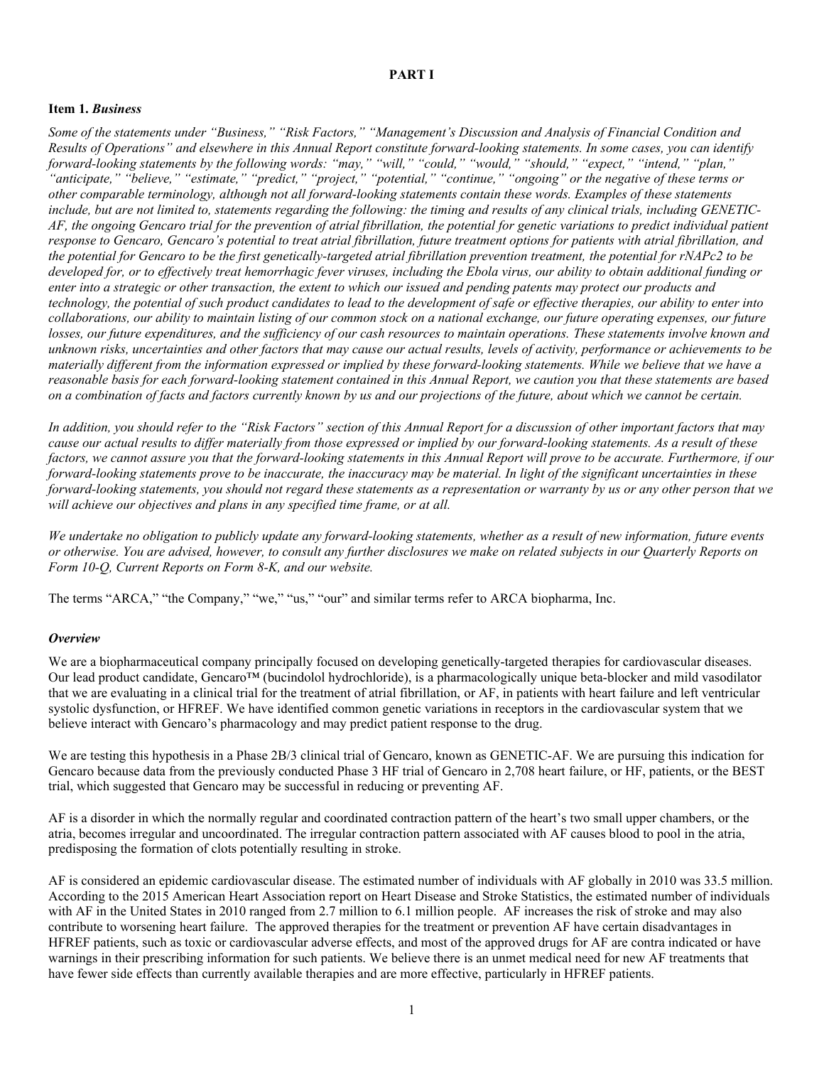# PART I

## Item 1. *Business*

*Some of the statements under "Business," "Risk Factors," "Management's Discussion and Analysis of Financial Condition and Results of Operations" and elsewhere in this Annual Report constitute forward-looking statements. In some cases, you can identify forward-looking statements by the following words: "may," "will," "could," "would," "should," "expect," "intend," "plan," "anticipate," "believe," "estimate," "predict," "project," "potential," "continue," "ongoing" or the negative of these terms or other comparable terminology, although not all forward-looking statements contain these words. Examples of these statements include, but are not limited to, statements regarding the following: the timing and results of any clinical trials, including GENETIC-AF, the ongoing Gencaro trial for the prevention of atrial fibrillation, the potential for genetic variations to predict individual patient response to Gencaro, Gencaro's potential to treat atrial fibrillation, future treatment options for patients with atrial fibrillation, and the potential for Gencaro to be the first genetically-targeted atrial fibrillation prevention treatment, the potential for rNAPc2 to be developed for, or to effectively treat hemorrhagic fever viruses, including the Ebola virus, our ability to obtain additional funding or enter into a strategic or other transaction, the extent to which our issued and pending patents may protect our products and technology, the potential of such product candidates to lead to the development of safe or effective therapies, our ability to enter into collaborations, our ability to maintain listing of our common stock on a national exchange, our future operating expenses, our future losses, our future expenditures, and the sufficiency of our cash resources to maintain operations. These statements involve known and unknown risks, uncertainties and other factors that may cause our actual results, levels of activity, performance or achievements to be materially different from the information expressed or implied by these forward-looking statements. While we believe that we have a reasonable basis for each forward-looking statement contained in this Annual Report, we caution you that these statements are based on a combination of facts and factors currently known by us and our projections of the future, about which we cannot be certain.*

*In addition, you should refer to the "Risk Factors" section of this Annual Report for a discussion of other important factors that may cause our actual results to differ materially from those expressed or implied by our forward-looking statements. As a result of these factors, we cannot assure you that the forward-looking statements in this Annual Report will prove to be accurate. Furthermore, if our forward-looking statements prove to be inaccurate, the inaccuracy may be material. In light of the significant uncertainties in these forward-looking statements, you should not regard these statements as a representation or warranty by us or any other person that we will achieve our objectives and plans in any specified time frame, or at all.*

*We undertake no obligation to publicly update any forward-looking statements, whether as a result of new information, future events or otherwise. You are advised, however, to consult any further disclosures we make on related subjects in our Quarterly Reports on Form 10-Q, Current Reports on Form 8-K, and our website.*

The terms "ARCA," "the Company," "we," "us," "our" and similar terms refer to ARCA biopharma, Inc.

### *Overview*

We are a biopharmaceutical company principally focused on developing genetically-targeted therapies for cardiovascular diseases. Our lead product candidate, Gencaro™ (bucindolol hydrochloride), is a pharmacologically unique beta-blocker and mild vasodilator that we are evaluating in a clinical trial for the treatment of atrial fibrillation, or AF, in patients with heart failure and left ventricular systolic dysfunction, or HFREF. We have identified common genetic variations in receptors in the cardiovascular system that we believe interact with Gencaro's pharmacology and may predict patient response to the drug.

We are testing this hypothesis in a Phase 2B/3 clinical trial of Gencaro, known as GENETIC-AF. We are pursuing this indication for Gencaro because data from the previously conducted Phase 3 HF trial of Gencaro in 2,708 heart failure, or HF, patients, or the BEST trial, which suggested that Gencaro may be successful in reducing or preventing AF.

AF is a disorder in which the normally regular and coordinated contraction pattern of the heart's two small upper chambers, or the atria, becomes irregular and uncoordinated. The irregular contraction pattern associated with AF causes blood to pool in the atria, predisposing the formation of clots potentially resulting in stroke.

AF is considered an epidemic cardiovascular disease. The estimated number of individuals with AF globally in 2010 was 33.5 million. According to the 2015 American Heart Association report on Heart Disease and Stroke Statistics, the estimated number of individuals with AF in the United States in 2010 ranged from 2.7 million to 6.1 million people. AF increases the risk of stroke and may also contribute to worsening heart failure. The approved therapies for the treatment or prevention AF have certain disadvantages in HFREF patients, such as toxic or cardiovascular adverse effects, and most of the approved drugs for AF are contra indicated or have warnings in their prescribing information for such patients. We believe there is an unmet medical need for new AF treatments that have fewer side effects than currently available therapies and are more effective, particularly in HFREF patients.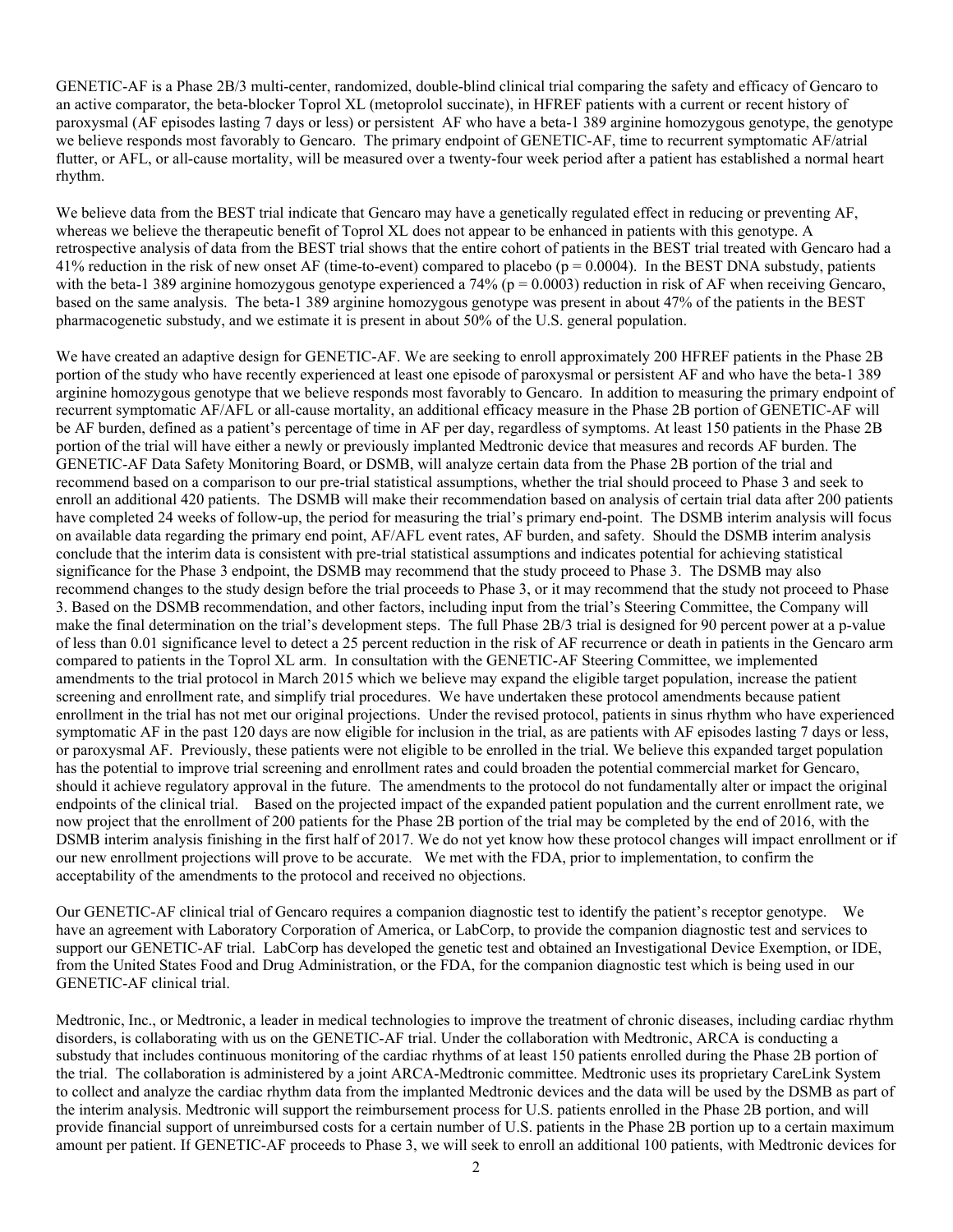GENETIC-AF is a Phase 2B/3 multi-center, randomized, double-blind clinical trial comparing the safety and efficacy of Gencaro to an active comparator, the beta-blocker Toprol XL (metoprolol succinate), in HFREF patients with a current or recent history of paroxysmal (AF episodes lasting 7 days or less) or persistent AF who have a beta-1 389 arginine homozygous genotype, the genotype we believe responds most favorably to Gencaro. The primary endpoint of GENETIC-AF, time to recurrent symptomatic AF/atrial flutter, or AFL, or all-cause mortality, will be measured over a twenty-four week period after a patient has established a normal heart rhythm.

We believe data from the BEST trial indicate that Gencaro may have a genetically regulated effect in reducing or preventing AF, whereas we believe the therapeutic benefit of Toprol XL does not appear to be enhanced in patients with this genotype. A retrospective analysis of data from the BEST trial shows that the entire cohort of patients in the BEST trial treated with Gencaro had a 41% reduction in the risk of new onset AF (time-to-event) compared to placebo ($p = 0.0004$). In the BEST DNA substudy, patients with the beta-1 389 arginine homozygous genotype experienced a 74% ($p = 0.0003$) reduction in risk of AF when receiving Gencaro, based on the same analysis. The beta-1 389 arginine homozygous genotype was present in about 47% of the patients in the BEST pharmacogenetic substudy, and we estimate it is present in about 50% of the U.S. general population.

We have created an adaptive design for GENETIC-AF. We are seeking to enroll approximately 200 HFREF patients in the Phase 2B portion of the study who have recently experienced at least one episode of paroxysmal or persistent AF and who have the beta-1 389 arginine homozygous genotype that we believe responds most favorably to Gencaro. In addition to measuring the primary endpoint of recurrent symptomatic AF/AFL or all-cause mortality, an additional efficacy measure in the Phase 2B portion of GENETIC-AF will be AF burden, defined as a patient's percentage of time in AF per day, regardless of symptoms. At least 150 patients in the Phase 2B portion of the trial will have either a newly or previously implanted Medtronic device that measures and records AF burden. The GENETIC-AF Data Safety Monitoring Board, or DSMB, will analyze certain data from the Phase 2B portion of the trial and recommend based on a comparison to our pre-trial statistical assumptions, whether the trial should proceed to Phase 3 and seek to enroll an additional 420 patients. The DSMB will make their recommendation based on analysis of certain trial data after 200 patients have completed 24 weeks of follow-up, the period for measuring the trial's primary end-point. The DSMB interim analysis will focus on available data regarding the primary end point, AF/AFL event rates, AF burden, and safety. Should the DSMB interim analysis conclude that the interim data is consistent with pre-trial statistical assumptions and indicates potential for achieving statistical significance for the Phase 3 endpoint, the DSMB may recommend that the study proceed to Phase 3. The DSMB may also recommend changes to the study design before the trial proceeds to Phase 3, or it may recommend that the study not proceed to Phase 3. Based on the DSMB recommendation, and other factors, including input from the trial's Steering Committee, the Company will make the final determination on the trial's development steps. The full Phase 2B/3 trial is designed for 90 percent power at a p-value of less than 0.01 significance level to detect a 25 percent reduction in the risk of AF recurrence or death in patients in the Gencaro arm compared to patients in the Toprol XL arm. In consultation with the GENETIC-AF Steering Committee, we implemented amendments to the trial protocol in March 2015 which we believe may expand the eligible target population, increase the patient screening and enrollment rate, and simplify trial procedures. We have undertaken these protocol amendments because patient enrollment in the trial has not met our original projections. Under the revised protocol, patients in sinus rhythm who have experienced symptomatic AF in the past 120 days are now eligible for inclusion in the trial, as are patients with AF episodes lasting 7 days or less, or paroxysmal AF. Previously, these patients were not eligible to be enrolled in the trial. We believe this expanded target population has the potential to improve trial screening and enrollment rates and could broaden the potential commercial market for Gencaro, should it achieve regulatory approval in the future. The amendments to the protocol do not fundamentally alter or impact the original endpoints of the clinical trial. Based on the projected impact of the expanded patient population and the current enrollment rate, we now project that the enrollment of 200 patients for the Phase 2B portion of the trial may be completed by the end of 2016, with the DSMB interim analysis finishing in the first half of 2017. We do not yet know how these protocol changes will impact enrollment or if our new enrollment projections will prove to be accurate. We met with the FDA, prior to implementation, to confirm the acceptability of the amendments to the protocol and received no objections.

Our GENETIC-AF clinical trial of Gencaro requires a companion diagnostic test to identify the patient's receptor genotype. We have an agreement with Laboratory Corporation of America, or LabCorp, to provide the companion diagnostic test and services to support our GENETIC-AF trial. LabCorp has developed the genetic test and obtained an Investigational Device Exemption, or IDE, from the United States Food and Drug Administration, or the FDA, for the companion diagnostic test which is being used in our GENETIC-AF clinical trial.

Medtronic, Inc., or Medtronic, a leader in medical technologies to improve the treatment of chronic diseases, including cardiac rhythm disorders, is collaborating with us on the GENETIC-AF trial. Under the collaboration with Medtronic, ARCA is conducting a substudy that includes continuous monitoring of the cardiac rhythms of at least 150 patients enrolled during the Phase 2B portion of the trial. The collaboration is administered by a joint ARCA-Medtronic committee. Medtronic uses its proprietary CareLink System to collect and analyze the cardiac rhythm data from the implanted Medtronic devices and the data will be used by the DSMB as part of the interim analysis. Medtronic will support the reimbursement process for U.S. patients enrolled in the Phase 2B portion, and will provide financial support of unreimbursed costs for a certain number of U.S. patients in the Phase 2B portion up to a certain maximum amount per patient. If GENETIC-AF proceeds to Phase 3, we will seek to enroll an additional 100 patients, with Medtronic devices for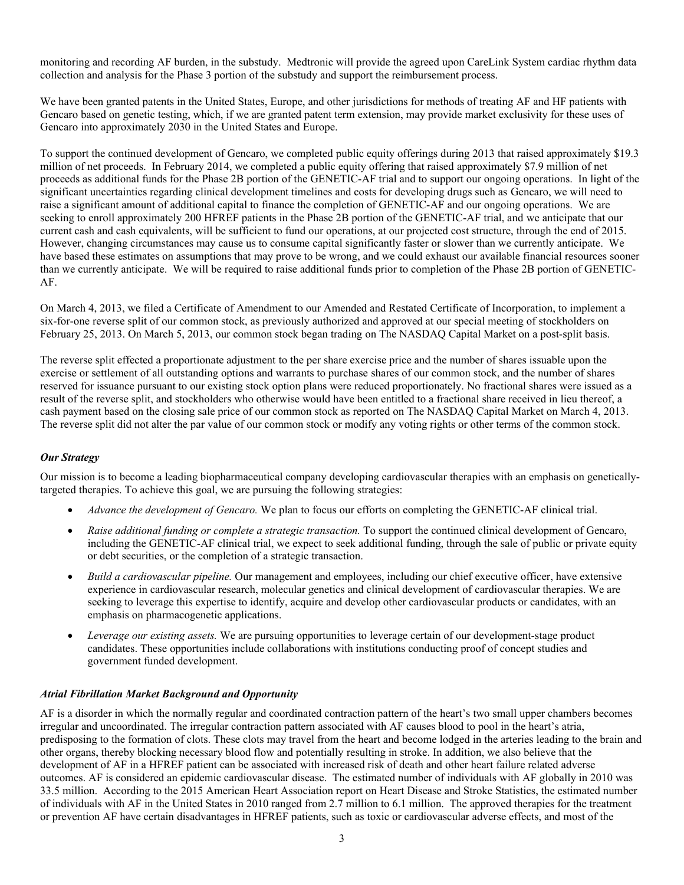monitoring and recording AF burden, in the substudy. Medtronic will provide the agreed upon CareLink System cardiac rhythm data collection and analysis for the Phase 3 portion of the substudy and support the reimbursement process.

We have been granted patents in the United States, Europe, and other jurisdictions for methods of treating AF and HF patients with Gencaro based on genetic testing, which, if we are granted patent term extension, may provide market exclusivity for these uses of Gencaro into approximately 2030 in the United States and Europe.

To support the continued development of Gencaro, we completed public equity offerings during 2013 that raised approximately $19.3 million of net proceeds. In February 2014, we completed a public equity offering that raised approximately $7.9 million of net proceeds as additional funds for the Phase 2B portion of the GENETIC-AF trial and to support our ongoing operations. In light of the significant uncertainties regarding clinical development timelines and costs for developing drugs such as Gencaro, we will need to raise a significant amount of additional capital to finance the completion of GENETIC-AF and our ongoing operations. We are seeking to enroll approximately 200 HFREF patients in the Phase 2B portion of the GENETIC-AF trial, and we anticipate that our current cash and cash equivalents, will be sufficient to fund our operations, at our projected cost structure, through the end of 2015. However, changing circumstances may cause us to consume capital significantly faster or slower than we currently anticipate. We have based these estimates on assumptions that may prove to be wrong, and we could exhaust our available financial resources sooner than we currently anticipate. We will be required to raise additional funds prior to completion of the Phase 2B portion of GENETIC-AF.

On March 4, 2013, we filed a Certificate of Amendment to our Amended and Restated Certificate of Incorporation, to implement a six-for-one reverse split of our common stock, as previously authorized and approved at our special meeting of stockholders on February 25, 2013. On March 5, 2013, our common stock began trading on The NASDAQ Capital Market on a post-split basis.

The reverse split effected a proportionate adjustment to the per share exercise price and the number of shares issuable upon the exercise or settlement of all outstanding options and warrants to purchase shares of our common stock, and the number of shares reserved for issuance pursuant to our existing stock option plans were reduced proportionately. No fractional shares were issued as a result of the reverse split, and stockholders who otherwise would have been entitled to a fractional share received in lieu thereof, a cash payment based on the closing sale price of our common stock as reported on The NASDAQ Capital Market on March 4, 2013. The reverse split did not alter the par value of our common stock or modify any voting rights or other terms of the common stock.

### *Our Strategy*

Our mission is to become a leading biopharmaceutical company developing cardiovascular therapies with an emphasis on genetically-targeted therapies. To achieve this goal, we are pursuing the following strategies:

- *Advance the development of Gencaro.* We plan to focus our efforts on completing the GENETIC-AF clinical trial.
- *Raise additional funding or complete a strategic transaction.* To support the continued clinical development of Gencaro, including the GENETIC-AF clinical trial, we expect to seek additional funding, through the sale of public or private equity or debt securities, or the completion of a strategic transaction.
- *Build a cardiovascular pipeline.* Our management and employees, including our chief executive officer, have extensive experience in cardiovascular research, molecular genetics and clinical development of cardiovascular therapies. We are seeking to leverage this expertise to identify, acquire and develop other cardiovascular products or candidates, with an emphasis on pharmacogenetic applications.
- *Leverage our existing assets.* We are pursuing opportunities to leverage certain of our development-stage product candidates. These opportunities include collaborations with institutions conducting proof of concept studies and government funded development.

### *Atrial Fibrillation Market Background and Opportunity*

AF is a disorder in which the normally regular and coordinated contraction pattern of the heart's two small upper chambers becomes irregular and uncoordinated. The irregular contraction pattern associated with AF causes blood to pool in the heart's atria, predisposing to the formation of clots. These clots may travel from the heart and become lodged in the arteries leading to the brain and other organs, thereby blocking necessary blood flow and potentially resulting in stroke. In addition, we also believe that the development of AF in a HFREF patient can be associated with increased risk of death and other heart failure related adverse outcomes. AF is considered an epidemic cardiovascular disease. The estimated number of individuals with AF globally in 2010 was 33.5 million. According to the 2015 American Heart Association report on Heart Disease and Stroke Statistics, the estimated number of individuals with AF in the United States in 2010 ranged from 2.7 million to 6.1 million. The approved therapies for the treatment or prevention AF have certain disadvantages in HFREF patients, such as toxic or cardiovascular adverse effects, and most of the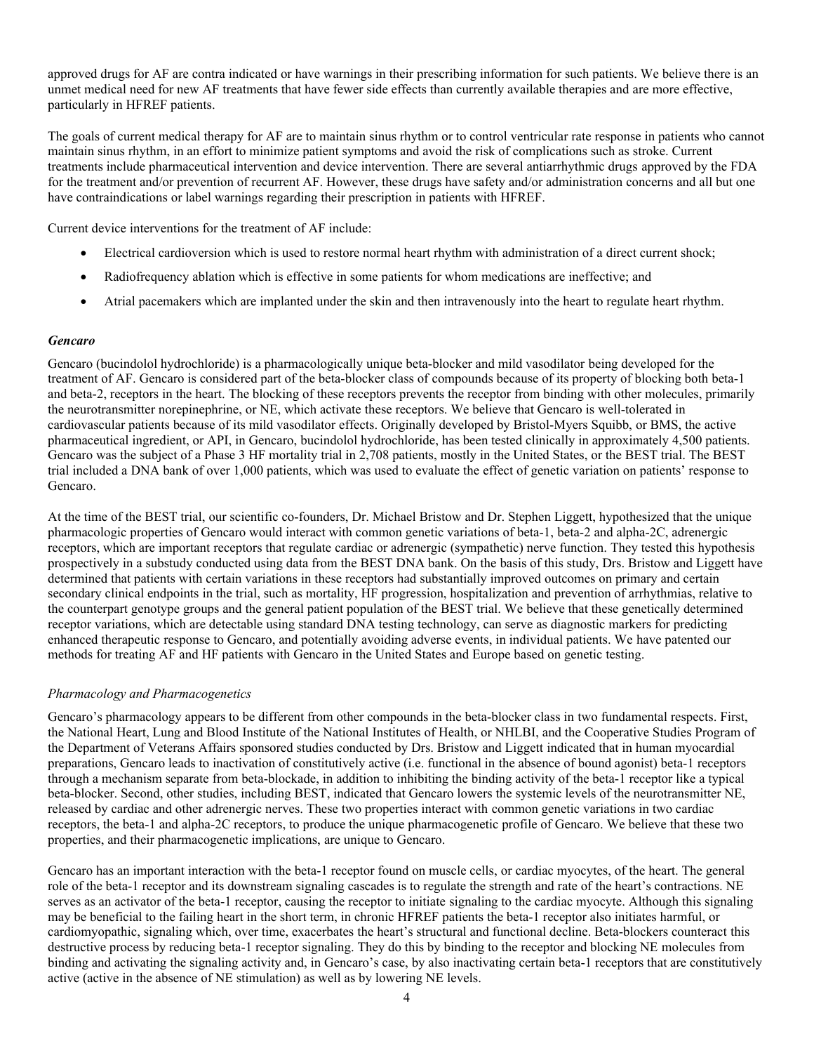approved drugs for AF are contra indicated or have warnings in their prescribing information for such patients. We believe there is an unmet medical need for new AF treatments that have fewer side effects than currently available therapies and are more effective, particularly in HFREF patients.

The goals of current medical therapy for AF are to maintain sinus rhythm or to control ventricular rate response in patients who cannot maintain sinus rhythm, in an effort to minimize patient symptoms and avoid the risk of complications such as stroke. Current treatments include pharmaceutical intervention and device intervention. There are several antiarrhythmic drugs approved by the FDA for the treatment and/or prevention of recurrent AF. However, these drugs have safety and/or administration concerns and all but one have contraindications or label warnings regarding their prescription in patients with HFREF.

Current device interventions for the treatment of AF include:

- Electrical cardioversion which is used to restore normal heart rhythm with administration of a direct current shock;
- Radiofrequency ablation which is effective in some patients for whom medications are ineffective; and
- Atrial pacemakers which are implanted under the skin and then intravenously into the heart to regulate heart rhythm.

### *Gencaro*

Gencaro (bucindolol hydrochloride) is a pharmacologically unique beta-blocker and mild vasodilator being developed for the treatment of AF. Gencaro is considered part of the beta-blocker class of compounds because of its property of blocking both beta-1 and beta-2, receptors in the heart. The blocking of these receptors prevents the receptor from binding with other molecules, primarily the neurotransmitter norepinephrine, or NE, which activate these receptors. We believe that Gencaro is well-tolerated in cardiovascular patients because of its mild vasodilator effects. Originally developed by Bristol-Myers Squibb, or BMS, the active pharmaceutical ingredient, or API, in Gencaro, bucindolol hydrochloride, has been tested clinically in approximately 4,500 patients. Gencaro was the subject of a Phase 3 HF mortality trial in 2,708 patients, mostly in the United States, or the BEST trial. The BEST trial included a DNA bank of over 1,000 patients, which was used to evaluate the effect of genetic variation on patients' response to Gencaro.

At the time of the BEST trial, our scientific co-founders, Dr. Michael Bristow and Dr. Stephen Liggett, hypothesized that the unique pharmacologic properties of Gencaro would interact with common genetic variations of beta-1, beta-2 and alpha-2C, adrenergic receptors, which are important receptors that regulate cardiac or adrenergic (sympathetic) nerve function. They tested this hypothesis prospectively in a substudy conducted using data from the BEST DNA bank. On the basis of this study, Drs. Bristow and Liggett have determined that patients with certain variations in these receptors had substantially improved outcomes on primary and certain secondary clinical endpoints in the trial, such as mortality, HF progression, hospitalization and prevention of arrhythmias, relative to the counterpart genotype groups and the general patient population of the BEST trial. We believe that these genetically determined receptor variations, which are detectable using standard DNA testing technology, can serve as diagnostic markers for predicting enhanced therapeutic response to Gencaro, and potentially avoiding adverse events, in individual patients. We have patented our methods for treating AF and HF patients with Gencaro in the United States and Europe based on genetic testing.

#### *Pharmacology and Pharmacogenetics*

Gencaro's pharmacology appears to be different from other compounds in the beta-blocker class in two fundamental respects. First, the National Heart, Lung and Blood Institute of the National Institutes of Health, or NHLBI, and the Cooperative Studies Program of the Department of Veterans Affairs sponsored studies conducted by Drs. Bristow and Liggett indicated that in human myocardial preparations, Gencaro leads to inactivation of constitutively active (i.e. functional in the absence of bound agonist) beta-1 receptors through a mechanism separate from beta-blockade, in addition to inhibiting the binding activity of the beta-1 receptor like a typical beta-blocker. Second, other studies, including BEST, indicated that Gencaro lowers the systemic levels of the neurotransmitter NE, released by cardiac and other adrenergic nerves. These two properties interact with common genetic variations in two cardiac receptors, the beta-1 and alpha-2C receptors, to produce the unique pharmacogenetic profile of Gencaro. We believe that these two properties, and their pharmacogenetic implications, are unique to Gencaro.

Gencaro has an important interaction with the beta-1 receptor found on muscle cells, or cardiac myocytes, of the heart. The general role of the beta-1 receptor and its downstream signaling cascades is to regulate the strength and rate of the heart's contractions. NE serves as an activator of the beta-1 receptor, causing the receptor to initiate signaling to the cardiac myocyte. Although this signaling may be beneficial to the failing heart in the short term, in chronic HFREF patients the beta-1 receptor also initiates harmful, or cardiomyopathic, signaling which, over time, exacerbates the heart's structural and functional decline. Beta-blockers counteract this destructive process by reducing beta-1 receptor signaling. They do this by binding to the receptor and blocking NE molecules from binding and activating the signaling activity and, in Gencaro's case, by also inactivating certain beta-1 receptors that are constitutively active (active in the absence of NE stimulation) as well as by lowering NE levels.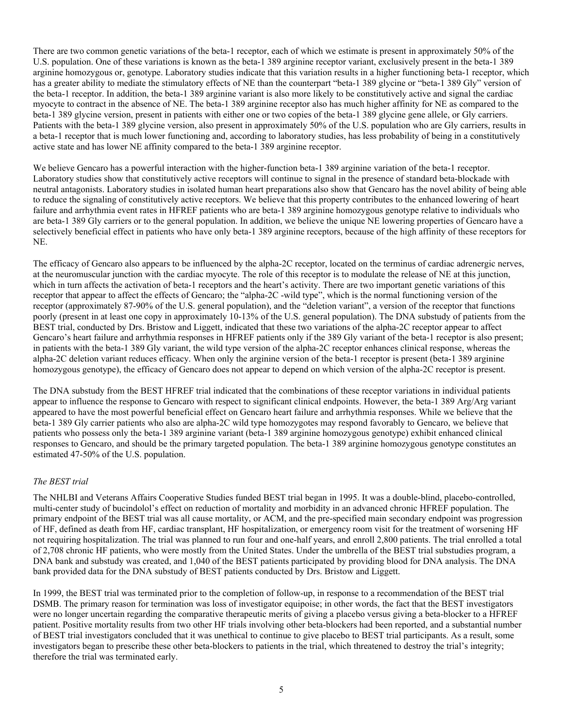There are two common genetic variations of the beta-1 receptor, each of which we estimate is present in approximately 50% of the U.S. population. One of these variations is known as the beta-1 389 arginine receptor variant, exclusively present in the beta-1 389 arginine homozygous or, genotype. Laboratory studies indicate that this variation results in a higher functioning beta-1 receptor, which has a greater ability to mediate the stimulatory effects of NE than the counterpart "beta-1 389 glycine or "beta-1 389 Gly" version of the beta-1 receptor. In addition, the beta-1 389 arginine variant is also more likely to be constitutively active and signal the cardiac myocyte to contract in the absence of NE. The beta-1 389 arginine receptor also has much higher affinity for NE as compared to the beta-1 389 glycine version, present in patients with either one or two copies of the beta-1 389 glycine gene allele, or Gly carriers. Patients with the beta-1 389 glycine version, also present in approximately 50% of the U.S. population who are Gly carriers, results in a beta-1 receptor that is much lower functioning and, according to laboratory studies, has less probability of being in a constitutively active state and has lower NE affinity compared to the beta-1 389 arginine receptor.

We believe Gencaro has a powerful interaction with the higher-function beta-1 389 arginine variation of the beta-1 receptor. Laboratory studies show that constitutively active receptors will continue to signal in the presence of standard beta-blockade with neutral antagonists. Laboratory studies in isolated human heart preparations also show that Gencaro has the novel ability of being able to reduce the signaling of constitutively active receptors. We believe that this property contributes to the enhanced lowering of heart failure and arrhythmia event rates in HFREF patients who are beta-1 389 arginine homozygous genotype relative to individuals who are beta-1 389 Gly carriers or to the general population. In addition, we believe the unique NE lowering properties of Gencaro have a selectively beneficial effect in patients who have only beta-1 389 arginine receptors, because of the high affinity of these receptors for NE.

The efficacy of Gencaro also appears to be influenced by the alpha-2C receptor, located on the terminus of cardiac adrenergic nerves, at the neuromuscular junction with the cardiac myocyte. The role of this receptor is to modulate the release of NE at this junction, which in turn affects the activation of beta-1 receptors and the heart's activity. There are two important genetic variations of this receptor that appear to affect the effects of Gencaro; the "alpha-2C -wild type", which is the normal functioning version of the receptor (approximately 87-90% of the U.S. general population), and the "deletion variant", a version of the receptor that functions poorly (present in at least one copy in approximately 10-13% of the U.S. general population). The DNA substudy of patients from the BEST trial, conducted by Drs. Bristow and Liggett, indicated that these two variations of the alpha-2C receptor appear to affect Gencaro's heart failure and arrhythmia responses in HFREF patients only if the 389 Gly variant of the beta-1 receptor is also present; in patients with the beta-1 389 Gly variant, the wild type version of the alpha-2C receptor enhances clinical response, whereas the alpha-2C deletion variant reduces efficacy. When only the arginine version of the beta-1 receptor is present (beta-1 389 arginine homozygous genotype), the efficacy of Gencaro does not appear to depend on which version of the alpha-2C receptor is present.

The DNA substudy from the BEST HFREF trial indicated that the combinations of these receptor variations in individual patients appear to influence the response to Gencaro with respect to significant clinical endpoints. However, the beta-1 389 Arg/Arg variant appeared to have the most powerful beneficial effect on Gencaro heart failure and arrhythmia responses. While we believe that the beta-1 389 Gly carrier patients who also are alpha-2C wild type homozygotes may respond favorably to Gencaro, we believe that patients who possess only the beta-1 389 arginine variant (beta-1 389 arginine homozygous genotype) exhibit enhanced clinical responses to Gencaro, and should be the primary targeted population. The beta-1 389 arginine homozygous genotype constitutes an estimated 47-50% of the U.S. population.

*The BEST trial*

The NHLBI and Veterans Affairs Cooperative Studies funded BEST trial began in 1995. It was a double-blind, placebo-controlled, multi-center study of bucindolol's effect on reduction of mortality and morbidity in an advanced chronic HFREF population. The primary endpoint of the BEST trial was all cause mortality, or ACM, and the pre-specified main secondary endpoint was progression of HF, defined as death from HF, cardiac transplant, HF hospitalization, or emergency room visit for the treatment of worsening HF not requiring hospitalization. The trial was planned to run four and one-half years, and enroll 2,800 patients. The trial enrolled a total of 2,708 chronic HF patients, who were mostly from the United States. Under the umbrella of the BEST trial substudies program, a DNA bank and substudy was created, and 1,040 of the BEST patients participated by providing blood for DNA analysis. The DNA bank provided data for the DNA substudy of BEST patients conducted by Drs. Bristow and Liggett.

In 1999, the BEST trial was terminated prior to the completion of follow-up, in response to a recommendation of the BEST trial DSMB. The primary reason for termination was loss of investigator equipoise; in other words, the fact that the BEST investigators were no longer uncertain regarding the comparative therapeutic merits of giving a placebo versus giving a beta-blocker to a HFREF patient. Positive mortality results from two other HF trials involving other beta-blockers had been reported, and a substantial number of BEST trial investigators concluded that it was unethical to continue to give placebo to BEST trial participants. As a result, some investigators began to prescribe these other beta-blockers to patients in the trial, which threatened to destroy the trial's integrity; therefore the trial was terminated early.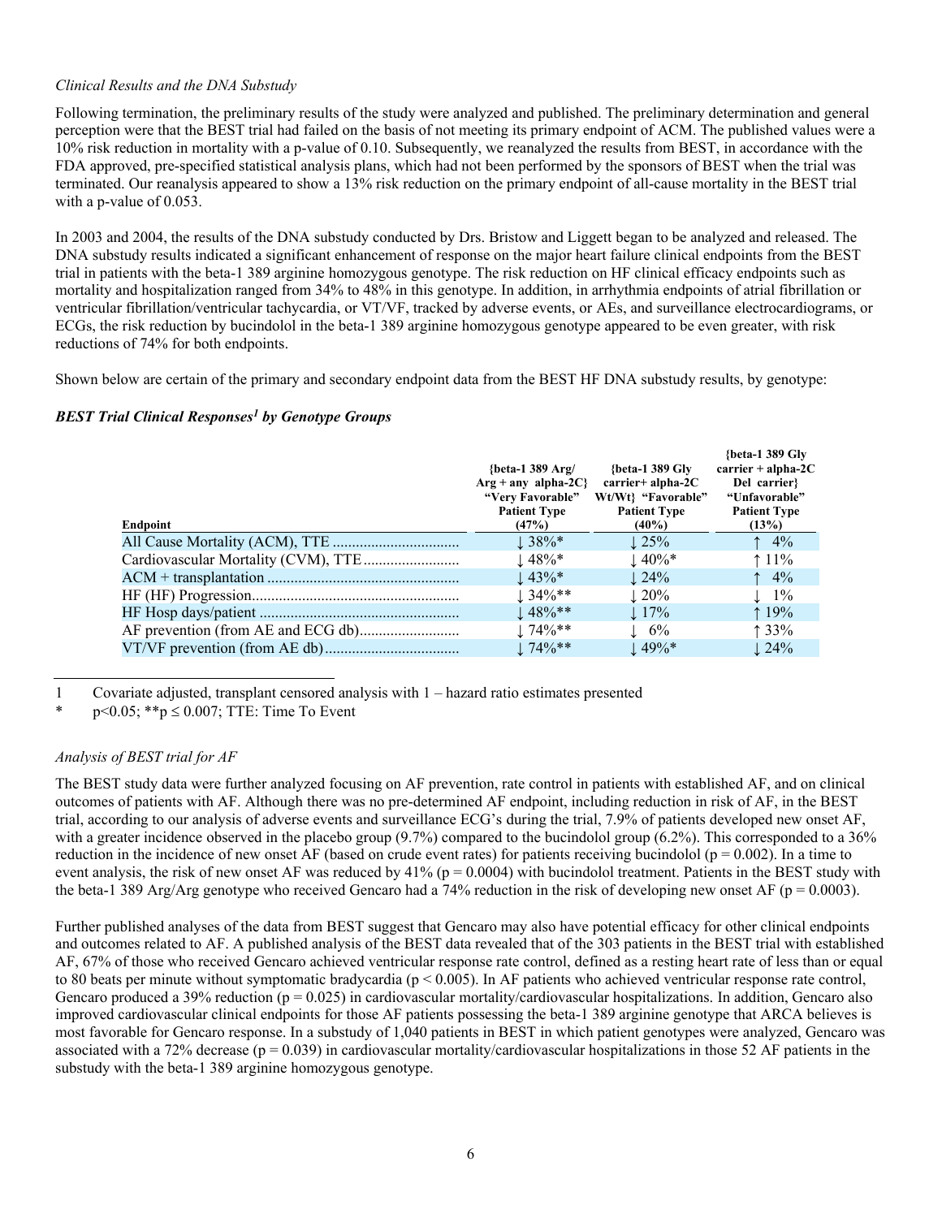*Clinical Results and the DNA Substudy*

Following termination, the preliminary results of the study were analyzed and published. The preliminary determination and general perception were that the BEST trial had failed on the basis of not meeting its primary endpoint of ACM. The published values were a 10% risk reduction in mortality with a p-value of 0.10. Subsequently, we reanalyzed the results from BEST, in accordance with the FDA approved, pre-specified statistical analysis plans, which had not been performed by the sponsors of BEST when the trial was terminated. Our reanalysis appeared to show a 13% risk reduction on the primary endpoint of all-cause mortality in the BEST trial with a p-value of 0.053.

In 2003 and 2004, the results of the DNA substudy conducted by Drs. Bristow and Liggett began to be analyzed and released. The DNA substudy results indicated a significant enhancement of response on the major heart failure clinical endpoints from the BEST trial in patients with the beta-1 389 arginine homozygous genotype. The risk reduction on HF clinical efficacy endpoints such as mortality and hospitalization ranged from 34% to 48% in this genotype. In addition, in arrhythmia endpoints of atrial fibrillation or ventricular fibrillation/ventricular tachycardia, or VT/VF, tracked by adverse events, or AEs, and surveillance electrocardiograms, or ECGs, the risk reduction by bucindolol in the beta-1 389 arginine homozygous genotype appeared to be even greater, with risk reductions of 74% for both endpoints.

Shown below are certain of the primary and secondary endpoint data from the BEST HF DNA substudy results, by genotype:

***BEST Trial Clinical Responses[1] by Genotype Groups***

| Endpoint | {beta-1 389 Arg/ Arg + any alpha-2C} "Very Favorable" Patient Type (47%) | {beta-1 389 Gly carrier+ alpha-2C Wt/Wt} "Favorable" Patient Type (40%) | {beta-1 389 Gly carrier + alpha-2C Del carrier} "Unfavorable" Patient Type (13%) |
|---|---|---|---|
| All Cause Mortality (ACM), TTE | ↓ 38%* | ↓ 25% | ↑ 4% |
| Cardiovascular Mortality (CVM), TTE | ↓ 48%* | ↓ 40%* | ↑ 11% |
| ACM + transplantation | ↓ 43%* | ↓ 24% | ↑ 4% |
| HF (HF) Progression | ↓ 34%** | ↓ 20% | ↓ 1% |
| HF Hosp days/patient | ↓ 48%** | ↓ 17% | ↑ 19% |
| AF prevention (from AE and ECG db) | ↓ 74%** | ↓ 6% | ↑ 33% |
| VT/VF prevention (from AE db) | ↓ 74%** | ↓ 49%* | ↓ 24% |

1 Covariate adjusted, transplant censored analysis with 1 – hazard ratio estimates presented

\* $p<0.05$; \*\*$p \leq 0.007$; TTE: Time To Event

*Analysis of BEST trial for AF*

The BEST study data were further analyzed focusing on AF prevention, rate control in patients with established AF, and on clinical outcomes of patients with AF. Although there was no pre-determined AF endpoint, including reduction in risk of AF, in the BEST trial, according to our analysis of adverse events and surveillance ECG's during the trial, 7.9% of patients developed new onset AF, with a greater incidence observed in the placebo group (9.7%) compared to the bucindolol group (6.2%). This corresponded to a 36% reduction in the incidence of new onset AF (based on crude event rates) for patients receiving bucindolol ($p = 0.002$). In a time to event analysis, the risk of new onset AF was reduced by 41% ($p = 0.0004$) with bucindolol treatment. Patients in the BEST study with the beta-1 389 Arg/Arg genotype who received Gencaro had a 74% reduction in the risk of developing new onset AF ($p = 0.0003$).

Further published analyses of the data from BEST suggest that Gencaro may also have potential efficacy for other clinical endpoints and outcomes related to AF. A published analysis of the BEST data revealed that of the 303 patients in the BEST trial with established AF, 67% of those who received Gencaro achieved ventricular response rate control, defined as a resting heart rate of less than or equal to 80 beats per minute without symptomatic bradycardia ($p < 0.005$). In AF patients who achieved ventricular response rate control, Gencaro produced a 39% reduction ($p = 0.025$) in cardiovascular mortality/cardiovascular hospitalizations. In addition, Gencaro also improved cardiovascular clinical endpoints for those AF patients possessing the beta-1 389 arginine genotype that ARCA believes is most favorable for Gencaro response. In a substudy of 1,040 patients in BEST in which patient genotypes were analyzed, Gencaro was associated with a 72% decrease ($p = 0.039$) in cardiovascular mortality/cardiovascular hospitalizations in those 52 AF patients in the substudy with the beta-1 389 arginine homozygous genotype.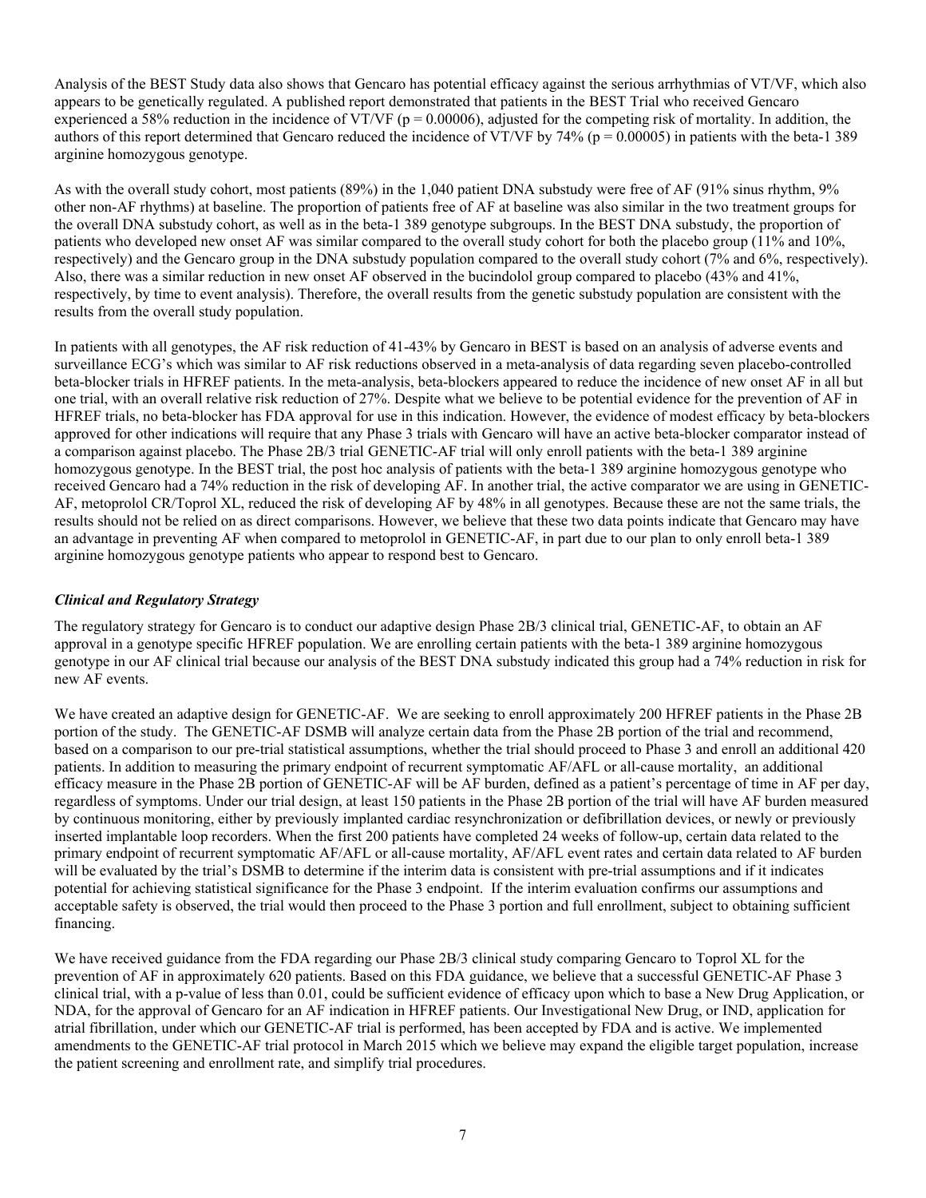Analysis of the BEST Study data also shows that Gencaro has potential efficacy against the serious arrhythmias of VT/VF, which also appears to be genetically regulated. A published report demonstrated that patients in the BEST Trial who received Gencaro experienced a 58% reduction in the incidence of VT/VF ($p = 0.00006$), adjusted for the competing risk of mortality. In addition, the authors of this report determined that Gencaro reduced the incidence of VT/VF by 74% ($p = 0.00005$) in patients with the beta-1 389 arginine homozygous genotype.

As with the overall study cohort, most patients (89%) in the 1,040 patient DNA substudy were free of AF (91% sinus rhythm, 9% other non-AF rhythms) at baseline. The proportion of patients free of AF at baseline was also similar in the two treatment groups for the overall DNA substudy cohort, as well as in the beta-1 389 genotype subgroups. In the BEST DNA substudy, the proportion of patients who developed new onset AF was similar compared to the overall study cohort for both the placebo group (11% and 10%, respectively) and the Gencaro group in the DNA substudy population compared to the overall study cohort (7% and 6%, respectively). Also, there was a similar reduction in new onset AF observed in the bucindolol group compared to placebo (43% and 41%, respectively, by time to event analysis). Therefore, the overall results from the genetic substudy population are consistent with the results from the overall study population.

In patients with all genotypes, the AF risk reduction of 41-43% by Gencaro in BEST is based on an analysis of adverse events and surveillance ECG's which was similar to AF risk reductions observed in a meta-analysis of data regarding seven placebo-controlled beta-blocker trials in HFREF patients. In the meta-analysis, beta-blockers appeared to reduce the incidence of new onset AF in all but one trial, with an overall relative risk reduction of 27%. Despite what we believe to be potential evidence for the prevention of AF in HFREF trials, no beta-blocker has FDA approval for use in this indication. However, the evidence of modest efficacy by beta-blockers approved for other indications will require that any Phase 3 trials with Gencaro will have an active beta-blocker comparator instead of a comparison against placebo. The Phase 2B/3 trial GENETIC-AF trial will only enroll patients with the beta-1 389 arginine homozygous genotype. In the BEST trial, the post hoc analysis of patients with the beta-1 389 arginine homozygous genotype who received Gencaro had a 74% reduction in the risk of developing AF. In another trial, the active comparator we are using in GENETIC-AF, metoprolol CR/Toprol XL, reduced the risk of developing AF by 48% in all genotypes. Because these are not the same trials, the results should not be relied on as direct comparisons. However, we believe that these two data points indicate that Gencaro may have an advantage in preventing AF when compared to metoprolol in GENETIC-AF, in part due to our plan to only enroll beta-1 389 arginine homozygous genotype patients who appear to respond best to Gencaro.

### *Clinical and Regulatory Strategy*

The regulatory strategy for Gencaro is to conduct our adaptive design Phase 2B/3 clinical trial, GENETIC-AF, to obtain an AF approval in a genotype specific HFREF population. We are enrolling certain patients with the beta-1 389 arginine homozygous genotype in our AF clinical trial because our analysis of the BEST DNA substudy indicated this group had a 74% reduction in risk for new AF events.

We have created an adaptive design for GENETIC-AF. We are seeking to enroll approximately 200 HFREF patients in the Phase 2B portion of the study. The GENETIC-AF DSMB will analyze certain data from the Phase 2B portion of the trial and recommend, based on a comparison to our pre-trial statistical assumptions, whether the trial should proceed to Phase 3 and enroll an additional 420 patients. In addition to measuring the primary endpoint of recurrent symptomatic AF/AFL or all-cause mortality, an additional efficacy measure in the Phase 2B portion of GENETIC-AF will be AF burden, defined as a patient's percentage of time in AF per day, regardless of symptoms. Under our trial design, at least 150 patients in the Phase 2B portion of the trial will have AF burden measured by continuous monitoring, either by previously implanted cardiac resynchronization or defibrillation devices, or newly or previously inserted implantable loop recorders. When the first 200 patients have completed 24 weeks of follow-up, certain data related to the primary endpoint of recurrent symptomatic AF/AFL or all-cause mortality, AF/AFL event rates and certain data related to AF burden will be evaluated by the trial's DSMB to determine if the interim data is consistent with pre-trial assumptions and if it indicates potential for achieving statistical significance for the Phase 3 endpoint. If the interim evaluation confirms our assumptions and acceptable safety is observed, the trial would then proceed to the Phase 3 portion and full enrollment, subject to obtaining sufficient financing.

We have received guidance from the FDA regarding our Phase 2B/3 clinical study comparing Gencaro to Toprol XL for the prevention of AF in approximately 620 patients. Based on this FDA guidance, we believe that a successful GENETIC-AF Phase 3 clinical trial, with a p-value of less than 0.01, could be sufficient evidence of efficacy upon which to base a New Drug Application, or NDA, for the approval of Gencaro for an AF indication in HFREF patients. Our Investigational New Drug, or IND, application for atrial fibrillation, under which our GENETIC-AF trial is performed, has been accepted by FDA and is active. We implemented amendments to the GENETIC-AF trial protocol in March 2015 which we believe may expand the eligible target population, increase the patient screening and enrollment rate, and simplify trial procedures.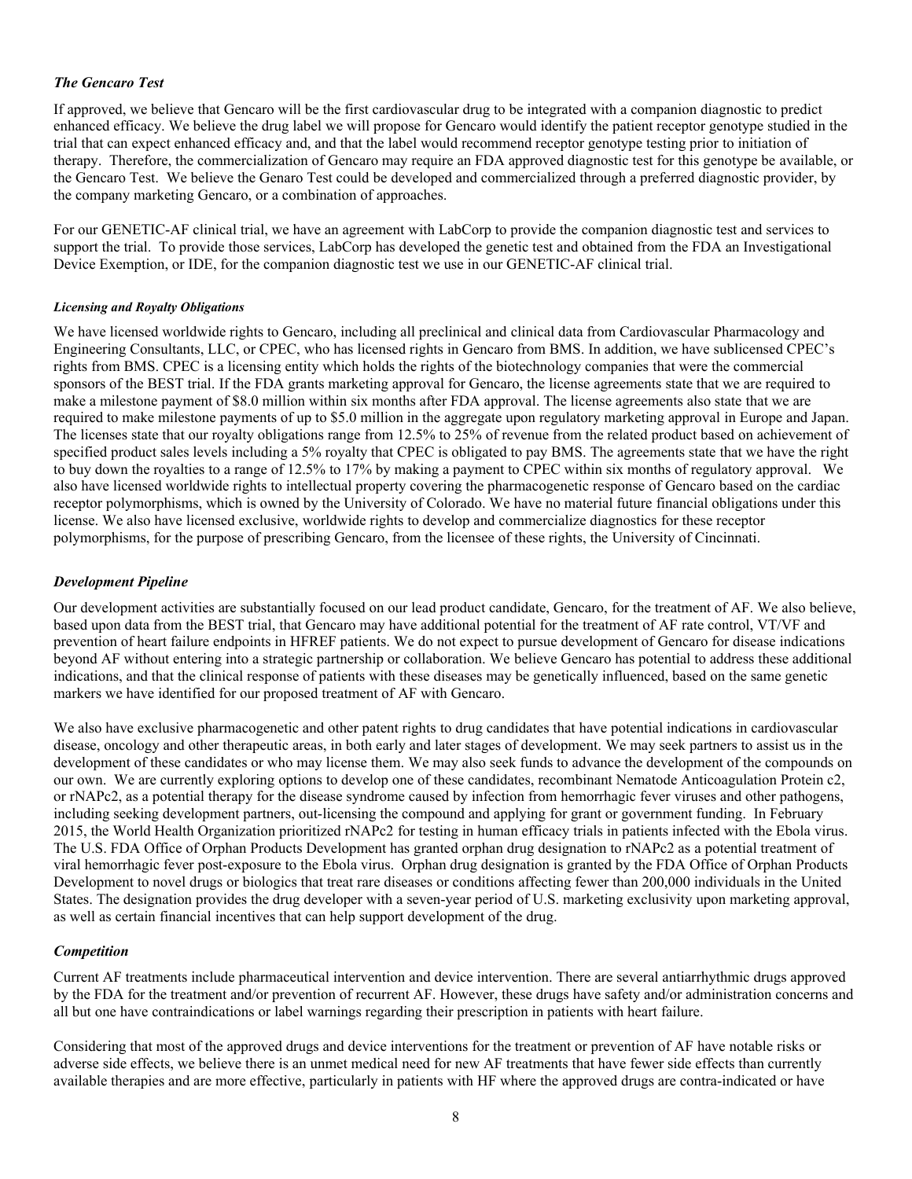### *The Gencaro Test*

If approved, we believe that Gencaro will be the first cardiovascular drug to be integrated with a companion diagnostic to predict enhanced efficacy. We believe the drug label we will propose for Gencaro would identify the patient receptor genotype studied in the trial that can expect enhanced efficacy and, and that the label would recommend receptor genotype testing prior to initiation of therapy. Therefore, the commercialization of Gencaro may require an FDA approved diagnostic test for this genotype be available, or the Gencaro Test. We believe the Genaro Test could be developed and commercialized through a preferred diagnostic provider, by the company marketing Gencaro, or a combination of approaches.

For our GENETIC-AF clinical trial, we have an agreement with LabCorp to provide the companion diagnostic test and services to support the trial. To provide those services, LabCorp has developed the genetic test and obtained from the FDA an Investigational Device Exemption, or IDE, for the companion diagnostic test we use in our GENETIC-AF clinical trial.

#### *Licensing and Royalty Obligations*

We have licensed worldwide rights to Gencaro, including all preclinical and clinical data from Cardiovascular Pharmacology and Engineering Consultants, LLC, or CPEC, who has licensed rights in Gencaro from BMS. In addition, we have sublicensed CPEC's rights from BMS. CPEC is a licensing entity which holds the rights of the biotechnology companies that were the commercial sponsors of the BEST trial. If the FDA grants marketing approval for Gencaro, the license agreements state that we are required to make a milestone payment of $8.0 million within six months after FDA approval. The license agreements also state that we are required to make milestone payments of up to $5.0 million in the aggregate upon regulatory marketing approval in Europe and Japan. The licenses state that our royalty obligations range from 12.5% to 25% of revenue from the related product based on achievement of specified product sales levels including a 5% royalty that CPEC is obligated to pay BMS. The agreements state that we have the right to buy down the royalties to a range of 12.5% to 17% by making a payment to CPEC within six months of regulatory approval. We also have licensed worldwide rights to intellectual property covering the pharmacogenetic response of Gencaro based on the cardiac receptor polymorphisms, which is owned by the University of Colorado. We have no material future financial obligations under this license. We also have licensed exclusive, worldwide rights to develop and commercialize diagnostics for these receptor polymorphisms, for the purpose of prescribing Gencaro, from the licensee of these rights, the University of Cincinnati.

### *Development Pipeline*

Our development activities are substantially focused on our lead product candidate, Gencaro, for the treatment of AF. We also believe, based upon data from the BEST trial, that Gencaro may have additional potential for the treatment of AF rate control, VT/VF and prevention of heart failure endpoints in HFREF patients. We do not expect to pursue development of Gencaro for disease indications beyond AF without entering into a strategic partnership or collaboration. We believe Gencaro has potential to address these additional indications, and that the clinical response of patients with these diseases may be genetically influenced, based on the same genetic markers we have identified for our proposed treatment of AF with Gencaro.

We also have exclusive pharmacogenetic and other patent rights to drug candidates that have potential indications in cardiovascular disease, oncology and other therapeutic areas, in both early and later stages of development. We may seek partners to assist us in the development of these candidates or who may license them. We may also seek funds to advance the development of the compounds on our own. We are currently exploring options to develop one of these candidates, recombinant Nematode Anticoagulation Protein c2, or rNAPc2, as a potential therapy for the disease syndrome caused by infection from hemorrhagic fever viruses and other pathogens, including seeking development partners, out-licensing the compound and applying for grant or government funding. In February 2015, the World Health Organization prioritized rNAPc2 for testing in human efficacy trials in patients infected with the Ebola virus. The U.S. FDA Office of Orphan Products Development has granted orphan drug designation to rNAPc2 as a potential treatment of viral hemorrhagic fever post-exposure to the Ebola virus. Orphan drug designation is granted by the FDA Office of Orphan Products Development to novel drugs or biologics that treat rare diseases or conditions affecting fewer than 200,000 individuals in the United States. The designation provides the drug developer with a seven-year period of U.S. marketing exclusivity upon marketing approval, as well as certain financial incentives that can help support development of the drug.

### *Competition*

Current AF treatments include pharmaceutical intervention and device intervention. There are several antiarrhythmic drugs approved by the FDA for the treatment and/or prevention of recurrent AF. However, these drugs have safety and/or administration concerns and all but one have contraindications or label warnings regarding their prescription in patients with heart failure.

Considering that most of the approved drugs and device interventions for the treatment or prevention of AF have notable risks or adverse side effects, we believe there is an unmet medical need for new AF treatments that have fewer side effects than currently available therapies and are more effective, particularly in patients with HF where the approved drugs are contra-indicated or have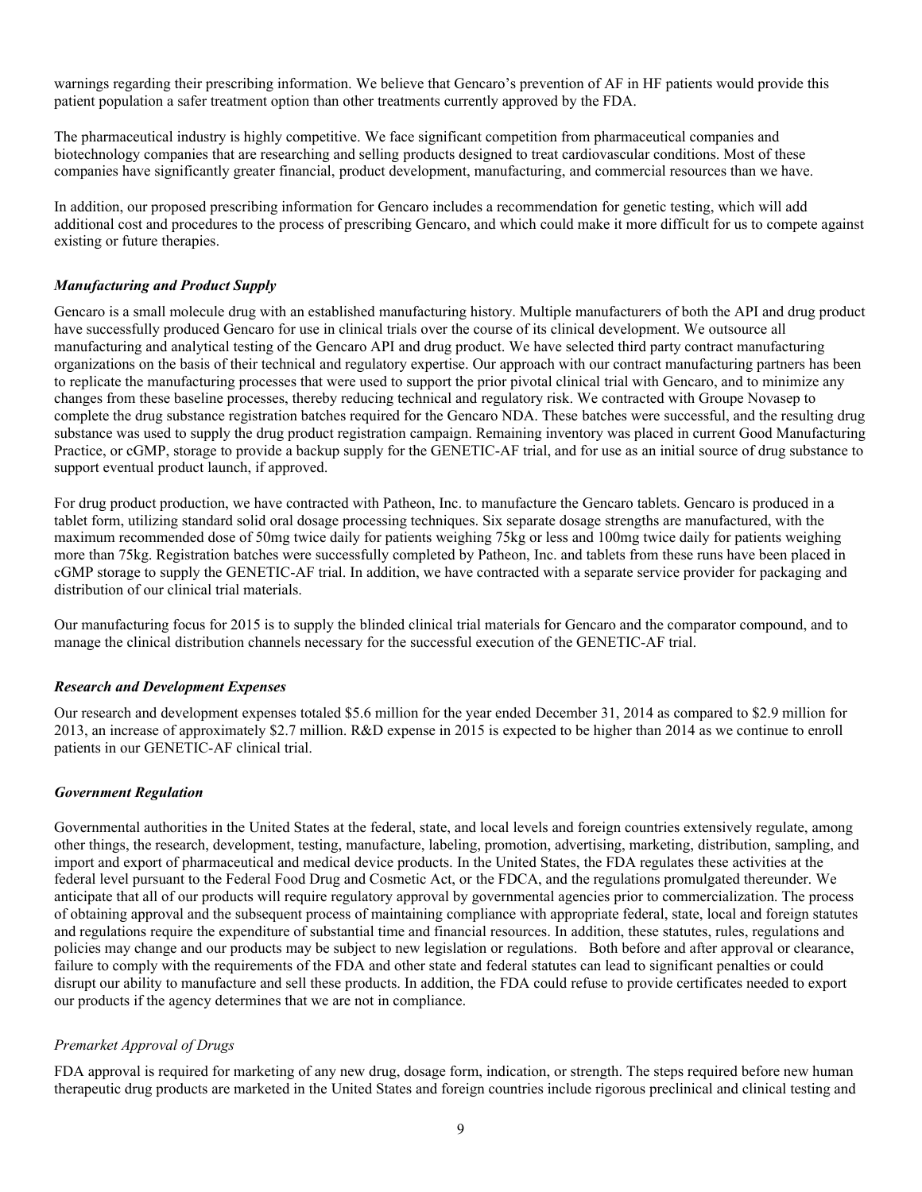warnings regarding their prescribing information. We believe that Gencaro's prevention of AF in HF patients would provide this patient population a safer treatment option than other treatments currently approved by the FDA.

The pharmaceutical industry is highly competitive. We face significant competition from pharmaceutical companies and biotechnology companies that are researching and selling products designed to treat cardiovascular conditions. Most of these companies have significantly greater financial, product development, manufacturing, and commercial resources than we have.

In addition, our proposed prescribing information for Gencaro includes a recommendation for genetic testing, which will add additional cost and procedures to the process of prescribing Gencaro, and which could make it more difficult for us to compete against existing or future therapies.

### *Manufacturing and Product Supply*

Gencaro is a small molecule drug with an established manufacturing history. Multiple manufacturers of both the API and drug product have successfully produced Gencaro for use in clinical trials over the course of its clinical development. We outsource all manufacturing and analytical testing of the Gencaro API and drug product. We have selected third party contract manufacturing organizations on the basis of their technical and regulatory expertise. Our approach with our contract manufacturing partners has been to replicate the manufacturing processes that were used to support the prior pivotal clinical trial with Gencaro, and to minimize any changes from these baseline processes, thereby reducing technical and regulatory risk. We contracted with Groupe Novasep to complete the drug substance registration batches required for the Gencaro NDA. These batches were successful, and the resulting drug substance was used to supply the drug product registration campaign. Remaining inventory was placed in current Good Manufacturing Practice, or cGMP, storage to provide a backup supply for the GENETIC-AF trial, and for use as an initial source of drug substance to support eventual product launch, if approved.

For drug product production, we have contracted with Patheon, Inc. to manufacture the Gencaro tablets. Gencaro is produced in a tablet form, utilizing standard solid oral dosage processing techniques. Six separate dosage strengths are manufactured, with the maximum recommended dose of 50mg twice daily for patients weighing 75kg or less and 100mg twice daily for patients weighing more than 75kg. Registration batches were successfully completed by Patheon, Inc. and tablets from these runs have been placed in cGMP storage to supply the GENETIC-AF trial. In addition, we have contracted with a separate service provider for packaging and distribution of our clinical trial materials.

Our manufacturing focus for 2015 is to supply the blinded clinical trial materials for Gencaro and the comparator compound, and to manage the clinical distribution channels necessary for the successful execution of the GENETIC-AF trial.

### *Research and Development Expenses*

Our research and development expenses totaled $5.6 million for the year ended December 31, 2014 as compared to $2.9 million for 2013, an increase of approximately $2.7 million. R&D expense in 2015 is expected to be higher than 2014 as we continue to enroll patients in our GENETIC-AF clinical trial.

### *Government Regulation*

Governmental authorities in the United States at the federal, state, and local levels and foreign countries extensively regulate, among other things, the research, development, testing, manufacture, labeling, promotion, advertising, marketing, distribution, sampling, and import and export of pharmaceutical and medical device products. In the United States, the FDA regulates these activities at the federal level pursuant to the Federal Food Drug and Cosmetic Act, or the FDCA, and the regulations promulgated thereunder. We anticipate that all of our products will require regulatory approval by governmental agencies prior to commercialization. The process of obtaining approval and the subsequent process of maintaining compliance with appropriate federal, state, local and foreign statutes and regulations require the expenditure of substantial time and financial resources. In addition, these statutes, rules, regulations and policies may change and our products may be subject to new legislation or regulations. Both before and after approval or clearance, failure to comply with the requirements of the FDA and other state and federal statutes can lead to significant penalties or could disrupt our ability to manufacture and sell these products. In addition, the FDA could refuse to provide certificates needed to export our products if the agency determines that we are not in compliance.

#### *Premarket Approval of Drugs*

FDA approval is required for marketing of any new drug, dosage form, indication, or strength. The steps required before new human therapeutic drug products are marketed in the United States and foreign countries include rigorous preclinical and clinical testing and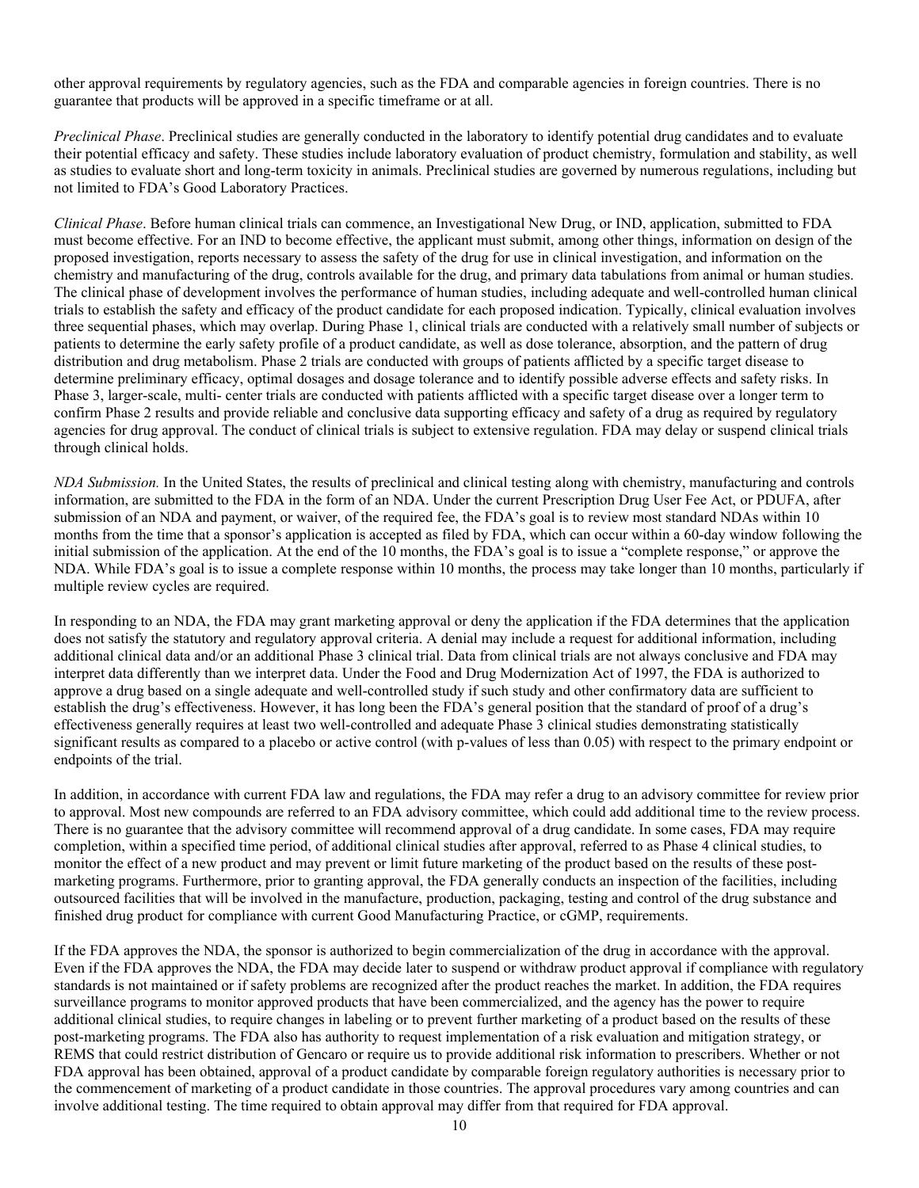other approval requirements by regulatory agencies, such as the FDA and comparable agencies in foreign countries. There is no guarantee that products will be approved in a specific timeframe or at all.

*Preclinical Phase*. Preclinical studies are generally conducted in the laboratory to identify potential drug candidates and to evaluate their potential efficacy and safety. These studies include laboratory evaluation of product chemistry, formulation and stability, as well as studies to evaluate short and long-term toxicity in animals. Preclinical studies are governed by numerous regulations, including but not limited to FDA's Good Laboratory Practices.

*Clinical Phase*. Before human clinical trials can commence, an Investigational New Drug, or IND, application, submitted to FDA must become effective. For an IND to become effective, the applicant must submit, among other things, information on design of the proposed investigation, reports necessary to assess the safety of the drug for use in clinical investigation, and information on the chemistry and manufacturing of the drug, controls available for the drug, and primary data tabulations from animal or human studies. The clinical phase of development involves the performance of human studies, including adequate and well-controlled human clinical trials to establish the safety and efficacy of the product candidate for each proposed indication. Typically, clinical evaluation involves three sequential phases, which may overlap. During Phase 1, clinical trials are conducted with a relatively small number of subjects or patients to determine the early safety profile of a product candidate, as well as dose tolerance, absorption, and the pattern of drug distribution and drug metabolism. Phase 2 trials are conducted with groups of patients afflicted by a specific target disease to determine preliminary efficacy, optimal dosages and dosage tolerance and to identify possible adverse effects and safety risks. In Phase 3, larger-scale, multi- center trials are conducted with patients afflicted with a specific target disease over a longer term to confirm Phase 2 results and provide reliable and conclusive data supporting efficacy and safety of a drug as required by regulatory agencies for drug approval. The conduct of clinical trials is subject to extensive regulation. FDA may delay or suspend clinical trials through clinical holds.

*NDA Submission.* In the United States, the results of preclinical and clinical testing along with chemistry, manufacturing and controls information, are submitted to the FDA in the form of an NDA. Under the current Prescription Drug User Fee Act, or PDUFA, after submission of an NDA and payment, or waiver, of the required fee, the FDA's goal is to review most standard NDAs within 10 months from the time that a sponsor's application is accepted as filed by FDA, which can occur within a 60-day window following the initial submission of the application. At the end of the 10 months, the FDA's goal is to issue a "complete response," or approve the NDA. While FDA's goal is to issue a complete response within 10 months, the process may take longer than 10 months, particularly if multiple review cycles are required.

In responding to an NDA, the FDA may grant marketing approval or deny the application if the FDA determines that the application does not satisfy the statutory and regulatory approval criteria. A denial may include a request for additional information, including additional clinical data and/or an additional Phase 3 clinical trial. Data from clinical trials are not always conclusive and FDA may interpret data differently than we interpret data. Under the Food and Drug Modernization Act of 1997, the FDA is authorized to approve a drug based on a single adequate and well-controlled study if such study and other confirmatory data are sufficient to establish the drug's effectiveness. However, it has long been the FDA's general position that the standard of proof of a drug's effectiveness generally requires at least two well-controlled and adequate Phase 3 clinical studies demonstrating statistically significant results as compared to a placebo or active control (with p-values of less than 0.05) with respect to the primary endpoint or endpoints of the trial.

In addition, in accordance with current FDA law and regulations, the FDA may refer a drug to an advisory committee for review prior to approval. Most new compounds are referred to an FDA advisory committee, which could add additional time to the review process. There is no guarantee that the advisory committee will recommend approval of a drug candidate. In some cases, FDA may require completion, within a specified time period, of additional clinical studies after approval, referred to as Phase 4 clinical studies, to monitor the effect of a new product and may prevent or limit future marketing of the product based on the results of these post-marketing programs. Furthermore, prior to granting approval, the FDA generally conducts an inspection of the facilities, including outsourced facilities that will be involved in the manufacture, production, packaging, testing and control of the drug substance and finished drug product for compliance with current Good Manufacturing Practice, or cGMP, requirements.

If the FDA approves the NDA, the sponsor is authorized to begin commercialization of the drug in accordance with the approval. Even if the FDA approves the NDA, the FDA may decide later to suspend or withdraw product approval if compliance with regulatory standards is not maintained or if safety problems are recognized after the product reaches the market. In addition, the FDA requires surveillance programs to monitor approved products that have been commercialized, and the agency has the power to require additional clinical studies, to require changes in labeling or to prevent further marketing of a product based on the results of these post-marketing programs. The FDA also has authority to request implementation of a risk evaluation and mitigation strategy, or REMS that could restrict distribution of Gencaro or require us to provide additional risk information to prescribers. Whether or not FDA approval has been obtained, approval of a product candidate by comparable foreign regulatory authorities is necessary prior to the commencement of marketing of a product candidate in those countries. The approval procedures vary among countries and can involve additional testing. The time required to obtain approval may differ from that required for FDA approval.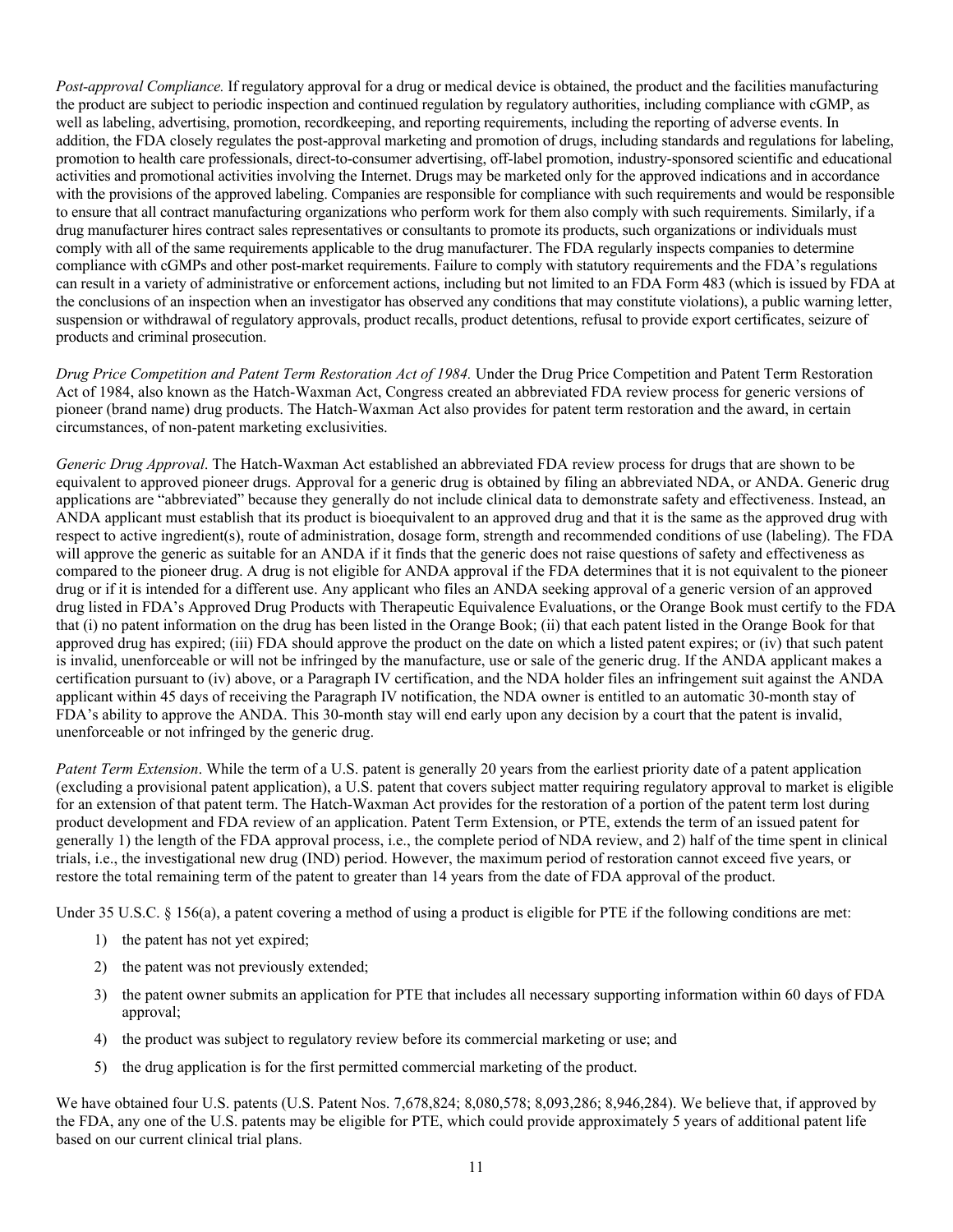*Post-approval Compliance.* If regulatory approval for a drug or medical device is obtained, the product and the facilities manufacturing the product are subject to periodic inspection and continued regulation by regulatory authorities, including compliance with cGMP, as well as labeling, advertising, promotion, recordkeeping, and reporting requirements, including the reporting of adverse events. In addition, the FDA closely regulates the post-approval marketing and promotion of drugs, including standards and regulations for labeling, promotion to health care professionals, direct-to-consumer advertising, off-label promotion, industry-sponsored scientific and educational activities and promotional activities involving the Internet. Drugs may be marketed only for the approved indications and in accordance with the provisions of the approved labeling. Companies are responsible for compliance with such requirements and would be responsible to ensure that all contract manufacturing organizations who perform work for them also comply with such requirements. Similarly, if a drug manufacturer hires contract sales representatives or consultants to promote its products, such organizations or individuals must comply with all of the same requirements applicable to the drug manufacturer. The FDA regularly inspects companies to determine compliance with cGMPs and other post-market requirements. Failure to comply with statutory requirements and the FDA's regulations can result in a variety of administrative or enforcement actions, including but not limited to an FDA Form 483 (which is issued by FDA at the conclusions of an inspection when an investigator has observed any conditions that may constitute violations), a public warning letter, suspension or withdrawal of regulatory approvals, product recalls, product detentions, refusal to provide export certificates, seizure of products and criminal prosecution.

*Drug Price Competition and Patent Term Restoration Act of 1984.* Under the Drug Price Competition and Patent Term Restoration Act of 1984, also known as the Hatch-Waxman Act, Congress created an abbreviated FDA review process for generic versions of pioneer (brand name) drug products. The Hatch-Waxman Act also provides for patent term restoration and the award, in certain circumstances, of non-patent marketing exclusivities.

*Generic Drug Approval*. The Hatch-Waxman Act established an abbreviated FDA review process for drugs that are shown to be equivalent to approved pioneer drugs. Approval for a generic drug is obtained by filing an abbreviated NDA, or ANDA. Generic drug applications are "abbreviated" because they generally do not include clinical data to demonstrate safety and effectiveness. Instead, an ANDA applicant must establish that its product is bioequivalent to an approved drug and that it is the same as the approved drug with respect to active ingredient(s), route of administration, dosage form, strength and recommended conditions of use (labeling). The FDA will approve the generic as suitable for an ANDA if it finds that the generic does not raise questions of safety and effectiveness as compared to the pioneer drug. A drug is not eligible for ANDA approval if the FDA determines that it is not equivalent to the pioneer drug or if it is intended for a different use. Any applicant who files an ANDA seeking approval of a generic version of an approved drug listed in FDA's Approved Drug Products with Therapeutic Equivalence Evaluations, or the Orange Book must certify to the FDA that (i) no patent information on the drug has been listed in the Orange Book; (ii) that each patent listed in the Orange Book for that approved drug has expired; (iii) FDA should approve the product on the date on which a listed patent expires; or (iv) that such patent is invalid, unenforceable or will not be infringed by the manufacture, use or sale of the generic drug. If the ANDA applicant makes a certification pursuant to (iv) above, or a Paragraph IV certification, and the NDA holder files an infringement suit against the ANDA applicant within 45 days of receiving the Paragraph IV notification, the NDA owner is entitled to an automatic 30-month stay of FDA's ability to approve the ANDA. This 30-month stay will end early upon any decision by a court that the patent is invalid, unenforceable or not infringed by the generic drug.

*Patent Term Extension*. While the term of a U.S. patent is generally 20 years from the earliest priority date of a patent application (excluding a provisional patent application), a U.S. patent that covers subject matter requiring regulatory approval to market is eligible for an extension of that patent term. The Hatch-Waxman Act provides for the restoration of a portion of the patent term lost during product development and FDA review of an application. Patent Term Extension, or PTE, extends the term of an issued patent for generally 1) the length of the FDA approval process, i.e., the complete period of NDA review, and 2) half of the time spent in clinical trials, i.e., the investigational new drug (IND) period. However, the maximum period of restoration cannot exceed five years, or restore the total remaining term of the patent to greater than 14 years from the date of FDA approval of the product.

Under 35 U.S.C. § 156(a), a patent covering a method of using a product is eligible for PTE if the following conditions are met:

1) the patent has not yet expired;
2) the patent was not previously extended;
3) the patent owner submits an application for PTE that includes all necessary supporting information within 60 days of FDA approval;
4) the product was subject to regulatory review before its commercial marketing or use; and
5) the drug application is for the first permitted commercial marketing of the product.

We have obtained four U.S. patents (U.S. Patent Nos. 7,678,824; 8,080,578; 8,093,286; 8,946,284). We believe that, if approved by the FDA, any one of the U.S. patents may be eligible for PTE, which could provide approximately 5 years of additional patent life based on our current clinical trial plans.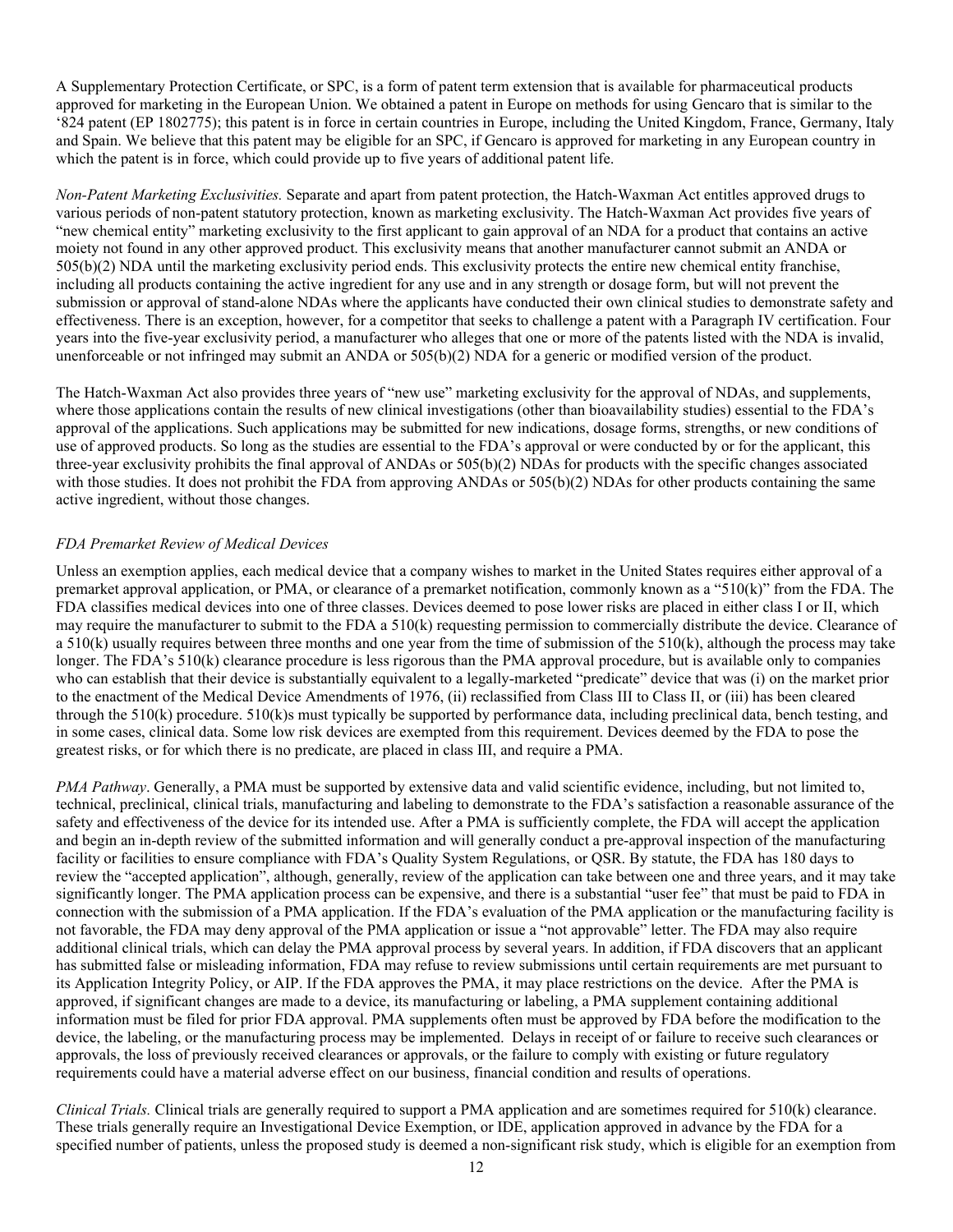A Supplementary Protection Certificate, or SPC, is a form of patent term extension that is available for pharmaceutical products approved for marketing in the European Union. We obtained a patent in Europe on methods for using Gencaro that is similar to the '824 patent (EP 1802775); this patent is in force in certain countries in Europe, including the United Kingdom, France, Germany, Italy and Spain. We believe that this patent may be eligible for an SPC, if Gencaro is approved for marketing in any European country in which the patent is in force, which could provide up to five years of additional patent life.

*Non-Patent Marketing Exclusivities.* Separate and apart from patent protection, the Hatch-Waxman Act entitles approved drugs to various periods of non-patent statutory protection, known as marketing exclusivity. The Hatch-Waxman Act provides five years of "new chemical entity" marketing exclusivity to the first applicant to gain approval of an NDA for a product that contains an active moiety not found in any other approved product. This exclusivity means that another manufacturer cannot submit an ANDA or 505(b)(2) NDA until the marketing exclusivity period ends. This exclusivity protects the entire new chemical entity franchise, including all products containing the active ingredient for any use and in any strength or dosage form, but will not prevent the submission or approval of stand-alone NDAs where the applicants have conducted their own clinical studies to demonstrate safety and effectiveness. There is an exception, however, for a competitor that seeks to challenge a patent with a Paragraph IV certification. Four years into the five-year exclusivity period, a manufacturer who alleges that one or more of the patents listed with the NDA is invalid, unenforceable or not infringed may submit an ANDA or 505(b)(2) NDA for a generic or modified version of the product.

The Hatch-Waxman Act also provides three years of "new use" marketing exclusivity for the approval of NDAs, and supplements, where those applications contain the results of new clinical investigations (other than bioavailability studies) essential to the FDA's approval of the applications. Such applications may be submitted for new indications, dosage forms, strengths, or new conditions of use of approved products. So long as the studies are essential to the FDA's approval or were conducted by or for the applicant, this three-year exclusivity prohibits the final approval of ANDAs or 505(b)(2) NDAs for products with the specific changes associated with those studies. It does not prohibit the FDA from approving ANDAs or 505(b)(2) NDAs for other products containing the same active ingredient, without those changes.

*FDA Premarket Review of Medical Devices*

Unless an exemption applies, each medical device that a company wishes to market in the United States requires either approval of a premarket approval application, or PMA, or clearance of a premarket notification, commonly known as a "510(k)" from the FDA. The FDA classifies medical devices into one of three classes. Devices deemed to pose lower risks are placed in either class I or II, which may require the manufacturer to submit to the FDA a 510(k) requesting permission to commercially distribute the device. Clearance of a 510(k) usually requires between three months and one year from the time of submission of the 510(k), although the process may take longer. The FDA's 510(k) clearance procedure is less rigorous than the PMA approval procedure, but is available only to companies who can establish that their device is substantially equivalent to a legally-marketed "predicate" device that was (i) on the market prior to the enactment of the Medical Device Amendments of 1976, (ii) reclassified from Class III to Class II, or (iii) has been cleared through the 510(k) procedure. 510(k)s must typically be supported by performance data, including preclinical data, bench testing, and in some cases, clinical data. Some low risk devices are exempted from this requirement. Devices deemed by the FDA to pose the greatest risks, or for which there is no predicate, are placed in class III, and require a PMA.

*PMA Pathway*. Generally, a PMA must be supported by extensive data and valid scientific evidence, including, but not limited to, technical, preclinical, clinical trials, manufacturing and labeling to demonstrate to the FDA's satisfaction a reasonable assurance of the safety and effectiveness of the device for its intended use. After a PMA is sufficiently complete, the FDA will accept the application and begin an in-depth review of the submitted information and will generally conduct a pre-approval inspection of the manufacturing facility or facilities to ensure compliance with FDA's Quality System Regulations, or QSR. By statute, the FDA has 180 days to review the "accepted application", although, generally, review of the application can take between one and three years, and it may take significantly longer. The PMA application process can be expensive, and there is a substantial "user fee" that must be paid to FDA in connection with the submission of a PMA application. If the FDA's evaluation of the PMA application or the manufacturing facility is not favorable, the FDA may deny approval of the PMA application or issue a "not approvable" letter. The FDA may also require additional clinical trials, which can delay the PMA approval process by several years. In addition, if FDA discovers that an applicant has submitted false or misleading information, FDA may refuse to review submissions until certain requirements are met pursuant to its Application Integrity Policy, or AIP. If the FDA approves the PMA, it may place restrictions on the device. After the PMA is approved, if significant changes are made to a device, its manufacturing or labeling, a PMA supplement containing additional information must be filed for prior FDA approval. PMA supplements often must be approved by FDA before the modification to the device, the labeling, or the manufacturing process may be implemented. Delays in receipt of or failure to receive such clearances or approvals, the loss of previously received clearances or approvals, or the failure to comply with existing or future regulatory requirements could have a material adverse effect on our business, financial condition and results of operations.

*Clinical Trials.* Clinical trials are generally required to support a PMA application and are sometimes required for 510(k) clearance. These trials generally require an Investigational Device Exemption, or IDE, application approved in advance by the FDA for a specified number of patients, unless the proposed study is deemed a non-significant risk study, which is eligible for an exemption from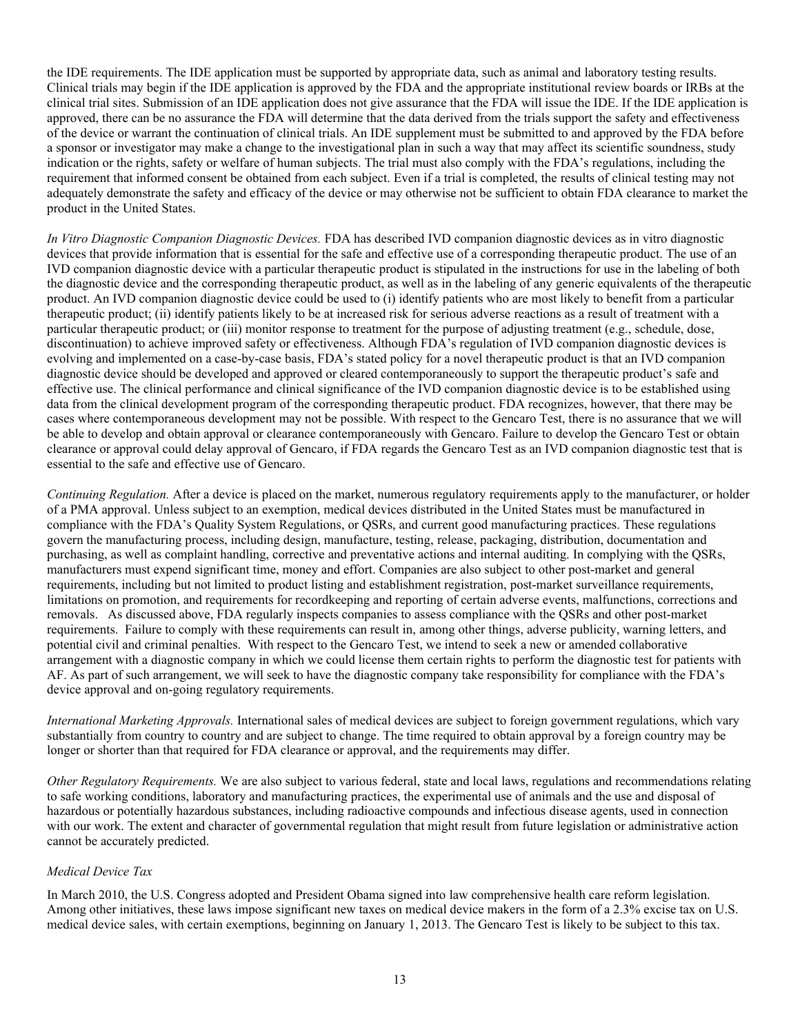the IDE requirements. The IDE application must be supported by appropriate data, such as animal and laboratory testing results. Clinical trials may begin if the IDE application is approved by the FDA and the appropriate institutional review boards or IRBs at the clinical trial sites. Submission of an IDE application does not give assurance that the FDA will issue the IDE. If the IDE application is approved, there can be no assurance the FDA will determine that the data derived from the trials support the safety and effectiveness of the device or warrant the continuation of clinical trials. An IDE supplement must be submitted to and approved by the FDA before a sponsor or investigator may make a change to the investigational plan in such a way that may affect its scientific soundness, study indication or the rights, safety or welfare of human subjects. The trial must also comply with the FDA's regulations, including the requirement that informed consent be obtained from each subject. Even if a trial is completed, the results of clinical testing may not adequately demonstrate the safety and efficacy of the device or may otherwise not be sufficient to obtain FDA clearance to market the product in the United States.

*In Vitro Diagnostic Companion Diagnostic Devices.* FDA has described IVD companion diagnostic devices as in vitro diagnostic devices that provide information that is essential for the safe and effective use of a corresponding therapeutic product. The use of an IVD companion diagnostic device with a particular therapeutic product is stipulated in the instructions for use in the labeling of both the diagnostic device and the corresponding therapeutic product, as well as in the labeling of any generic equivalents of the therapeutic product. An IVD companion diagnostic device could be used to (i) identify patients who are most likely to benefit from a particular therapeutic product; (ii) identify patients likely to be at increased risk for serious adverse reactions as a result of treatment with a particular therapeutic product; or (iii) monitor response to treatment for the purpose of adjusting treatment (e.g., schedule, dose, discontinuation) to achieve improved safety or effectiveness. Although FDA's regulation of IVD companion diagnostic devices is evolving and implemented on a case-by-case basis, FDA's stated policy for a novel therapeutic product is that an IVD companion diagnostic device should be developed and approved or cleared contemporaneously to support the therapeutic product's safe and effective use. The clinical performance and clinical significance of the IVD companion diagnostic device is to be established using data from the clinical development program of the corresponding therapeutic product. FDA recognizes, however, that there may be cases where contemporaneous development may not be possible. With respect to the Gencaro Test, there is no assurance that we will be able to develop and obtain approval or clearance contemporaneously with Gencaro. Failure to develop the Gencaro Test or obtain clearance or approval could delay approval of Gencaro, if FDA regards the Gencaro Test as an IVD companion diagnostic test that is essential to the safe and effective use of Gencaro.

*Continuing Regulation.* After a device is placed on the market, numerous regulatory requirements apply to the manufacturer, or holder of a PMA approval. Unless subject to an exemption, medical devices distributed in the United States must be manufactured in compliance with the FDA's Quality System Regulations, or QSRs, and current good manufacturing practices. These regulations govern the manufacturing process, including design, manufacture, testing, release, packaging, distribution, documentation and purchasing, as well as complaint handling, corrective and preventative actions and internal auditing. In complying with the QSRs, manufacturers must expend significant time, money and effort. Companies are also subject to other post-market and general requirements, including but not limited to product listing and establishment registration, post-market surveillance requirements, limitations on promotion, and requirements for recordkeeping and reporting of certain adverse events, malfunctions, corrections and removals. As discussed above, FDA regularly inspects companies to assess compliance with the QSRs and other post-market requirements. Failure to comply with these requirements can result in, among other things, adverse publicity, warning letters, and potential civil and criminal penalties. With respect to the Gencaro Test, we intend to seek a new or amended collaborative arrangement with a diagnostic company in which we could license them certain rights to perform the diagnostic test for patients with AF. As part of such arrangement, we will seek to have the diagnostic company take responsibility for compliance with the FDA's device approval and on-going regulatory requirements.

*International Marketing Approvals.* International sales of medical devices are subject to foreign government regulations, which vary substantially from country to country and are subject to change. The time required to obtain approval by a foreign country may be longer or shorter than that required for FDA clearance or approval, and the requirements may differ.

*Other Regulatory Requirements.* We are also subject to various federal, state and local laws, regulations and recommendations relating to safe working conditions, laboratory and manufacturing practices, the experimental use of animals and the use and disposal of hazardous or potentially hazardous substances, including radioactive compounds and infectious disease agents, used in connection with our work. The extent and character of governmental regulation that might result from future legislation or administrative action cannot be accurately predicted.

*Medical Device Tax*

In March 2010, the U.S. Congress adopted and President Obama signed into law comprehensive health care reform legislation. Among other initiatives, these laws impose significant new taxes on medical device makers in the form of a 2.3% excise tax on U.S. medical device sales, with certain exemptions, beginning on January 1, 2013. The Gencaro Test is likely to be subject to this tax.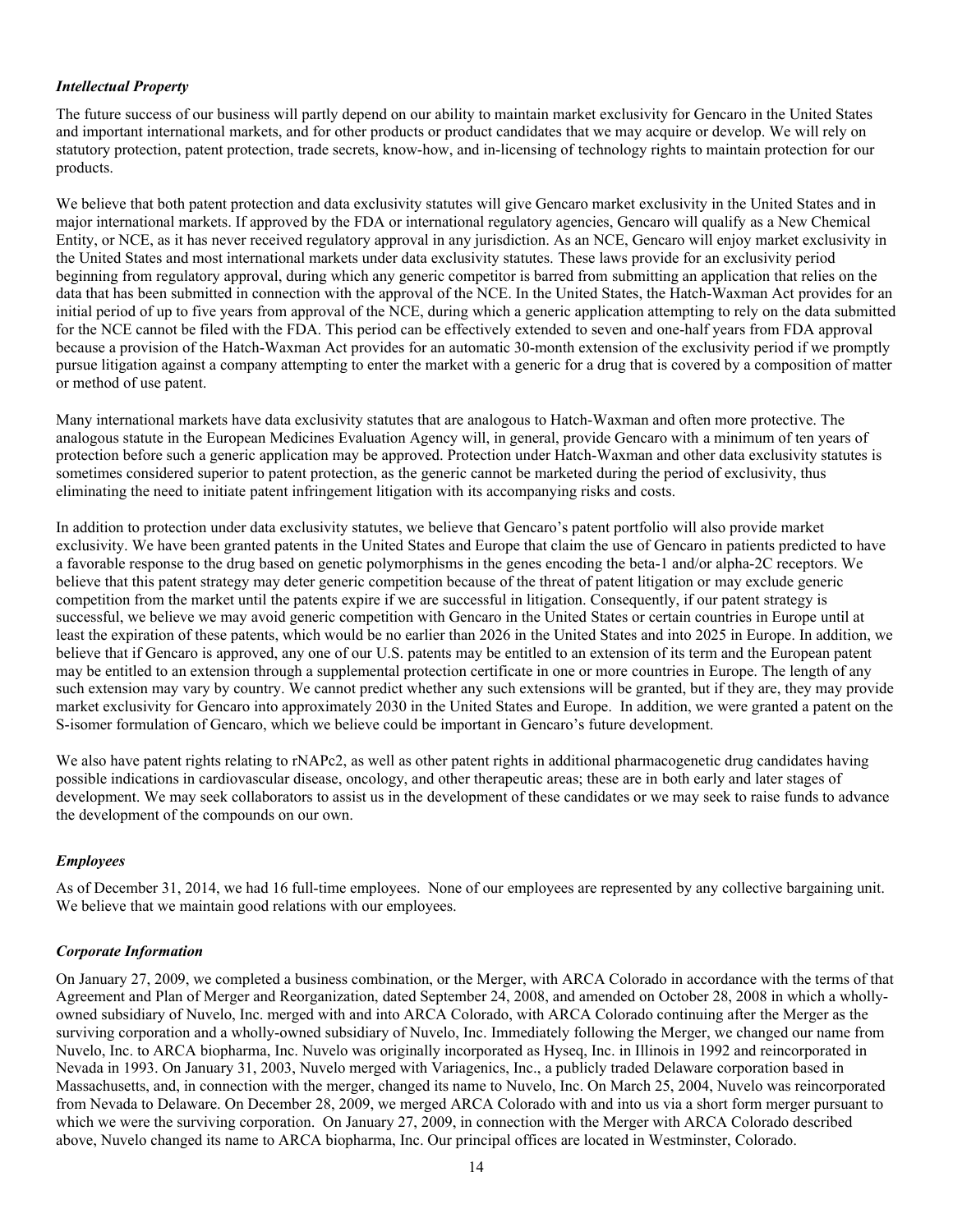### *Intellectual Property*

The future success of our business will partly depend on our ability to maintain market exclusivity for Gencaro in the United States and important international markets, and for other products or product candidates that we may acquire or develop. We will rely on statutory protection, patent protection, trade secrets, know-how, and in-licensing of technology rights to maintain protection for our products.

We believe that both patent protection and data exclusivity statutes will give Gencaro market exclusivity in the United States and in major international markets. If approved by the FDA or international regulatory agencies, Gencaro will qualify as a New Chemical Entity, or NCE, as it has never received regulatory approval in any jurisdiction. As an NCE, Gencaro will enjoy market exclusivity in the United States and most international markets under data exclusivity statutes. These laws provide for an exclusivity period beginning from regulatory approval, during which any generic competitor is barred from submitting an application that relies on the data that has been submitted in connection with the approval of the NCE. In the United States, the Hatch-Waxman Act provides for an initial period of up to five years from approval of the NCE, during which a generic application attempting to rely on the data submitted for the NCE cannot be filed with the FDA. This period can be effectively extended to seven and one-half years from FDA approval because a provision of the Hatch-Waxman Act provides for an automatic 30-month extension of the exclusivity period if we promptly pursue litigation against a company attempting to enter the market with a generic for a drug that is covered by a composition of matter or method of use patent.

Many international markets have data exclusivity statutes that are analogous to Hatch-Waxman and often more protective. The analogous statute in the European Medicines Evaluation Agency will, in general, provide Gencaro with a minimum of ten years of protection before such a generic application may be approved. Protection under Hatch-Waxman and other data exclusivity statutes is sometimes considered superior to patent protection, as the generic cannot be marketed during the period of exclusivity, thus eliminating the need to initiate patent infringement litigation with its accompanying risks and costs.

In addition to protection under data exclusivity statutes, we believe that Gencaro's patent portfolio will also provide market exclusivity. We have been granted patents in the United States and Europe that claim the use of Gencaro in patients predicted to have a favorable response to the drug based on genetic polymorphisms in the genes encoding the beta-1 and/or alpha-2C receptors. We believe that this patent strategy may deter generic competition because of the threat of patent litigation or may exclude generic competition from the market until the patents expire if we are successful in litigation. Consequently, if our patent strategy is successful, we believe we may avoid generic competition with Gencaro in the United States or certain countries in Europe until at least the expiration of these patents, which would be no earlier than 2026 in the United States and into 2025 in Europe. In addition, we believe that if Gencaro is approved, any one of our U.S. patents may be entitled to an extension of its term and the European patent may be entitled to an extension through a supplemental protection certificate in one or more countries in Europe. The length of any such extension may vary by country. We cannot predict whether any such extensions will be granted, but if they are, they may provide market exclusivity for Gencaro into approximately 2030 in the United States and Europe. In addition, we were granted a patent on the S-isomer formulation of Gencaro, which we believe could be important in Gencaro's future development.

We also have patent rights relating to rNAPc2, as well as other patent rights in additional pharmacogenetic drug candidates having possible indications in cardiovascular disease, oncology, and other therapeutic areas; these are in both early and later stages of development. We may seek collaborators to assist us in the development of these candidates or we may seek to raise funds to advance the development of the compounds on our own.

### *Employees*

As of December 31, 2014, we had 16 full-time employees. None of our employees are represented by any collective bargaining unit. We believe that we maintain good relations with our employees.

### *Corporate Information*

On January 27, 2009, we completed a business combination, or the Merger, with ARCA Colorado in accordance with the terms of that Agreement and Plan of Merger and Reorganization, dated September 24, 2008, and amended on October 28, 2008 in which a wholly-owned subsidiary of Nuvelo, Inc. merged with and into ARCA Colorado, with ARCA Colorado continuing after the Merger as the surviving corporation and a wholly-owned subsidiary of Nuvelo, Inc. Immediately following the Merger, we changed our name from Nuvelo, Inc. to ARCA biopharma, Inc. Nuvelo was originally incorporated as Hyseq, Inc. in Illinois in 1992 and reincorporated in Nevada in 1993. On January 31, 2003, Nuvelo merged with Variagenics, Inc., a publicly traded Delaware corporation based in Massachusetts, and, in connection with the merger, changed its name to Nuvelo, Inc. On March 25, 2004, Nuvelo was reincorporated from Nevada to Delaware. On December 28, 2009, we merged ARCA Colorado with and into us via a short form merger pursuant to which we were the surviving corporation. On January 27, 2009, in connection with the Merger with ARCA Colorado described above, Nuvelo changed its name to ARCA biopharma, Inc. Our principal offices are located in Westminster, Colorado.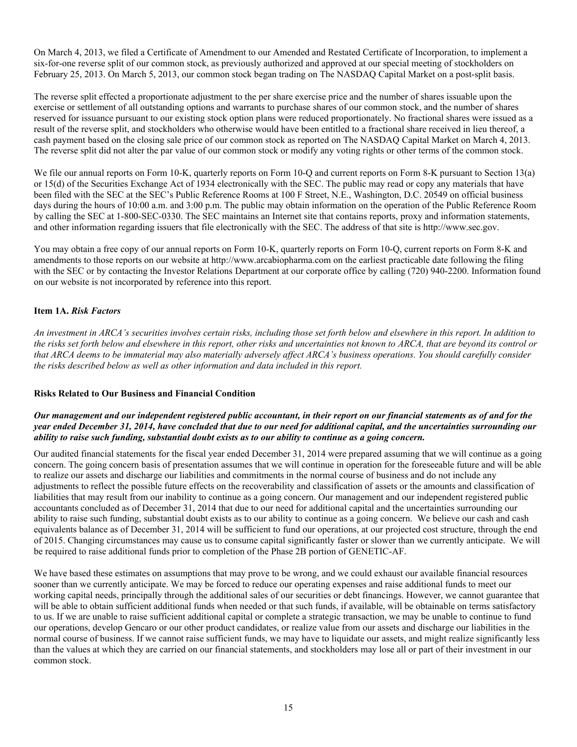On March 4, 2013, we filed a Certificate of Amendment to our Amended and Restated Certificate of Incorporation, to implement a six-for-one reverse split of our common stock, as previously authorized and approved at our special meeting of stockholders on February 25, 2013. On March 5, 2013, our common stock began trading on The NASDAQ Capital Market on a post-split basis.

The reverse split effected a proportionate adjustment to the per share exercise price and the number of shares issuable upon the exercise or settlement of all outstanding options and warrants to purchase shares of our common stock, and the number of shares reserved for issuance pursuant to our existing stock option plans were reduced proportionately. No fractional shares were issued as a result of the reverse split, and stockholders who otherwise would have been entitled to a fractional share received in lieu thereof, a cash payment based on the closing sale price of our common stock as reported on The NASDAQ Capital Market on March 4, 2013. The reverse split did not alter the par value of our common stock or modify any voting rights or other terms of the common stock.

We file our annual reports on Form 10-K, quarterly reports on Form 10-Q and current reports on Form 8-K pursuant to Section 13(a) or 15(d) of the Securities Exchange Act of 1934 electronically with the SEC. The public may read or copy any materials that have been filed with the SEC at the SEC's Public Reference Rooms at 100 F Street, N.E., Washington, D.C. 20549 on official business days during the hours of 10:00 a.m. and 3:00 p.m. The public may obtain information on the operation of the Public Reference Room by calling the SEC at 1-800-SEC-0330. The SEC maintains an Internet site that contains reports, proxy and information statements, and other information regarding issuers that file electronically with the SEC. The address of that site is http://www.sec.gov.

You may obtain a free copy of our annual reports on Form 10-K, quarterly reports on Form 10-Q, current reports on Form 8-K and amendments to those reports on our website at http://www.arcabiopharma.com on the earliest practicable date following the filing with the SEC or by contacting the Investor Relations Department at our corporate office by calling (720) 940-2200. Information found on our website is not incorporated by reference into this report.

## Item 1A. *Risk Factors*

*An investment in ARCA's securities involves certain risks, including those set forth below and elsewhere in this report. In addition to the risks set forth below and elsewhere in this report, other risks and uncertainties not known to ARCA, that are beyond its control or that ARCA deems to be immaterial may also materially adversely affect ARCA's business operations. You should carefully consider the risks described below as well as other information and data included in this report.*

### Risks Related to Our Business and Financial Condition

***Our management and our independent registered public accountant, in their report on our financial statements as of and for the year ended December 31, 2014, have concluded that due to our need for additional capital, and the uncertainties surrounding our ability to raise such funding, substantial doubt exists as to our ability to continue as a going concern.***

Our audited financial statements for the fiscal year ended December 31, 2014 were prepared assuming that we will continue as a going concern. The going concern basis of presentation assumes that we will continue in operation for the foreseeable future and will be able to realize our assets and discharge our liabilities and commitments in the normal course of business and do not include any adjustments to reflect the possible future effects on the recoverability and classification of assets or the amounts and classification of liabilities that may result from our inability to continue as a going concern. Our management and our independent registered public accountants concluded as of December 31, 2014 that due to our need for additional capital and the uncertainties surrounding our ability to raise such funding, substantial doubt exists as to our ability to continue as a going concern. We believe our cash and cash equivalents balance as of December 31, 2014 will be sufficient to fund our operations, at our projected cost structure, through the end of 2015. Changing circumstances may cause us to consume capital significantly faster or slower than we currently anticipate. We will be required to raise additional funds prior to completion of the Phase 2B portion of GENETIC-AF.

We have based these estimates on assumptions that may prove to be wrong, and we could exhaust our available financial resources sooner than we currently anticipate. We may be forced to reduce our operating expenses and raise additional funds to meet our working capital needs, principally through the additional sales of our securities or debt financings. However, we cannot guarantee that will be able to obtain sufficient additional funds when needed or that such funds, if available, will be obtainable on terms satisfactory to us. If we are unable to raise sufficient additional capital or complete a strategic transaction, we may be unable to continue to fund our operations, develop Gencaro or our other product candidates, or realize value from our assets and discharge our liabilities in the normal course of business. If we cannot raise sufficient funds, we may have to liquidate our assets, and might realize significantly less than the values at which they are carried on our financial statements, and stockholders may lose all or part of their investment in our common stock.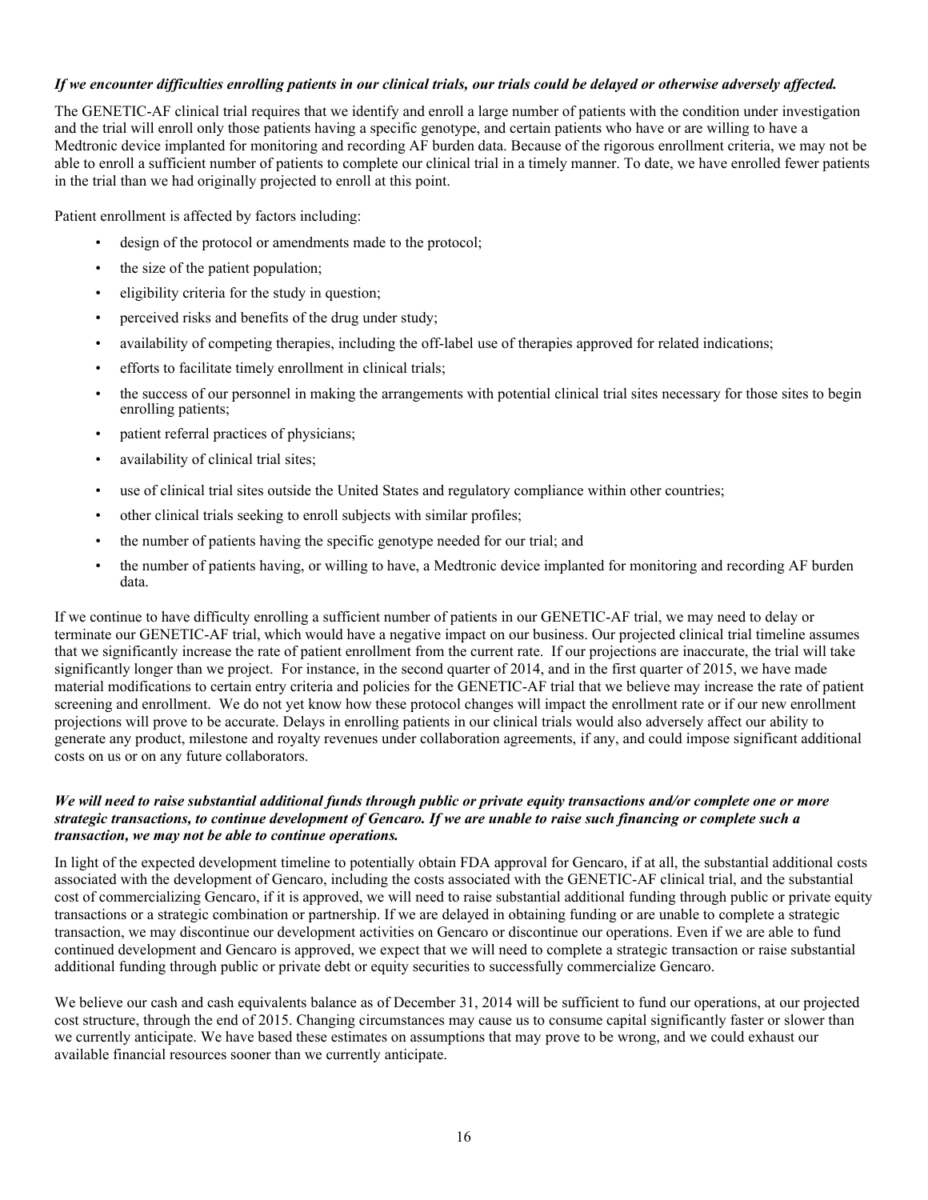***If we encounter difficulties enrolling patients in our clinical trials, our trials could be delayed or otherwise adversely affected.***

The GENETIC-AF clinical trial requires that we identify and enroll a large number of patients with the condition under investigation and the trial will enroll only those patients having a specific genotype, and certain patients who have or are willing to have a Medtronic device implanted for monitoring and recording AF burden data. Because of the rigorous enrollment criteria, we may not be able to enroll a sufficient number of patients to complete our clinical trial in a timely manner. To date, we have enrolled fewer patients in the trial than we had originally projected to enroll at this point.

Patient enrollment is affected by factors including:

- design of the protocol or amendments made to the protocol;
- the size of the patient population;
- eligibility criteria for the study in question;
- perceived risks and benefits of the drug under study;
- availability of competing therapies, including the off-label use of therapies approved for related indications;
- efforts to facilitate timely enrollment in clinical trials;
- the success of our personnel in making the arrangements with potential clinical trial sites necessary for those sites to begin enrolling patients;
- patient referral practices of physicians;
- availability of clinical trial sites;
- use of clinical trial sites outside the United States and regulatory compliance within other countries;
- other clinical trials seeking to enroll subjects with similar profiles;
- the number of patients having the specific genotype needed for our trial; and
- the number of patients having, or willing to have, a Medtronic device implanted for monitoring and recording AF burden data.

If we continue to have difficulty enrolling a sufficient number of patients in our GENETIC-AF trial, we may need to delay or terminate our GENETIC-AF trial, which would have a negative impact on our business. Our projected clinical trial timeline assumes that we significantly increase the rate of patient enrollment from the current rate. If our projections are inaccurate, the trial will take significantly longer than we project. For instance, in the second quarter of 2014, and in the first quarter of 2015, we have made material modifications to certain entry criteria and policies for the GENETIC-AF trial that we believe may increase the rate of patient screening and enrollment. We do not yet know how these protocol changes will impact the enrollment rate or if our new enrollment projections will prove to be accurate. Delays in enrolling patients in our clinical trials would also adversely affect our ability to generate any product, milestone and royalty revenues under collaboration agreements, if any, and could impose significant additional costs on us or on any future collaborators.

***We will need to raise substantial additional funds through public or private equity transactions and/or complete one or more strategic transactions, to continue development of Gencaro. If we are unable to raise such financing or complete such a transaction, we may not be able to continue operations.***

In light of the expected development timeline to potentially obtain FDA approval for Gencaro, if at all, the substantial additional costs associated with the development of Gencaro, including the costs associated with the GENETIC-AF clinical trial, and the substantial cost of commercializing Gencaro, if it is approved, we will need to raise substantial additional funding through public or private equity transactions or a strategic combination or partnership. If we are delayed in obtaining funding or are unable to complete a strategic transaction, we may discontinue our development activities on Gencaro or discontinue our operations. Even if we are able to fund continued development and Gencaro is approved, we expect that we will need to complete a strategic transaction or raise substantial additional funding through public or private debt or equity securities to successfully commercialize Gencaro.

We believe our cash and cash equivalents balance as of December 31, 2014 will be sufficient to fund our operations, at our projected cost structure, through the end of 2015. Changing circumstances may cause us to consume capital significantly faster or slower than we currently anticipate. We have based these estimates on assumptions that may prove to be wrong, and we could exhaust our available financial resources sooner than we currently anticipate.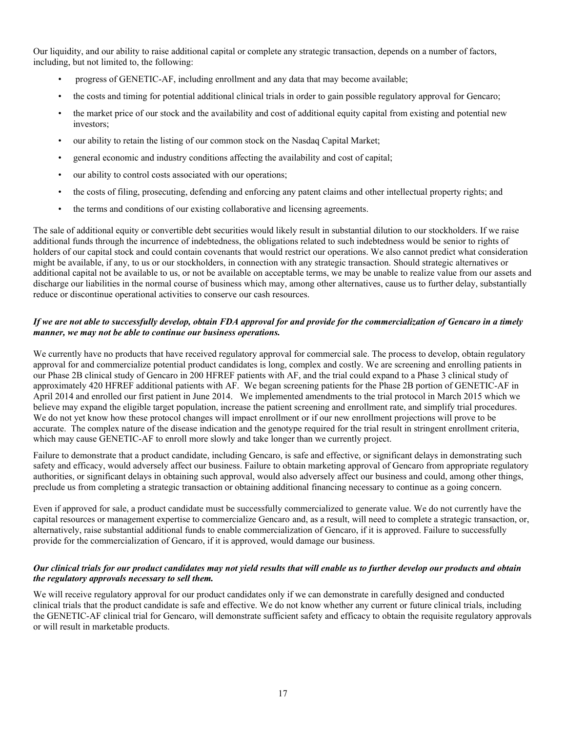Our liquidity, and our ability to raise additional capital or complete any strategic transaction, depends on a number of factors, including, but not limited to, the following:

- progress of GENETIC-AF, including enrollment and any data that may become available;
- the costs and timing for potential additional clinical trials in order to gain possible regulatory approval for Gencaro;
- the market price of our stock and the availability and cost of additional equity capital from existing and potential new investors;
- our ability to retain the listing of our common stock on the Nasdaq Capital Market;
- general economic and industry conditions affecting the availability and cost of capital;
- our ability to control costs associated with our operations;
- the costs of filing, prosecuting, defending and enforcing any patent claims and other intellectual property rights; and
- the terms and conditions of our existing collaborative and licensing agreements.

The sale of additional equity or convertible debt securities would likely result in substantial dilution to our stockholders. If we raise additional funds through the incurrence of indebtedness, the obligations related to such indebtedness would be senior to rights of holders of our capital stock and could contain covenants that would restrict our operations. We also cannot predict what consideration might be available, if any, to us or our stockholders, in connection with any strategic transaction. Should strategic alternatives or additional capital not be available to us, or not be available on acceptable terms, we may be unable to realize value from our assets and discharge our liabilities in the normal course of business which may, among other alternatives, cause us to further delay, substantially reduce or discontinue operational activities to conserve our cash resources.

***If we are not able to successfully develop, obtain FDA approval for and provide for the commercialization of Gencaro in a timely manner, we may not be able to continue our business operations.***

We currently have no products that have received regulatory approval for commercial sale. The process to develop, obtain regulatory approval for and commercialize potential product candidates is long, complex and costly. We are screening and enrolling patients in our Phase 2B clinical study of Gencaro in 200 HFREF patients with AF, and the trial could expand to a Phase 3 clinical study of approximately 420 HFREF additional patients with AF. We began screening patients for the Phase 2B portion of GENETIC-AF in April 2014 and enrolled our first patient in June 2014. We implemented amendments to the trial protocol in March 2015 which we believe may expand the eligible target population, increase the patient screening and enrollment rate, and simplify trial procedures. We do not yet know how these protocol changes will impact enrollment or if our new enrollment projections will prove to be accurate. The complex nature of the disease indication and the genotype required for the trial result in stringent enrollment criteria, which may cause GENETIC-AF to enroll more slowly and take longer than we currently project.

Failure to demonstrate that a product candidate, including Gencaro, is safe and effective, or significant delays in demonstrating such safety and efficacy, would adversely affect our business. Failure to obtain marketing approval of Gencaro from appropriate regulatory authorities, or significant delays in obtaining such approval, would also adversely affect our business and could, among other things, preclude us from completing a strategic transaction or obtaining additional financing necessary to continue as a going concern.

Even if approved for sale, a product candidate must be successfully commercialized to generate value. We do not currently have the capital resources or management expertise to commercialize Gencaro and, as a result, will need to complete a strategic transaction, or, alternatively, raise substantial additional funds to enable commercialization of Gencaro, if it is approved. Failure to successfully provide for the commercialization of Gencaro, if it is approved, would damage our business.

***Our clinical trials for our product candidates may not yield results that will enable us to further develop our products and obtain the regulatory approvals necessary to sell them.***

We will receive regulatory approval for our product candidates only if we can demonstrate in carefully designed and conducted clinical trials that the product candidate is safe and effective. We do not know whether any current or future clinical trials, including the GENETIC-AF clinical trial for Gencaro, will demonstrate sufficient safety and efficacy to obtain the requisite regulatory approvals or will result in marketable products.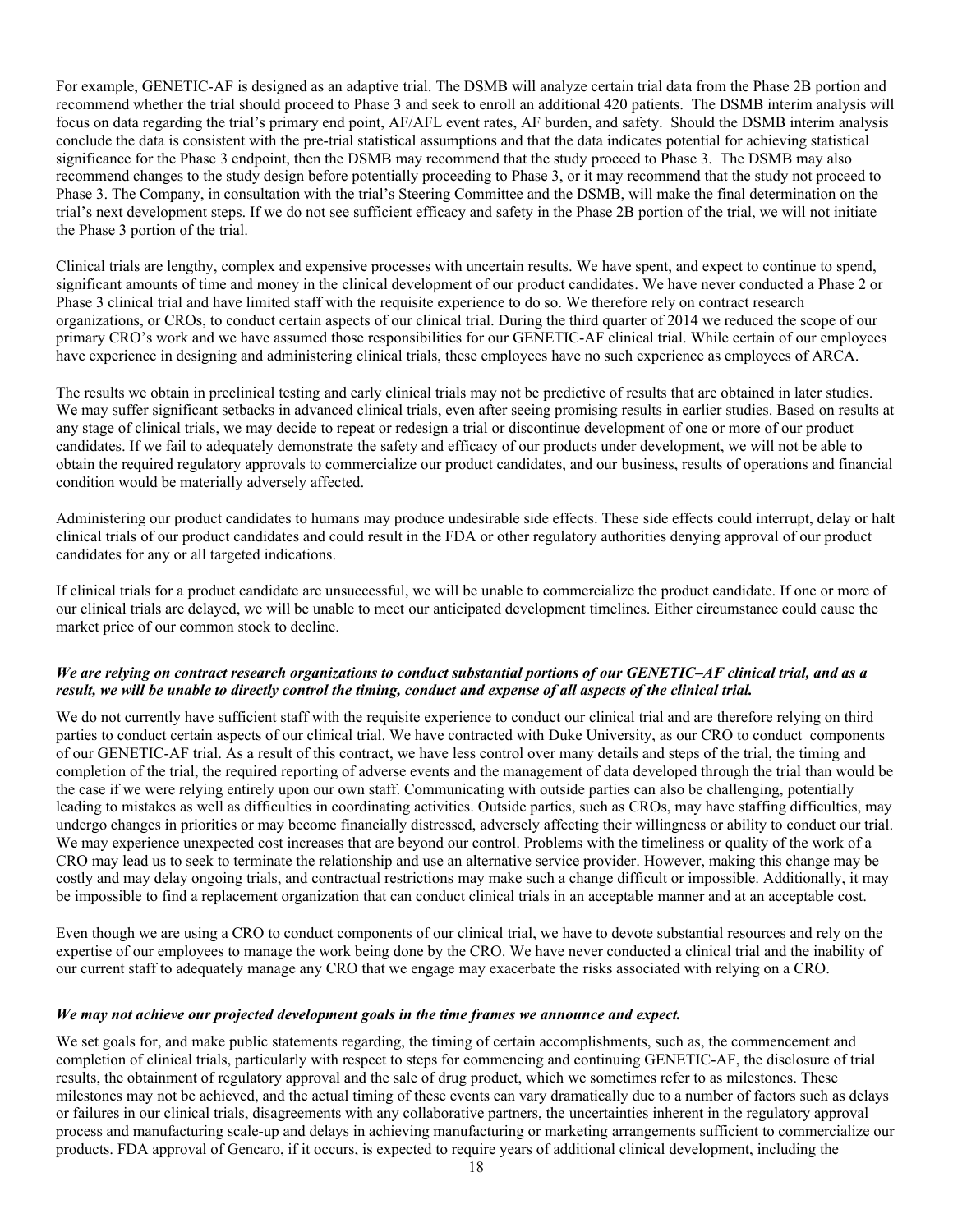For example, GENETIC-AF is designed as an adaptive trial. The DSMB will analyze certain trial data from the Phase 2B portion and recommend whether the trial should proceed to Phase 3 and seek to enroll an additional 420 patients. The DSMB interim analysis will focus on data regarding the trial's primary end point, AF/AFL event rates, AF burden, and safety. Should the DSMB interim analysis conclude the data is consistent with the pre-trial statistical assumptions and that the data indicates potential for achieving statistical significance for the Phase 3 endpoint, then the DSMB may recommend that the study proceed to Phase 3. The DSMB may also recommend changes to the study design before potentially proceeding to Phase 3, or it may recommend that the study not proceed to Phase 3. The Company, in consultation with the trial's Steering Committee and the DSMB, will make the final determination on the trial's next development steps. If we do not see sufficient efficacy and safety in the Phase 2B portion of the trial, we will not initiate the Phase 3 portion of the trial.

Clinical trials are lengthy, complex and expensive processes with uncertain results. We have spent, and expect to continue to spend, significant amounts of time and money in the clinical development of our product candidates. We have never conducted a Phase 2 or Phase 3 clinical trial and have limited staff with the requisite experience to do so. We therefore rely on contract research organizations, or CROs, to conduct certain aspects of our clinical trial. During the third quarter of 2014 we reduced the scope of our primary CRO's work and we have assumed those responsibilities for our GENETIC-AF clinical trial. While certain of our employees have experience in designing and administering clinical trials, these employees have no such experience as employees of ARCA.

The results we obtain in preclinical testing and early clinical trials may not be predictive of results that are obtained in later studies. We may suffer significant setbacks in advanced clinical trials, even after seeing promising results in earlier studies. Based on results at any stage of clinical trials, we may decide to repeat or redesign a trial or discontinue development of one or more of our product candidates. If we fail to adequately demonstrate the safety and efficacy of our products under development, we will not be able to obtain the required regulatory approvals to commercialize our product candidates, and our business, results of operations and financial condition would be materially adversely affected.

Administering our product candidates to humans may produce undesirable side effects. These side effects could interrupt, delay or halt clinical trials of our product candidates and could result in the FDA or other regulatory authorities denying approval of our product candidates for any or all targeted indications.

If clinical trials for a product candidate are unsuccessful, we will be unable to commercialize the product candidate. If one or more of our clinical trials are delayed, we will be unable to meet our anticipated development timelines. Either circumstance could cause the market price of our common stock to decline.

***We are relying on contract research organizations to conduct substantial portions of our GENETIC–AF clinical trial, and as a result, we will be unable to directly control the timing, conduct and expense of all aspects of the clinical trial.***

We do not currently have sufficient staff with the requisite experience to conduct our clinical trial and are therefore relying on third parties to conduct certain aspects of our clinical trial. We have contracted with Duke University, as our CRO to conduct components of our GENETIC-AF trial. As a result of this contract, we have less control over many details and steps of the trial, the timing and completion of the trial, the required reporting of adverse events and the management of data developed through the trial than would be the case if we were relying entirely upon our own staff. Communicating with outside parties can also be challenging, potentially leading to mistakes as well as difficulties in coordinating activities. Outside parties, such as CROs, may have staffing difficulties, may undergo changes in priorities or may become financially distressed, adversely affecting their willingness or ability to conduct our trial. We may experience unexpected cost increases that are beyond our control. Problems with the timeliness or quality of the work of a CRO may lead us to seek to terminate the relationship and use an alternative service provider. However, making this change may be costly and may delay ongoing trials, and contractual restrictions may make such a change difficult or impossible. Additionally, it may be impossible to find a replacement organization that can conduct clinical trials in an acceptable manner and at an acceptable cost.

Even though we are using a CRO to conduct components of our clinical trial, we have to devote substantial resources and rely on the expertise of our employees to manage the work being done by the CRO. We have never conducted a clinical trial and the inability of our current staff to adequately manage any CRO that we engage may exacerbate the risks associated with relying on a CRO.

***We may not achieve our projected development goals in the time frames we announce and expect.***

We set goals for, and make public statements regarding, the timing of certain accomplishments, such as, the commencement and completion of clinical trials, particularly with respect to steps for commencing and continuing GENETIC-AF, the disclosure of trial results, the obtainment of regulatory approval and the sale of drug product, which we sometimes refer to as milestones. These milestones may not be achieved, and the actual timing of these events can vary dramatically due to a number of factors such as delays or failures in our clinical trials, disagreements with any collaborative partners, the uncertainties inherent in the regulatory approval process and manufacturing scale-up and delays in achieving manufacturing or marketing arrangements sufficient to commercialize our products. FDA approval of Gencaro, if it occurs, is expected to require years of additional clinical development, including the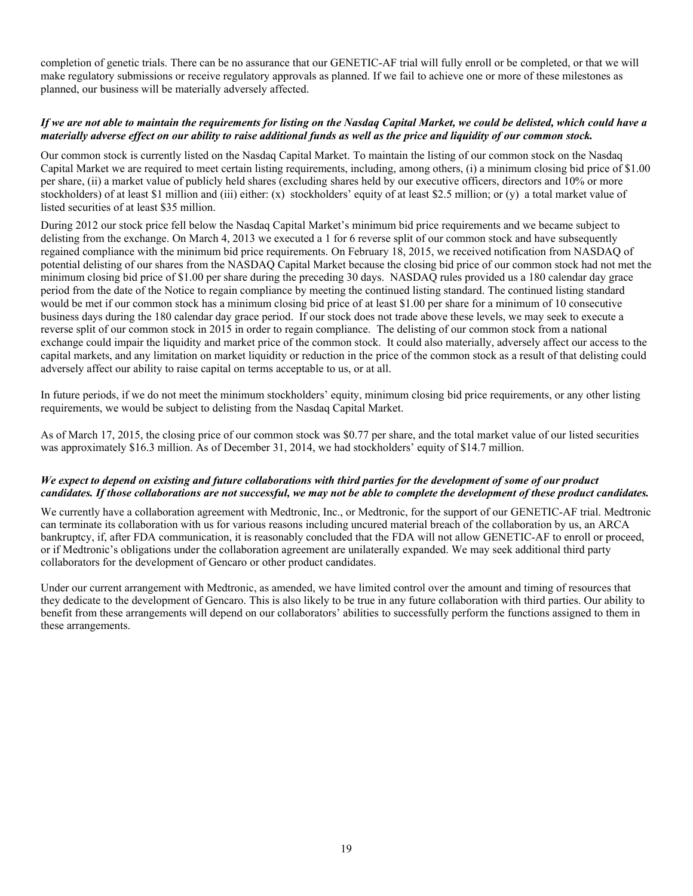completion of genetic trials. There can be no assurance that our GENETIC-AF trial will fully enroll or be completed, or that we will make regulatory submissions or receive regulatory approvals as planned. If we fail to achieve one or more of these milestones as planned, our business will be materially adversely affected.

***If we are not able to maintain the requirements for listing on the Nasdaq Capital Market, we could be delisted, which could have a materially adverse effect on our ability to raise additional funds as well as the price and liquidity of our common stock.***

Our common stock is currently listed on the Nasdaq Capital Market. To maintain the listing of our common stock on the Nasdaq Capital Market we are required to meet certain listing requirements, including, among others, (i) a minimum closing bid price of $1.00 per share, (ii) a market value of publicly held shares (excluding shares held by our executive officers, directors and 10% or more stockholders) of at least $1 million and (iii) either: (x) stockholders' equity of at least $2.5 million; or (y) a total market value of listed securities of at least $35 million.

During 2012 our stock price fell below the Nasdaq Capital Market's minimum bid price requirements and we became subject to delisting from the exchange. On March 4, 2013 we executed a 1 for 6 reverse split of our common stock and have subsequently regained compliance with the minimum bid price requirements. On February 18, 2015, we received notification from NASDAQ of potential delisting of our shares from the NASDAQ Capital Market because the closing bid price of our common stock had not met the minimum closing bid price of $1.00 per share during the preceding 30 days. NASDAQ rules provided us a 180 calendar day grace period from the date of the Notice to regain compliance by meeting the continued listing standard. The continued listing standard would be met if our common stock has a minimum closing bid price of at least $1.00 per share for a minimum of 10 consecutive business days during the 180 calendar day grace period. If our stock does not trade above these levels, we may seek to execute a reverse split of our common stock in 2015 in order to regain compliance. The delisting of our common stock from a national exchange could impair the liquidity and market price of the common stock. It could also materially, adversely affect our access to the capital markets, and any limitation on market liquidity or reduction in the price of the common stock as a result of that delisting could adversely affect our ability to raise capital on terms acceptable to us, or at all.

In future periods, if we do not meet the minimum stockholders' equity, minimum closing bid price requirements, or any other listing requirements, we would be subject to delisting from the Nasdaq Capital Market.

As of March 17, 2015, the closing price of our common stock was $0.77 per share, and the total market value of our listed securities was approximately $16.3 million. As of December 31, 2014, we had stockholders' equity of $14.7 million.

***We expect to depend on existing and future collaborations with third parties for the development of some of our product candidates. If those collaborations are not successful, we may not be able to complete the development of these product candidates.***

We currently have a collaboration agreement with Medtronic, Inc., or Medtronic, for the support of our GENETIC-AF trial. Medtronic can terminate its collaboration with us for various reasons including uncured material breach of the collaboration by us, an ARCA bankruptcy, if, after FDA communication, it is reasonably concluded that the FDA will not allow GENETIC-AF to enroll or proceed, or if Medtronic's obligations under the collaboration agreement are unilaterally expanded. We may seek additional third party collaborators for the development of Gencaro or other product candidates.

Under our current arrangement with Medtronic, as amended, we have limited control over the amount and timing of resources that they dedicate to the development of Gencaro. This is also likely to be true in any future collaboration with third parties. Our ability to benefit from these arrangements will depend on our collaborators' abilities to successfully perform the functions assigned to them in these arrangements.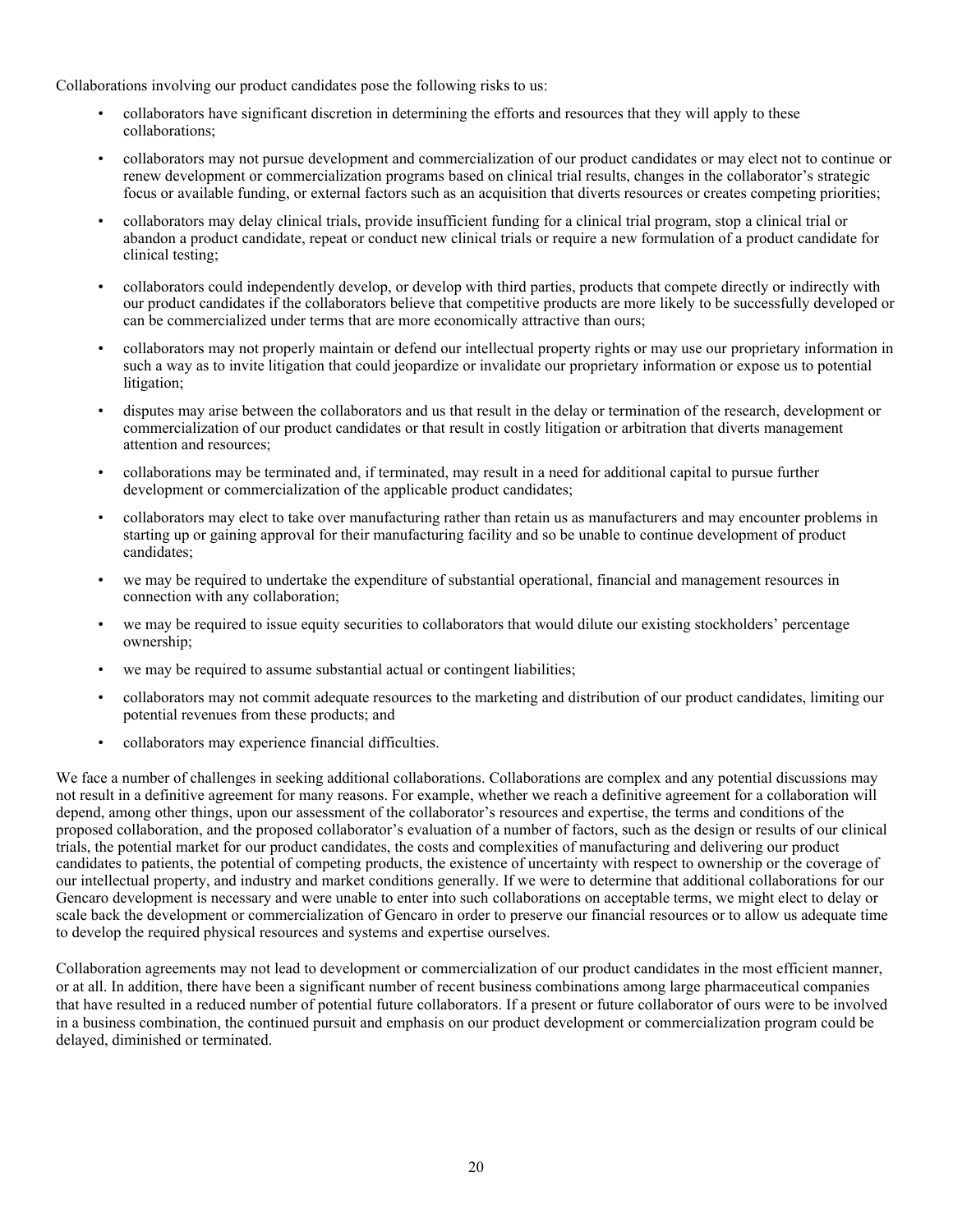Collaborations involving our product candidates pose the following risks to us:

- collaborators have significant discretion in determining the efforts and resources that they will apply to these collaborations;
- collaborators may not pursue development and commercialization of our product candidates or may elect not to continue or renew development or commercialization programs based on clinical trial results, changes in the collaborator's strategic focus or available funding, or external factors such as an acquisition that diverts resources or creates competing priorities;
- collaborators may delay clinical trials, provide insufficient funding for a clinical trial program, stop a clinical trial or abandon a product candidate, repeat or conduct new clinical trials or require a new formulation of a product candidate for clinical testing;
- collaborators could independently develop, or develop with third parties, products that compete directly or indirectly with our product candidates if the collaborators believe that competitive products are more likely to be successfully developed or can be commercialized under terms that are more economically attractive than ours;
- collaborators may not properly maintain or defend our intellectual property rights or may use our proprietary information in such a way as to invite litigation that could jeopardize or invalidate our proprietary information or expose us to potential litigation;
- disputes may arise between the collaborators and us that result in the delay or termination of the research, development or commercialization of our product candidates or that result in costly litigation or arbitration that diverts management attention and resources;
- collaborations may be terminated and, if terminated, may result in a need for additional capital to pursue further development or commercialization of the applicable product candidates;
- collaborators may elect to take over manufacturing rather than retain us as manufacturers and may encounter problems in starting up or gaining approval for their manufacturing facility and so be unable to continue development of product candidates;
- we may be required to undertake the expenditure of substantial operational, financial and management resources in connection with any collaboration;
- we may be required to issue equity securities to collaborators that would dilute our existing stockholders' percentage ownership;
- we may be required to assume substantial actual or contingent liabilities;
- collaborators may not commit adequate resources to the marketing and distribution of our product candidates, limiting our potential revenues from these products; and
- collaborators may experience financial difficulties.

We face a number of challenges in seeking additional collaborations. Collaborations are complex and any potential discussions may not result in a definitive agreement for many reasons. For example, whether we reach a definitive agreement for a collaboration will depend, among other things, upon our assessment of the collaborator's resources and expertise, the terms and conditions of the proposed collaboration, and the proposed collaborator's evaluation of a number of factors, such as the design or results of our clinical trials, the potential market for our product candidates, the costs and complexities of manufacturing and delivering our product candidates to patients, the potential of competing products, the existence of uncertainty with respect to ownership or the coverage of our intellectual property, and industry and market conditions generally. If we were to determine that additional collaborations for our Gencaro development is necessary and were unable to enter into such collaborations on acceptable terms, we might elect to delay or scale back the development or commercialization of Gencaro in order to preserve our financial resources or to allow us adequate time to develop the required physical resources and systems and expertise ourselves.

Collaboration agreements may not lead to development or commercialization of our product candidates in the most efficient manner, or at all. In addition, there have been a significant number of recent business combinations among large pharmaceutical companies that have resulted in a reduced number of potential future collaborators. If a present or future collaborator of ours were to be involved in a business combination, the continued pursuit and emphasis on our product development or commercialization program could be delayed, diminished or terminated.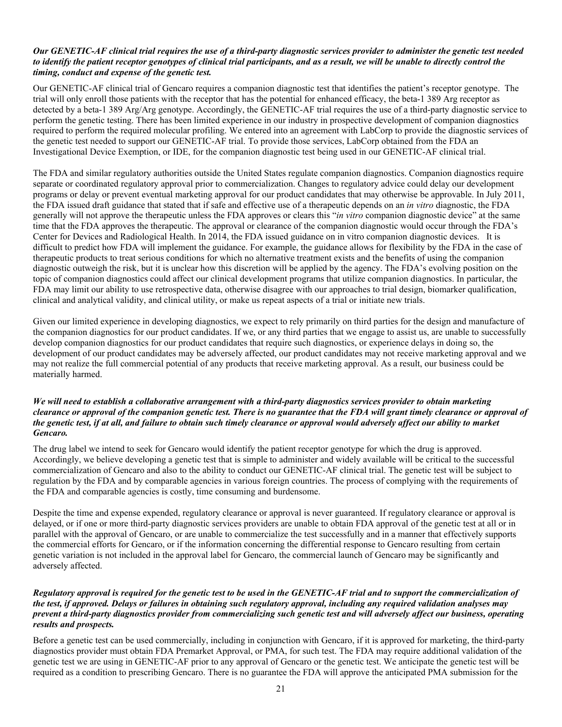***Our GENETIC-AF clinical trial requires the use of a third-party diagnostic services provider to administer the genetic test needed to identify the patient receptor genotypes of clinical trial participants, and as a result, we will be unable to directly control the timing, conduct and expense of the genetic test.***

Our GENETIC-AF clinical trial of Gencaro requires a companion diagnostic test that identifies the patient's receptor genotype. The trial will only enroll those patients with the receptor that has the potential for enhanced efficacy, the beta-1 389 Arg receptor as detected by a beta-1 389 Arg/Arg genotype. Accordingly, the GENETIC-AF trial requires the use of a third-party diagnostic service to perform the genetic testing. There has been limited experience in our industry in prospective development of companion diagnostics required to perform the required molecular profiling. We entered into an agreement with LabCorp to provide the diagnostic services of the genetic test needed to support our GENETIC-AF trial. To provide those services, LabCorp obtained from the FDA an Investigational Device Exemption, or IDE, for the companion diagnostic test being used in our GENETIC-AF clinical trial.

The FDA and similar regulatory authorities outside the United States regulate companion diagnostics. Companion diagnostics require separate or coordinated regulatory approval prior to commercialization. Changes to regulatory advice could delay our development programs or delay or prevent eventual marketing approval for our product candidates that may otherwise be approvable. In July 2011, the FDA issued draft guidance that stated that if safe and effective use of a therapeutic depends on an *in vitro* diagnostic, the FDA generally will not approve the therapeutic unless the FDA approves or clears this "*in vitro* companion diagnostic device" at the same time that the FDA approves the therapeutic. The approval or clearance of the companion diagnostic would occur through the FDA's Center for Devices and Radiological Health. In 2014, the FDA issued guidance on in vitro companion diagnostic devices. It is difficult to predict how FDA will implement the guidance. For example, the guidance allows for flexibility by the FDA in the case of therapeutic products to treat serious conditions for which no alternative treatment exists and the benefits of using the companion diagnostic outweigh the risk, but it is unclear how this discretion will be applied by the agency. The FDA's evolving position on the topic of companion diagnostics could affect our clinical development programs that utilize companion diagnostics. In particular, the FDA may limit our ability to use retrospective data, otherwise disagree with our approaches to trial design, biomarker qualification, clinical and analytical validity, and clinical utility, or make us repeat aspects of a trial or initiate new trials.

Given our limited experience in developing diagnostics, we expect to rely primarily on third parties for the design and manufacture of the companion diagnostics for our product candidates. If we, or any third parties that we engage to assist us, are unable to successfully develop companion diagnostics for our product candidates that require such diagnostics, or experience delays in doing so, the development of our product candidates may be adversely affected, our product candidates may not receive marketing approval and we may not realize the full commercial potential of any products that receive marketing approval. As a result, our business could be materially harmed.

***We will need to establish a collaborative arrangement with a third-party diagnostics services provider to obtain marketing clearance or approval of the companion genetic test. There is no guarantee that the FDA will grant timely clearance or approval of the genetic test, if at all, and failure to obtain such timely clearance or approval would adversely affect our ability to market Gencaro.***

The drug label we intend to seek for Gencaro would identify the patient receptor genotype for which the drug is approved. Accordingly, we believe developing a genetic test that is simple to administer and widely available will be critical to the successful commercialization of Gencaro and also to the ability to conduct our GENETIC-AF clinical trial. The genetic test will be subject to regulation by the FDA and by comparable agencies in various foreign countries. The process of complying with the requirements of the FDA and comparable agencies is costly, time consuming and burdensome.

Despite the time and expense expended, regulatory clearance or approval is never guaranteed. If regulatory clearance or approval is delayed, or if one or more third-party diagnostic services providers are unable to obtain FDA approval of the genetic test at all or in parallel with the approval of Gencaro, or are unable to commercialize the test successfully and in a manner that effectively supports the commercial efforts for Gencaro, or if the information concerning the differential response to Gencaro resulting from certain genetic variation is not included in the approval label for Gencaro, the commercial launch of Gencaro may be significantly and adversely affected.

***Regulatory approval is required for the genetic test to be used in the GENETIC-AF trial and to support the commercialization of the test, if approved. Delays or failures in obtaining such regulatory approval, including any required validation analyses may prevent a third-party diagnostics provider from commercializing such genetic test and will adversely affect our business, operating results and prospects.***

Before a genetic test can be used commercially, including in conjunction with Gencaro, if it is approved for marketing, the third-party diagnostics provider must obtain FDA Premarket Approval, or PMA, for such test. The FDA may require additional validation of the genetic test we are using in GENETIC-AF prior to any approval of Gencaro or the genetic test. We anticipate the genetic test will be required as a condition to prescribing Gencaro. There is no guarantee the FDA will approve the anticipated PMA submission for the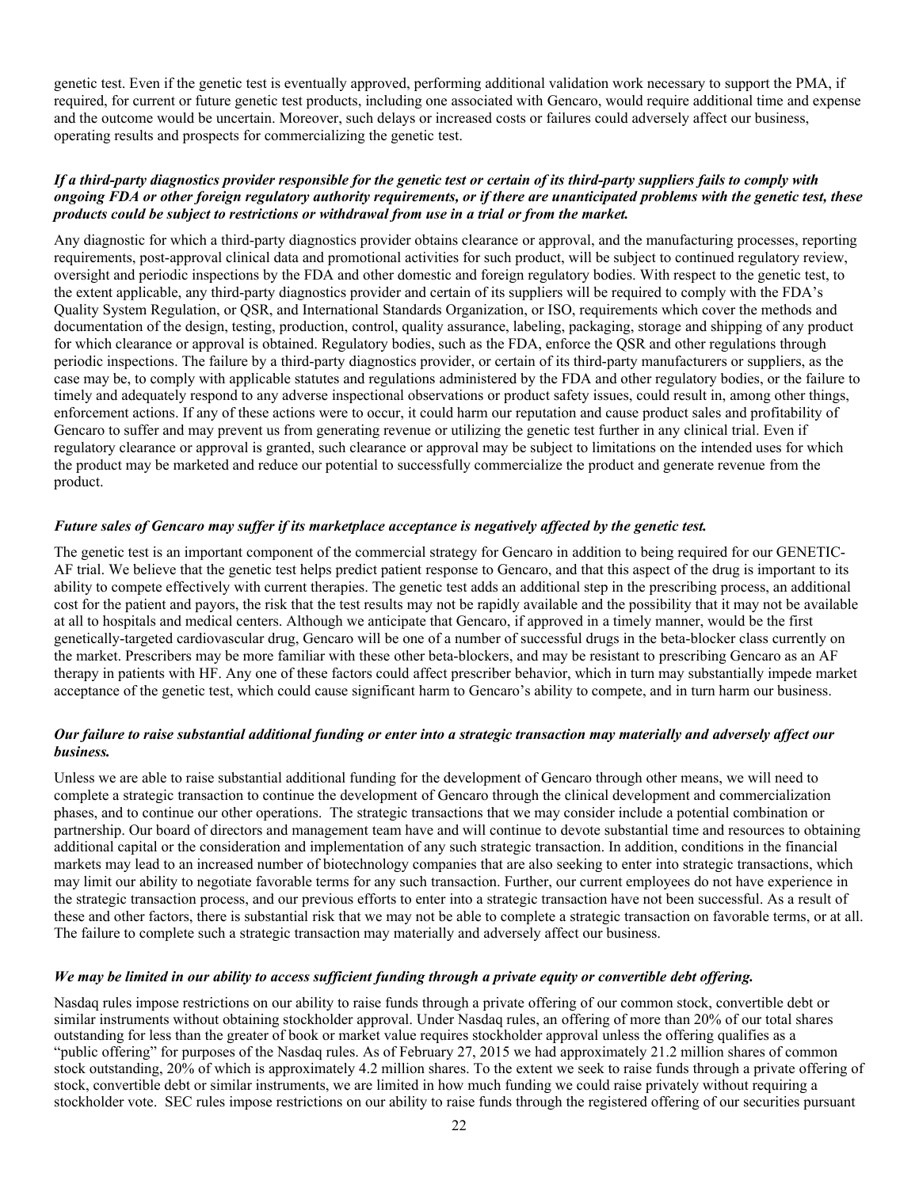genetic test. Even if the genetic test is eventually approved, performing additional validation work necessary to support the PMA, if required, for current or future genetic test products, including one associated with Gencaro, would require additional time and expense and the outcome would be uncertain. Moreover, such delays or increased costs or failures could adversely affect our business, operating results and prospects for commercializing the genetic test.

***If a third-party diagnostics provider responsible for the genetic test or certain of its third-party suppliers fails to comply with ongoing FDA or other foreign regulatory authority requirements, or if there are unanticipated problems with the genetic test, these products could be subject to restrictions or withdrawal from use in a trial or from the market.***

Any diagnostic for which a third-party diagnostics provider obtains clearance or approval, and the manufacturing processes, reporting requirements, post-approval clinical data and promotional activities for such product, will be subject to continued regulatory review, oversight and periodic inspections by the FDA and other domestic and foreign regulatory bodies. With respect to the genetic test, to the extent applicable, any third-party diagnostics provider and certain of its suppliers will be required to comply with the FDA's Quality System Regulation, or QSR, and International Standards Organization, or ISO, requirements which cover the methods and documentation of the design, testing, production, control, quality assurance, labeling, packaging, storage and shipping of any product for which clearance or approval is obtained. Regulatory bodies, such as the FDA, enforce the QSR and other regulations through periodic inspections. The failure by a third-party diagnostics provider, or certain of its third-party manufacturers or suppliers, as the case may be, to comply with applicable statutes and regulations administered by the FDA and other regulatory bodies, or the failure to timely and adequately respond to any adverse inspectional observations or product safety issues, could result in, among other things, enforcement actions. If any of these actions were to occur, it could harm our reputation and cause product sales and profitability of Gencaro to suffer and may prevent us from generating revenue or utilizing the genetic test further in any clinical trial. Even if regulatory clearance or approval is granted, such clearance or approval may be subject to limitations on the intended uses for which the product may be marketed and reduce our potential to successfully commercialize the product and generate revenue from the product.

***Future sales of Gencaro may suffer if its marketplace acceptance is negatively affected by the genetic test.***

The genetic test is an important component of the commercial strategy for Gencaro in addition to being required for our GENETIC-AF trial. We believe that the genetic test helps predict patient response to Gencaro, and that this aspect of the drug is important to its ability to compete effectively with current therapies. The genetic test adds an additional step in the prescribing process, an additional cost for the patient and payors, the risk that the test results may not be rapidly available and the possibility that it may not be available at all to hospitals and medical centers. Although we anticipate that Gencaro, if approved in a timely manner, would be the first genetically-targeted cardiovascular drug, Gencaro will be one of a number of successful drugs in the beta-blocker class currently on the market. Prescribers may be more familiar with these other beta-blockers, and may be resistant to prescribing Gencaro as an AF therapy in patients with HF. Any one of these factors could affect prescriber behavior, which in turn may substantially impede market acceptance of the genetic test, which could cause significant harm to Gencaro's ability to compete, and in turn harm our business.

***Our failure to raise substantial additional funding or enter into a strategic transaction may materially and adversely affect our business.***

Unless we are able to raise substantial additional funding for the development of Gencaro through other means, we will need to complete a strategic transaction to continue the development of Gencaro through the clinical development and commercialization phases, and to continue our other operations. The strategic transactions that we may consider include a potential combination or partnership. Our board of directors and management team have and will continue to devote substantial time and resources to obtaining additional capital or the consideration and implementation of any such strategic transaction. In addition, conditions in the financial markets may lead to an increased number of biotechnology companies that are also seeking to enter into strategic transactions, which may limit our ability to negotiate favorable terms for any such transaction. Further, our current employees do not have experience in the strategic transaction process, and our previous efforts to enter into a strategic transaction have not been successful. As a result of these and other factors, there is substantial risk that we may not be able to complete a strategic transaction on favorable terms, or at all. The failure to complete such a strategic transaction may materially and adversely affect our business.

***We may be limited in our ability to access sufficient funding through a private equity or convertible debt offering.***

Nasdaq rules impose restrictions on our ability to raise funds through a private offering of our common stock, convertible debt or similar instruments without obtaining stockholder approval. Under Nasdaq rules, an offering of more than 20% of our total shares outstanding for less than the greater of book or market value requires stockholder approval unless the offering qualifies as a "public offering" for purposes of the Nasdaq rules. As of February 27, 2015 we had approximately 21.2 million shares of common stock outstanding, 20% of which is approximately 4.2 million shares. To the extent we seek to raise funds through a private offering of stock, convertible debt or similar instruments, we are limited in how much funding we could raise privately without requiring a stockholder vote. SEC rules impose restrictions on our ability to raise funds through the registered offering of our securities pursuant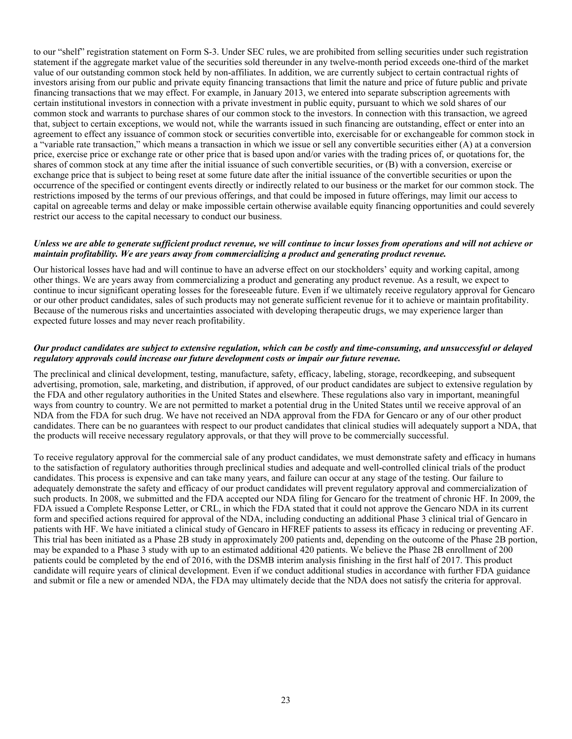to our "shelf" registration statement on Form S-3. Under SEC rules, we are prohibited from selling securities under such registration statement if the aggregate market value of the securities sold thereunder in any twelve-month period exceeds one-third of the market value of our outstanding common stock held by non-affiliates. In addition, we are currently subject to certain contractual rights of investors arising from our public and private equity financing transactions that limit the nature and price of future public and private financing transactions that we may effect. For example, in January 2013, we entered into separate subscription agreements with certain institutional investors in connection with a private investment in public equity, pursuant to which we sold shares of our common stock and warrants to purchase shares of our common stock to the investors. In connection with this transaction, we agreed that, subject to certain exceptions, we would not, while the warrants issued in such financing are outstanding, effect or enter into an agreement to effect any issuance of common stock or securities convertible into, exercisable for or exchangeable for common stock in a "variable rate transaction," which means a transaction in which we issue or sell any convertible securities either (A) at a conversion price, exercise price or exchange rate or other price that is based upon and/or varies with the trading prices of, or quotations for, the shares of common stock at any time after the initial issuance of such convertible securities, or (B) with a conversion, exercise or exchange price that is subject to being reset at some future date after the initial issuance of the convertible securities or upon the occurrence of the specified or contingent events directly or indirectly related to our business or the market for our common stock. The restrictions imposed by the terms of our previous offerings, and that could be imposed in future offerings, may limit our access to capital on agreeable terms and delay or make impossible certain otherwise available equity financing opportunities and could severely restrict our access to the capital necessary to conduct our business.

***Unless we are able to generate sufficient product revenue, we will continue to incur losses from operations and will not achieve or maintain profitability. We are years away from commercializing a product and generating product revenue.***

Our historical losses have had and will continue to have an adverse effect on our stockholders' equity and working capital, among other things. We are years away from commercializing a product and generating any product revenue. As a result, we expect to continue to incur significant operating losses for the foreseeable future. Even if we ultimately receive regulatory approval for Gencaro or our other product candidates, sales of such products may not generate sufficient revenue for it to achieve or maintain profitability. Because of the numerous risks and uncertainties associated with developing therapeutic drugs, we may experience larger than expected future losses and may never reach profitability.

***Our product candidates are subject to extensive regulation, which can be costly and time-consuming, and unsuccessful or delayed regulatory approvals could increase our future development costs or impair our future revenue.***

The preclinical and clinical development, testing, manufacture, safety, efficacy, labeling, storage, recordkeeping, and subsequent advertising, promotion, sale, marketing, and distribution, if approved, of our product candidates are subject to extensive regulation by the FDA and other regulatory authorities in the United States and elsewhere. These regulations also vary in important, meaningful ways from country to country. We are not permitted to market a potential drug in the United States until we receive approval of an NDA from the FDA for such drug. We have not received an NDA approval from the FDA for Gencaro or any of our other product candidates. There can be no guarantees with respect to our product candidates that clinical studies will adequately support a NDA, that the products will receive necessary regulatory approvals, or that they will prove to be commercially successful.

To receive regulatory approval for the commercial sale of any product candidates, we must demonstrate safety and efficacy in humans to the satisfaction of regulatory authorities through preclinical studies and adequate and well-controlled clinical trials of the product candidates. This process is expensive and can take many years, and failure can occur at any stage of the testing. Our failure to adequately demonstrate the safety and efficacy of our product candidates will prevent regulatory approval and commercialization of such products. In 2008, we submitted and the FDA accepted our NDA filing for Gencaro for the treatment of chronic HF. In 2009, the FDA issued a Complete Response Letter, or CRL, in which the FDA stated that it could not approve the Gencaro NDA in its current form and specified actions required for approval of the NDA, including conducting an additional Phase 3 clinical trial of Gencaro in patients with HF. We have initiated a clinical study of Gencaro in HFREF patients to assess its efficacy in reducing or preventing AF. This trial has been initiated as a Phase 2B study in approximately 200 patients and, depending on the outcome of the Phase 2B portion, may be expanded to a Phase 3 study with up to an estimated additional 420 patients. We believe the Phase 2B enrollment of 200 patients could be completed by the end of 2016, with the DSMB interim analysis finishing in the first half of 2017. This product candidate will require years of clinical development. Even if we conduct additional studies in accordance with further FDA guidance and submit or file a new or amended NDA, the FDA may ultimately decide that the NDA does not satisfy the criteria for approval.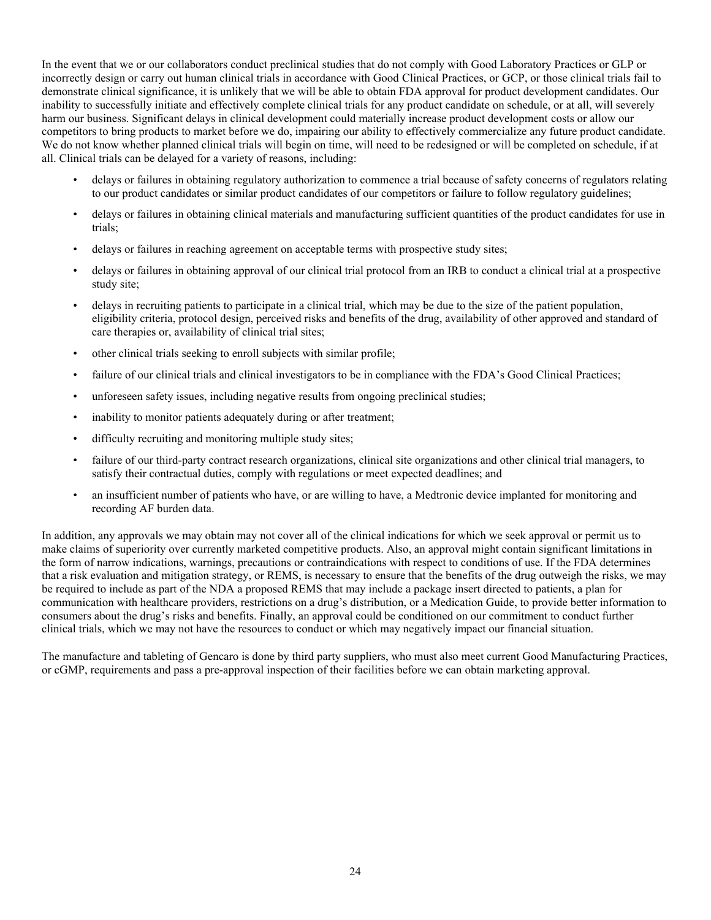In the event that we or our collaborators conduct preclinical studies that do not comply with Good Laboratory Practices or GLP or incorrectly design or carry out human clinical trials in accordance with Good Clinical Practices, or GCP, or those clinical trials fail to demonstrate clinical significance, it is unlikely that we will be able to obtain FDA approval for product development candidates. Our inability to successfully initiate and effectively complete clinical trials for any product candidate on schedule, or at all, will severely harm our business. Significant delays in clinical development could materially increase product development costs or allow our competitors to bring products to market before we do, impairing our ability to effectively commercialize any future product candidate. We do not know whether planned clinical trials will begin on time, will need to be redesigned or will be completed on schedule, if at all. Clinical trials can be delayed for a variety of reasons, including:

- delays or failures in obtaining regulatory authorization to commence a trial because of safety concerns of regulators relating to our product candidates or similar product candidates of our competitors or failure to follow regulatory guidelines;
- delays or failures in obtaining clinical materials and manufacturing sufficient quantities of the product candidates for use in trials;
- delays or failures in reaching agreement on acceptable terms with prospective study sites;
- delays or failures in obtaining approval of our clinical trial protocol from an IRB to conduct a clinical trial at a prospective study site;
- delays in recruiting patients to participate in a clinical trial, which may be due to the size of the patient population, eligibility criteria, protocol design, perceived risks and benefits of the drug, availability of other approved and standard of care therapies or, availability of clinical trial sites;
- other clinical trials seeking to enroll subjects with similar profile;
- failure of our clinical trials and clinical investigators to be in compliance with the FDA's Good Clinical Practices;
- unforeseen safety issues, including negative results from ongoing preclinical studies;
- inability to monitor patients adequately during or after treatment;
- difficulty recruiting and monitoring multiple study sites;
- failure of our third-party contract research organizations, clinical site organizations and other clinical trial managers, to satisfy their contractual duties, comply with regulations or meet expected deadlines; and
- an insufficient number of patients who have, or are willing to have, a Medtronic device implanted for monitoring and recording AF burden data.

In addition, any approvals we may obtain may not cover all of the clinical indications for which we seek approval or permit us to make claims of superiority over currently marketed competitive products. Also, an approval might contain significant limitations in the form of narrow indications, warnings, precautions or contraindications with respect to conditions of use. If the FDA determines that a risk evaluation and mitigation strategy, or REMS, is necessary to ensure that the benefits of the drug outweigh the risks, we may be required to include as part of the NDA a proposed REMS that may include a package insert directed to patients, a plan for communication with healthcare providers, restrictions on a drug's distribution, or a Medication Guide, to provide better information to consumers about the drug's risks and benefits. Finally, an approval could be conditioned on our commitment to conduct further clinical trials, which we may not have the resources to conduct or which may negatively impact our financial situation.

The manufacture and tableting of Gencaro is done by third party suppliers, who must also meet current Good Manufacturing Practices, or cGMP, requirements and pass a pre-approval inspection of their facilities before we can obtain marketing approval.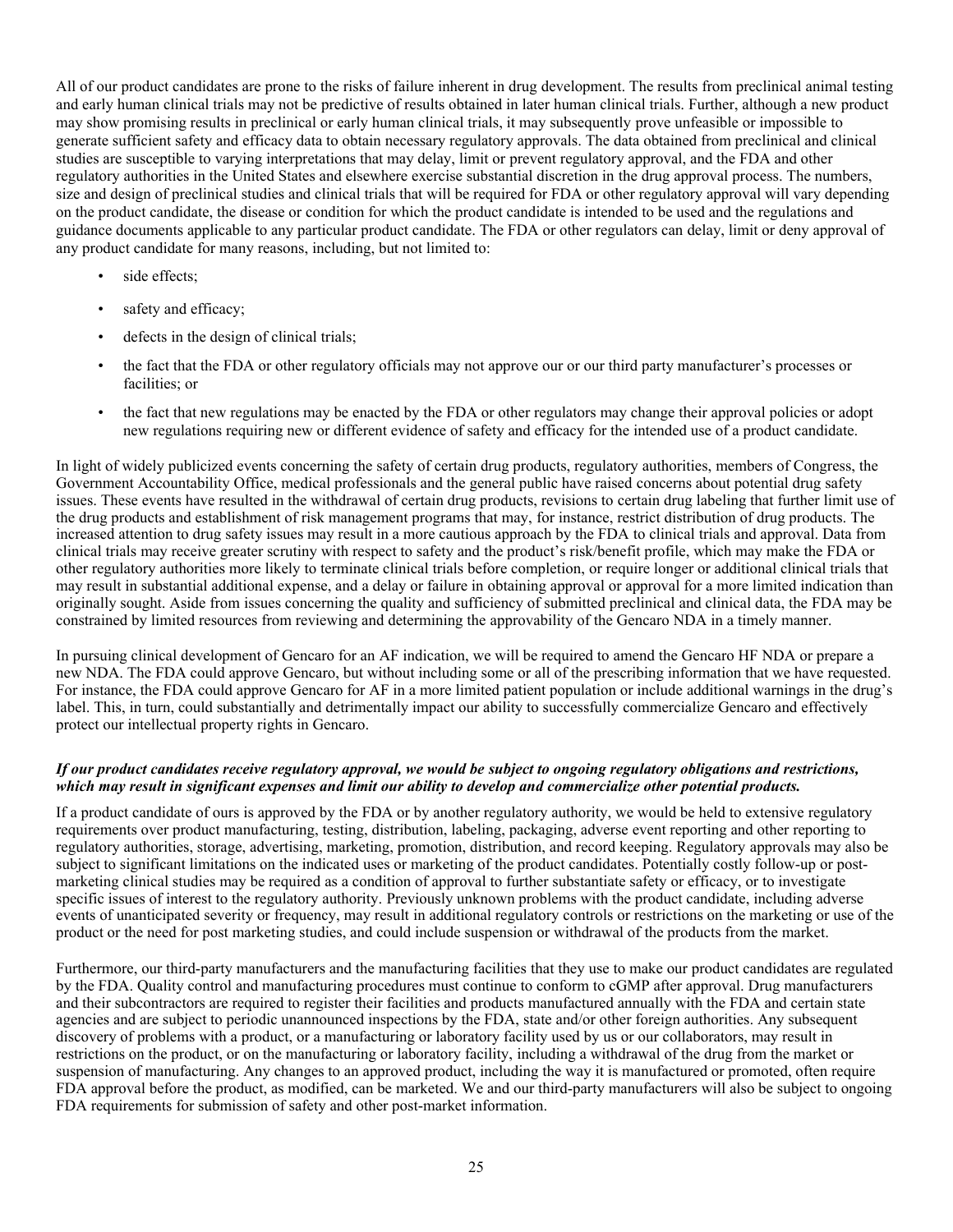All of our product candidates are prone to the risks of failure inherent in drug development. The results from preclinical animal testing and early human clinical trials may not be predictive of results obtained in later human clinical trials. Further, although a new product may show promising results in preclinical or early human clinical trials, it may subsequently prove unfeasible or impossible to generate sufficient safety and efficacy data to obtain necessary regulatory approvals. The data obtained from preclinical and clinical studies are susceptible to varying interpretations that may delay, limit or prevent regulatory approval, and the FDA and other regulatory authorities in the United States and elsewhere exercise substantial discretion in the drug approval process. The numbers, size and design of preclinical studies and clinical trials that will be required for FDA or other regulatory approval will vary depending on the product candidate, the disease or condition for which the product candidate is intended to be used and the regulations and guidance documents applicable to any particular product candidate. The FDA or other regulators can delay, limit or deny approval of any product candidate for many reasons, including, but not limited to:

- side effects;
- safety and efficacy;
- defects in the design of clinical trials;
- the fact that the FDA or other regulatory officials may not approve our or our third party manufacturer's processes or facilities; or
- the fact that new regulations may be enacted by the FDA or other regulators may change their approval policies or adopt new regulations requiring new or different evidence of safety and efficacy for the intended use of a product candidate.

In light of widely publicized events concerning the safety of certain drug products, regulatory authorities, members of Congress, the Government Accountability Office, medical professionals and the general public have raised concerns about potential drug safety issues. These events have resulted in the withdrawal of certain drug products, revisions to certain drug labeling that further limit use of the drug products and establishment of risk management programs that may, for instance, restrict distribution of drug products. The increased attention to drug safety issues may result in a more cautious approach by the FDA to clinical trials and approval. Data from clinical trials may receive greater scrutiny with respect to safety and the product's risk/benefit profile, which may make the FDA or other regulatory authorities more likely to terminate clinical trials before completion, or require longer or additional clinical trials that may result in substantial additional expense, and a delay or failure in obtaining approval or approval for a more limited indication than originally sought. Aside from issues concerning the quality and sufficiency of submitted preclinical and clinical data, the FDA may be constrained by limited resources from reviewing and determining the approvability of the Gencaro NDA in a timely manner.

In pursuing clinical development of Gencaro for an AF indication, we will be required to amend the Gencaro HF NDA or prepare a new NDA. The FDA could approve Gencaro, but without including some or all of the prescribing information that we have requested. For instance, the FDA could approve Gencaro for AF in a more limited patient population or include additional warnings in the drug's label. This, in turn, could substantially and detrimentally impact our ability to successfully commercialize Gencaro and effectively protect our intellectual property rights in Gencaro.

***If our product candidates receive regulatory approval, we would be subject to ongoing regulatory obligations and restrictions, which may result in significant expenses and limit our ability to develop and commercialize other potential products.***

If a product candidate of ours is approved by the FDA or by another regulatory authority, we would be held to extensive regulatory requirements over product manufacturing, testing, distribution, labeling, packaging, adverse event reporting and other reporting to regulatory authorities, storage, advertising, marketing, promotion, distribution, and record keeping. Regulatory approvals may also be subject to significant limitations on the indicated uses or marketing of the product candidates. Potentially costly follow-up or post-marketing clinical studies may be required as a condition of approval to further substantiate safety or efficacy, or to investigate specific issues of interest to the regulatory authority. Previously unknown problems with the product candidate, including adverse events of unanticipated severity or frequency, may result in additional regulatory controls or restrictions on the marketing or use of the product or the need for post marketing studies, and could include suspension or withdrawal of the products from the market.

Furthermore, our third-party manufacturers and the manufacturing facilities that they use to make our product candidates are regulated by the FDA. Quality control and manufacturing procedures must continue to conform to cGMP after approval. Drug manufacturers and their subcontractors are required to register their facilities and products manufactured annually with the FDA and certain state agencies and are subject to periodic unannounced inspections by the FDA, state and/or other foreign authorities. Any subsequent discovery of problems with a product, or a manufacturing or laboratory facility used by us or our collaborators, may result in restrictions on the product, or on the manufacturing or laboratory facility, including a withdrawal of the drug from the market or suspension of manufacturing. Any changes to an approved product, including the way it is manufactured or promoted, often require FDA approval before the product, as modified, can be marketed. We and our third-party manufacturers will also be subject to ongoing FDA requirements for submission of safety and other post-market information.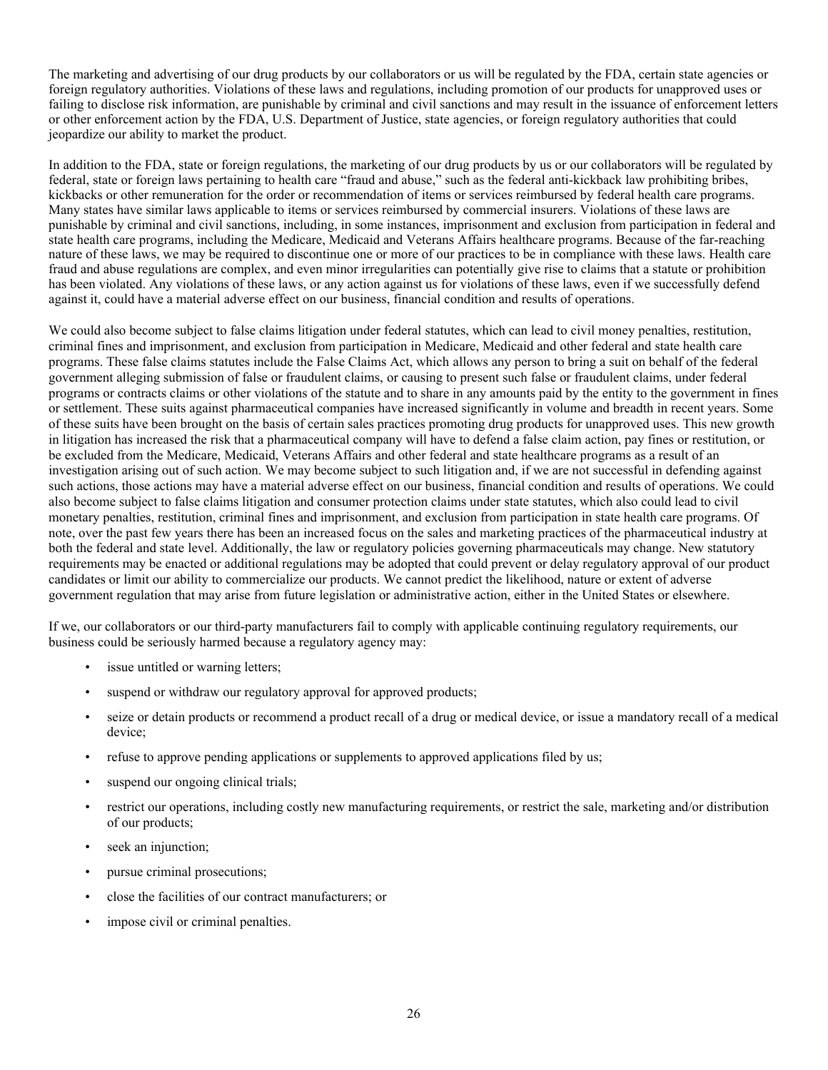The marketing and advertising of our drug products by our collaborators or us will be regulated by the FDA, certain state agencies or foreign regulatory authorities. Violations of these laws and regulations, including promotion of our products for unapproved uses or failing to disclose risk information, are punishable by criminal and civil sanctions and may result in the issuance of enforcement letters or other enforcement action by the FDA, U.S. Department of Justice, state agencies, or foreign regulatory authorities that could jeopardize our ability to market the product.

In addition to the FDA, state or foreign regulations, the marketing of our drug products by us or our collaborators will be regulated by federal, state or foreign laws pertaining to health care "fraud and abuse," such as the federal anti-kickback law prohibiting bribes, kickbacks or other remuneration for the order or recommendation of items or services reimbursed by federal health care programs. Many states have similar laws applicable to items or services reimbursed by commercial insurers. Violations of these laws are punishable by criminal and civil sanctions, including, in some instances, imprisonment and exclusion from participation in federal and state health care programs, including the Medicare, Medicaid and Veterans Affairs healthcare programs. Because of the far-reaching nature of these laws, we may be required to discontinue one or more of our practices to be in compliance with these laws. Health care fraud and abuse regulations are complex, and even minor irregularities can potentially give rise to claims that a statute or prohibition has been violated. Any violations of these laws, or any action against us for violations of these laws, even if we successfully defend against it, could have a material adverse effect on our business, financial condition and results of operations.

We could also become subject to false claims litigation under federal statutes, which can lead to civil money penalties, restitution, criminal fines and imprisonment, and exclusion from participation in Medicare, Medicaid and other federal and state health care programs. These false claims statutes include the False Claims Act, which allows any person to bring a suit on behalf of the federal government alleging submission of false or fraudulent claims, or causing to present such false or fraudulent claims, under federal programs or contracts claims or other violations of the statute and to share in any amounts paid by the entity to the government in fines or settlement. These suits against pharmaceutical companies have increased significantly in volume and breadth in recent years. Some of these suits have been brought on the basis of certain sales practices promoting drug products for unapproved uses. This new growth in litigation has increased the risk that a pharmaceutical company will have to defend a false claim action, pay fines or restitution, or be excluded from the Medicare, Medicaid, Veterans Affairs and other federal and state healthcare programs as a result of an investigation arising out of such action. We may become subject to such litigation and, if we are not successful in defending against such actions, those actions may have a material adverse effect on our business, financial condition and results of operations. We could also become subject to false claims litigation and consumer protection claims under state statutes, which also could lead to civil monetary penalties, restitution, criminal fines and imprisonment, and exclusion from participation in state health care programs. Of note, over the past few years there has been an increased focus on the sales and marketing practices of the pharmaceutical industry at both the federal and state level. Additionally, the law or regulatory policies governing pharmaceuticals may change. New statutory requirements may be enacted or additional regulations may be adopted that could prevent or delay regulatory approval of our product candidates or limit our ability to commercialize our products. We cannot predict the likelihood, nature or extent of adverse government regulation that may arise from future legislation or administrative action, either in the United States or elsewhere.

If we, our collaborators or our third-party manufacturers fail to comply with applicable continuing regulatory requirements, our business could be seriously harmed because a regulatory agency may:

- issue untitled or warning letters;
- suspend or withdraw our regulatory approval for approved products;
- seize or detain products or recommend a product recall of a drug or medical device, or issue a mandatory recall of a medical device;
- refuse to approve pending applications or supplements to approved applications filed by us;
- suspend our ongoing clinical trials;
- restrict our operations, including costly new manufacturing requirements, or restrict the sale, marketing and/or distribution of our products;
- seek an injunction;
- pursue criminal prosecutions;
- close the facilities of our contract manufacturers; or
- impose civil or criminal penalties.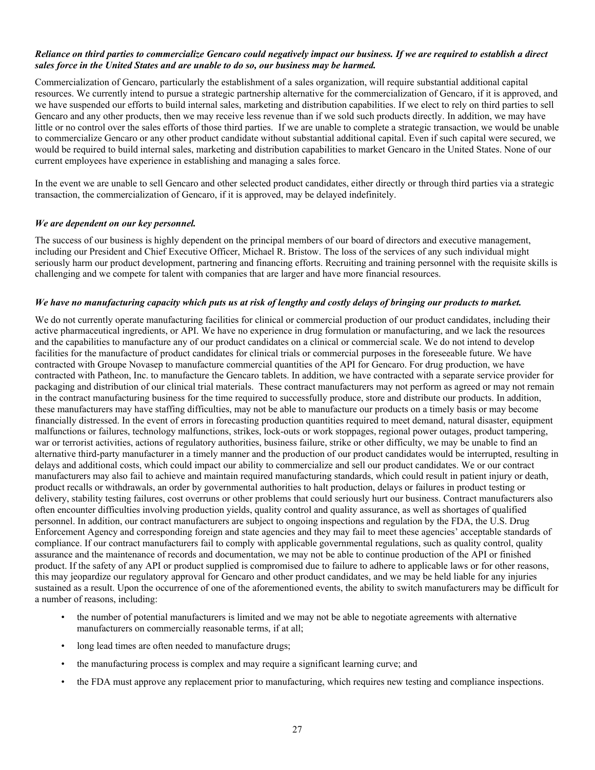***Reliance on third parties to commercialize Gencaro could negatively impact our business. If we are required to establish a direct sales force in the United States and are unable to do so, our business may be harmed.***

Commercialization of Gencaro, particularly the establishment of a sales organization, will require substantial additional capital resources. We currently intend to pursue a strategic partnership alternative for the commercialization of Gencaro, if it is approved, and we have suspended our efforts to build internal sales, marketing and distribution capabilities. If we elect to rely on third parties to sell Gencaro and any other products, then we may receive less revenue than if we sold such products directly. In addition, we may have little or no control over the sales efforts of those third parties. If we are unable to complete a strategic transaction, we would be unable to commercialize Gencaro or any other product candidate without substantial additional capital. Even if such capital were secured, we would be required to build internal sales, marketing and distribution capabilities to market Gencaro in the United States. None of our current employees have experience in establishing and managing a sales force.

In the event we are unable to sell Gencaro and other selected product candidates, either directly or through third parties via a strategic transaction, the commercialization of Gencaro, if it is approved, may be delayed indefinitely.

***We are dependent on our key personnel.***

The success of our business is highly dependent on the principal members of our board of directors and executive management, including our President and Chief Executive Officer, Michael R. Bristow. The loss of the services of any such individual might seriously harm our product development, partnering and financing efforts. Recruiting and training personnel with the requisite skills is challenging and we compete for talent with companies that are larger and have more financial resources.

***We have no manufacturing capacity which puts us at risk of lengthy and costly delays of bringing our products to market.***

We do not currently operate manufacturing facilities for clinical or commercial production of our product candidates, including their active pharmaceutical ingredients, or API. We have no experience in drug formulation or manufacturing, and we lack the resources and the capabilities to manufacture any of our product candidates on a clinical or commercial scale. We do not intend to develop facilities for the manufacture of product candidates for clinical trials or commercial purposes in the foreseeable future. We have contracted with Groupe Novasep to manufacture commercial quantities of the API for Gencaro. For drug production, we have contracted with Patheon, Inc. to manufacture the Gencaro tablets. In addition, we have contracted with a separate service provider for packaging and distribution of our clinical trial materials. These contract manufacturers may not perform as agreed or may not remain in the contract manufacturing business for the time required to successfully produce, store and distribute our products. In addition, these manufacturers may have staffing difficulties, may not be able to manufacture our products on a timely basis or may become financially distressed. In the event of errors in forecasting production quantities required to meet demand, natural disaster, equipment malfunctions or failures, technology malfunctions, strikes, lock-outs or work stoppages, regional power outages, product tampering, war or terrorist activities, actions of regulatory authorities, business failure, strike or other difficulty, we may be unable to find an alternative third-party manufacturer in a timely manner and the production of our product candidates would be interrupted, resulting in delays and additional costs, which could impact our ability to commercialize and sell our product candidates. We or our contract manufacturers may also fail to achieve and maintain required manufacturing standards, which could result in patient injury or death, product recalls or withdrawals, an order by governmental authorities to halt production, delays or failures in product testing or delivery, stability testing failures, cost overruns or other problems that could seriously hurt our business. Contract manufacturers also often encounter difficulties involving production yields, quality control and quality assurance, as well as shortages of qualified personnel. In addition, our contract manufacturers are subject to ongoing inspections and regulation by the FDA, the U.S. Drug Enforcement Agency and corresponding foreign and state agencies and they may fail to meet these agencies' acceptable standards of compliance. If our contract manufacturers fail to comply with applicable governmental regulations, such as quality control, quality assurance and the maintenance of records and documentation, we may not be able to continue production of the API or finished product. If the safety of any API or product supplied is compromised due to failure to adhere to applicable laws or for other reasons, this may jeopardize our regulatory approval for Gencaro and other product candidates, and we may be held liable for any injuries sustained as a result. Upon the occurrence of one of the aforementioned events, the ability to switch manufacturers may be difficult for a number of reasons, including:

- the number of potential manufacturers is limited and we may not be able to negotiate agreements with alternative manufacturers on commercially reasonable terms, if at all;
- long lead times are often needed to manufacture drugs;
- the manufacturing process is complex and may require a significant learning curve; and
- the FDA must approve any replacement prior to manufacturing, which requires new testing and compliance inspections.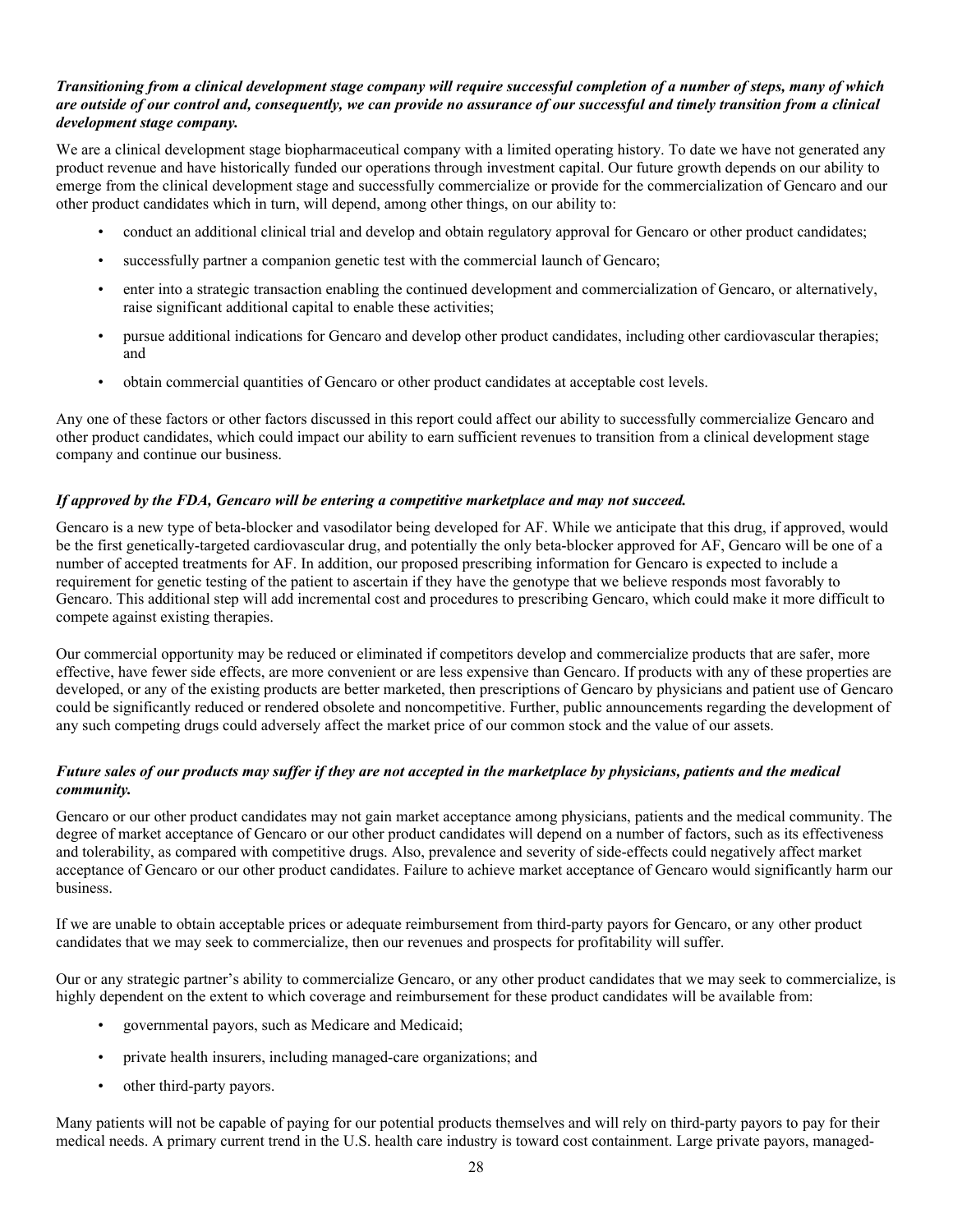***Transitioning from a clinical development stage company will require successful completion of a number of steps, many of which are outside of our control and, consequently, we can provide no assurance of our successful and timely transition from a clinical development stage company.***

We are a clinical development stage biopharmaceutical company with a limited operating history. To date we have not generated any product revenue and have historically funded our operations through investment capital. Our future growth depends on our ability to emerge from the clinical development stage and successfully commercialize or provide for the commercialization of Gencaro and our other product candidates which in turn, will depend, among other things, on our ability to:

- conduct an additional clinical trial and develop and obtain regulatory approval for Gencaro or other product candidates;
- successfully partner a companion genetic test with the commercial launch of Gencaro;
- enter into a strategic transaction enabling the continued development and commercialization of Gencaro, or alternatively, raise significant additional capital to enable these activities;
- pursue additional indications for Gencaro and develop other product candidates, including other cardiovascular therapies; and
- obtain commercial quantities of Gencaro or other product candidates at acceptable cost levels.

Any one of these factors or other factors discussed in this report could affect our ability to successfully commercialize Gencaro and other product candidates, which could impact our ability to earn sufficient revenues to transition from a clinical development stage company and continue our business.

***If approved by the FDA, Gencaro will be entering a competitive marketplace and may not succeed.***

Gencaro is a new type of beta-blocker and vasodilator being developed for AF. While we anticipate that this drug, if approved, would be the first genetically-targeted cardiovascular drug, and potentially the only beta-blocker approved for AF, Gencaro will be one of a number of accepted treatments for AF. In addition, our proposed prescribing information for Gencaro is expected to include a requirement for genetic testing of the patient to ascertain if they have the genotype that we believe responds most favorably to Gencaro. This additional step will add incremental cost and procedures to prescribing Gencaro, which could make it more difficult to compete against existing therapies.

Our commercial opportunity may be reduced or eliminated if competitors develop and commercialize products that are safer, more effective, have fewer side effects, are more convenient or are less expensive than Gencaro. If products with any of these properties are developed, or any of the existing products are better marketed, then prescriptions of Gencaro by physicians and patient use of Gencaro could be significantly reduced or rendered obsolete and noncompetitive. Further, public announcements regarding the development of any such competing drugs could adversely affect the market price of our common stock and the value of our assets.

***Future sales of our products may suffer if they are not accepted in the marketplace by physicians, patients and the medical community.***

Gencaro or our other product candidates may not gain market acceptance among physicians, patients and the medical community. The degree of market acceptance of Gencaro or our other product candidates will depend on a number of factors, such as its effectiveness and tolerability, as compared with competitive drugs. Also, prevalence and severity of side-effects could negatively affect market acceptance of Gencaro or our other product candidates. Failure to achieve market acceptance of Gencaro would significantly harm our business.

If we are unable to obtain acceptable prices or adequate reimbursement from third-party payors for Gencaro, or any other product candidates that we may seek to commercialize, then our revenues and prospects for profitability will suffer.

Our or any strategic partner's ability to commercialize Gencaro, or any other product candidates that we may seek to commercialize, is highly dependent on the extent to which coverage and reimbursement for these product candidates will be available from:

- governmental payors, such as Medicare and Medicaid;
- private health insurers, including managed-care organizations; and
- other third-party payors.

Many patients will not be capable of paying for our potential products themselves and will rely on third-party payors to pay for their medical needs. A primary current trend in the U.S. health care industry is toward cost containment. Large private payors, managed-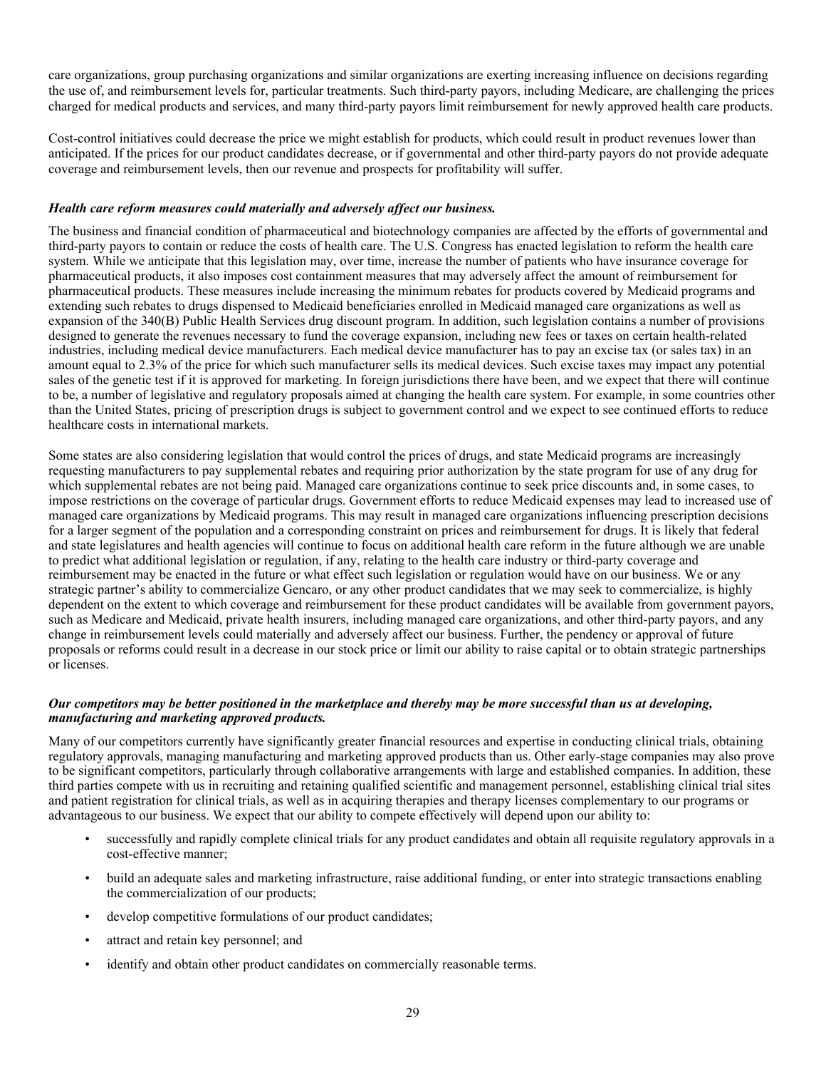care organizations, group purchasing organizations and similar organizations are exerting increasing influence on decisions regarding the use of, and reimbursement levels for, particular treatments. Such third-party payors, including Medicare, are challenging the prices charged for medical products and services, and many third-party payors limit reimbursement for newly approved health care products.

Cost-control initiatives could decrease the price we might establish for products, which could result in product revenues lower than anticipated. If the prices for our product candidates decrease, or if governmental and other third-party payors do not provide adequate coverage and reimbursement levels, then our revenue and prospects for profitability will suffer.

***Health care reform measures could materially and adversely affect our business.***

The business and financial condition of pharmaceutical and biotechnology companies are affected by the efforts of governmental and third-party payors to contain or reduce the costs of health care. The U.S. Congress has enacted legislation to reform the health care system. While we anticipate that this legislation may, over time, increase the number of patients who have insurance coverage for pharmaceutical products, it also imposes cost containment measures that may adversely affect the amount of reimbursement for pharmaceutical products. These measures include increasing the minimum rebates for products covered by Medicaid programs and extending such rebates to drugs dispensed to Medicaid beneficiaries enrolled in Medicaid managed care organizations as well as expansion of the 340(B) Public Health Services drug discount program. In addition, such legislation contains a number of provisions designed to generate the revenues necessary to fund the coverage expansion, including new fees or taxes on certain health-related industries, including medical device manufacturers. Each medical device manufacturer has to pay an excise tax (or sales tax) in an amount equal to 2.3% of the price for which such manufacturer sells its medical devices. Such excise taxes may impact any potential sales of the genetic test if it is approved for marketing. In foreign jurisdictions there have been, and we expect that there will continue to be, a number of legislative and regulatory proposals aimed at changing the health care system. For example, in some countries other than the United States, pricing of prescription drugs is subject to government control and we expect to see continued efforts to reduce healthcare costs in international markets.

Some states are also considering legislation that would control the prices of drugs, and state Medicaid programs are increasingly requesting manufacturers to pay supplemental rebates and requiring prior authorization by the state program for use of any drug for which supplemental rebates are not being paid. Managed care organizations continue to seek price discounts and, in some cases, to impose restrictions on the coverage of particular drugs. Government efforts to reduce Medicaid expenses may lead to increased use of managed care organizations by Medicaid programs. This may result in managed care organizations influencing prescription decisions for a larger segment of the population and a corresponding constraint on prices and reimbursement for drugs. It is likely that federal and state legislatures and health agencies will continue to focus on additional health care reform in the future although we are unable to predict what additional legislation or regulation, if any, relating to the health care industry or third-party coverage and reimbursement may be enacted in the future or what effect such legislation or regulation would have on our business. We or any strategic partner's ability to commercialize Gencaro, or any other product candidates that we may seek to commercialize, is highly dependent on the extent to which coverage and reimbursement for these product candidates will be available from government payors, such as Medicare and Medicaid, private health insurers, including managed care organizations, and other third-party payors, and any change in reimbursement levels could materially and adversely affect our business. Further, the pendency or approval of future proposals or reforms could result in a decrease in our stock price or limit our ability to raise capital or to obtain strategic partnerships or licenses.

***Our competitors may be better positioned in the marketplace and thereby may be more successful than us at developing, manufacturing and marketing approved products.***

Many of our competitors currently have significantly greater financial resources and expertise in conducting clinical trials, obtaining regulatory approvals, managing manufacturing and marketing approved products than us. Other early-stage companies may also prove to be significant competitors, particularly through collaborative arrangements with large and established companies. In addition, these third parties compete with us in recruiting and retaining qualified scientific and management personnel, establishing clinical trial sites and patient registration for clinical trials, as well as in acquiring therapies and therapy licenses complementary to our programs or advantageous to our business. We expect that our ability to compete effectively will depend upon our ability to:

- successfully and rapidly complete clinical trials for any product candidates and obtain all requisite regulatory approvals in a cost-effective manner;
- build an adequate sales and marketing infrastructure, raise additional funding, or enter into strategic transactions enabling the commercialization of our products;
- develop competitive formulations of our product candidates;
- attract and retain key personnel; and
- identify and obtain other product candidates on commercially reasonable terms.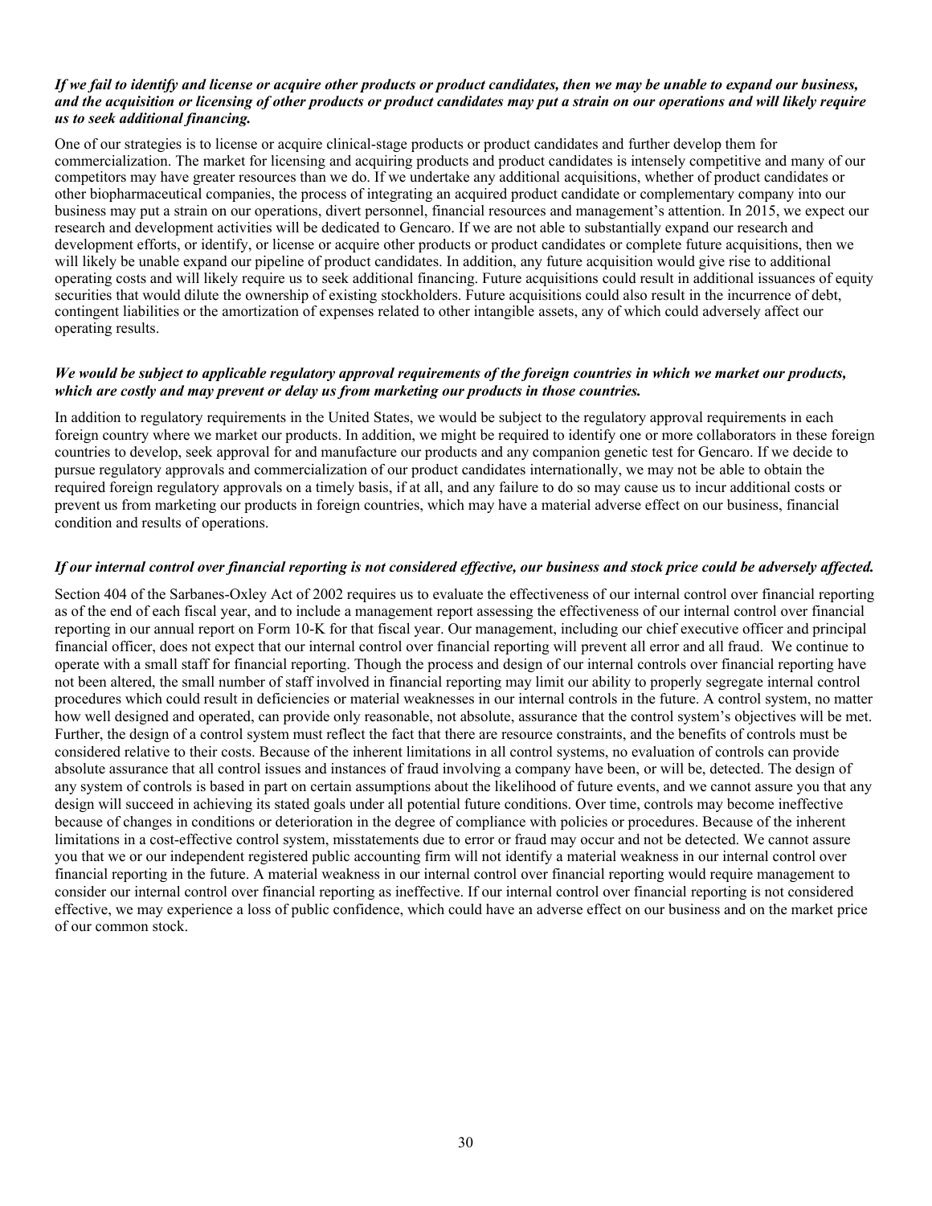***If we fail to identify and license or acquire other products or product candidates, then we may be unable to expand our business, and the acquisition or licensing of other products or product candidates may put a strain on our operations and will likely require us to seek additional financing.***

One of our strategies is to license or acquire clinical-stage products or product candidates and further develop them for commercialization. The market for licensing and acquiring products and product candidates is intensely competitive and many of our competitors may have greater resources than we do. If we undertake any additional acquisitions, whether of product candidates or other biopharmaceutical companies, the process of integrating an acquired product candidate or complementary company into our business may put a strain on our operations, divert personnel, financial resources and management's attention. In 2015, we expect our research and development activities will be dedicated to Gencaro. If we are not able to substantially expand our research and development efforts, or identify, or license or acquire other products or product candidates or complete future acquisitions, then we will likely be unable expand our pipeline of product candidates. In addition, any future acquisition would give rise to additional operating costs and will likely require us to seek additional financing. Future acquisitions could result in additional issuances of equity securities that would dilute the ownership of existing stockholders. Future acquisitions could also result in the incurrence of debt, contingent liabilities or the amortization of expenses related to other intangible assets, any of which could adversely affect our operating results.

***We would be subject to applicable regulatory approval requirements of the foreign countries in which we market our products, which are costly and may prevent or delay us from marketing our products in those countries.***

In addition to regulatory requirements in the United States, we would be subject to the regulatory approval requirements in each foreign country where we market our products. In addition, we might be required to identify one or more collaborators in these foreign countries to develop, seek approval for and manufacture our products and any companion genetic test for Gencaro. If we decide to pursue regulatory approvals and commercialization of our product candidates internationally, we may not be able to obtain the required foreign regulatory approvals on a timely basis, if at all, and any failure to do so may cause us to incur additional costs or prevent us from marketing our products in foreign countries, which may have a material adverse effect on our business, financial condition and results of operations.

***If our internal control over financial reporting is not considered effective, our business and stock price could be adversely affected.***

Section 404 of the Sarbanes-Oxley Act of 2002 requires us to evaluate the effectiveness of our internal control over financial reporting as of the end of each fiscal year, and to include a management report assessing the effectiveness of our internal control over financial reporting in our annual report on Form 10-K for that fiscal year. Our management, including our chief executive officer and principal financial officer, does not expect that our internal control over financial reporting will prevent all error and all fraud. We continue to operate with a small staff for financial reporting. Though the process and design of our internal controls over financial reporting have not been altered, the small number of staff involved in financial reporting may limit our ability to properly segregate internal control procedures which could result in deficiencies or material weaknesses in our internal controls in the future. A control system, no matter how well designed and operated, can provide only reasonable, not absolute, assurance that the control system's objectives will be met. Further, the design of a control system must reflect the fact that there are resource constraints, and the benefits of controls must be considered relative to their costs. Because of the inherent limitations in all control systems, no evaluation of controls can provide absolute assurance that all control issues and instances of fraud involving a company have been, or will be, detected. The design of any system of controls is based in part on certain assumptions about the likelihood of future events, and we cannot assure you that any design will succeed in achieving its stated goals under all potential future conditions. Over time, controls may become ineffective because of changes in conditions or deterioration in the degree of compliance with policies or procedures. Because of the inherent limitations in a cost-effective control system, misstatements due to error or fraud may occur and not be detected. We cannot assure you that we or our independent registered public accounting firm will not identify a material weakness in our internal control over financial reporting in the future. A material weakness in our internal control over financial reporting would require management to consider our internal control over financial reporting as ineffective. If our internal control over financial reporting is not considered effective, we may experience a loss of public confidence, which could have an adverse effect on our business and on the market price of our common stock.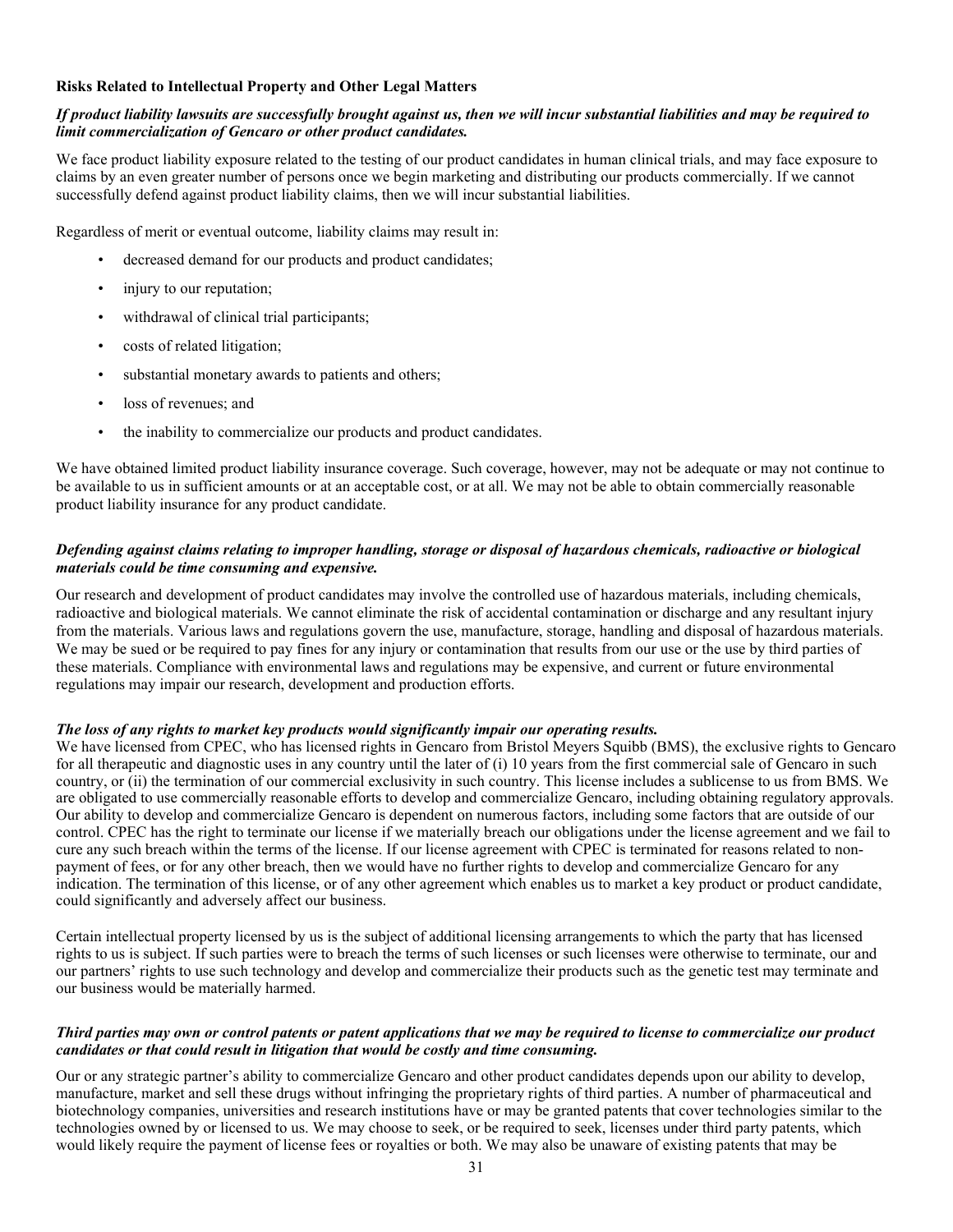**Risks Related to Intellectual Property and Other Legal Matters**

***If product liability lawsuits are successfully brought against us, then we will incur substantial liabilities and may be required to limit commercialization of Gencaro or other product candidates.***

We face product liability exposure related to the testing of our product candidates in human clinical trials, and may face exposure to claims by an even greater number of persons once we begin marketing and distributing our products commercially. If we cannot successfully defend against product liability claims, then we will incur substantial liabilities.

Regardless of merit or eventual outcome, liability claims may result in:

- decreased demand for our products and product candidates;
- injury to our reputation;
- withdrawal of clinical trial participants;
- costs of related litigation;
- substantial monetary awards to patients and others;
- loss of revenues; and
- the inability to commercialize our products and product candidates.

We have obtained limited product liability insurance coverage. Such coverage, however, may not be adequate or may not continue to be available to us in sufficient amounts or at an acceptable cost, or at all. We may not be able to obtain commercially reasonable product liability insurance for any product candidate.

***Defending against claims relating to improper handling, storage or disposal of hazardous chemicals, radioactive or biological materials could be time consuming and expensive.***

Our research and development of product candidates may involve the controlled use of hazardous materials, including chemicals, radioactive and biological materials. We cannot eliminate the risk of accidental contamination or discharge and any resultant injury from the materials. Various laws and regulations govern the use, manufacture, storage, handling and disposal of hazardous materials. We may be sued or be required to pay fines for any injury or contamination that results from our use or the use by third parties of these materials. Compliance with environmental laws and regulations may be expensive, and current or future environmental regulations may impair our research, development and production efforts.

***The loss of any rights to market key products would significantly impair our operating results.***

We have licensed from CPEC, who has licensed rights in Gencaro from Bristol Meyers Squibb (BMS), the exclusive rights to Gencaro for all therapeutic and diagnostic uses in any country until the later of (i) 10 years from the first commercial sale of Gencaro in such country, or (ii) the termination of our commercial exclusivity in such country. This license includes a sublicense to us from BMS. We are obligated to use commercially reasonable efforts to develop and commercialize Gencaro, including obtaining regulatory approvals. Our ability to develop and commercialize Gencaro is dependent on numerous factors, including some factors that are outside of our control. CPEC has the right to terminate our license if we materially breach our obligations under the license agreement and we fail to cure any such breach within the terms of the license. If our license agreement with CPEC is terminated for reasons related to non-payment of fees, or for any other breach, then we would have no further rights to develop and commercialize Gencaro for any indication. The termination of this license, or of any other agreement which enables us to market a key product or product candidate, could significantly and adversely affect our business.

Certain intellectual property licensed by us is the subject of additional licensing arrangements to which the party that has licensed rights to us is subject. If such parties were to breach the terms of such licenses or such licenses were otherwise to terminate, our and our partners' rights to use such technology and develop and commercialize their products such as the genetic test may terminate and our business would be materially harmed.

***Third parties may own or control patents or patent applications that we may be required to license to commercialize our product candidates or that could result in litigation that would be costly and time consuming.***

Our or any strategic partner's ability to commercialize Gencaro and other product candidates depends upon our ability to develop, manufacture, market and sell these drugs without infringing the proprietary rights of third parties. A number of pharmaceutical and biotechnology companies, universities and research institutions have or may be granted patents that cover technologies similar to the technologies owned by or licensed to us. We may choose to seek, or be required to seek, licenses under third party patents, which would likely require the payment of license fees or royalties or both. We may also be unaware of existing patents that may be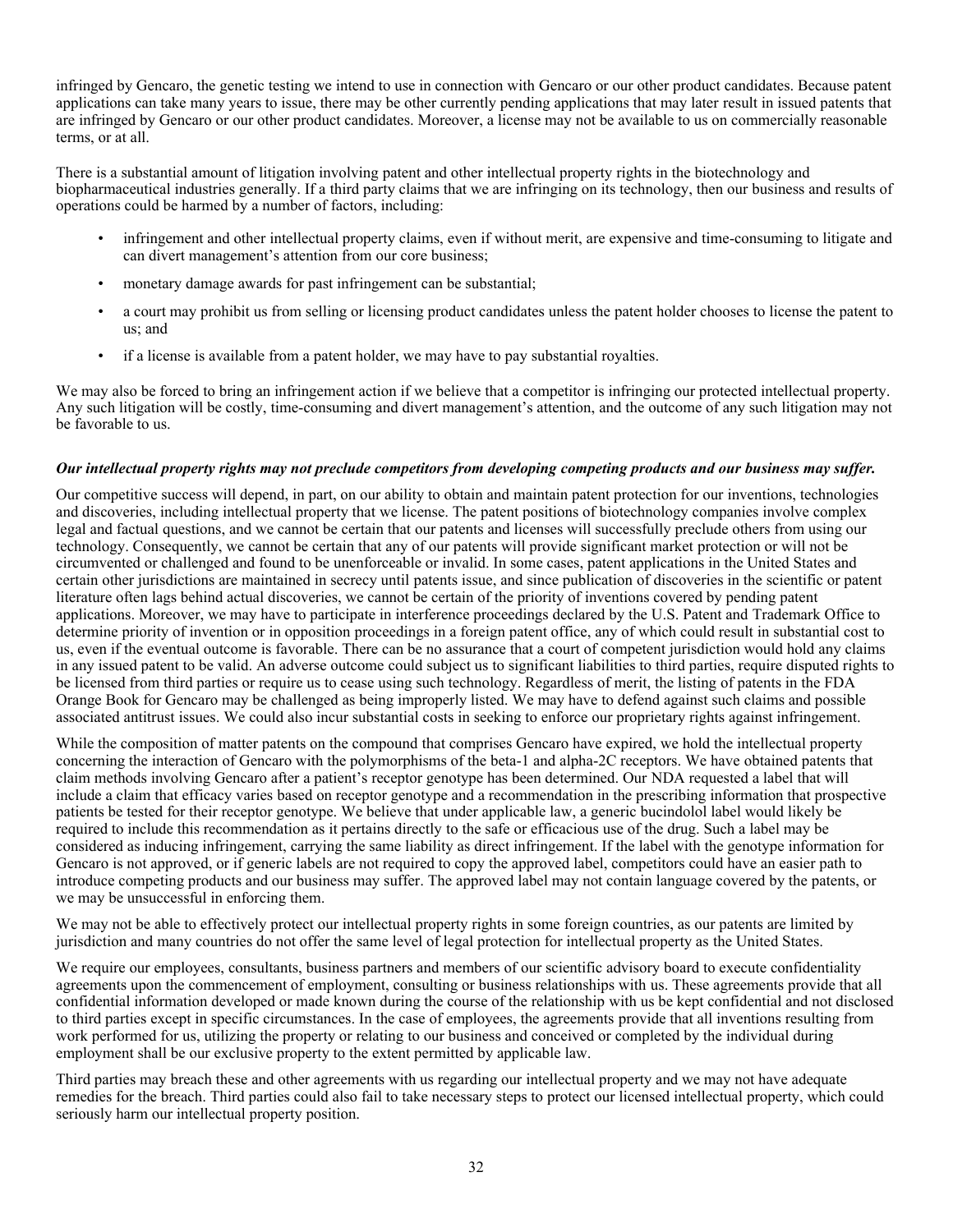infringed by Gencaro, the genetic testing we intend to use in connection with Gencaro or our other product candidates. Because patent applications can take many years to issue, there may be other currently pending applications that may later result in issued patents that are infringed by Gencaro or our other product candidates. Moreover, a license may not be available to us on commercially reasonable terms, or at all.

There is a substantial amount of litigation involving patent and other intellectual property rights in the biotechnology and biopharmaceutical industries generally. If a third party claims that we are infringing on its technology, then our business and results of operations could be harmed by a number of factors, including:

- infringement and other intellectual property claims, even if without merit, are expensive and time-consuming to litigate and can divert management's attention from our core business;
- monetary damage awards for past infringement can be substantial;
- a court may prohibit us from selling or licensing product candidates unless the patent holder chooses to license the patent to us; and
- if a license is available from a patent holder, we may have to pay substantial royalties.

We may also be forced to bring an infringement action if we believe that a competitor is infringing our protected intellectual property. Any such litigation will be costly, time-consuming and divert management's attention, and the outcome of any such litigation may not be favorable to us.

***Our intellectual property rights may not preclude competitors from developing competing products and our business may suffer.***

Our competitive success will depend, in part, on our ability to obtain and maintain patent protection for our inventions, technologies and discoveries, including intellectual property that we license. The patent positions of biotechnology companies involve complex legal and factual questions, and we cannot be certain that our patents and licenses will successfully preclude others from using our technology. Consequently, we cannot be certain that any of our patents will provide significant market protection or will not be circumvented or challenged and found to be unenforceable or invalid. In some cases, patent applications in the United States and certain other jurisdictions are maintained in secrecy until patents issue, and since publication of discoveries in the scientific or patent literature often lags behind actual discoveries, we cannot be certain of the priority of inventions covered by pending patent applications. Moreover, we may have to participate in interference proceedings declared by the U.S. Patent and Trademark Office to determine priority of invention or in opposition proceedings in a foreign patent office, any of which could result in substantial cost to us, even if the eventual outcome is favorable. There can be no assurance that a court of competent jurisdiction would hold any claims in any issued patent to be valid. An adverse outcome could subject us to significant liabilities to third parties, require disputed rights to be licensed from third parties or require us to cease using such technology. Regardless of merit, the listing of patents in the FDA Orange Book for Gencaro may be challenged as being improperly listed. We may have to defend against such claims and possible associated antitrust issues. We could also incur substantial costs in seeking to enforce our proprietary rights against infringement.

While the composition of matter patents on the compound that comprises Gencaro have expired, we hold the intellectual property concerning the interaction of Gencaro with the polymorphisms of the beta-1 and alpha-2C receptors. We have obtained patents that claim methods involving Gencaro after a patient's receptor genotype has been determined. Our NDA requested a label that will include a claim that efficacy varies based on receptor genotype and a recommendation in the prescribing information that prospective patients be tested for their receptor genotype. We believe that under applicable law, a generic bucindolol label would likely be required to include this recommendation as it pertains directly to the safe or efficacious use of the drug. Such a label may be considered as inducing infringement, carrying the same liability as direct infringement. If the label with the genotype information for Gencaro is not approved, or if generic labels are not required to copy the approved label, competitors could have an easier path to introduce competing products and our business may suffer. The approved label may not contain language covered by the patents, or we may be unsuccessful in enforcing them.

We may not be able to effectively protect our intellectual property rights in some foreign countries, as our patents are limited by jurisdiction and many countries do not offer the same level of legal protection for intellectual property as the United States.

We require our employees, consultants, business partners and members of our scientific advisory board to execute confidentiality agreements upon the commencement of employment, consulting or business relationships with us. These agreements provide that all confidential information developed or made known during the course of the relationship with us be kept confidential and not disclosed to third parties except in specific circumstances. In the case of employees, the agreements provide that all inventions resulting from work performed for us, utilizing the property or relating to our business and conceived or completed by the individual during employment shall be our exclusive property to the extent permitted by applicable law.

Third parties may breach these and other agreements with us regarding our intellectual property and we may not have adequate remedies for the breach. Third parties could also fail to take necessary steps to protect our licensed intellectual property, which could seriously harm our intellectual property position.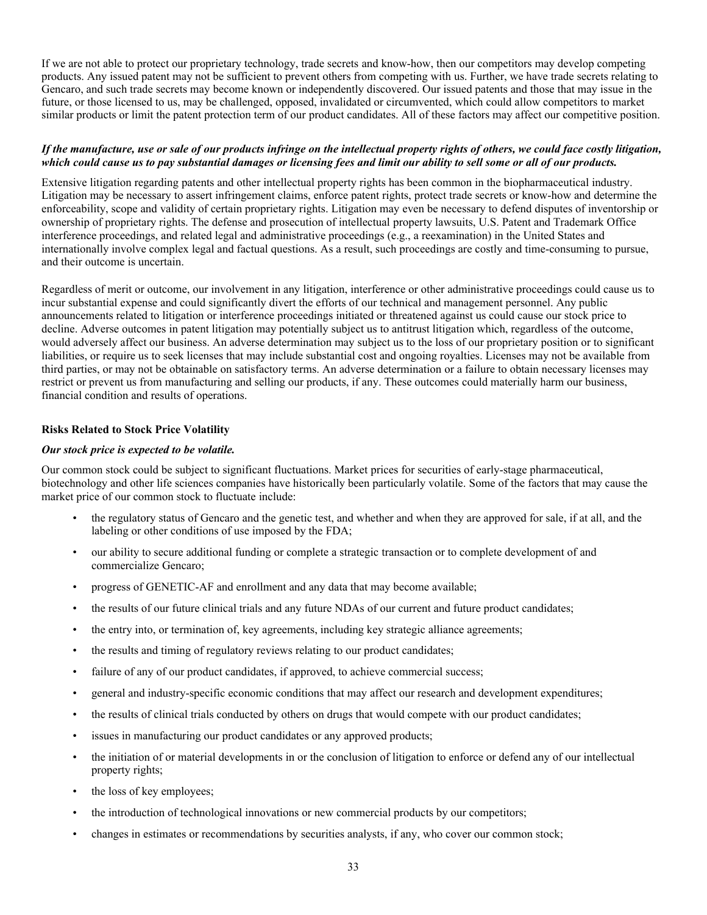If we are not able to protect our proprietary technology, trade secrets and know-how, then our competitors may develop competing products. Any issued patent may not be sufficient to prevent others from competing with us. Further, we have trade secrets relating to Gencaro, and such trade secrets may become known or independently discovered. Our issued patents and those that may issue in the future, or those licensed to us, may be challenged, opposed, invalidated or circumvented, which could allow competitors to market similar products or limit the patent protection term of our product candidates. All of these factors may affect our competitive position.

***If the manufacture, use or sale of our products infringe on the intellectual property rights of others, we could face costly litigation, which could cause us to pay substantial damages or licensing fees and limit our ability to sell some or all of our products.***

Extensive litigation regarding patents and other intellectual property rights has been common in the biopharmaceutical industry. Litigation may be necessary to assert infringement claims, enforce patent rights, protect trade secrets or know-how and determine the enforceability, scope and validity of certain proprietary rights. Litigation may even be necessary to defend disputes of inventorship or ownership of proprietary rights. The defense and prosecution of intellectual property lawsuits, U.S. Patent and Trademark Office interference proceedings, and related legal and administrative proceedings (e.g., a reexamination) in the United States and internationally involve complex legal and factual questions. As a result, such proceedings are costly and time-consuming to pursue, and their outcome is uncertain.

Regardless of merit or outcome, our involvement in any litigation, interference or other administrative proceedings could cause us to incur substantial expense and could significantly divert the efforts of our technical and management personnel. Any public announcements related to litigation or interference proceedings initiated or threatened against us could cause our stock price to decline. Adverse outcomes in patent litigation may potentially subject us to antitrust litigation which, regardless of the outcome, would adversely affect our business. An adverse determination may subject us to the loss of our proprietary position or to significant liabilities, or require us to seek licenses that may include substantial cost and ongoing royalties. Licenses may not be available from third parties, or may not be obtainable on satisfactory terms. An adverse determination or a failure to obtain necessary licenses may restrict or prevent us from manufacturing and selling our products, if any. These outcomes could materially harm our business, financial condition and results of operations.

**Risks Related to Stock Price Volatility**

***Our stock price is expected to be volatile.***

Our common stock could be subject to significant fluctuations. Market prices for securities of early-stage pharmaceutical, biotechnology and other life sciences companies have historically been particularly volatile. Some of the factors that may cause the market price of our common stock to fluctuate include:

- the regulatory status of Gencaro and the genetic test, and whether and when they are approved for sale, if at all, and the labeling or other conditions of use imposed by the FDA;
- our ability to secure additional funding or complete a strategic transaction or to complete development of and commercialize Gencaro;
- progress of GENETIC-AF and enrollment and any data that may become available;
- the results of our future clinical trials and any future NDAs of our current and future product candidates;
- the entry into, or termination of, key agreements, including key strategic alliance agreements;
- the results and timing of regulatory reviews relating to our product candidates;
- failure of any of our product candidates, if approved, to achieve commercial success;
- general and industry-specific economic conditions that may affect our research and development expenditures;
- the results of clinical trials conducted by others on drugs that would compete with our product candidates;
- issues in manufacturing our product candidates or any approved products;
- the initiation of or material developments in or the conclusion of litigation to enforce or defend any of our intellectual property rights;
- the loss of key employees;
- the introduction of technological innovations or new commercial products by our competitors;
- changes in estimates or recommendations by securities analysts, if any, who cover our common stock;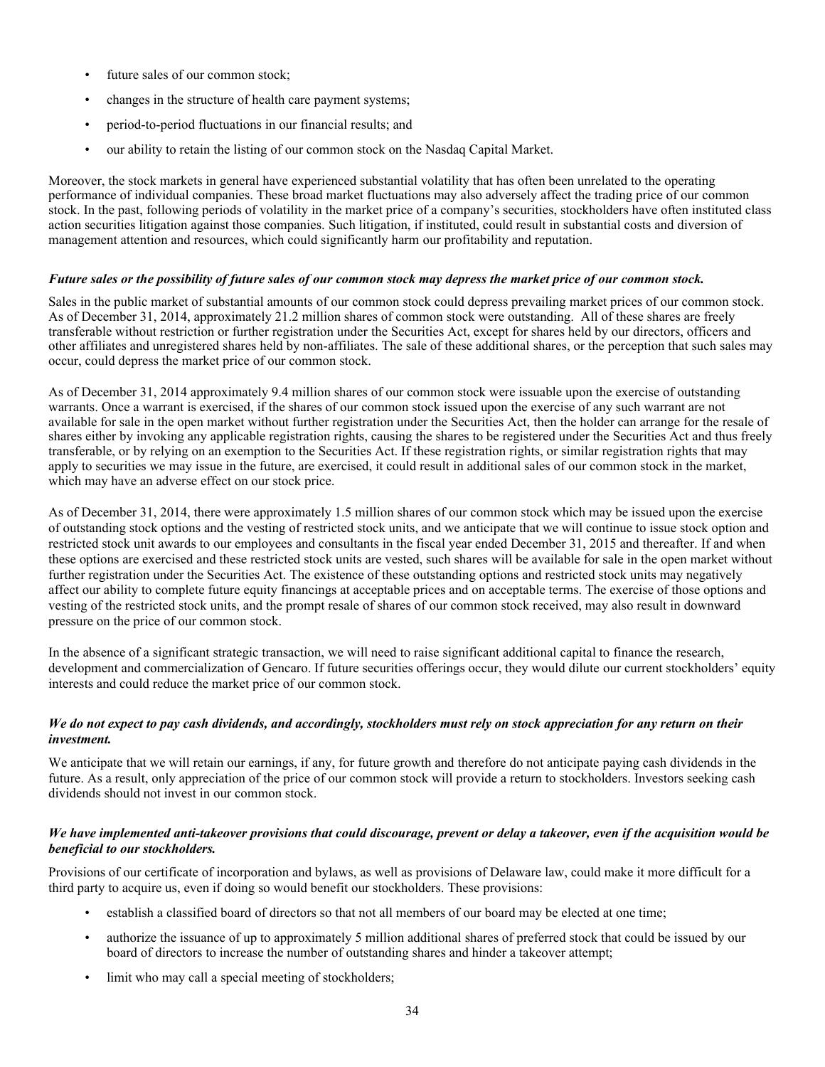- future sales of our common stock;
- changes in the structure of health care payment systems;
- period-to-period fluctuations in our financial results; and
- our ability to retain the listing of our common stock on the Nasdaq Capital Market.

Moreover, the stock markets in general have experienced substantial volatility that has often been unrelated to the operating performance of individual companies. These broad market fluctuations may also adversely affect the trading price of our common stock. In the past, following periods of volatility in the market price of a company's securities, stockholders have often instituted class action securities litigation against those companies. Such litigation, if instituted, could result in substantial costs and diversion of management attention and resources, which could significantly harm our profitability and reputation.

***Future sales or the possibility of future sales of our common stock may depress the market price of our common stock.***

Sales in the public market of substantial amounts of our common stock could depress prevailing market prices of our common stock. As of December 31, 2014, approximately 21.2 million shares of common stock were outstanding. All of these shares are freely transferable without restriction or further registration under the Securities Act, except for shares held by our directors, officers and other affiliates and unregistered shares held by non-affiliates. The sale of these additional shares, or the perception that such sales may occur, could depress the market price of our common stock.

As of December 31, 2014 approximately 9.4 million shares of our common stock were issuable upon the exercise of outstanding warrants. Once a warrant is exercised, if the shares of our common stock issued upon the exercise of any such warrant are not available for sale in the open market without further registration under the Securities Act, then the holder can arrange for the resale of shares either by invoking any applicable registration rights, causing the shares to be registered under the Securities Act and thus freely transferable, or by relying on an exemption to the Securities Act. If these registration rights, or similar registration rights that may apply to securities we may issue in the future, are exercised, it could result in additional sales of our common stock in the market, which may have an adverse effect on our stock price.

As of December 31, 2014, there were approximately 1.5 million shares of our common stock which may be issued upon the exercise of outstanding stock options and the vesting of restricted stock units, and we anticipate that we will continue to issue stock option and restricted stock unit awards to our employees and consultants in the fiscal year ended December 31, 2015 and thereafter. If and when these options are exercised and these restricted stock units are vested, such shares will be available for sale in the open market without further registration under the Securities Act. The existence of these outstanding options and restricted stock units may negatively affect our ability to complete future equity financings at acceptable prices and on acceptable terms. The exercise of those options and vesting of the restricted stock units, and the prompt resale of shares of our common stock received, may also result in downward pressure on the price of our common stock.

In the absence of a significant strategic transaction, we will need to raise significant additional capital to finance the research, development and commercialization of Gencaro. If future securities offerings occur, they would dilute our current stockholders' equity interests and could reduce the market price of our common stock.

***We do not expect to pay cash dividends, and accordingly, stockholders must rely on stock appreciation for any return on their investment.***

We anticipate that we will retain our earnings, if any, for future growth and therefore do not anticipate paying cash dividends in the future. As a result, only appreciation of the price of our common stock will provide a return to stockholders. Investors seeking cash dividends should not invest in our common stock.

***We have implemented anti-takeover provisions that could discourage, prevent or delay a takeover, even if the acquisition would be beneficial to our stockholders.***

Provisions of our certificate of incorporation and bylaws, as well as provisions of Delaware law, could make it more difficult for a third party to acquire us, even if doing so would benefit our stockholders. These provisions:

- establish a classified board of directors so that not all members of our board may be elected at one time;
- authorize the issuance of up to approximately 5 million additional shares of preferred stock that could be issued by our board of directors to increase the number of outstanding shares and hinder a takeover attempt;
- limit who may call a special meeting of stockholders;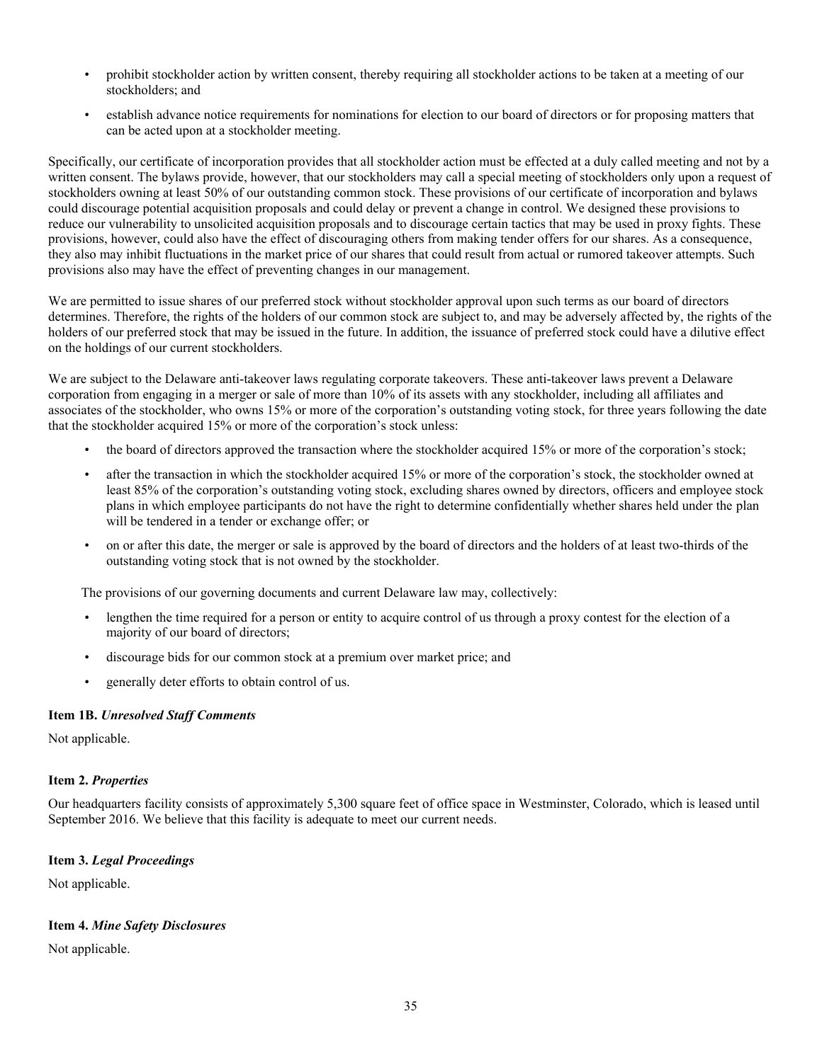- prohibit stockholder action by written consent, thereby requiring all stockholder actions to be taken at a meeting of our stockholders; and
- establish advance notice requirements for nominations for election to our board of directors or for proposing matters that can be acted upon at a stockholder meeting.

Specifically, our certificate of incorporation provides that all stockholder action must be effected at a duly called meeting and not by a written consent. The bylaws provide, however, that our stockholders may call a special meeting of stockholders only upon a request of stockholders owning at least 50% of our outstanding common stock. These provisions of our certificate of incorporation and bylaws could discourage potential acquisition proposals and could delay or prevent a change in control. We designed these provisions to reduce our vulnerability to unsolicited acquisition proposals and to discourage certain tactics that may be used in proxy fights. These provisions, however, could also have the effect of discouraging others from making tender offers for our shares. As a consequence, they also may inhibit fluctuations in the market price of our shares that could result from actual or rumored takeover attempts. Such provisions also may have the effect of preventing changes in our management.

We are permitted to issue shares of our preferred stock without stockholder approval upon such terms as our board of directors determines. Therefore, the rights of the holders of our common stock are subject to, and may be adversely affected by, the rights of the holders of our preferred stock that may be issued in the future. In addition, the issuance of preferred stock could have a dilutive effect on the holdings of our current stockholders.

We are subject to the Delaware anti-takeover laws regulating corporate takeovers. These anti-takeover laws prevent a Delaware corporation from engaging in a merger or sale of more than 10% of its assets with any stockholder, including all affiliates and associates of the stockholder, who owns 15% or more of the corporation's outstanding voting stock, for three years following the date that the stockholder acquired 15% or more of the corporation's stock unless:

- the board of directors approved the transaction where the stockholder acquired 15% or more of the corporation's stock;
- after the transaction in which the stockholder acquired 15% or more of the corporation's stock, the stockholder owned at least 85% of the corporation's outstanding voting stock, excluding shares owned by directors, officers and employee stock plans in which employee participants do not have the right to determine confidentially whether shares held under the plan will be tendered in a tender or exchange offer; or
- on or after this date, the merger or sale is approved by the board of directors and the holders of at least two-thirds of the outstanding voting stock that is not owned by the stockholder.

The provisions of our governing documents and current Delaware law may, collectively:

- lengthen the time required for a person or entity to acquire control of us through a proxy contest for the election of a majority of our board of directors;
- discourage bids for our common stock at a premium over market price; and
- generally deter efforts to obtain control of us.

### Item 1B. *Unresolved Staff Comments*

Not applicable.

### Item 2. *Properties*

Our headquarters facility consists of approximately 5,300 square feet of office space in Westminster, Colorado, which is leased until September 2016. We believe that this facility is adequate to meet our current needs.

### Item 3. *Legal Proceedings*

Not applicable.

### Item 4. *Mine Safety Disclosures*

Not applicable.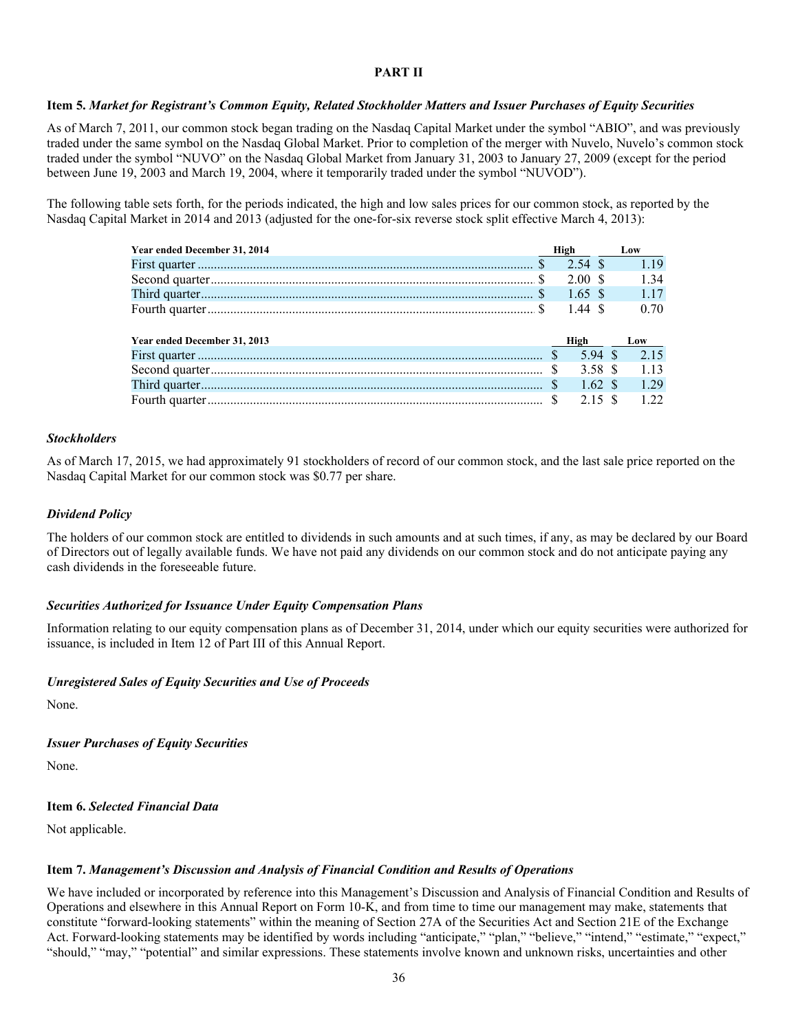# PART II

## Item 5. *Market for Registrant's Common Equity, Related Stockholder Matters and Issuer Purchases of Equity Securities*

As of March 7, 2011, our common stock began trading on the Nasdaq Capital Market under the symbol "ABIO", and was previously traded under the same symbol on the Nasdaq Global Market. Prior to completion of the merger with Nuvelo, Nuvelo's common stock traded under the symbol "NUVO" on the Nasdaq Global Market from January 31, 2003 to January 27, 2009 (except for the period between June 19, 2003 and March 19, 2004, where it temporarily traded under the symbol "NUVOD").

The following table sets forth, for the periods indicated, the high and low sales prices for our common stock, as reported by the Nasdaq Capital Market in 2014 and 2013 (adjusted for the one-for-six reverse stock split effective March 4, 2013):

| Year ended December 31, 2014 | High | Low |
|---|---|---|
| First quarter | $ 2.54 | $ 1.19 |
| Second quarter | $ 2.00 | $ 1.34 |
| Third quarter | $ 1.65 | $ 1.17 |
| Fourth quarter | $ 1.44 | $ 0.70 |

| Year ended December 31, 2013 | High | Low |
|---|---|---|
| First quarter | $ 5.94 | $ 2.15 |
| Second quarter | $ 3.58 | $ 1.13 |
| Third quarter | $ 1.62 | $ 1.29 |
| Fourth quarter | $ 2.15 | $ 1.22 |

### *Stockholders*

As of March 17, 2015, we had approximately 91 stockholders of record of our common stock, and the last sale price reported on the Nasdaq Capital Market for our common stock was $0.77 per share.

### *Dividend Policy*

The holders of our common stock are entitled to dividends in such amounts and at such times, if any, as may be declared by our Board of Directors out of legally available funds. We have not paid any dividends on our common stock and do not anticipate paying any cash dividends in the foreseeable future.

### *Securities Authorized for Issuance Under Equity Compensation Plans*

Information relating to our equity compensation plans as of December 31, 2014, under which our equity securities were authorized for issuance, is included in Item 12 of Part III of this Annual Report.

### *Unregistered Sales of Equity Securities and Use of Proceeds*

None.

### *Issuer Purchases of Equity Securities*

None.

## Item 6. *Selected Financial Data*

Not applicable.

## Item 7. *Management's Discussion and Analysis of Financial Condition and Results of Operations*

We have included or incorporated by reference into this Management's Discussion and Analysis of Financial Condition and Results of Operations and elsewhere in this Annual Report on Form 10-K, and from time to time our management may make, statements that constitute "forward-looking statements" within the meaning of Section 27A of the Securities Act and Section 21E of the Exchange Act. Forward-looking statements may be identified by words including "anticipate," "plan," "believe," "intend," "estimate," "expect," "should," "may," "potential" and similar expressions. These statements involve known and unknown risks, uncertainties and other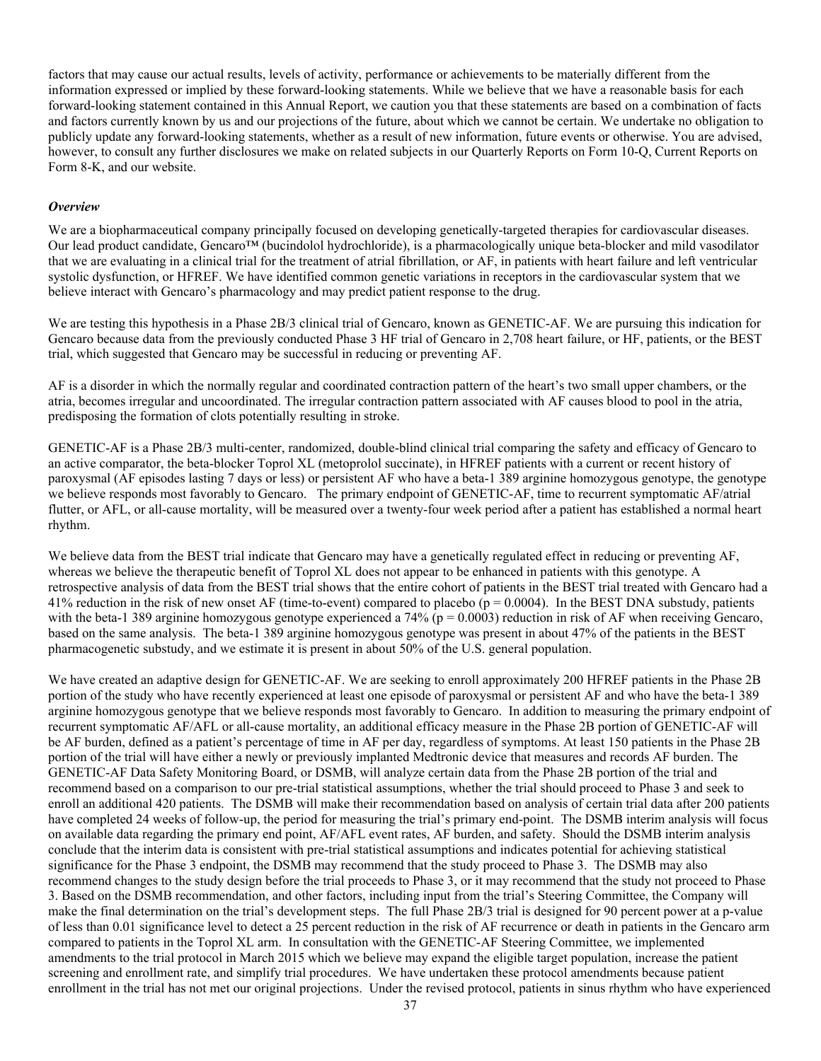factors that may cause our actual results, levels of activity, performance or achievements to be materially different from the information expressed or implied by these forward-looking statements. While we believe that we have a reasonable basis for each forward-looking statement contained in this Annual Report, we caution you that these statements are based on a combination of facts and factors currently known by us and our projections of the future, about which we cannot be certain. We undertake no obligation to publicly update any forward-looking statements, whether as a result of new information, future events or otherwise. You are advised, however, to consult any further disclosures we make on related subjects in our Quarterly Reports on Form 10-Q, Current Reports on Form 8-K, and our website.

***Overview***

We are a biopharmaceutical company principally focused on developing genetically-targeted therapies for cardiovascular diseases. Our lead product candidate, Gencaro™ (bucindolol hydrochloride), is a pharmacologically unique beta-blocker and mild vasodilator that we are evaluating in a clinical trial for the treatment of atrial fibrillation, or AF, in patients with heart failure and left ventricular systolic dysfunction, or HFREF. We have identified common genetic variations in receptors in the cardiovascular system that we believe interact with Gencaro's pharmacology and may predict patient response to the drug.

We are testing this hypothesis in a Phase 2B/3 clinical trial of Gencaro, known as GENETIC-AF. We are pursuing this indication for Gencaro because data from the previously conducted Phase 3 HF trial of Gencaro in 2,708 heart failure, or HF, patients, or the BEST trial, which suggested that Gencaro may be successful in reducing or preventing AF.

AF is a disorder in which the normally regular and coordinated contraction pattern of the heart's two small upper chambers, or the atria, becomes irregular and uncoordinated. The irregular contraction pattern associated with AF causes blood to pool in the atria, predisposing the formation of clots potentially resulting in stroke.

GENETIC-AF is a Phase 2B/3 multi-center, randomized, double-blind clinical trial comparing the safety and efficacy of Gencaro to an active comparator, the beta-blocker Toprol XL (metoprolol succinate), in HFREF patients with a current or recent history of paroxysmal (AF episodes lasting 7 days or less) or persistent AF who have a beta-1 389 arginine homozygous genotype, the genotype we believe responds most favorably to Gencaro. The primary endpoint of GENETIC-AF, time to recurrent symptomatic AF/atrial flutter, or AFL, or all-cause mortality, will be measured over a twenty-four week period after a patient has established a normal heart rhythm.

We believe data from the BEST trial indicate that Gencaro may have a genetically regulated effect in reducing or preventing AF, whereas we believe the therapeutic benefit of Toprol XL does not appear to be enhanced in patients with this genotype. A retrospective analysis of data from the BEST trial shows that the entire cohort of patients in the BEST trial treated with Gencaro had a 41% reduction in the risk of new onset AF (time-to-event) compared to placebo ($p = 0.0004$). In the BEST DNA substudy, patients with the beta-1 389 arginine homozygous genotype experienced a 74% ($p = 0.0003$) reduction in risk of AF when receiving Gencaro, based on the same analysis. The beta-1 389 arginine homozygous genotype was present in about 47% of the patients in the BEST pharmacogenetic substudy, and we estimate it is present in about 50% of the U.S. general population.

We have created an adaptive design for GENETIC-AF. We are seeking to enroll approximately 200 HFREF patients in the Phase 2B portion of the study who have recently experienced at least one episode of paroxysmal or persistent AF and who have the beta-1 389 arginine homozygous genotype that we believe responds most favorably to Gencaro. In addition to measuring the primary endpoint of recurrent symptomatic AF/AFL or all-cause mortality, an additional efficacy measure in the Phase 2B portion of GENETIC-AF will be AF burden, defined as a patient's percentage of time in AF per day, regardless of symptoms. At least 150 patients in the Phase 2B portion of the trial will have either a newly or previously implanted Medtronic device that measures and records AF burden. The GENETIC-AF Data Safety Monitoring Board, or DSMB, will analyze certain data from the Phase 2B portion of the trial and recommend based on a comparison to our pre-trial statistical assumptions, whether the trial should proceed to Phase 3 and seek to enroll an additional 420 patients. The DSMB will make their recommendation based on analysis of certain trial data after 200 patients have completed 24 weeks of follow-up, the period for measuring the trial's primary end-point. The DSMB interim analysis will focus on available data regarding the primary end point, AF/AFL event rates, AF burden, and safety. Should the DSMB interim analysis conclude that the interim data is consistent with pre-trial statistical assumptions and indicates potential for achieving statistical significance for the Phase 3 endpoint, the DSMB may recommend that the study proceed to Phase 3. The DSMB may also recommend changes to the study design before the trial proceeds to Phase 3, or it may recommend that the study not proceed to Phase 3. Based on the DSMB recommendation, and other factors, including input from the trial's Steering Committee, the Company will make the final determination on the trial's development steps. The full Phase 2B/3 trial is designed for 90 percent power at a p-value of less than 0.01 significance level to detect a 25 percent reduction in the risk of AF recurrence or death in patients in the Gencaro arm compared to patients in the Toprol XL arm. In consultation with the GENETIC-AF Steering Committee, we implemented amendments to the trial protocol in March 2015 which we believe may expand the eligible target population, increase the patient screening and enrollment rate, and simplify trial procedures. We have undertaken these protocol amendments because patient enrollment in the trial has not met our original projections. Under the revised protocol, patients in sinus rhythm who have experienced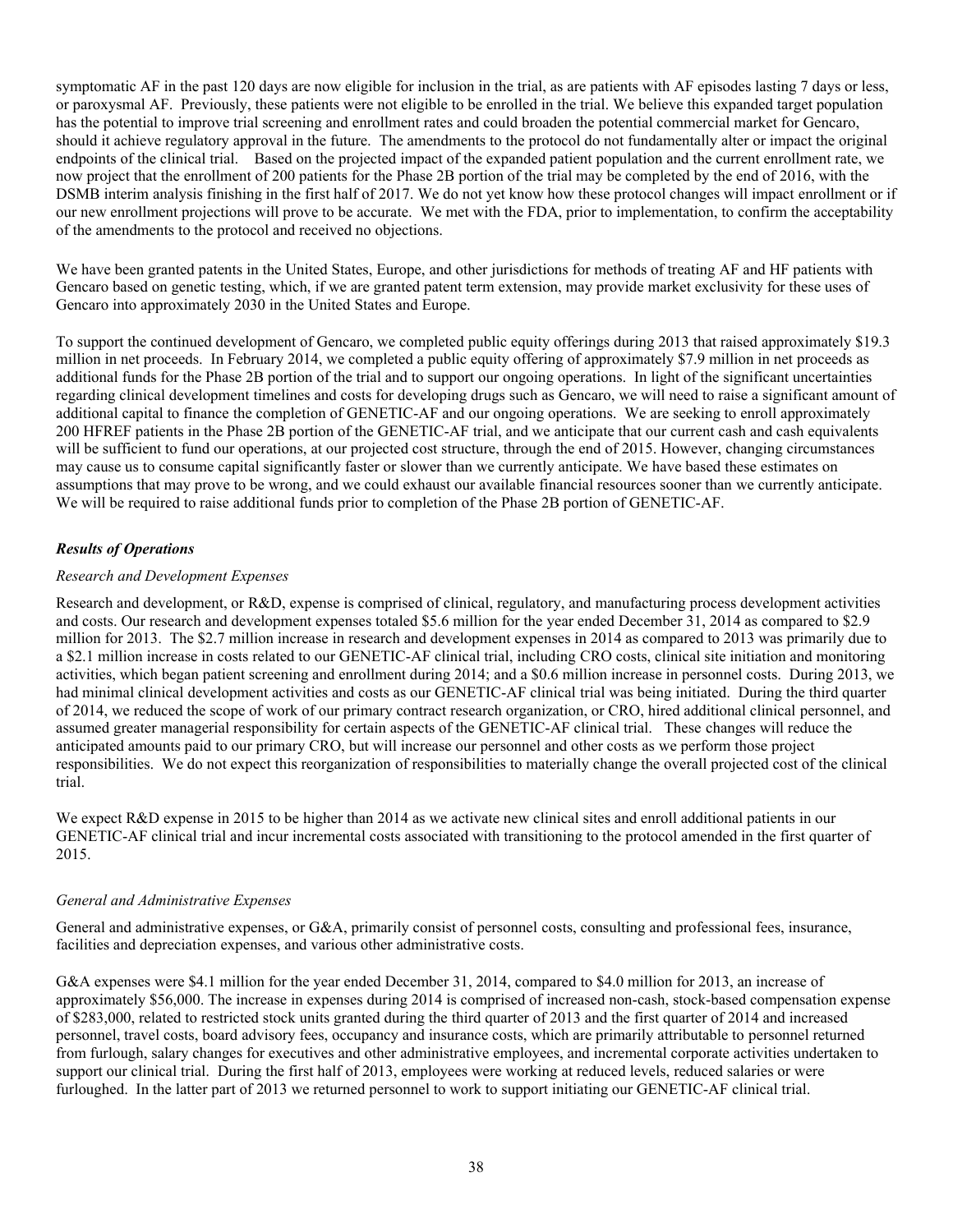symptomatic AF in the past 120 days are now eligible for inclusion in the trial, as are patients with AF episodes lasting 7 days or less, or paroxysmal AF. Previously, these patients were not eligible to be enrolled in the trial. We believe this expanded target population has the potential to improve trial screening and enrollment rates and could broaden the potential commercial market for Gencaro, should it achieve regulatory approval in the future. The amendments to the protocol do not fundamentally alter or impact the original endpoints of the clinical trial. Based on the projected impact of the expanded patient population and the current enrollment rate, we now project that the enrollment of 200 patients for the Phase 2B portion of the trial may be completed by the end of 2016, with the DSMB interim analysis finishing in the first half of 2017. We do not yet know how these protocol changes will impact enrollment or if our new enrollment projections will prove to be accurate. We met with the FDA, prior to implementation, to confirm the acceptability of the amendments to the protocol and received no objections.

We have been granted patents in the United States, Europe, and other jurisdictions for methods of treating AF and HF patients with Gencaro based on genetic testing, which, if we are granted patent term extension, may provide market exclusivity for these uses of Gencaro into approximately 2030 in the United States and Europe.

To support the continued development of Gencaro, we completed public equity offerings during 2013 that raised approximately $19.3 million in net proceeds. In February 2014, we completed a public equity offering of approximately $7.9 million in net proceeds as additional funds for the Phase 2B portion of the trial and to support our ongoing operations. In light of the significant uncertainties regarding clinical development timelines and costs for developing drugs such as Gencaro, we will need to raise a significant amount of additional capital to finance the completion of GENETIC-AF and our ongoing operations. We are seeking to enroll approximately 200 HFREF patients in the Phase 2B portion of the GENETIC-AF trial, and we anticipate that our current cash and cash equivalents will be sufficient to fund our operations, at our projected cost structure, through the end of 2015. However, changing circumstances may cause us to consume capital significantly faster or slower than we currently anticipate. We have based these estimates on assumptions that may prove to be wrong, and we could exhaust our available financial resources sooner than we currently anticipate. We will be required to raise additional funds prior to completion of the Phase 2B portion of GENETIC-AF.

***Results of Operations***

*Research and Development Expenses*

Research and development, or R&D, expense is comprised of clinical, regulatory, and manufacturing process development activities and costs. Our research and development expenses totaled $5.6 million for the year ended December 31, 2014 as compared to $2.9 million for 2013. The $2.7 million increase in research and development expenses in 2014 as compared to 2013 was primarily due to a $2.1 million increase in costs related to our GENETIC-AF clinical trial, including CRO costs, clinical site initiation and monitoring activities, which began patient screening and enrollment during 2014; and a $0.6 million increase in personnel costs. During 2013, we had minimal clinical development activities and costs as our GENETIC-AF clinical trial was being initiated. During the third quarter of 2014, we reduced the scope of work of our primary contract research organization, or CRO, hired additional clinical personnel, and assumed greater managerial responsibility for certain aspects of the GENETIC-AF clinical trial. These changes will reduce the anticipated amounts paid to our primary CRO, but will increase our personnel and other costs as we perform those project responsibilities. We do not expect this reorganization of responsibilities to materially change the overall projected cost of the clinical trial.

We expect R&D expense in 2015 to be higher than 2014 as we activate new clinical sites and enroll additional patients in our GENETIC-AF clinical trial and incur incremental costs associated with transitioning to the protocol amended in the first quarter of 2015.

*General and Administrative Expenses*

General and administrative expenses, or G&A, primarily consist of personnel costs, consulting and professional fees, insurance, facilities and depreciation expenses, and various other administrative costs.

G&A expenses were $4.1 million for the year ended December 31, 2014, compared to $4.0 million for 2013, an increase of approximately $56,000. The increase in expenses during 2014 is comprised of increased non-cash, stock-based compensation expense of $283,000, related to restricted stock units granted during the third quarter of 2013 and the first quarter of 2014 and increased personnel, travel costs, board advisory fees, occupancy and insurance costs, which are primarily attributable to personnel returned from furlough, salary changes for executives and other administrative employees, and incremental corporate activities undertaken to support our clinical trial. During the first half of 2013, employees were working at reduced levels, reduced salaries or were furloughed. In the latter part of 2013 we returned personnel to work to support initiating our GENETIC-AF clinical trial.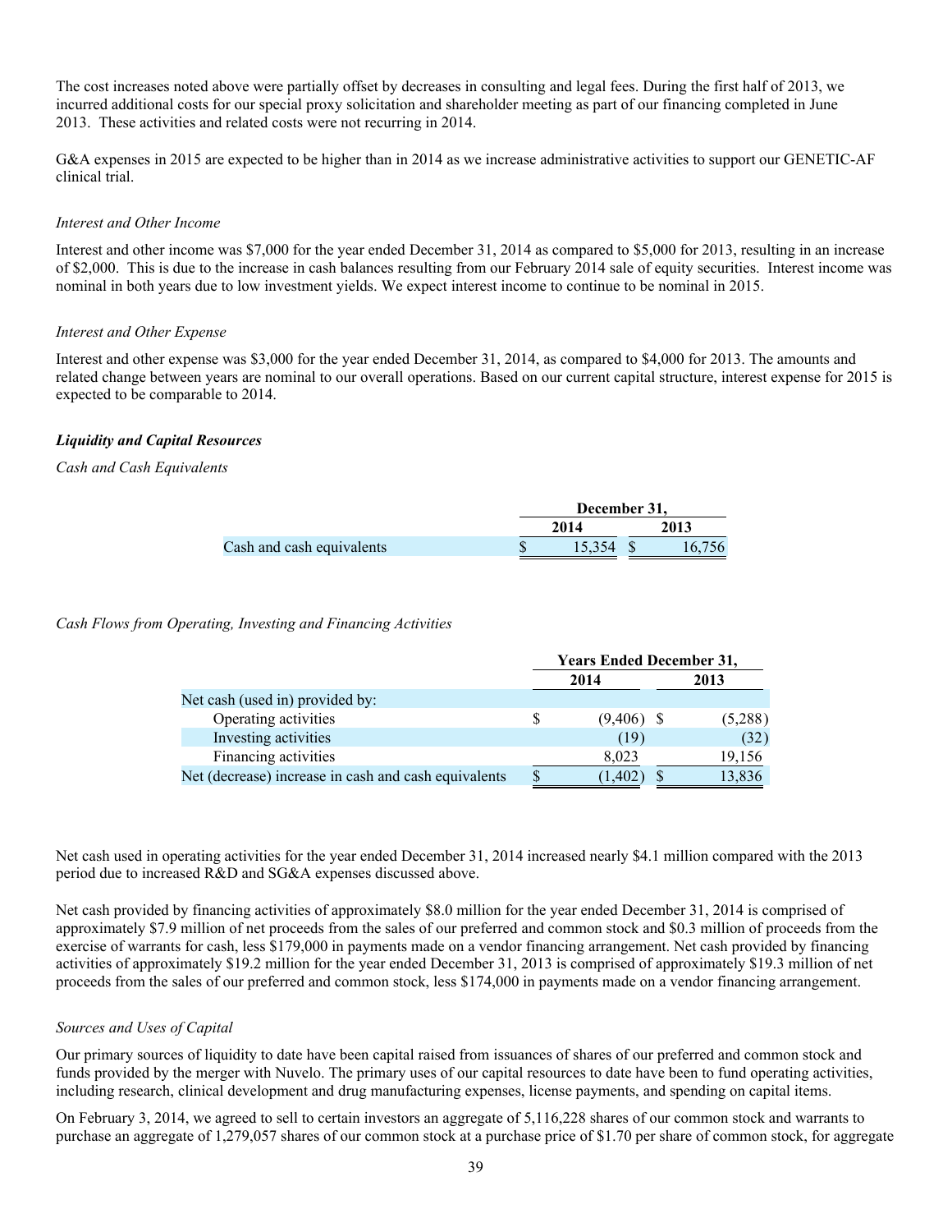The cost increases noted above were partially offset by decreases in consulting and legal fees. During the first half of 2013, we incurred additional costs for our special proxy solicitation and shareholder meeting as part of our financing completed in June 2013. These activities and related costs were not recurring in 2014.

G&A expenses in 2015 are expected to be higher than in 2014 as we increase administrative activities to support our GENETIC-AF clinical trial.

*Interest and Other Income*

Interest and other income was $7,000 for the year ended December 31, 2014 as compared to $5,000 for 2013, resulting in an increase of $2,000. This is due to the increase in cash balances resulting from our February 2014 sale of equity securities. Interest income was nominal in both years due to low investment yields. We expect interest income to continue to be nominal in 2015.

*Interest and Other Expense*

Interest and other expense was $3,000 for the year ended December 31, 2014, as compared to $4,000 for 2013. The amounts and related change between years are nominal to our overall operations. Based on our current capital structure, interest expense for 2015 is expected to be comparable to 2014.

***Liquidity and Capital Resources***

*Cash and Cash Equivalents*

| | December 31, | |
|---|---|---|
| | 2014 | 2013 |
| Cash and cash equivalents | $ 15,354 | $ 16,756 |

*Cash Flows from Operating, Investing and Financing Activities*

| | Years Ended December 31, | |
|---|---|---|
| | 2014 | 2013 |
| Net cash (used in) provided by: | | |
| Operating activities | $ (9,406) | $ (5,288) |
| Investing activities | (19) | (32) |
| Financing activities | 8,023 | 19,156 |
| Net (decrease) increase in cash and cash equivalents | $ (1,402) | $ 13,836 |

Net cash used in operating activities for the year ended December 31, 2014 increased nearly $4.1 million compared with the 2013 period due to increased R&D and SG&A expenses discussed above.

Net cash provided by financing activities of approximately $8.0 million for the year ended December 31, 2014 is comprised of approximately $7.9 million of net proceeds from the sales of our preferred and common stock and $0.3 million of proceeds from the exercise of warrants for cash, less $179,000 in payments made on a vendor financing arrangement. Net cash provided by financing activities of approximately $19.2 million for the year ended December 31, 2013 is comprised of approximately $19.3 million of net proceeds from the sales of our preferred and common stock, less $174,000 in payments made on a vendor financing arrangement.

*Sources and Uses of Capital*

Our primary sources of liquidity to date have been capital raised from issuances of shares of our preferred and common stock and funds provided by the merger with Nuvelo. The primary uses of our capital resources to date have been to fund operating activities, including research, clinical development and drug manufacturing expenses, license payments, and spending on capital items.

On February 3, 2014, we agreed to sell to certain investors an aggregate of 5,116,228 shares of our common stock and warrants to purchase an aggregate of 1,279,057 shares of our common stock at a purchase price of $1.70 per share of common stock, for aggregate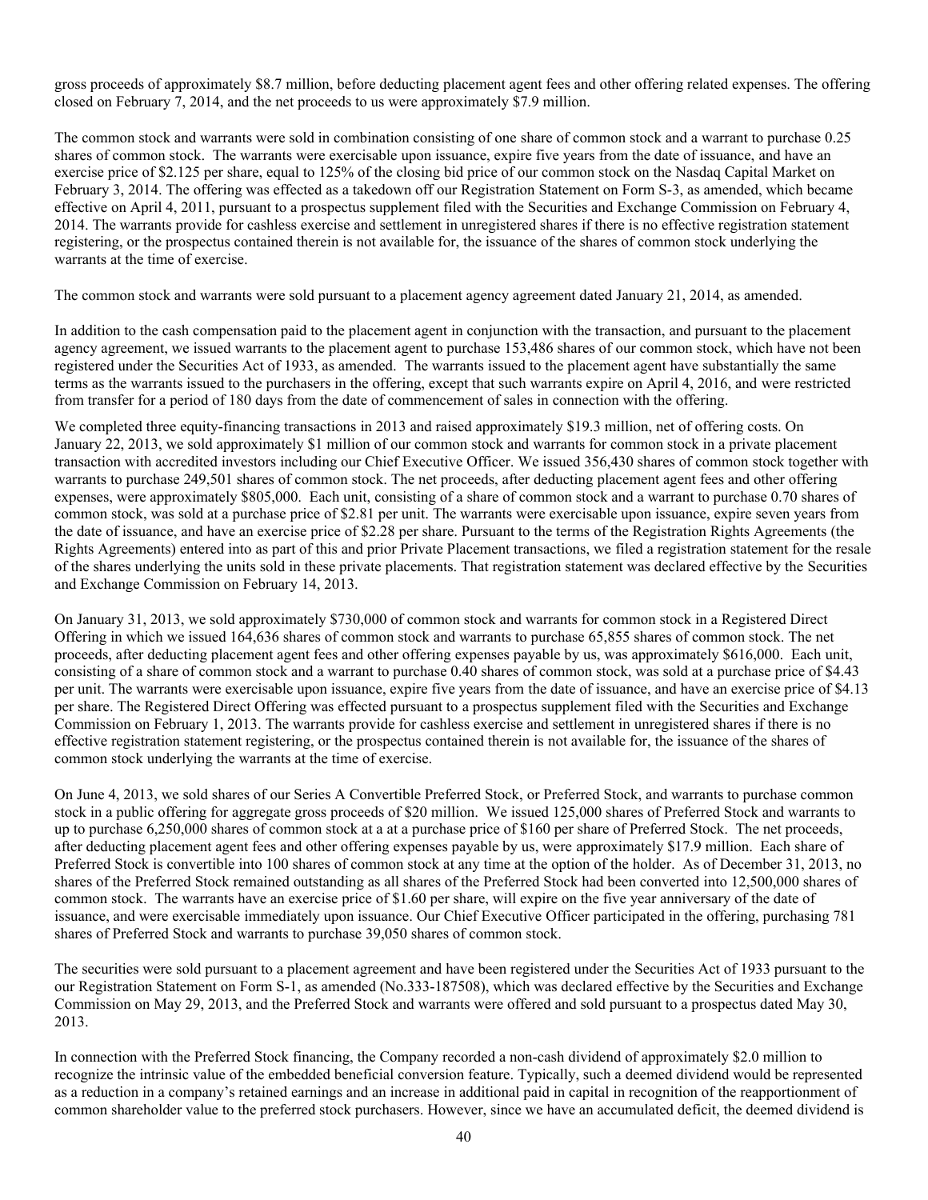gross proceeds of approximately $8.7 million, before deducting placement agent fees and other offering related expenses. The offering closed on February 7, 2014, and the net proceeds to us were approximately $7.9 million.

The common stock and warrants were sold in combination consisting of one share of common stock and a warrant to purchase 0.25 shares of common stock. The warrants were exercisable upon issuance, expire five years from the date of issuance, and have an exercise price of $2.125 per share, equal to 125% of the closing bid price of our common stock on the Nasdaq Capital Market on February 3, 2014. The offering was effected as a takedown off our Registration Statement on Form S-3, as amended, which became effective on April 4, 2011, pursuant to a prospectus supplement filed with the Securities and Exchange Commission on February 4, 2014. The warrants provide for cashless exercise and settlement in unregistered shares if there is no effective registration statement registering, or the prospectus contained therein is not available for, the issuance of the shares of common stock underlying the warrants at the time of exercise.

The common stock and warrants were sold pursuant to a placement agency agreement dated January 21, 2014, as amended.

In addition to the cash compensation paid to the placement agent in conjunction with the transaction, and pursuant to the placement agency agreement, we issued warrants to the placement agent to purchase 153,486 shares of our common stock, which have not been registered under the Securities Act of 1933, as amended. The warrants issued to the placement agent have substantially the same terms as the warrants issued to the purchasers in the offering, except that such warrants expire on April 4, 2016, and were restricted from transfer for a period of 180 days from the date of commencement of sales in connection with the offering.

We completed three equity-financing transactions in 2013 and raised approximately $19.3 million, net of offering costs. On January 22, 2013, we sold approximately $1 million of our common stock and warrants for common stock in a private placement transaction with accredited investors including our Chief Executive Officer. We issued 356,430 shares of common stock together with warrants to purchase 249,501 shares of common stock. The net proceeds, after deducting placement agent fees and other offering expenses, were approximately $805,000. Each unit, consisting of a share of common stock and a warrant to purchase 0.70 shares of common stock, was sold at a purchase price of $2.81 per unit. The warrants were exercisable upon issuance, expire seven years from the date of issuance, and have an exercise price of $2.28 per share. Pursuant to the terms of the Registration Rights Agreements (the Rights Agreements) entered into as part of this and prior Private Placement transactions, we filed a registration statement for the resale of the shares underlying the units sold in these private placements. That registration statement was declared effective by the Securities and Exchange Commission on February 14, 2013.

On January 31, 2013, we sold approximately $730,000 of common stock and warrants for common stock in a Registered Direct Offering in which we issued 164,636 shares of common stock and warrants to purchase 65,855 shares of common stock. The net proceeds, after deducting placement agent fees and other offering expenses payable by us, was approximately $616,000. Each unit, consisting of a share of common stock and a warrant to purchase 0.40 shares of common stock, was sold at a purchase price of $4.43 per unit. The warrants were exercisable upon issuance, expire five years from the date of issuance, and have an exercise price of $4.13 per share. The Registered Direct Offering was effected pursuant to a prospectus supplement filed with the Securities and Exchange Commission on February 1, 2013. The warrants provide for cashless exercise and settlement in unregistered shares if there is no effective registration statement registering, or the prospectus contained therein is not available for, the issuance of the shares of common stock underlying the warrants at the time of exercise.

On June 4, 2013, we sold shares of our Series A Convertible Preferred Stock, or Preferred Stock, and warrants to purchase common stock in a public offering for aggregate gross proceeds of $20 million. We issued 125,000 shares of Preferred Stock and warrants to up to purchase 6,250,000 shares of common stock at a at a purchase price of $160 per share of Preferred Stock. The net proceeds, after deducting placement agent fees and other offering expenses payable by us, were approximately $17.9 million. Each share of Preferred Stock is convertible into 100 shares of common stock at any time at the option of the holder. As of December 31, 2013, no shares of the Preferred Stock remained outstanding as all shares of the Preferred Stock had been converted into 12,500,000 shares of common stock. The warrants have an exercise price of $1.60 per share, will expire on the five year anniversary of the date of issuance, and were exercisable immediately upon issuance. Our Chief Executive Officer participated in the offering, purchasing 781 shares of Preferred Stock and warrants to purchase 39,050 shares of common stock.

The securities were sold pursuant to a placement agreement and have been registered under the Securities Act of 1933 pursuant to the our Registration Statement on Form S-1, as amended (No.333-187508), which was declared effective by the Securities and Exchange Commission on May 29, 2013, and the Preferred Stock and warrants were offered and sold pursuant to a prospectus dated May 30, 2013.

In connection with the Preferred Stock financing, the Company recorded a non-cash dividend of approximately $2.0 million to recognize the intrinsic value of the embedded beneficial conversion feature. Typically, such a deemed dividend would be represented as a reduction in a company's retained earnings and an increase in additional paid in capital in recognition of the reapportionment of common shareholder value to the preferred stock purchasers. However, since we have an accumulated deficit, the deemed dividend is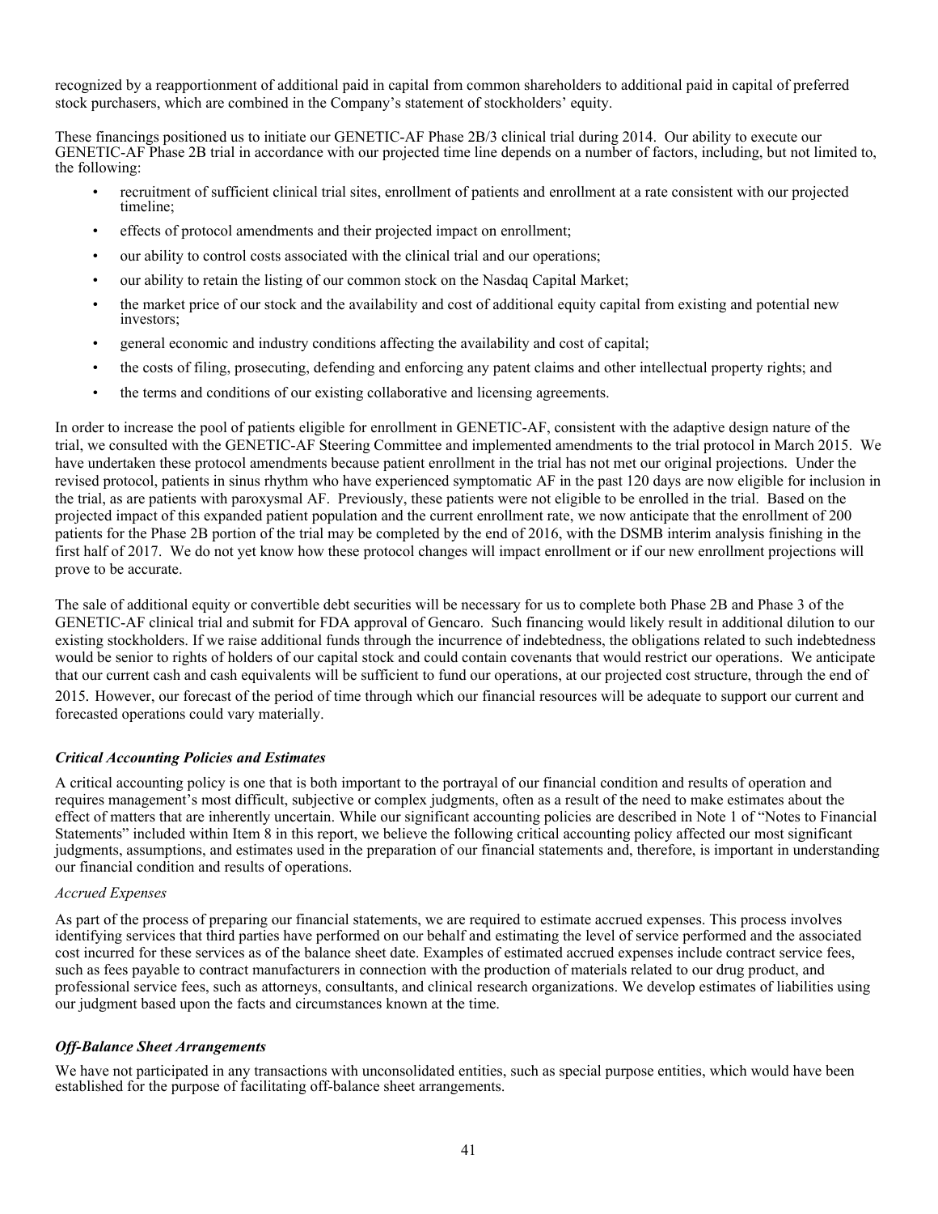recognized by a reapportionment of additional paid in capital from common shareholders to additional paid in capital of preferred stock purchasers, which are combined in the Company's statement of stockholders' equity.

These financings positioned us to initiate our GENETIC-AF Phase 2B/3 clinical trial during 2014. Our ability to execute our GENETIC-AF Phase 2B trial in accordance with our projected time line depends on a number of factors, including, but not limited to, the following:

- recruitment of sufficient clinical trial sites, enrollment of patients and enrollment at a rate consistent with our projected timeline;
- effects of protocol amendments and their projected impact on enrollment;
- our ability to control costs associated with the clinical trial and our operations;
- our ability to retain the listing of our common stock on the Nasdaq Capital Market;
- the market price of our stock and the availability and cost of additional equity capital from existing and potential new investors;
- general economic and industry conditions affecting the availability and cost of capital;
- the costs of filing, prosecuting, defending and enforcing any patent claims and other intellectual property rights; and
- the terms and conditions of our existing collaborative and licensing agreements.

In order to increase the pool of patients eligible for enrollment in GENETIC-AF, consistent with the adaptive design nature of the trial, we consulted with the GENETIC-AF Steering Committee and implemented amendments to the trial protocol in March 2015. We have undertaken these protocol amendments because patient enrollment in the trial has not met our original projections. Under the revised protocol, patients in sinus rhythm who have experienced symptomatic AF in the past 120 days are now eligible for inclusion in the trial, as are patients with paroxysmal AF. Previously, these patients were not eligible to be enrolled in the trial. Based on the projected impact of this expanded patient population and the current enrollment rate, we now anticipate that the enrollment of 200 patients for the Phase 2B portion of the trial may be completed by the end of 2016, with the DSMB interim analysis finishing in the first half of 2017. We do not yet know how these protocol changes will impact enrollment or if our new enrollment projections will prove to be accurate.

The sale of additional equity or convertible debt securities will be necessary for us to complete both Phase 2B and Phase 3 of the GENETIC-AF clinical trial and submit for FDA approval of Gencaro. Such financing would likely result in additional dilution to our existing stockholders. If we raise additional funds through the incurrence of indebtedness, the obligations related to such indebtedness would be senior to rights of holders of our capital stock and could contain covenants that would restrict our operations. We anticipate that our current cash and cash equivalents will be sufficient to fund our operations, at our projected cost structure, through the end of 2015. However, our forecast of the period of time through which our financial resources will be adequate to support our current and forecasted operations could vary materially.

### *Critical Accounting Policies and Estimates*

A critical accounting policy is one that is both important to the portrayal of our financial condition and results of operation and requires management's most difficult, subjective or complex judgments, often as a result of the need to make estimates about the effect of matters that are inherently uncertain. While our significant accounting policies are described in Note 1 of "Notes to Financial Statements" included within Item 8 in this report, we believe the following critical accounting policy affected our most significant judgments, assumptions, and estimates used in the preparation of our financial statements and, therefore, is important in understanding our financial condition and results of operations.

*Accrued Expenses*

As part of the process of preparing our financial statements, we are required to estimate accrued expenses. This process involves identifying services that third parties have performed on our behalf and estimating the level of service performed and the associated cost incurred for these services as of the balance sheet date. Examples of estimated accrued expenses include contract service fees, such as fees payable to contract manufacturers in connection with the production of materials related to our drug product, and professional service fees, such as attorneys, consultants, and clinical research organizations. We develop estimates of liabilities using our judgment based upon the facts and circumstances known at the time.

### *Off-Balance Sheet Arrangements*

We have not participated in any transactions with unconsolidated entities, such as special purpose entities, which would have been established for the purpose of facilitating off-balance sheet arrangements.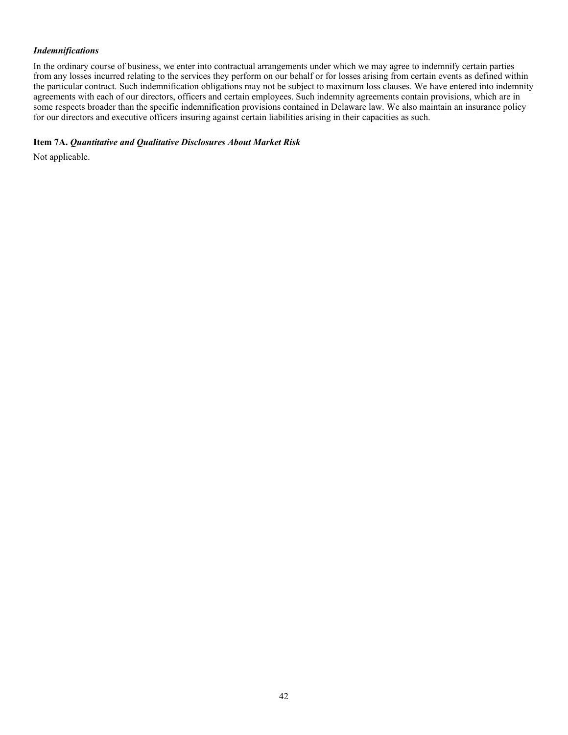***Indemnifications***

In the ordinary course of business, we enter into contractual arrangements under which we may agree to indemnify certain parties from any losses incurred relating to the services they perform on our behalf or for losses arising from certain events as defined within the particular contract. Such indemnification obligations may not be subject to maximum loss clauses. We have entered into indemnity agreements with each of our directors, officers and certain employees. Such indemnity agreements contain provisions, which are in some respects broader than the specific indemnification provisions contained in Delaware law. We also maintain an insurance policy for our directors and executive officers insuring against certain liabilities arising in their capacities as such.

**Item 7A.** ***Quantitative and Qualitative Disclosures About Market Risk***

Not applicable.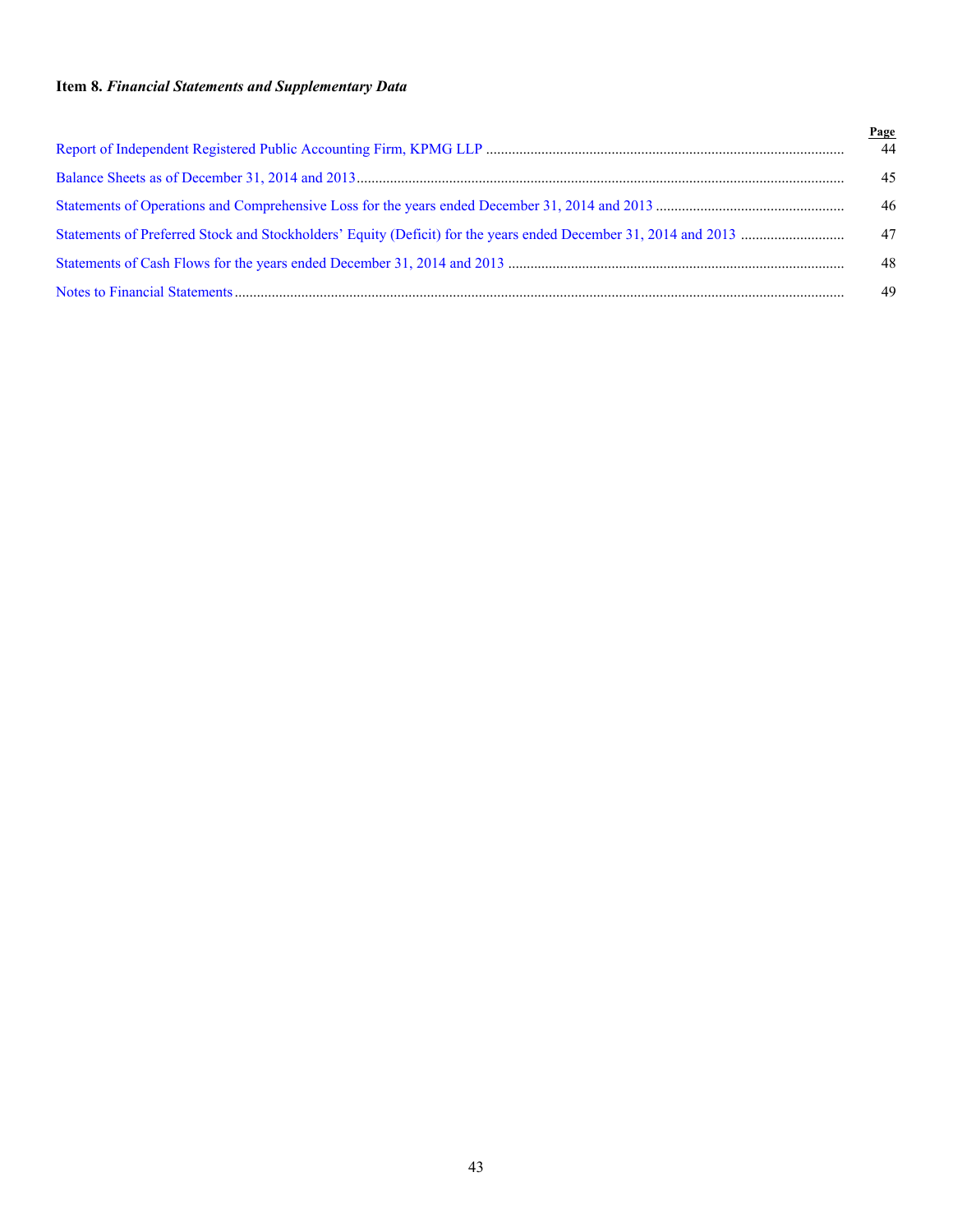**Item 8.** ***Financial Statements and Supplementary Data***

| | Page |
|---|---|
| Report of Independent Registered Public Accounting Firm, KPMG LLP | 44 |
| Balance Sheets as of December 31, 2014 and 2013 | 45 |
| Statements of Operations and Comprehensive Loss for the years ended December 31, 2014 and 2013 | 46 |
| Statements of Preferred Stock and Stockholders' Equity (Deficit) for the years ended December 31, 2014 and 2013 | 47 |
| Statements of Cash Flows for the years ended December 31, 2014 and 2013 | 48 |
| Notes to Financial Statements | 49 |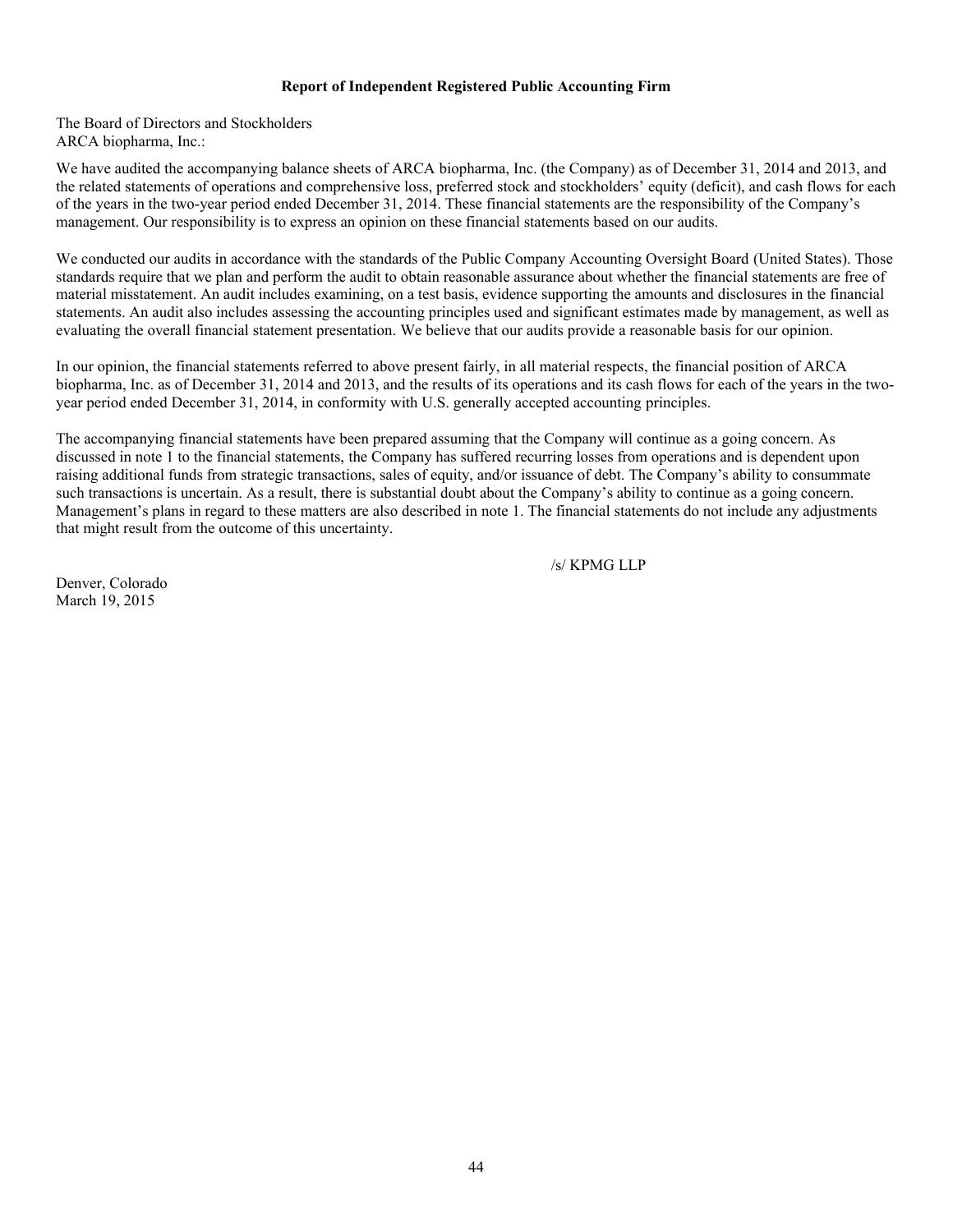## Report of Independent Registered Public Accounting Firm

The Board of Directors and Stockholders
ARCA biopharma, Inc.:

We have audited the accompanying balance sheets of ARCA biopharma, Inc. (the Company) as of December 31, 2014 and 2013, and the related statements of operations and comprehensive loss, preferred stock and stockholders' equity (deficit), and cash flows for each of the years in the two-year period ended December 31, 2014. These financial statements are the responsibility of the Company's management. Our responsibility is to express an opinion on these financial statements based on our audits.

We conducted our audits in accordance with the standards of the Public Company Accounting Oversight Board (United States). Those standards require that we plan and perform the audit to obtain reasonable assurance about whether the financial statements are free of material misstatement. An audit includes examining, on a test basis, evidence supporting the amounts and disclosures in the financial statements. An audit also includes assessing the accounting principles used and significant estimates made by management, as well as evaluating the overall financial statement presentation. We believe that our audits provide a reasonable basis for our opinion.

In our opinion, the financial statements referred to above present fairly, in all material respects, the financial position of ARCA biopharma, Inc. as of December 31, 2014 and 2013, and the results of its operations and its cash flows for each of the years in the two-year period ended December 31, 2014, in conformity with U.S. generally accepted accounting principles.

The accompanying financial statements have been prepared assuming that the Company will continue as a going concern. As discussed in note 1 to the financial statements, the Company has suffered recurring losses from operations and is dependent upon raising additional funds from strategic transactions, sales of equity, and/or issuance of debt. The Company's ability to consummate such transactions is uncertain. As a result, there is substantial doubt about the Company's ability to continue as a going concern. Management's plans in regard to these matters are also described in note 1. The financial statements do not include any adjustments that might result from the outcome of this uncertainty.

/s/ KPMG LLP

Denver, Colorado
March 19, 2015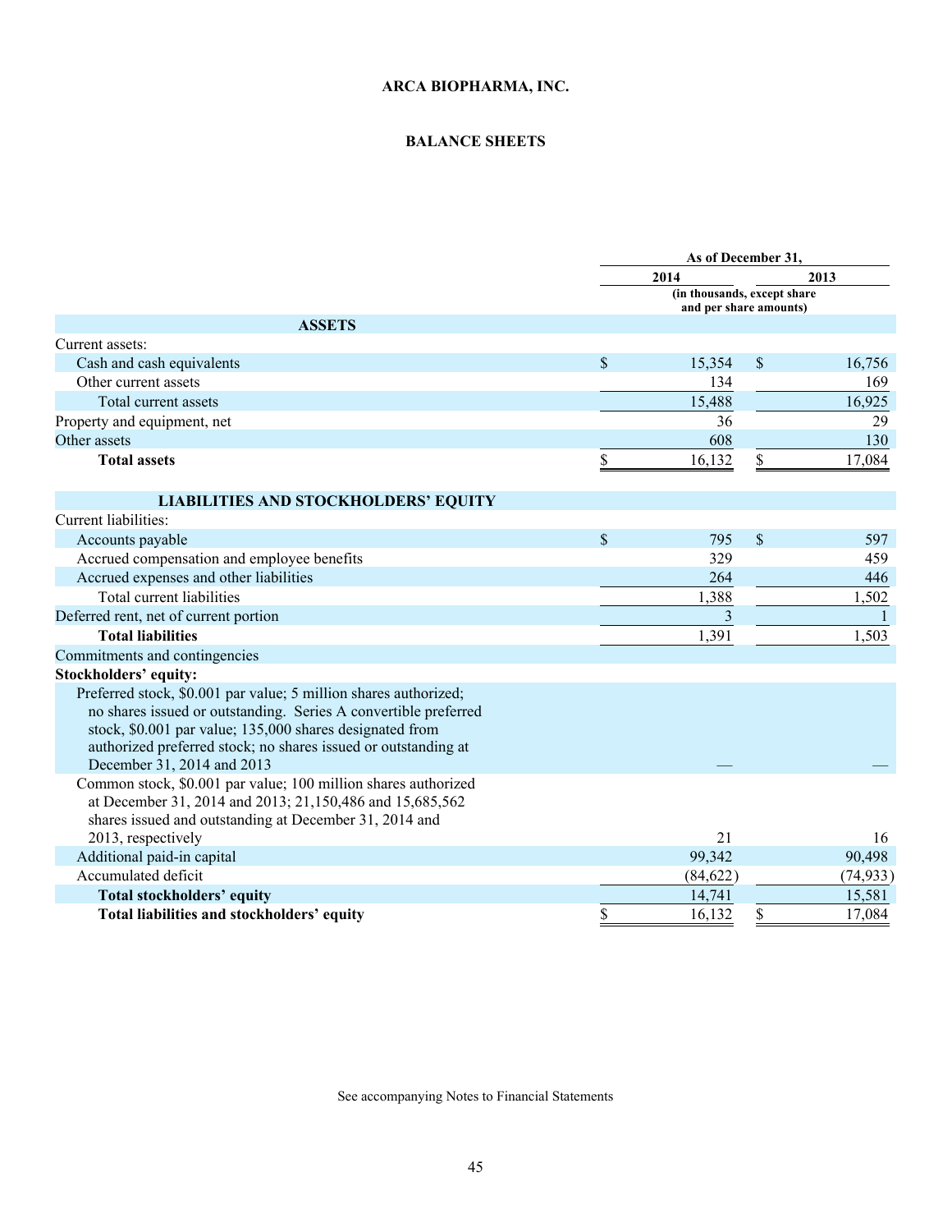# ARCA BIOPHARMA, INC.

## BALANCE SHEETS

| | As of December 31, | |
|---|---|---|
| | 2014 | 2013 |
| | (in thousands, except share and per share amounts) | |
| **ASSETS** | | |
| Current assets: | | |
| Cash and cash equivalents | $ 15,354 | $ 16,756 |
| Other current assets | 134 | 169 |
| Total current assets | 15,488 | 16,925 |
| Property and equipment, net | 36 | 29 |
| Other assets | 608 | 130 |
| **Total assets** | $ 16,132 | $ 17,084 |
| **LIABILITIES AND STOCKHOLDERS' EQUITY** | | |
| Current liabilities: | | |
| Accounts payable | $ 795 | $ 597 |
| Accrued compensation and employee benefits | 329 | 459 |
| Accrued expenses and other liabilities | 264 | 446 |
| Total current liabilities | 1,388 | 1,502 |
| Deferred rent, net of current portion | 3 | 1 |
| **Total liabilities** | 1,391 | 1,503 |
| Commitments and contingencies | | |
| **Stockholders' equity:** | | |
| Preferred stock, $0.001 par value; 5 million shares authorized; no shares issued or outstanding. Series A convertible preferred stock, $0.001 par value; 135,000 shares designated from authorized preferred stock; no shares issued or outstanding at December 31, 2014 and 2013 | — | — |
| Common stock, $0.001 par value; 100 million shares authorized at December 31, 2014 and 2013; 21,150,486 and 15,685,562 shares issued and outstanding at December 31, 2014 and 2013, respectively | 21 | 16 |
| Additional paid-in capital | 99,342 | 90,498 |
| Accumulated deficit | (84,622) | (74,933) |
| **Total stockholders' equity** | 14,741 | 15,581 |
| **Total liabilities and stockholders' equity** | $ 16,132 | $ 17,084 |

See accompanying Notes to Financial Statements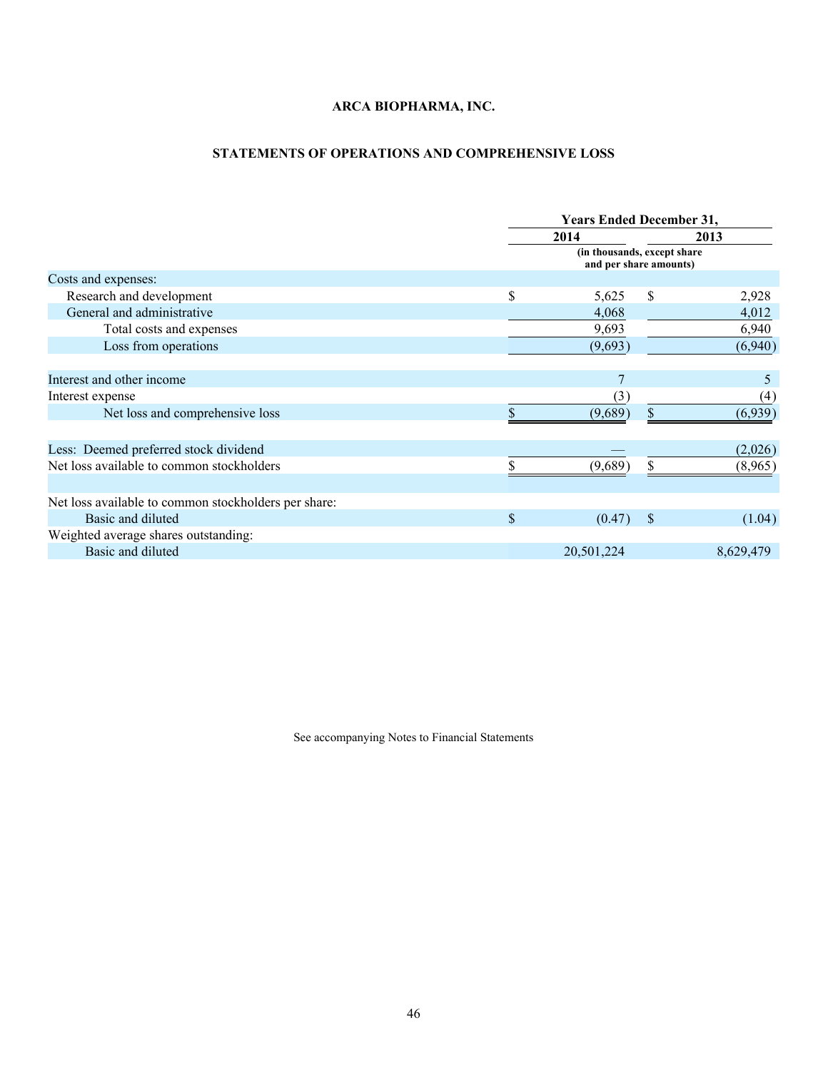**ARCA BIOPHARMA, INC.**

**STATEMENTS OF OPERATIONS AND COMPREHENSIVE LOSS**

| | Years Ended December 31, | |
|---|---|---|
| | 2014 | 2013 |
| | (in thousands, except share and per share amounts) | |
| Costs and expenses: | | |
| Research and development | $ 5,625 | $ 2,928 |
| General and administrative | 4,068 | 4,012 |
| Total costs and expenses | 9,693 | 6,940 |
| Loss from operations | (9,693) | (6,940) |
| | | |
| Interest and other income | 7 | 5 |
| Interest expense | (3) | (4) |
| Net loss and comprehensive loss | $ (9,689) | $ (6,939) |
| | | |
| Less: Deemed preferred stock dividend | — | (2,026) |
| Net loss available to common stockholders | $ (9,689) | $ (8,965) |
| | | |
| Net loss available to common stockholders per share: | | |
| Basic and diluted | $ (0.47) | $ (1.04) |
| Weighted average shares outstanding: | | |
| Basic and diluted | 20,501,224 | 8,629,479 |

See accompanying Notes to Financial Statements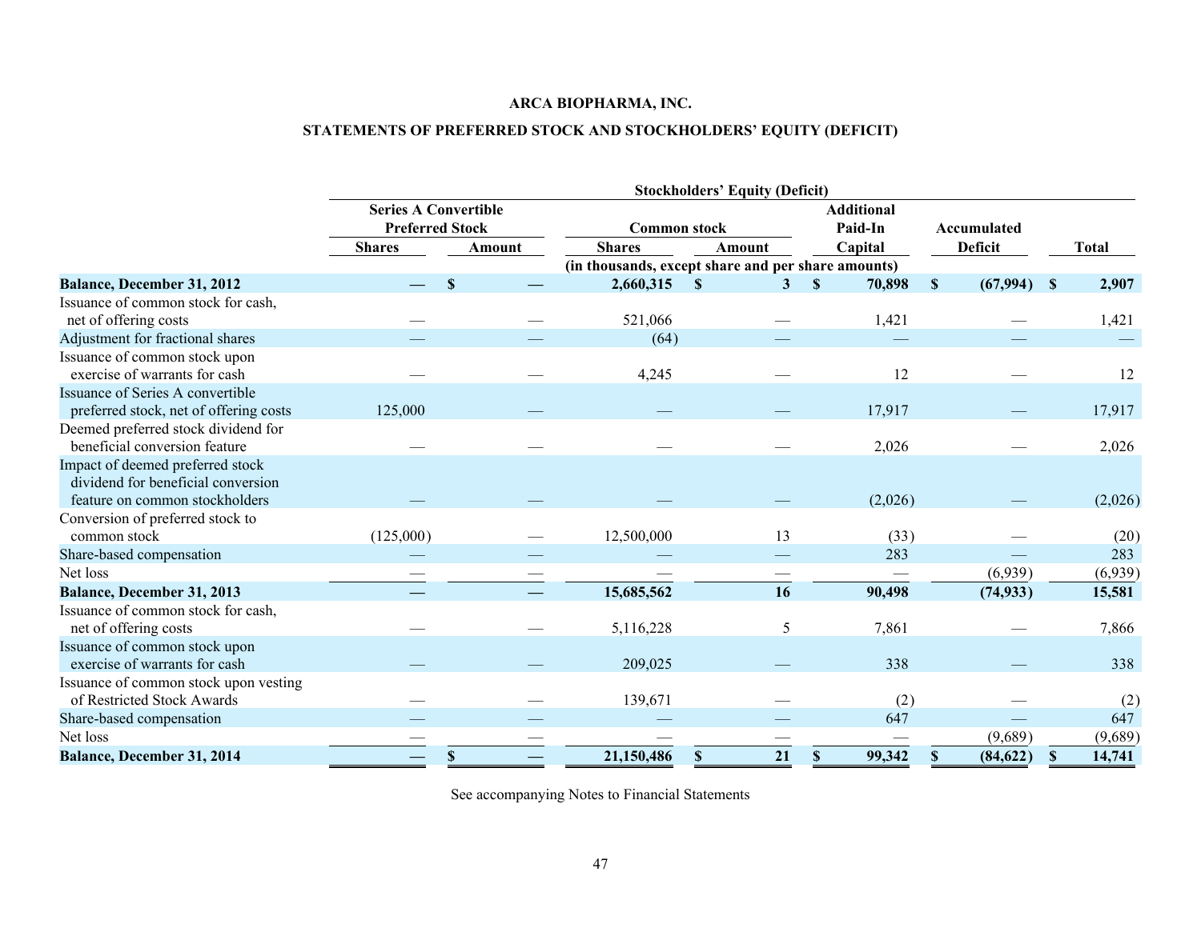**ARCA BIOPHARMA, INC.**

**STATEMENTS OF PREFERRED STOCK AND STOCKHOLDERS' EQUITY (DEFICIT)**

| | Series A Convertible Preferred Stock | | Stockholders' Equity (Deficit) | | | | |
|---|---|---|---|---|---|---|---|
| | | | Common stock | | Additional Paid-In | Accumulated | |
| | Shares | Amount | Shares | Amount | Capital | Deficit | Total |
| | | | (in thousands, except share and per share amounts) | | | | |
| **Balance, December 31, 2012** | **—** | **$ —** | **2,660,315** | **$ 3** | **$ 70,898** | **$ (67,994)** | **$ 2,907** |
| Issuance of common stock for cash, net of offering costs | — | — | 521,066 | — | 1,421 | — | 1,421 |
| Adjustment for fractional shares | — | — | (64) | — | — | — | — |
| Issuance of common stock upon exercise of warrants for cash | — | — | 4,245 | — | 12 | — | 12 |
| Issuance of Series A convertible preferred stock, net of offering costs | 125,000 | — | — | — | 17,917 | — | 17,917 |
| Deemed preferred stock dividend for beneficial conversion feature | — | — | — | — | 2,026 | — | 2,026 |
| Impact of deemed preferred stock dividend for beneficial conversion feature on common stockholders | — | — | — | — | (2,026) | — | (2,026) |
| Conversion of preferred stock to common stock | (125,000) | — | 12,500,000 | 13 | (33) | — | (20) |
| Share-based compensation | — | — | — | — | 283 | — | 283 |
| Net loss | — | — | — | — | — | (6,939) | (6,939) |
| **Balance, December 31, 2013** | **—** | **—** | **15,685,562** | **16** | **90,498** | **(74,933)** | **15,581** |
| Issuance of common stock for cash, net of offering costs | — | — | 5,116,228 | 5 | 7,861 | — | 7,866 |
| Issuance of common stock upon exercise of warrants for cash | — | — | 209,025 | — | 338 | — | 338 |
| Issuance of common stock upon vesting of Restricted Stock Awards | — | — | 139,671 | — | (2) | — | (2) |
| Share-based compensation | — | — | — | — | 647 | — | 647 |
| Net loss | — | — | — | — | — | (9,689) | (9,689) |
| **Balance, December 31, 2014** | **—** | **$ —** | **21,150,486** | **$ 21** | **$ 99,342** | **$ (84,622)** | **$ 14,741** |

See accompanying Notes to Financial Statements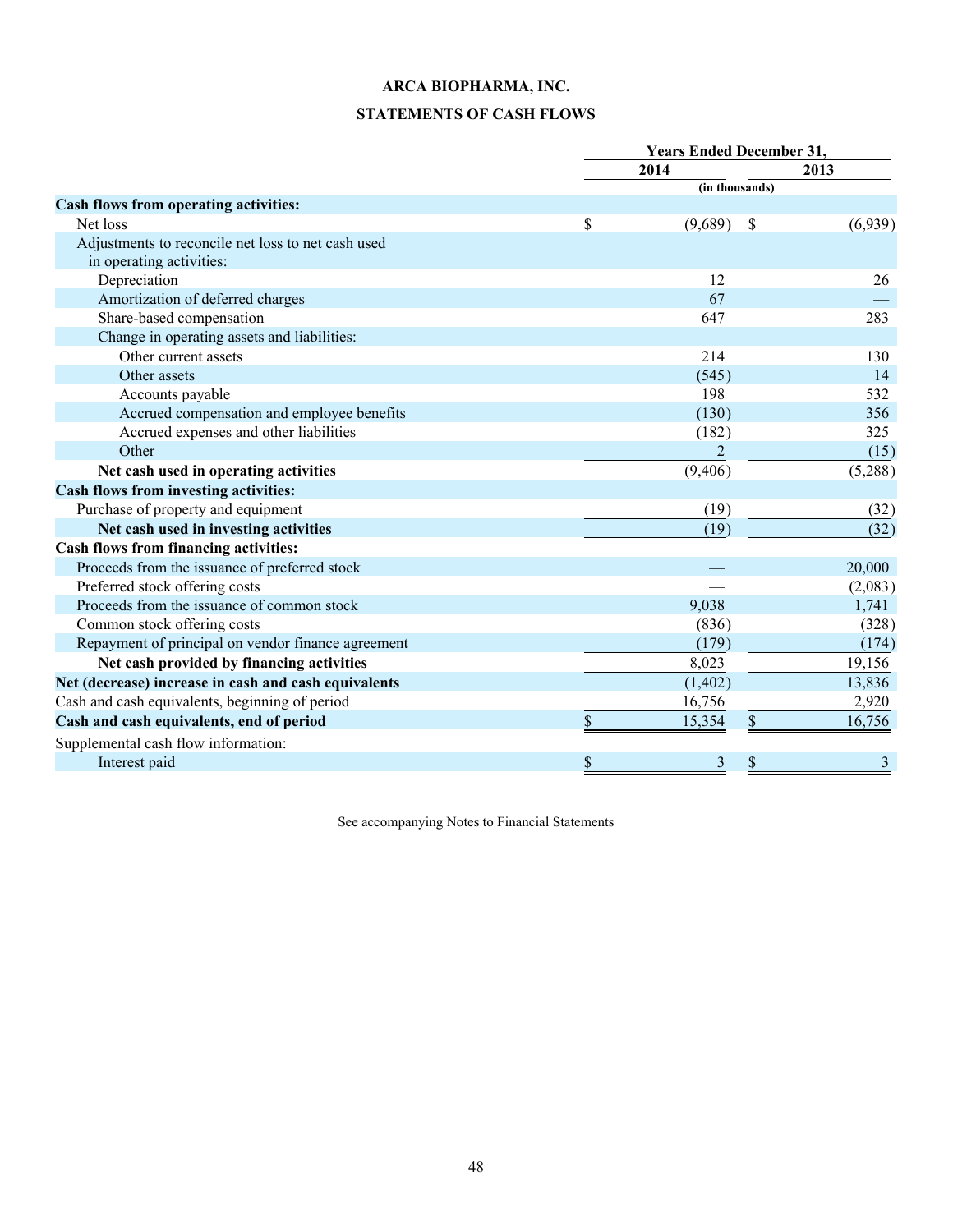# ARCA BIOPHARMA, INC.

## STATEMENTS OF CASH FLOWS

| | Years Ended December 31, | |
|---|---|---|
| | 2014 | 2013 |
| | (in thousands) | |
| **Cash flows from operating activities:** | | |
| Net loss | $ (9,689) | $ (6,939) |
| Adjustments to reconcile net loss to net cash used in operating activities: | | |
| Depreciation | 12 | 26 |
| Amortization of deferred charges | 67 | — |
| Share-based compensation | 647 | 283 |
| Change in operating assets and liabilities: | | |
| Other current assets | 214 | 130 |
| Other assets | (545) | 14 |
| Accounts payable | 198 | 532 |
| Accrued compensation and employee benefits | (130) | 356 |
| Accrued expenses and other liabilities | (182) | 325 |
| Other | 2 | (15) |
| **Net cash used in operating activities** | (9,406) | (5,288) |
| **Cash flows from investing activities:** | | |
| Purchase of property and equipment | (19) | (32) |
| **Net cash used in investing activities** | (19) | (32) |
| **Cash flows from financing activities:** | | |
| Proceeds from the issuance of preferred stock | — | 20,000 |
| Preferred stock offering costs | — | (2,083) |
| Proceeds from the issuance of common stock | 9,038 | 1,741 |
| Common stock offering costs | (836) | (328) |
| Repayment of principal on vendor finance agreement | (179) | (174) |
| **Net cash provided by financing activities** | 8,023 | 19,156 |
| **Net (decrease) increase in cash and cash equivalents** | (1,402) | 13,836 |
| Cash and cash equivalents, beginning of period | 16,756 | 2,920 |
| **Cash and cash equivalents, end of period** | $ 15,354 | $ 16,756 |
| Supplemental cash flow information: | | |
| Interest paid | $ 3 | $ 3 |

See accompanying Notes to Financial Statements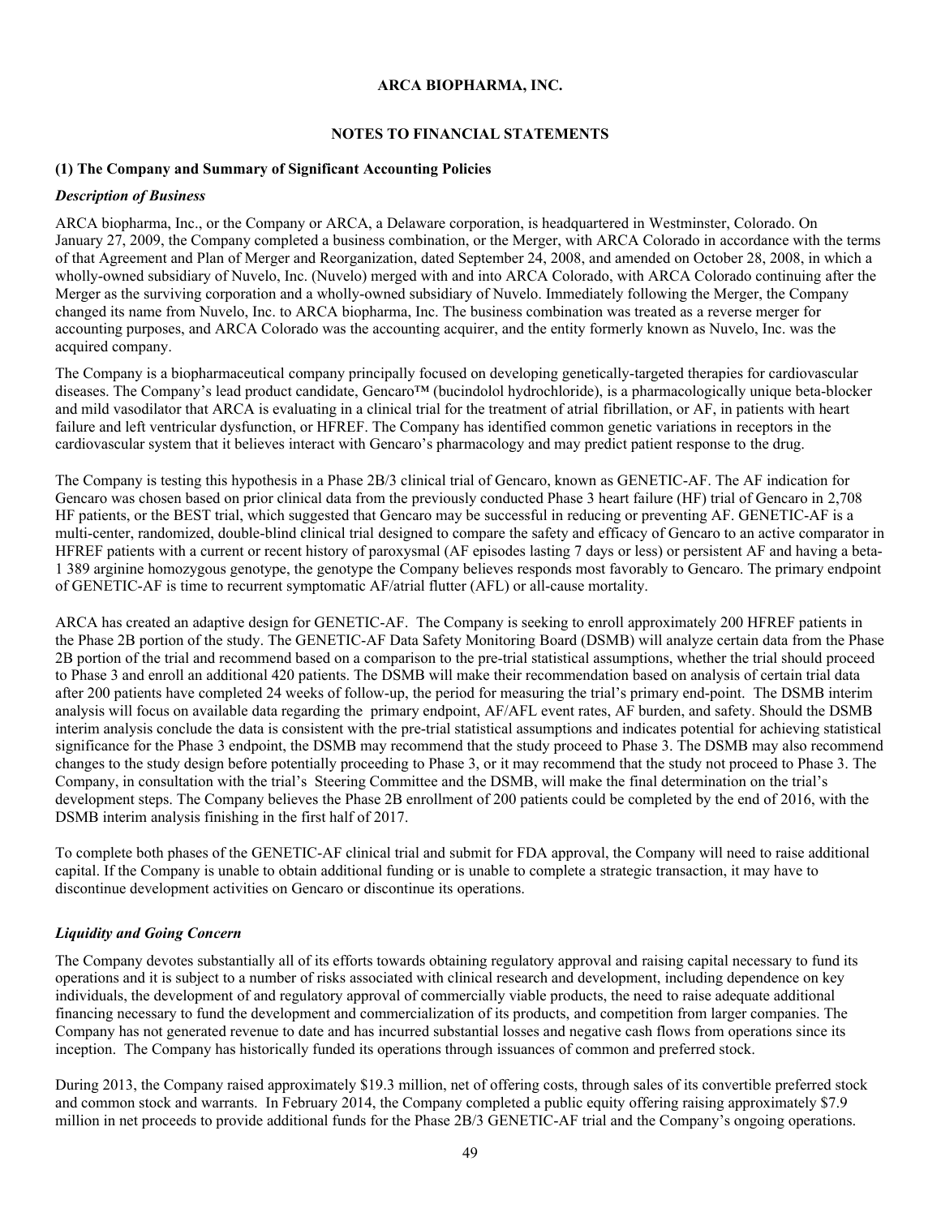# ARCA BIOPHARMA, INC.

## NOTES TO FINANCIAL STATEMENTS

### (1) The Company and Summary of Significant Accounting Policies

***Description of Business***

ARCA biopharma, Inc., or the Company or ARCA, a Delaware corporation, is headquartered in Westminster, Colorado. On January 27, 2009, the Company completed a business combination, or the Merger, with ARCA Colorado in accordance with the terms of that Agreement and Plan of Merger and Reorganization, dated September 24, 2008, and amended on October 28, 2008, in which a wholly-owned subsidiary of Nuvelo, Inc. (Nuvelo) merged with and into ARCA Colorado, with ARCA Colorado continuing after the Merger as the surviving corporation and a wholly-owned subsidiary of Nuvelo. Immediately following the Merger, the Company changed its name from Nuvelo, Inc. to ARCA biopharma, Inc. The business combination was treated as a reverse merger for accounting purposes, and ARCA Colorado was the accounting acquirer, and the entity formerly known as Nuvelo, Inc. was the acquired company.

The Company is a biopharmaceutical company principally focused on developing genetically-targeted therapies for cardiovascular diseases. The Company's lead product candidate, Gencaro™ (bucindolol hydrochloride), is a pharmacologically unique beta-blocker and mild vasodilator that ARCA is evaluating in a clinical trial for the treatment of atrial fibrillation, or AF, in patients with heart failure and left ventricular dysfunction, or HFREF. The Company has identified common genetic variations in receptors in the cardiovascular system that it believes interact with Gencaro's pharmacology and may predict patient response to the drug.

The Company is testing this hypothesis in a Phase 2B/3 clinical trial of Gencaro, known as GENETIC-AF. The AF indication for Gencaro was chosen based on prior clinical data from the previously conducted Phase 3 heart failure (HF) trial of Gencaro in 2,708 HF patients, or the BEST trial, which suggested that Gencaro may be successful in reducing or preventing AF. GENETIC-AF is a multi-center, randomized, double-blind clinical trial designed to compare the safety and efficacy of Gencaro to an active comparator in HFREF patients with a current or recent history of paroxysmal (AF episodes lasting 7 days or less) or persistent AF and having a beta-1 389 arginine homozygous genotype, the genotype the Company believes responds most favorably to Gencaro. The primary endpoint of GENETIC-AF is time to recurrent symptomatic AF/atrial flutter (AFL) or all-cause mortality.

ARCA has created an adaptive design for GENETIC-AF. The Company is seeking to enroll approximately 200 HFREF patients in the Phase 2B portion of the study. The GENETIC-AF Data Safety Monitoring Board (DSMB) will analyze certain data from the Phase 2B portion of the trial and recommend based on a comparison to the pre-trial statistical assumptions, whether the trial should proceed to Phase 3 and enroll an additional 420 patients. The DSMB will make their recommendation based on analysis of certain trial data after 200 patients have completed 24 weeks of follow-up, the period for measuring the trial's primary end-point. The DSMB interim analysis will focus on available data regarding the primary endpoint, AF/AFL event rates, AF burden, and safety. Should the DSMB interim analysis conclude the data is consistent with the pre-trial statistical assumptions and indicates potential for achieving statistical significance for the Phase 3 endpoint, the DSMB may recommend that the study proceed to Phase 3. The DSMB may also recommend changes to the study design before potentially proceeding to Phase 3, or it may recommend that the study not proceed to Phase 3. The Company, in consultation with the trial's Steering Committee and the DSMB, will make the final determination on the trial's development steps. The Company believes the Phase 2B enrollment of 200 patients could be completed by the end of 2016, with the DSMB interim analysis finishing in the first half of 2017.

To complete both phases of the GENETIC-AF clinical trial and submit for FDA approval, the Company will need to raise additional capital. If the Company is unable to obtain additional funding or is unable to complete a strategic transaction, it may have to discontinue development activities on Gencaro or discontinue its operations.

***Liquidity and Going Concern***

The Company devotes substantially all of its efforts towards obtaining regulatory approval and raising capital necessary to fund its operations and it is subject to a number of risks associated with clinical research and development, including dependence on key individuals, the development of and regulatory approval of commercially viable products, the need to raise adequate additional financing necessary to fund the development and commercialization of its products, and competition from larger companies. The Company has not generated revenue to date and has incurred substantial losses and negative cash flows from operations since its inception. The Company has historically funded its operations through issuances of common and preferred stock.

During 2013, the Company raised approximately $19.3 million, net of offering costs, through sales of its convertible preferred stock and common stock and warrants. In February 2014, the Company completed a public equity offering raising approximately $7.9 million in net proceeds to provide additional funds for the Phase 2B/3 GENETIC-AF trial and the Company's ongoing operations.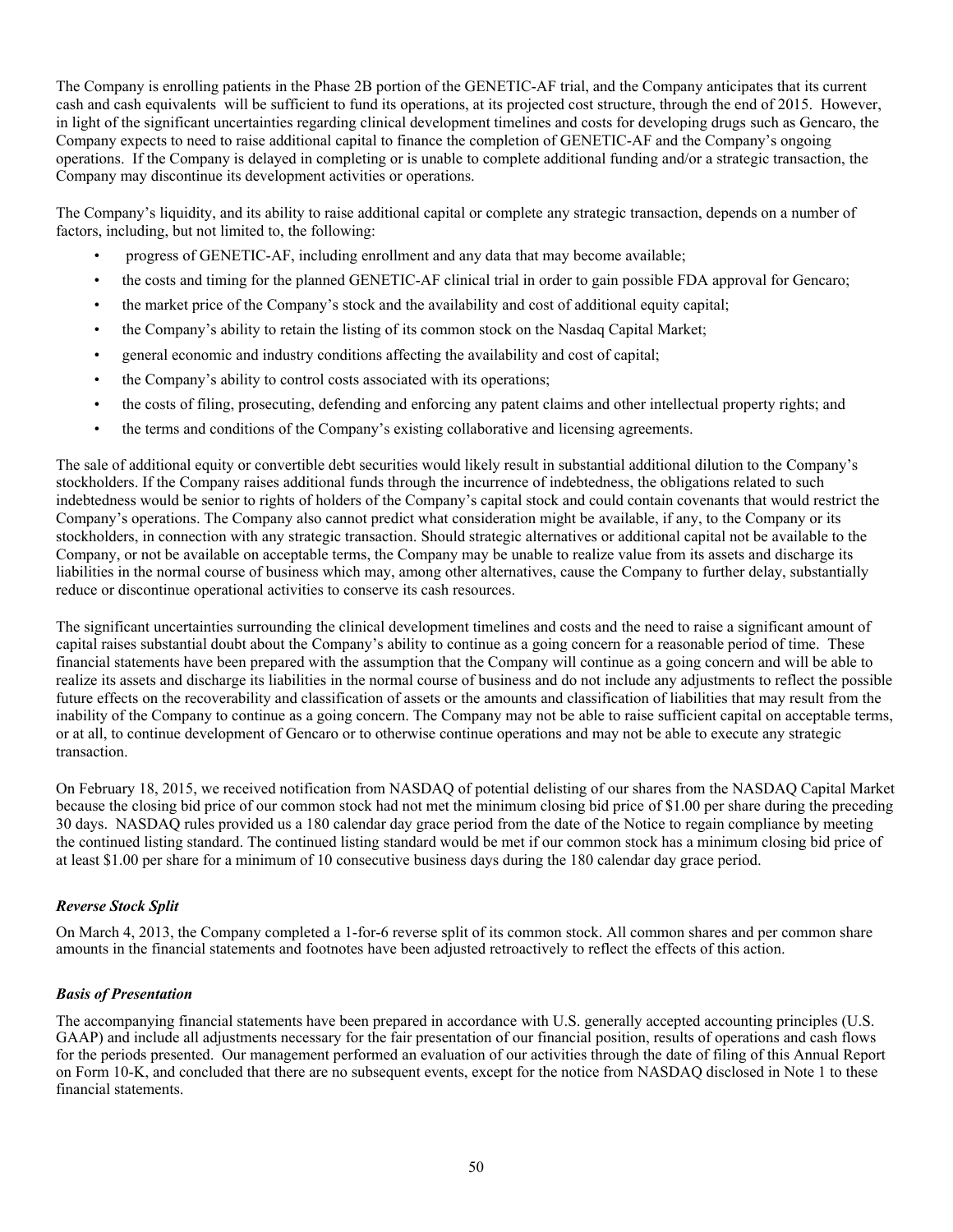The Company is enrolling patients in the Phase 2B portion of the GENETIC-AF trial, and the Company anticipates that its current cash and cash equivalents will be sufficient to fund its operations, at its projected cost structure, through the end of 2015. However, in light of the significant uncertainties regarding clinical development timelines and costs for developing drugs such as Gencaro, the Company expects to need to raise additional capital to finance the completion of GENETIC-AF and the Company's ongoing operations. If the Company is delayed in completing or is unable to complete additional funding and/or a strategic transaction, the Company may discontinue its development activities or operations.

The Company's liquidity, and its ability to raise additional capital or complete any strategic transaction, depends on a number of factors, including, but not limited to, the following:

- progress of GENETIC-AF, including enrollment and any data that may become available;
- the costs and timing for the planned GENETIC-AF clinical trial in order to gain possible FDA approval for Gencaro;
- the market price of the Company's stock and the availability and cost of additional equity capital;
- the Company's ability to retain the listing of its common stock on the Nasdaq Capital Market;
- general economic and industry conditions affecting the availability and cost of capital;
- the Company's ability to control costs associated with its operations;
- the costs of filing, prosecuting, defending and enforcing any patent claims and other intellectual property rights; and
- the terms and conditions of the Company's existing collaborative and licensing agreements.

The sale of additional equity or convertible debt securities would likely result in substantial additional dilution to the Company's stockholders. If the Company raises additional funds through the incurrence of indebtedness, the obligations related to such indebtedness would be senior to rights of holders of the Company's capital stock and could contain covenants that would restrict the Company's operations. The Company also cannot predict what consideration might be available, if any, to the Company or its stockholders, in connection with any strategic transaction. Should strategic alternatives or additional capital not be available to the Company, or not be available on acceptable terms, the Company may be unable to realize value from its assets and discharge its liabilities in the normal course of business which may, among other alternatives, cause the Company to further delay, substantially reduce or discontinue operational activities to conserve its cash resources.

The significant uncertainties surrounding the clinical development timelines and costs and the need to raise a significant amount of capital raises substantial doubt about the Company's ability to continue as a going concern for a reasonable period of time. These financial statements have been prepared with the assumption that the Company will continue as a going concern and will be able to realize its assets and discharge its liabilities in the normal course of business and do not include any adjustments to reflect the possible future effects on the recoverability and classification of assets or the amounts and classification of liabilities that may result from the inability of the Company to continue as a going concern. The Company may not be able to raise sufficient capital on acceptable terms, or at all, to continue development of Gencaro or to otherwise continue operations and may not be able to execute any strategic transaction.

On February 18, 2015, we received notification from NASDAQ of potential delisting of our shares from the NASDAQ Capital Market because the closing bid price of our common stock had not met the minimum closing bid price of $1.00 per share during the preceding 30 days. NASDAQ rules provided us a 180 calendar day grace period from the date of the Notice to regain compliance by meeting the continued listing standard. The continued listing standard would be met if our common stock has a minimum closing bid price of at least $1.00 per share for a minimum of 10 consecutive business days during the 180 calendar day grace period.

### *Reverse Stock Split*

On March 4, 2013, the Company completed a 1-for-6 reverse split of its common stock. All common shares and per common share amounts in the financial statements and footnotes have been adjusted retroactively to reflect the effects of this action.

### *Basis of Presentation*

The accompanying financial statements have been prepared in accordance with U.S. generally accepted accounting principles (U.S. GAAP) and include all adjustments necessary for the fair presentation of our financial position, results of operations and cash flows for the periods presented. Our management performed an evaluation of our activities through the date of filing of this Annual Report on Form 10-K, and concluded that there are no subsequent events, except for the notice from NASDAQ disclosed in Note 1 to these financial statements.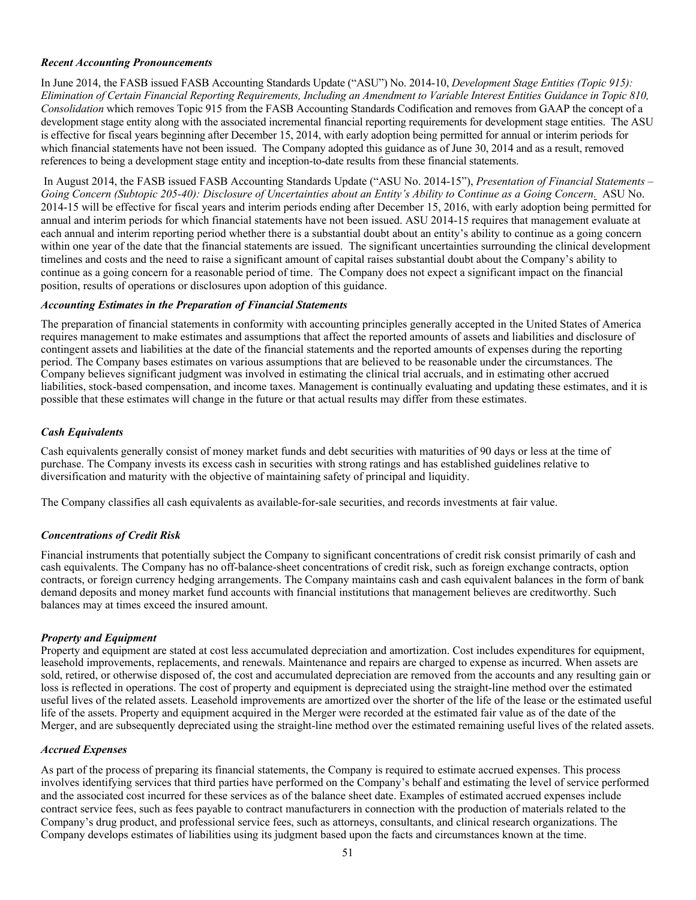***Recent Accounting Pronouncements***

In June 2014, the FASB issued FASB Accounting Standards Update ("ASU") No. 2014-10, *Development Stage Entities (Topic 915): Elimination of Certain Financial Reporting Requirements, Including an Amendment to Variable Interest Entities Guidance in Topic 810, Consolidation* which removes Topic 915 from the FASB Accounting Standards Codification and removes from GAAP the concept of a development stage entity along with the associated incremental financial reporting requirements for development stage entities. The ASU is effective for fiscal years beginning after December 15, 2014, with early adoption being permitted for annual or interim periods for which financial statements have not been issued. The Company adopted this guidance as of June 30, 2014 and as a result, removed references to being a development stage entity and inception-to-date results from these financial statements.

In August 2014, the FASB issued FASB Accounting Standards Update ("ASU No. 2014-15"), *Presentation of Financial Statements – Going Concern (Subtopic 205-40): Disclosure of Uncertainties about an Entity's Ability to Continue as a Going Concern.* ASU No. 2014-15 will be effective for fiscal years and interim periods ending after December 15, 2016, with early adoption being permitted for annual and interim periods for which financial statements have not been issued. ASU 2014-15 requires that management evaluate at each annual and interim reporting period whether there is a substantial doubt about an entity's ability to continue as a going concern within one year of the date that the financial statements are issued. The significant uncertainties surrounding the clinical development timelines and costs and the need to raise a significant amount of capital raises substantial doubt about the Company's ability to continue as a going concern for a reasonable period of time. The Company does not expect a significant impact on the financial position, results of operations or disclosures upon adoption of this guidance.

***Accounting Estimates in the Preparation of Financial Statements***

The preparation of financial statements in conformity with accounting principles generally accepted in the United States of America requires management to make estimates and assumptions that affect the reported amounts of assets and liabilities and disclosure of contingent assets and liabilities at the date of the financial statements and the reported amounts of expenses during the reporting period. The Company bases estimates on various assumptions that are believed to be reasonable under the circumstances. The Company believes significant judgment was involved in estimating the clinical trial accruals, and in estimating other accrued liabilities, stock-based compensation, and income taxes. Management is continually evaluating and updating these estimates, and it is possible that these estimates will change in the future or that actual results may differ from these estimates.

***Cash Equivalents***

Cash equivalents generally consist of money market funds and debt securities with maturities of 90 days or less at the time of purchase. The Company invests its excess cash in securities with strong ratings and has established guidelines relative to diversification and maturity with the objective of maintaining safety of principal and liquidity.

The Company classifies all cash equivalents as available-for-sale securities, and records investments at fair value.

***Concentrations of Credit Risk***

Financial instruments that potentially subject the Company to significant concentrations of credit risk consist primarily of cash and cash equivalents. The Company has no off-balance-sheet concentrations of credit risk, such as foreign exchange contracts, option contracts, or foreign currency hedging arrangements. The Company maintains cash and cash equivalent balances in the form of bank demand deposits and money market fund accounts with financial institutions that management believes are creditworthy. Such balances may at times exceed the insured amount.

***Property and Equipment***

Property and equipment are stated at cost less accumulated depreciation and amortization. Cost includes expenditures for equipment, leasehold improvements, replacements, and renewals. Maintenance and repairs are charged to expense as incurred. When assets are sold, retired, or otherwise disposed of, the cost and accumulated depreciation are removed from the accounts and any resulting gain or loss is reflected in operations. The cost of property and equipment is depreciated using the straight-line method over the estimated useful lives of the related assets. Leasehold improvements are amortized over the shorter of the life of the lease or the estimated useful life of the assets. Property and equipment acquired in the Merger were recorded at the estimated fair value as of the date of the Merger, and are subsequently depreciated using the straight-line method over the estimated remaining useful lives of the related assets.

***Accrued Expenses***

As part of the process of preparing its financial statements, the Company is required to estimate accrued expenses. This process involves identifying services that third parties have performed on the Company's behalf and estimating the level of service performed and the associated cost incurred for these services as of the balance sheet date. Examples of estimated accrued expenses include contract service fees, such as fees payable to contract manufacturers in connection with the production of materials related to the Company's drug product, and professional service fees, such as attorneys, consultants, and clinical research organizations. The Company develops estimates of liabilities using its judgment based upon the facts and circumstances known at the time.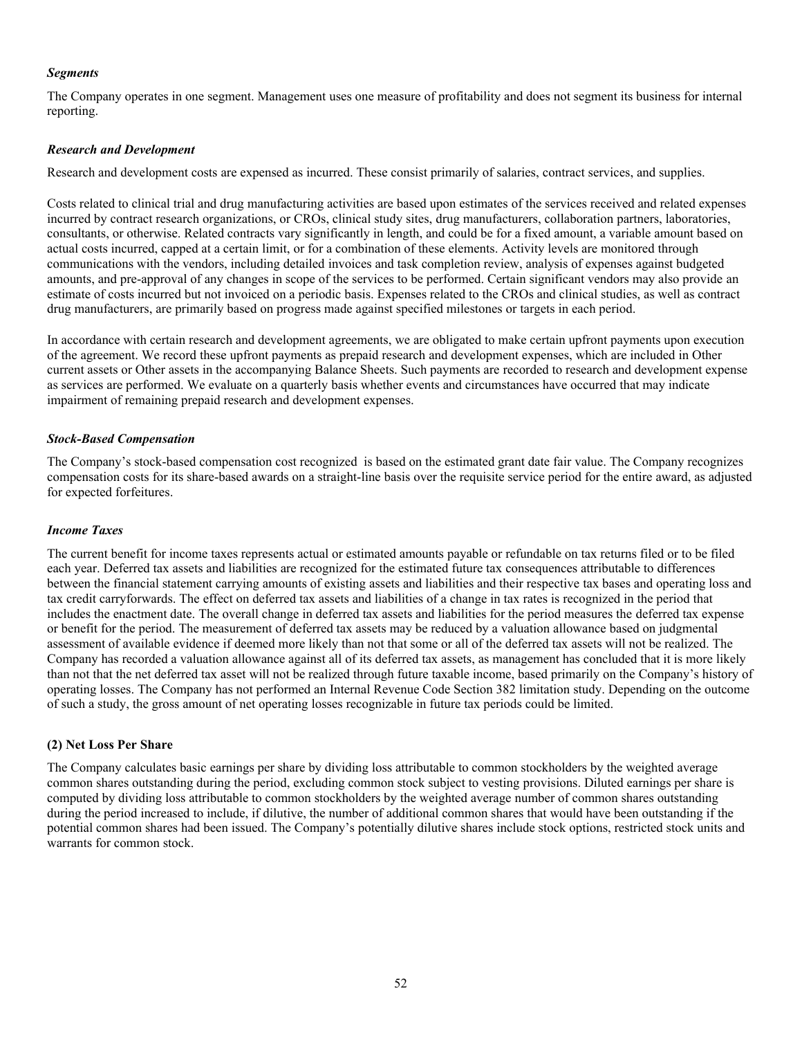*Segments*

The Company operates in one segment. Management uses one measure of profitability and does not segment its business for internal reporting.

*Research and Development*

Research and development costs are expensed as incurred. These consist primarily of salaries, contract services, and supplies.

Costs related to clinical trial and drug manufacturing activities are based upon estimates of the services received and related expenses incurred by contract research organizations, or CROs, clinical study sites, drug manufacturers, collaboration partners, laboratories, consultants, or otherwise. Related contracts vary significantly in length, and could be for a fixed amount, a variable amount based on actual costs incurred, capped at a certain limit, or for a combination of these elements. Activity levels are monitored through communications with the vendors, including detailed invoices and task completion review, analysis of expenses against budgeted amounts, and pre-approval of any changes in scope of the services to be performed. Certain significant vendors may also provide an estimate of costs incurred but not invoiced on a periodic basis. Expenses related to the CROs and clinical studies, as well as contract drug manufacturers, are primarily based on progress made against specified milestones or targets in each period.

In accordance with certain research and development agreements, we are obligated to make certain upfront payments upon execution of the agreement. We record these upfront payments as prepaid research and development expenses, which are included in Other current assets or Other assets in the accompanying Balance Sheets. Such payments are recorded to research and development expense as services are performed. We evaluate on a quarterly basis whether events and circumstances have occurred that may indicate impairment of remaining prepaid research and development expenses.

*Stock-Based Compensation*

The Company's stock-based compensation cost recognized is based on the estimated grant date fair value. The Company recognizes compensation costs for its share-based awards on a straight-line basis over the requisite service period for the entire award, as adjusted for expected forfeitures.

*Income Taxes*

The current benefit for income taxes represents actual or estimated amounts payable or refundable on tax returns filed or to be filed each year. Deferred tax assets and liabilities are recognized for the estimated future tax consequences attributable to differences between the financial statement carrying amounts of existing assets and liabilities and their respective tax bases and operating loss and tax credit carryforwards. The effect on deferred tax assets and liabilities of a change in tax rates is recognized in the period that includes the enactment date. The overall change in deferred tax assets and liabilities for the period measures the deferred tax expense or benefit for the period. The measurement of deferred tax assets may be reduced by a valuation allowance based on judgmental assessment of available evidence if deemed more likely than not that some or all of the deferred tax assets will not be realized. The Company has recorded a valuation allowance against all of its deferred tax assets, as management has concluded that it is more likely than not that the net deferred tax asset will not be realized through future taxable income, based primarily on the Company's history of operating losses. The Company has not performed an Internal Revenue Code Section 382 limitation study. Depending on the outcome of such a study, the gross amount of net operating losses recognizable in future tax periods could be limited.

**(2) Net Loss Per Share**

The Company calculates basic earnings per share by dividing loss attributable to common stockholders by the weighted average common shares outstanding during the period, excluding common stock subject to vesting provisions. Diluted earnings per share is computed by dividing loss attributable to common stockholders by the weighted average number of common shares outstanding during the period increased to include, if dilutive, the number of additional common shares that would have been outstanding if the potential common shares had been issued. The Company's potentially dilutive shares include stock options, restricted stock units and warrants for common stock.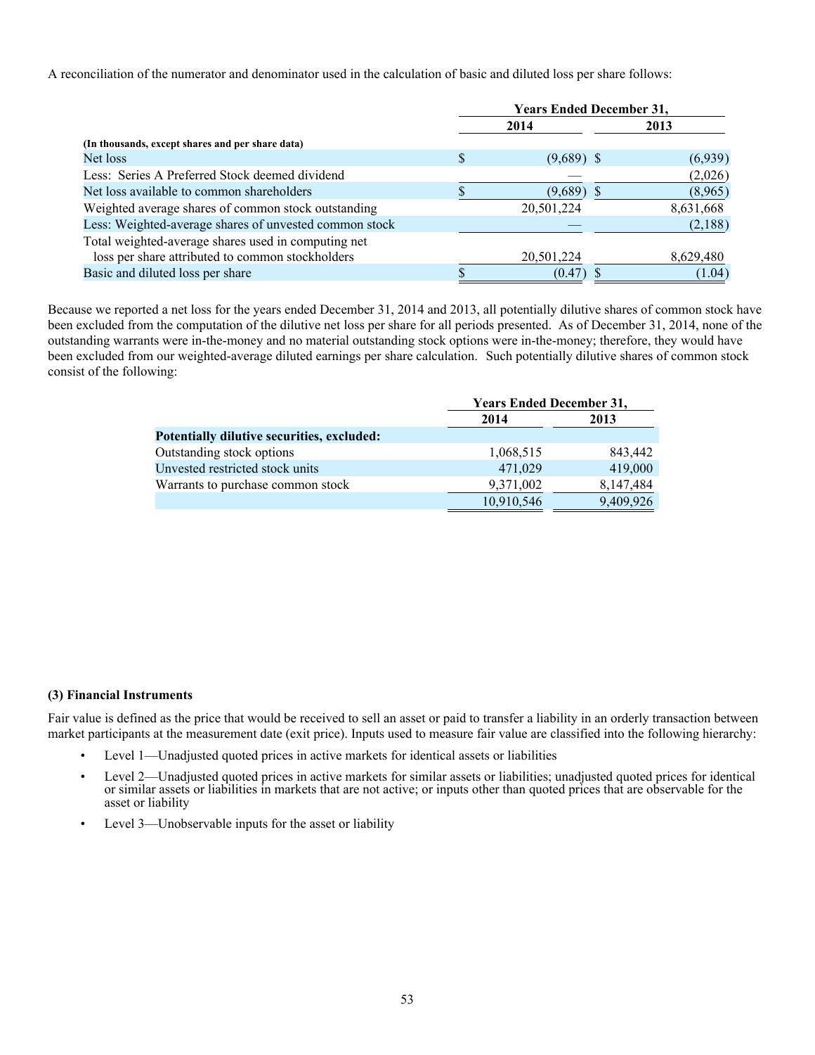A reconciliation of the numerator and denominator used in the calculation of basic and diluted loss per share follows:

| (In thousands, except shares and per share data) | Years Ended December 31, 2014 | Years Ended December 31, 2013 |
|---|---|---|
| Net loss | $ (9,689) | $ (6,939) |
| Less: Series A Preferred Stock deemed dividend | — | (2,026) |
| Net loss available to common shareholders | $ (9,689) | $ (8,965) |
| Weighted average shares of common stock outstanding | 20,501,224 | 8,631,668 |
| Less: Weighted-average shares of unvested common stock | — | (2,188) |
| Total weighted-average shares used in computing net loss per share attributed to common stockholders | 20,501,224 | 8,629,480 |
| Basic and diluted loss per share | $ (0.47) | $ (1.04) |

Because we reported a net loss for the years ended December 31, 2014 and 2013, all potentially dilutive shares of common stock have been excluded from the computation of the dilutive net loss per share for all periods presented. As of December 31, 2014, none of the outstanding warrants were in-the-money and no material outstanding stock options were in-the-money; therefore, they would have been excluded from our weighted-average diluted earnings per share calculation. Such potentially dilutive shares of common stock consist of the following:

| | Years Ended December 31, 2014 | Years Ended December 31, 2013 |
|---|---|---|
| **Potentially dilutive securities, excluded:** | | |
| Outstanding stock options | 1,068,515 | 843,442 |
| Unvested restricted stock units | 471,029 | 419,000 |
| Warrants to purchase common stock | 9,371,002 | 8,147,484 |
| | 10,910,546 | 9,409,926 |

**(3) Financial Instruments**

Fair value is defined as the price that would be received to sell an asset or paid to transfer a liability in an orderly transaction between market participants at the measurement date (exit price). Inputs used to measure fair value are classified into the following hierarchy:

- Level 1—Unadjusted quoted prices in active markets for identical assets or liabilities
- Level 2—Unadjusted quoted prices in active markets for similar assets or liabilities; unadjusted quoted prices for identical or similar assets or liabilities in markets that are not active; or inputs other than quoted prices that are observable for the asset or liability
- Level 3—Unobservable inputs for the asset or liability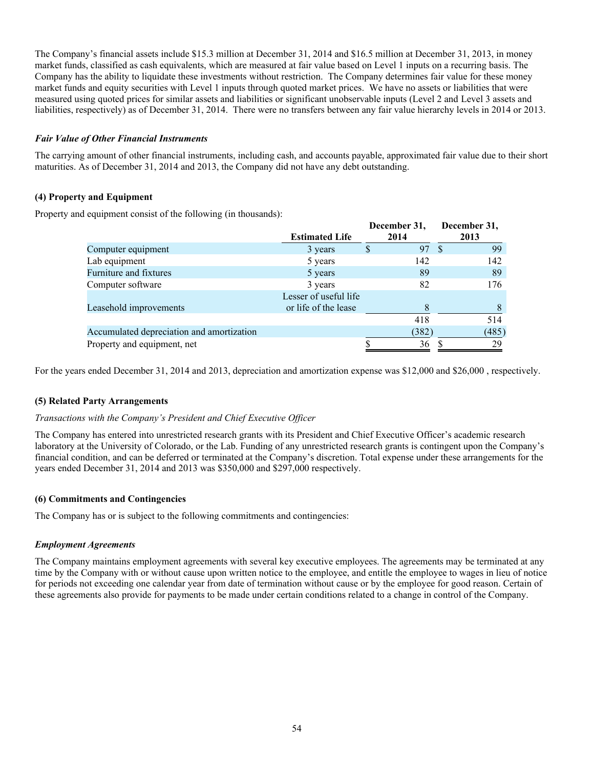The Company's financial assets include $15.3 million at December 31, 2014 and $16.5 million at December 31, 2013, in money market funds, classified as cash equivalents, which are measured at fair value based on Level 1 inputs on a recurring basis. The Company has the ability to liquidate these investments without restriction. The Company determines fair value for these money market funds and equity securities with Level 1 inputs through quoted market prices. We have no assets or liabilities that were measured using quoted prices for similar assets and liabilities or significant unobservable inputs (Level 2 and Level 3 assets and liabilities, respectively) as of December 31, 2014. There were no transfers between any fair value hierarchy levels in 2014 or 2013.

### *Fair Value of Other Financial Instruments*

The carrying amount of other financial instruments, including cash, and accounts payable, approximated fair value due to their short maturities. As of December 31, 2014 and 2013, the Company did not have any debt outstanding.

### (4) Property and Equipment

Property and equipment consist of the following (in thousands):

| | Estimated Life | December 31, 2014 | December 31, 2013 |
|---|---|---|---|
| Computer equipment | 3 years | $ 97 | $ 99 |
| Lab equipment | 5 years | 142 | 142 |
| Furniture and fixtures | 5 years | 89 | 89 |
| Computer software | 3 years | 82 | 176 |
| Leasehold improvements | Lesser of useful life or life of the lease | 8 | 8 |
| | | 418 | 514 |
| Accumulated depreciation and amortization | | (382) | (485) |
| Property and equipment, net | | $ 36 | $ 29 |

For the years ended December 31, 2014 and 2013, depreciation and amortization expense was $12,000 and $26,000 , respectively.

### (5) Related Party Arrangements

*Transactions with the Company's President and Chief Executive Officer*

The Company has entered into unrestricted research grants with its President and Chief Executive Officer's academic research laboratory at the University of Colorado, or the Lab. Funding of any unrestricted research grants is contingent upon the Company's financial condition, and can be deferred or terminated at the Company's discretion. Total expense under these arrangements for the years ended December 31, 2014 and 2013 was $350,000 and $297,000 respectively.

### (6) Commitments and Contingencies

The Company has or is subject to the following commitments and contingencies:

### *Employment Agreements*

The Company maintains employment agreements with several key executive employees. The agreements may be terminated at any time by the Company with or without cause upon written notice to the employee, and entitle the employee to wages in lieu of notice for periods not exceeding one calendar year from date of termination without cause or by the employee for good reason. Certain of these agreements also provide for payments to be made under certain conditions related to a change in control of the Company.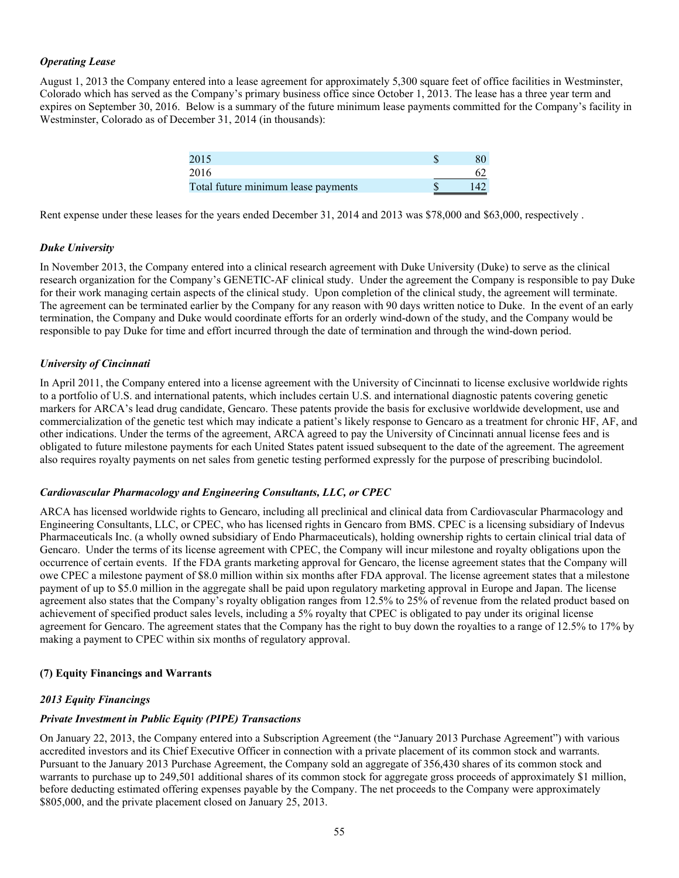***Operating Lease***

August 1, 2013 the Company entered into a lease agreement for approximately 5,300 square feet of office facilities in Westminster, Colorado which has served as the Company's primary business office since October 1, 2013. The lease has a three year term and expires on September 30, 2016. Below is a summary of the future minimum lease payments committed for the Company's facility in Westminster, Colorado as of December 31, 2014 (in thousands):

| | | |
|---|---|---|
| 2015 | $ | 80 |
| 2016 | | 62 |
| Total future minimum lease payments | $ | 142 |

Rent expense under these leases for the years ended December 31, 2014 and 2013 was $78,000 and $63,000, respectively .

***Duke University***

In November 2013, the Company entered into a clinical research agreement with Duke University (Duke) to serve as the clinical research organization for the Company's GENETIC-AF clinical study. Under the agreement the Company is responsible to pay Duke for their work managing certain aspects of the clinical study. Upon completion of the clinical study, the agreement will terminate. The agreement can be terminated earlier by the Company for any reason with 90 days written notice to Duke. In the event of an early termination, the Company and Duke would coordinate efforts for an orderly wind-down of the study, and the Company would be responsible to pay Duke for time and effort incurred through the date of termination and through the wind-down period.

***University of Cincinnati***

In April 2011, the Company entered into a license agreement with the University of Cincinnati to license exclusive worldwide rights to a portfolio of U.S. and international patents, which includes certain U.S. and international diagnostic patents covering genetic markers for ARCA's lead drug candidate, Gencaro. These patents provide the basis for exclusive worldwide development, use and commercialization of the genetic test which may indicate a patient's likely response to Gencaro as a treatment for chronic HF, AF, and other indications. Under the terms of the agreement, ARCA agreed to pay the University of Cincinnati annual license fees and is obligated to future milestone payments for each United States patent issued subsequent to the date of the agreement. The agreement also requires royalty payments on net sales from genetic testing performed expressly for the purpose of prescribing bucindolol.

***Cardiovascular Pharmacology and Engineering Consultants, LLC, or CPEC***

ARCA has licensed worldwide rights to Gencaro, including all preclinical and clinical data from Cardiovascular Pharmacology and Engineering Consultants, LLC, or CPEC, who has licensed rights in Gencaro from BMS. CPEC is a licensing subsidiary of Indevus Pharmaceuticals Inc. (a wholly owned subsidiary of Endo Pharmaceuticals), holding ownership rights to certain clinical trial data of Gencaro. Under the terms of its license agreement with CPEC, the Company will incur milestone and royalty obligations upon the occurrence of certain events. If the FDA grants marketing approval for Gencaro, the license agreement states that the Company will owe CPEC a milestone payment of $8.0 million within six months after FDA approval. The license agreement states that a milestone payment of up to $5.0 million in the aggregate shall be paid upon regulatory marketing approval in Europe and Japan. The license agreement also states that the Company's royalty obligation ranges from 12.5% to 25% of revenue from the related product based on achievement of specified product sales levels, including a 5% royalty that CPEC is obligated to pay under its original license agreement for Gencaro. The agreement states that the Company has the right to buy down the royalties to a range of 12.5% to 17% by making a payment to CPEC within six months of regulatory approval.

**(7) Equity Financings and Warrants**

***2013 Equity Financings***

***Private Investment in Public Equity (PIPE) Transactions***

On January 22, 2013, the Company entered into a Subscription Agreement (the "January 2013 Purchase Agreement") with various accredited investors and its Chief Executive Officer in connection with a private placement of its common stock and warrants. Pursuant to the January 2013 Purchase Agreement, the Company sold an aggregate of 356,430 shares of its common stock and warrants to purchase up to 249,501 additional shares of its common stock for aggregate gross proceeds of approximately $1 million, before deducting estimated offering expenses payable by the Company. The net proceeds to the Company were approximately $805,000, and the private placement closed on January 25, 2013.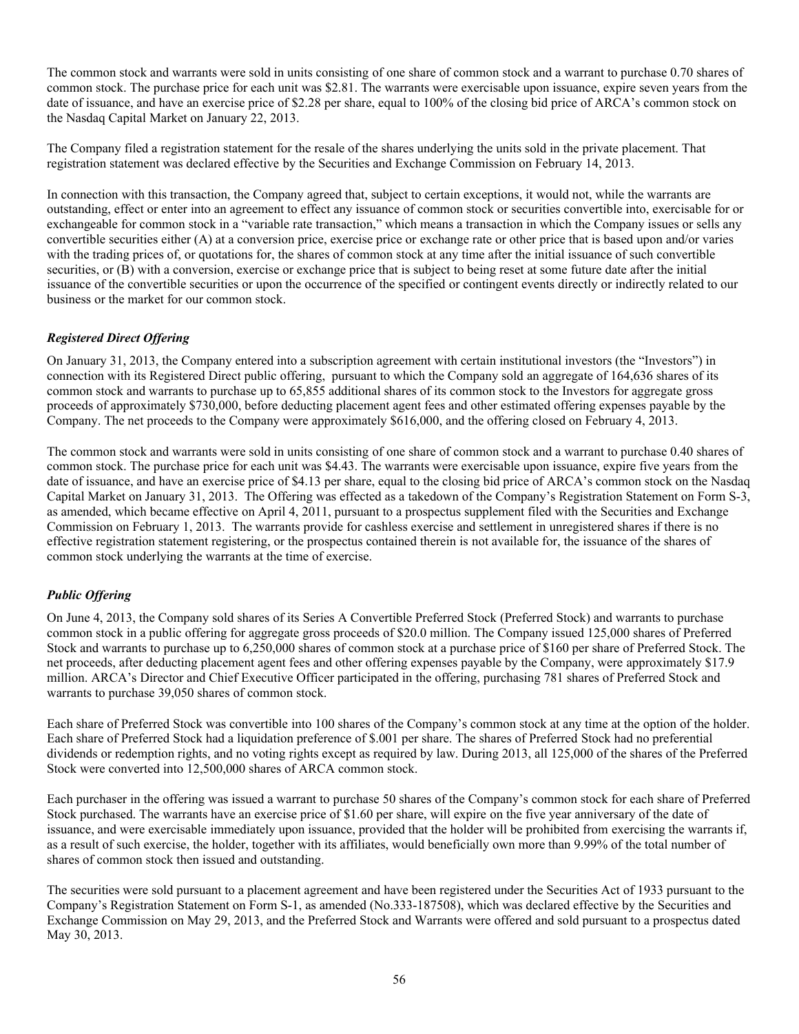The common stock and warrants were sold in units consisting of one share of common stock and a warrant to purchase 0.70 shares of common stock. The purchase price for each unit was $2.81. The warrants were exercisable upon issuance, expire seven years from the date of issuance, and have an exercise price of $2.28 per share, equal to 100% of the closing bid price of ARCA's common stock on the Nasdaq Capital Market on January 22, 2013.

The Company filed a registration statement for the resale of the shares underlying the units sold in the private placement. That registration statement was declared effective by the Securities and Exchange Commission on February 14, 2013.

In connection with this transaction, the Company agreed that, subject to certain exceptions, it would not, while the warrants are outstanding, effect or enter into an agreement to effect any issuance of common stock or securities convertible into, exercisable for or exchangeable for common stock in a "variable rate transaction," which means a transaction in which the Company issues or sells any convertible securities either (A) at a conversion price, exercise price or exchange rate or other price that is based upon and/or varies with the trading prices of, or quotations for, the shares of common stock at any time after the initial issuance of such convertible securities, or (B) with a conversion, exercise or exchange price that is subject to being reset at some future date after the initial issuance of the convertible securities or upon the occurrence of the specified or contingent events directly or indirectly related to our business or the market for our common stock.

***Registered Direct Offering***

On January 31, 2013, the Company entered into a subscription agreement with certain institutional investors (the "Investors") in connection with its Registered Direct public offering, pursuant to which the Company sold an aggregate of 164,636 shares of its common stock and warrants to purchase up to 65,855 additional shares of its common stock to the Investors for aggregate gross proceeds of approximately $730,000, before deducting placement agent fees and other estimated offering expenses payable by the Company. The net proceeds to the Company were approximately $616,000, and the offering closed on February 4, 2013.

The common stock and warrants were sold in units consisting of one share of common stock and a warrant to purchase 0.40 shares of common stock. The purchase price for each unit was $4.43. The warrants were exercisable upon issuance, expire five years from the date of issuance, and have an exercise price of $4.13 per share, equal to the closing bid price of ARCA's common stock on the Nasdaq Capital Market on January 31, 2013. The Offering was effected as a takedown of the Company's Registration Statement on Form S-3, as amended, which became effective on April 4, 2011, pursuant to a prospectus supplement filed with the Securities and Exchange Commission on February 1, 2013. The warrants provide for cashless exercise and settlement in unregistered shares if there is no effective registration statement registering, or the prospectus contained therein is not available for, the issuance of the shares of common stock underlying the warrants at the time of exercise.

***Public Offering***

On June 4, 2013, the Company sold shares of its Series A Convertible Preferred Stock (Preferred Stock) and warrants to purchase common stock in a public offering for aggregate gross proceeds of $20.0 million. The Company issued 125,000 shares of Preferred Stock and warrants to purchase up to 6,250,000 shares of common stock at a purchase price of $160 per share of Preferred Stock. The net proceeds, after deducting placement agent fees and other offering expenses payable by the Company, were approximately $17.9 million. ARCA's Director and Chief Executive Officer participated in the offering, purchasing 781 shares of Preferred Stock and warrants to purchase 39,050 shares of common stock.

Each share of Preferred Stock was convertible into 100 shares of the Company's common stock at any time at the option of the holder. Each share of Preferred Stock had a liquidation preference of $.001 per share. The shares of Preferred Stock had no preferential dividends or redemption rights, and no voting rights except as required by law. During 2013, all 125,000 of the shares of the Preferred Stock were converted into 12,500,000 shares of ARCA common stock.

Each purchaser in the offering was issued a warrant to purchase 50 shares of the Company's common stock for each share of Preferred Stock purchased. The warrants have an exercise price of $1.60 per share, will expire on the five year anniversary of the date of issuance, and were exercisable immediately upon issuance, provided that the holder will be prohibited from exercising the warrants if, as a result of such exercise, the holder, together with its affiliates, would beneficially own more than 9.99% of the total number of shares of common stock then issued and outstanding.

The securities were sold pursuant to a placement agreement and have been registered under the Securities Act of 1933 pursuant to the Company's Registration Statement on Form S-1, as amended (No.333-187508), which was declared effective by the Securities and Exchange Commission on May 29, 2013, and the Preferred Stock and Warrants were offered and sold pursuant to a prospectus dated May 30, 2013.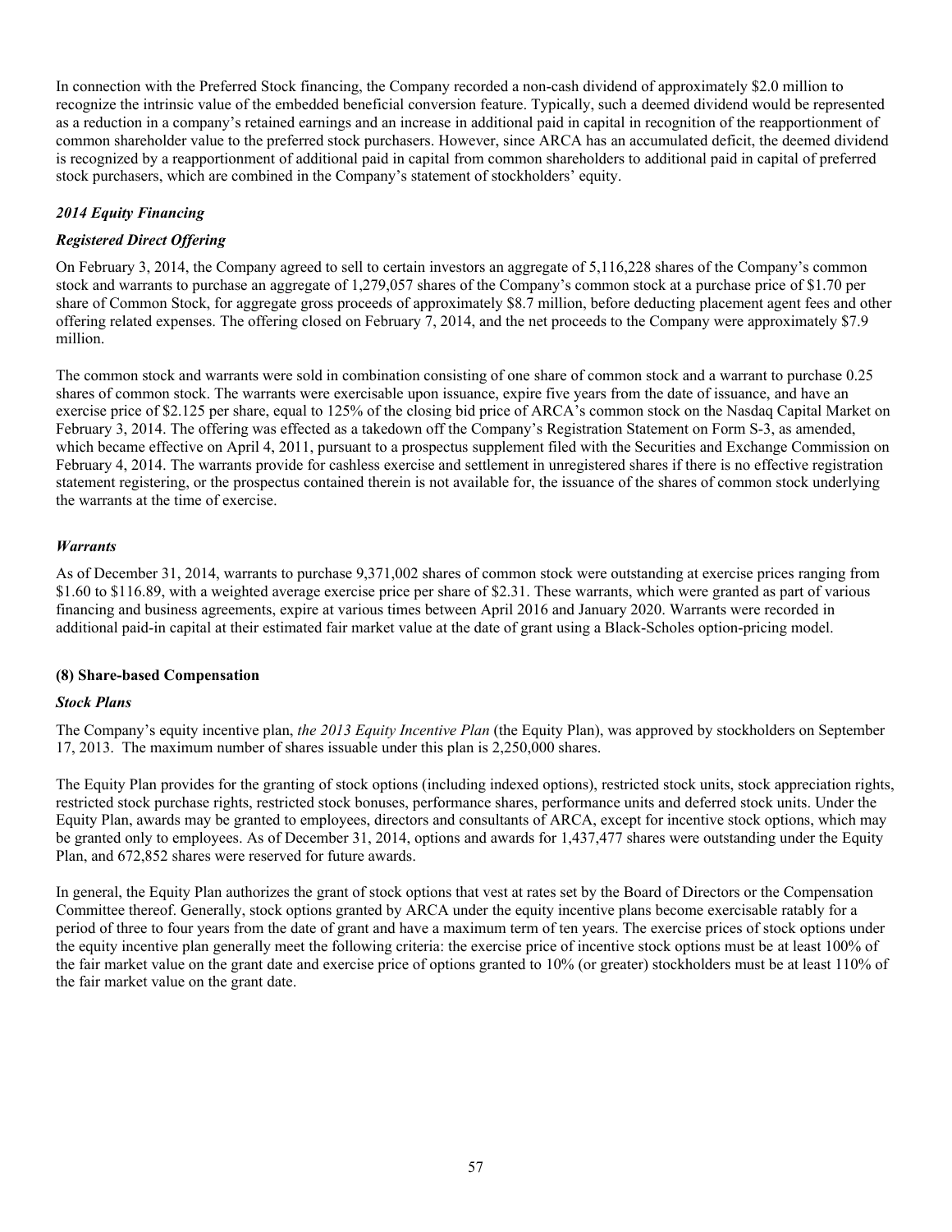In connection with the Preferred Stock financing, the Company recorded a non-cash dividend of approximately $2.0 million to recognize the intrinsic value of the embedded beneficial conversion feature. Typically, such a deemed dividend would be represented as a reduction in a company's retained earnings and an increase in additional paid in capital in recognition of the reapportionment of common shareholder value to the preferred stock purchasers. However, since ARCA has an accumulated deficit, the deemed dividend is recognized by a reapportionment of additional paid in capital from common shareholders to additional paid in capital of preferred stock purchasers, which are combined in the Company's statement of stockholders' equity.

*2014 Equity Financing*

*Registered Direct Offering*

On February 3, 2014, the Company agreed to sell to certain investors an aggregate of 5,116,228 shares of the Company's common stock and warrants to purchase an aggregate of 1,279,057 shares of the Company's common stock at a purchase price of $1.70 per share of Common Stock, for aggregate gross proceeds of approximately $8.7 million, before deducting placement agent fees and other offering related expenses. The offering closed on February 7, 2014, and the net proceeds to the Company were approximately $7.9 million.

The common stock and warrants were sold in combination consisting of one share of common stock and a warrant to purchase 0.25 shares of common stock. The warrants were exercisable upon issuance, expire five years from the date of issuance, and have an exercise price of $2.125 per share, equal to 125% of the closing bid price of ARCA's common stock on the Nasdaq Capital Market on February 3, 2014. The offering was effected as a takedown off the Company's Registration Statement on Form S-3, as amended, which became effective on April 4, 2011, pursuant to a prospectus supplement filed with the Securities and Exchange Commission on February 4, 2014. The warrants provide for cashless exercise and settlement in unregistered shares if there is no effective registration statement registering, or the prospectus contained therein is not available for, the issuance of the shares of common stock underlying the warrants at the time of exercise.

*Warrants*

As of December 31, 2014, warrants to purchase 9,371,002 shares of common stock were outstanding at exercise prices ranging from $1.60 to $116.89, with a weighted average exercise price per share of $2.31. These warrants, which were granted as part of various financing and business agreements, expire at various times between April 2016 and January 2020. Warrants were recorded in additional paid-in capital at their estimated fair market value at the date of grant using a Black-Scholes option-pricing model.

**(8) Share-based Compensation**

*Stock Plans*

The Company's equity incentive plan, *the 2013 Equity Incentive Plan* (the Equity Plan), was approved by stockholders on September 17, 2013. The maximum number of shares issuable under this plan is 2,250,000 shares.

The Equity Plan provides for the granting of stock options (including indexed options), restricted stock units, stock appreciation rights, restricted stock purchase rights, restricted stock bonuses, performance shares, performance units and deferred stock units. Under the Equity Plan, awards may be granted to employees, directors and consultants of ARCA, except for incentive stock options, which may be granted only to employees. As of December 31, 2014, options and awards for 1,437,477 shares were outstanding under the Equity Plan, and 672,852 shares were reserved for future awards.

In general, the Equity Plan authorizes the grant of stock options that vest at rates set by the Board of Directors or the Compensation Committee thereof. Generally, stock options granted by ARCA under the equity incentive plans become exercisable ratably for a period of three to four years from the date of grant and have a maximum term of ten years. The exercise prices of stock options under the equity incentive plan generally meet the following criteria: the exercise price of incentive stock options must be at least 100% of the fair market value on the grant date and exercise price of options granted to 10% (or greater) stockholders must be at least 110% of the fair market value on the grant date.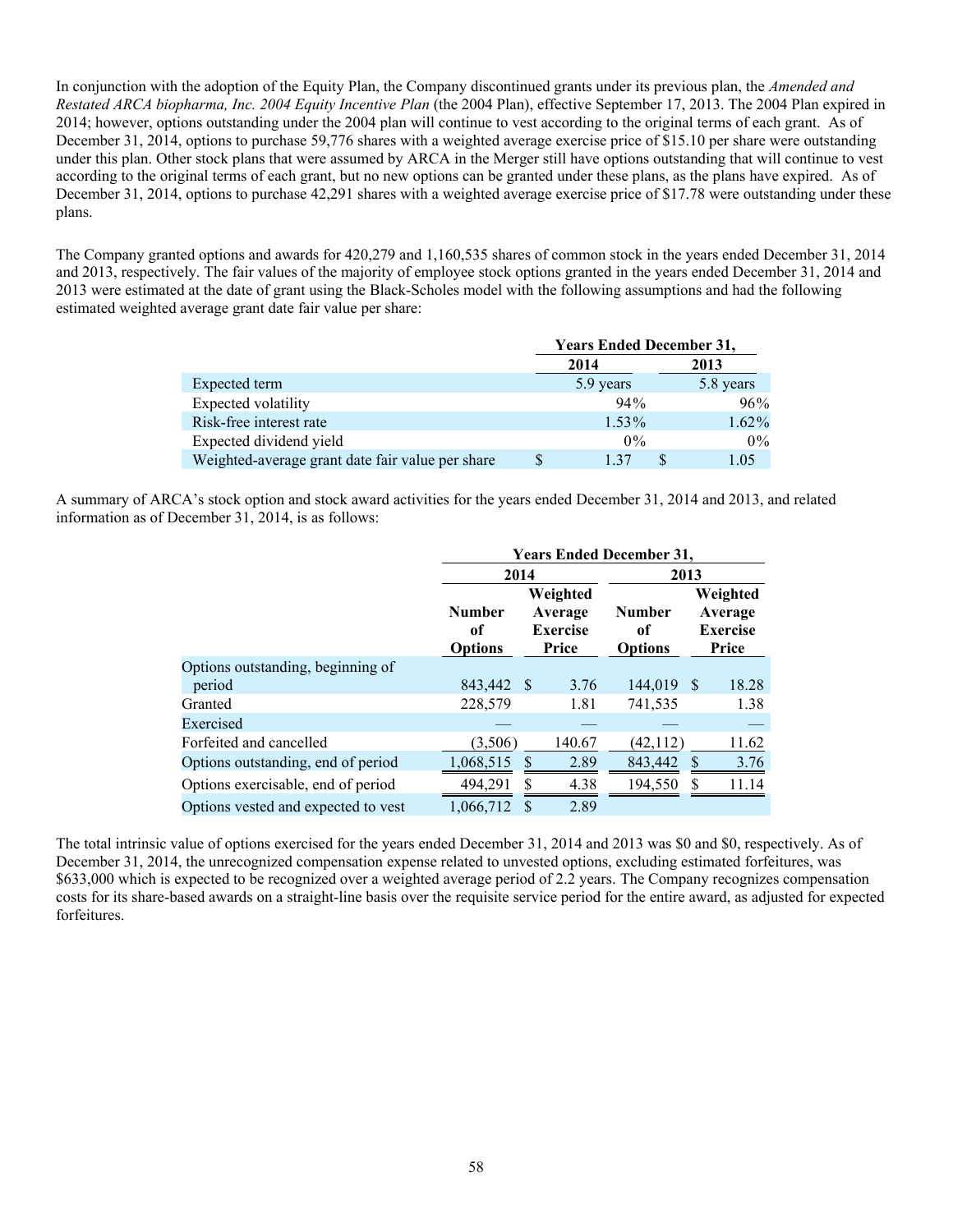In conjunction with the adoption of the Equity Plan, the Company discontinued grants under its previous plan, the *Amended and Restated ARCA biopharma, Inc. 2004 Equity Incentive Plan* (the 2004 Plan), effective September 17, 2013. The 2004 Plan expired in 2014; however, options outstanding under the 2004 plan will continue to vest according to the original terms of each grant. As of December 31, 2014, options to purchase 59,776 shares with a weighted average exercise price of $15.10 per share were outstanding under this plan. Other stock plans that were assumed by ARCA in the Merger still have options outstanding that will continue to vest according to the original terms of each grant, but no new options can be granted under these plans, as the plans have expired. As of December 31, 2014, options to purchase 42,291 shares with a weighted average exercise price of $17.78 were outstanding under these plans.

The Company granted options and awards for 420,279 and 1,160,535 shares of common stock in the years ended December 31, 2014 and 2013, respectively. The fair values of the majority of employee stock options granted in the years ended December 31, 2014 and 2013 were estimated at the date of grant using the Black-Scholes model with the following assumptions and had the following estimated weighted average grant date fair value per share:

| | Years Ended December 31, | |
|---|---|---|
| | 2014 | 2013 |
| Expected term | 5.9 years | 5.8 years |
| Expected volatility | 94% | 96% |
| Risk-free interest rate | 1.53% | 1.62% |
| Expected dividend yield | 0% | 0% |
| Weighted-average grant date fair value per share | $ 1.37 | $ 1.05 |

A summary of ARCA's stock option and stock award activities for the years ended December 31, 2014 and 2013, and related information as of December 31, 2014, is as follows:

| | Years Ended December 31, | | | |
|---|---|---|---|---|
| | 2014 | | 2013 | |
| | Number of Options | Weighted Average Exercise Price | Number of Options | Weighted Average Exercise Price |
| Options outstanding, beginning of period | 843,442 | $ 3.76 | 144,019 | $ 18.28 |
| Granted | 228,579 | 1.81 | 741,535 | 1.38 |
| Exercised | — | — | — | — |
| Forfeited and cancelled | (3,506) | 140.67 | (42,112) | 11.62 |
| Options outstanding, end of period | 1,068,515 | $ 2.89 | 843,442 | $ 3.76 |
| Options exercisable, end of period | 494,291 | $ 4.38 | 194,550 | $ 11.14 |
| Options vested and expected to vest | 1,066,712 | $ 2.89 | | |

The total intrinsic value of options exercised for the years ended December 31, 2014 and 2013 was $0 and $0, respectively. As of December 31, 2014, the unrecognized compensation expense related to unvested options, excluding estimated forfeitures, was $633,000 which is expected to be recognized over a weighted average period of 2.2 years. The Company recognizes compensation costs for its share-based awards on a straight-line basis over the requisite service period for the entire award, as adjusted for expected forfeitures.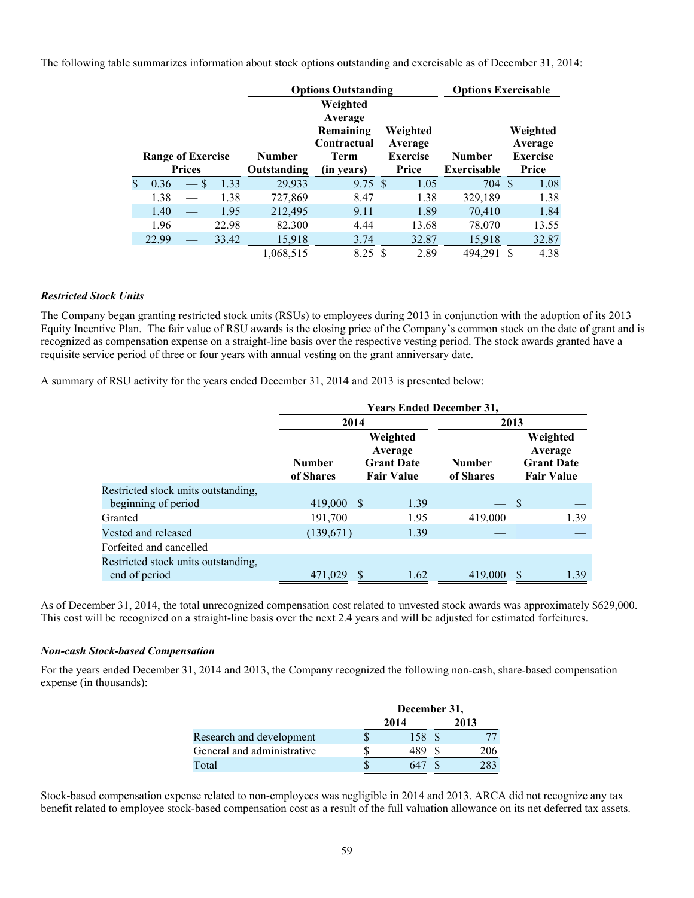The following table summarizes information about stock options outstanding and exercisable as of December 31, 2014:

| Range of Exercise Prices | Options Outstanding | | | Options Exercisable | |
|---|---|---|---|---|---|
| | Number Outstanding | Weighted Average Remaining Contractual Term (in years) | Weighted Average Exercise Price | Number Exercisable | Weighted Average Exercise Price |
| $ 0.36 — $ 1.33 | 29,933 | 9.75 | $ 1.05 | 704 | $ 1.08 |
| 1.38 — 1.38 | 727,869 | 8.47 | 1.38 | 329,189 | 1.38 |
| 1.40 — 1.95 | 212,495 | 9.11 | 1.89 | 70,410 | 1.84 |
| 1.96 — 22.98 | 82,300 | 4.44 | 13.68 | 78,070 | 13.55 |
| 22.99 — 33.42 | 15,918 | 3.74 | 32.87 | 15,918 | 32.87 |
| | 1,068,515 | 8.25 | $ 2.89 | 494,291 | $ 4.38 |

***Restricted Stock Units***

The Company began granting restricted stock units (RSUs) to employees during 2013 in conjunction with the adoption of its 2013 Equity Incentive Plan. The fair value of RSU awards is the closing price of the Company's common stock on the date of grant and is recognized as compensation expense on a straight-line basis over the respective vesting period. The stock awards granted have a requisite service period of three or four years with annual vesting on the grant anniversary date.

A summary of RSU activity for the years ended December 31, 2014 and 2013 is presented below:

| | Years Ended December 31, | | | |
|---|---|---|---|---|
| | 2014 | | 2013 | |
| | Number of Shares | Weighted Average Grant Date Fair Value | Number of Shares | Weighted Average Grant Date Fair Value |
| Restricted stock units outstanding, beginning of period | 419,000 | $ 1.39 | — | $ — |
| Granted | 191,700 | 1.95 | 419,000 | 1.39 |
| Vested and released | (139,671) | 1.39 | — | — |
| Forfeited and cancelled | — | — | — | — |
| Restricted stock units outstanding, end of period | 471,029 | $ 1.62 | 419,000 | $ 1.39 |

As of December 31, 2014, the total unrecognized compensation cost related to unvested stock awards was approximately $629,000. This cost will be recognized on a straight-line basis over the next 2.4 years and will be adjusted for estimated forfeitures.

***Non-cash Stock-based Compensation***

For the years ended December 31, 2014 and 2013, the Company recognized the following non-cash, share-based compensation expense (in thousands):

| | December 31, | |
|---|---|---|
| | 2014 | 2013 |
| Research and development | $ 158 | $ 77 |
| General and administrative | $ 489 | $ 206 |
| Total | $ 647 | $ 283 |

Stock-based compensation expense related to non-employees was negligible in 2014 and 2013. ARCA did not recognize any tax benefit related to employee stock-based compensation cost as a result of the full valuation allowance on its net deferred tax assets.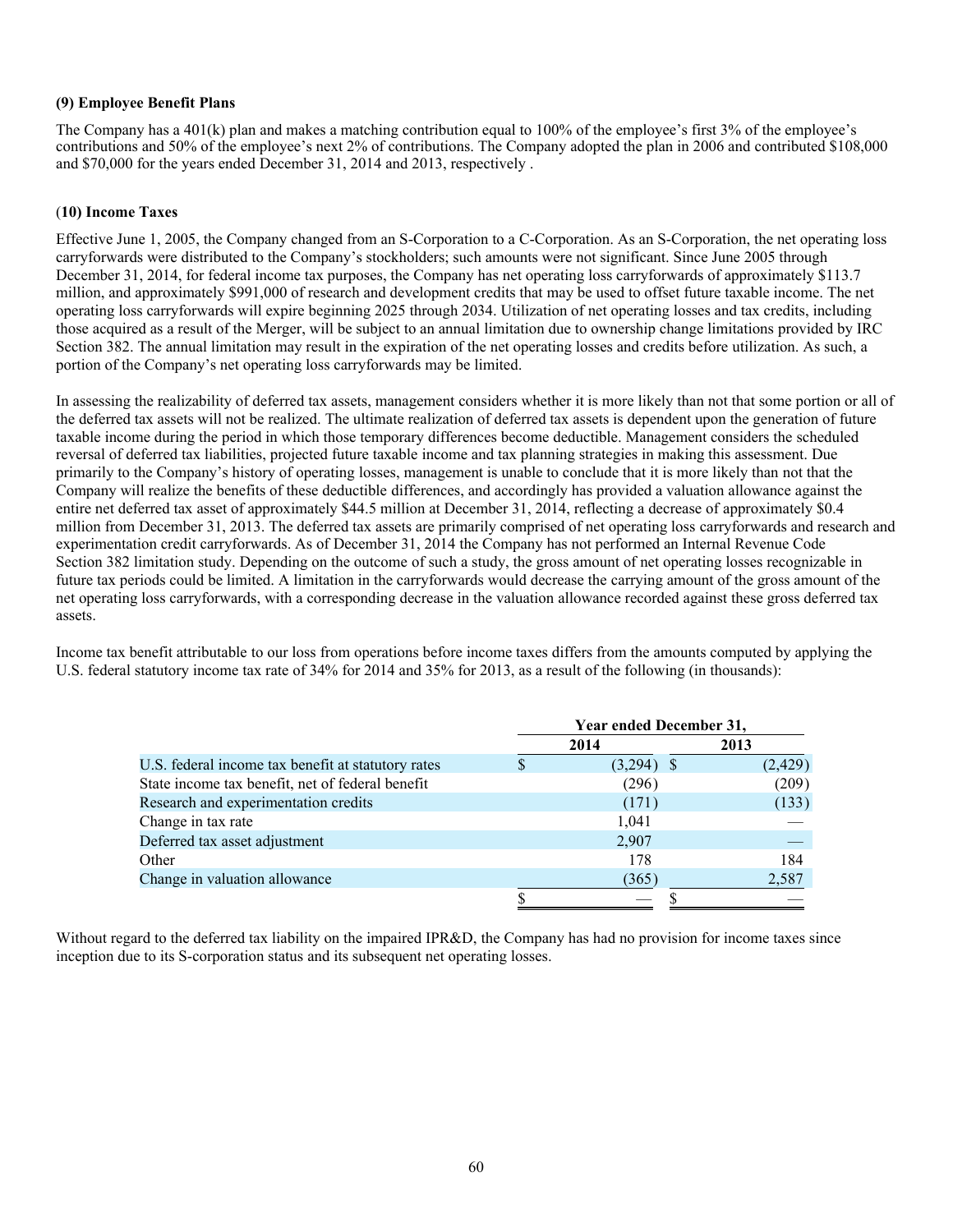### (9) Employee Benefit Plans

The Company has a 401(k) plan and makes a matching contribution equal to 100% of the employee's first 3% of the employee's contributions and 50% of the employee's next 2% of contributions. The Company adopted the plan in 2006 and contributed $108,000 and $70,000 for the years ended December 31, 2014 and 2013, respectively .

### (10) Income Taxes

Effective June 1, 2005, the Company changed from an S-Corporation to a C-Corporation. As an S-Corporation, the net operating loss carryforwards were distributed to the Company's stockholders; such amounts were not significant. Since June 2005 through December 31, 2014, for federal income tax purposes, the Company has net operating loss carryforwards of approximately $113.7 million, and approximately $991,000 of research and development credits that may be used to offset future taxable income. The net operating loss carryforwards will expire beginning 2025 through 2034. Utilization of net operating losses and tax credits, including those acquired as a result of the Merger, will be subject to an annual limitation due to ownership change limitations provided by IRC Section 382. The annual limitation may result in the expiration of the net operating losses and credits before utilization. As such, a portion of the Company's net operating loss carryforwards may be limited.

In assessing the realizability of deferred tax assets, management considers whether it is more likely than not that some portion or all of the deferred tax assets will not be realized. The ultimate realization of deferred tax assets is dependent upon the generation of future taxable income during the period in which those temporary differences become deductible. Management considers the scheduled reversal of deferred tax liabilities, projected future taxable income and tax planning strategies in making this assessment. Due primarily to the Company's history of operating losses, management is unable to conclude that it is more likely than not that the Company will realize the benefits of these deductible differences, and accordingly has provided a valuation allowance against the entire net deferred tax asset of approximately $44.5 million at December 31, 2014, reflecting a decrease of approximately $0.4 million from December 31, 2013. The deferred tax assets are primarily comprised of net operating loss carryforwards and research and experimentation credit carryforwards. As of December 31, 2014 the Company has not performed an Internal Revenue Code Section 382 limitation study. Depending on the outcome of such a study, the gross amount of net operating losses recognizable in future tax periods could be limited. A limitation in the carryforwards would decrease the carrying amount of the gross amount of the net operating loss carryforwards, with a corresponding decrease in the valuation allowance recorded against these gross deferred tax assets.

Income tax benefit attributable to our loss from operations before income taxes differs from the amounts computed by applying the U.S. federal statutory income tax rate of 34% for 2014 and 35% for 2013, as a result of the following (in thousands):

| | Year ended December 31, | |
|---|---|---|
| | 2014 | 2013 |
| U.S. federal income tax benefit at statutory rates | $ (3,294) | $ (2,429) |
| State income tax benefit, net of federal benefit | (296) | (209) |
| Research and experimentation credits | (171) | (133) |
| Change in tax rate | 1,041 | — |
| Deferred tax asset adjustment | 2,907 | — |
| Other | 178 | 184 |
| Change in valuation allowance | (365) | 2,587 |
| | $ — | $ — |

Without regard to the deferred tax liability on the impaired IPR&D, the Company has had no provision for income taxes since inception due to its S-corporation status and its subsequent net operating losses.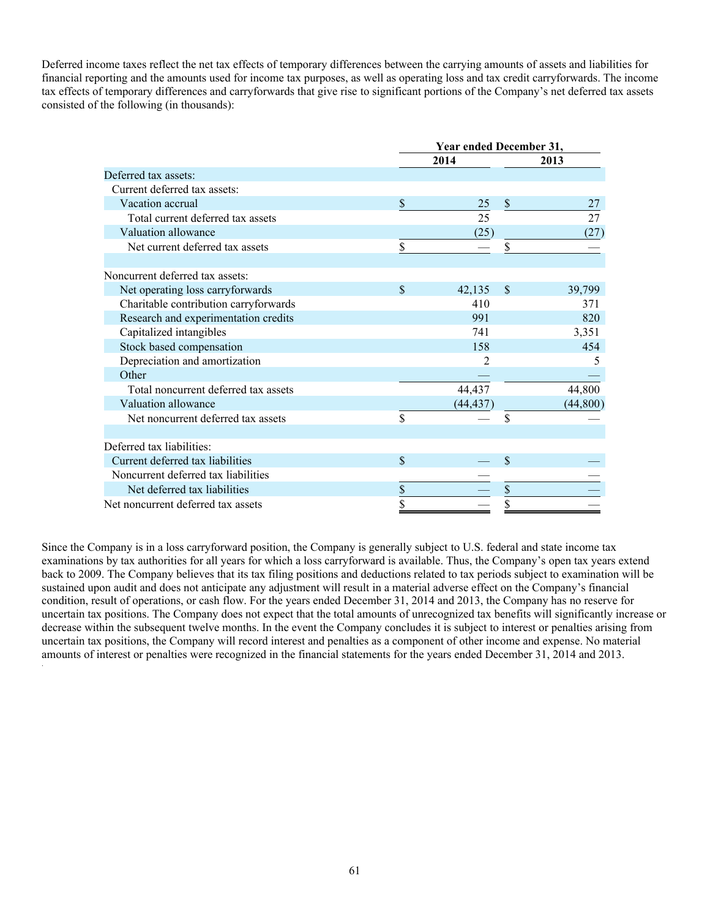Deferred income taxes reflect the net tax effects of temporary differences between the carrying amounts of assets and liabilities for financial reporting and the amounts used for income tax purposes, as well as operating loss and tax credit carryforwards. The income tax effects of temporary differences and carryforwards that give rise to significant portions of the Company's net deferred tax assets consisted of the following (in thousands):

| | Year ended December 31, | |
|---|---|---|
| | 2014 | 2013 |
| Deferred tax assets: | | |
| Current deferred tax assets: | | |
| Vacation accrual | $ 25 | $ 27 |
| Total current deferred tax assets | 25 | 27 |
| Valuation allowance | (25) | (27) |
| Net current deferred tax assets | $ — | $ — |
| | | |
| Noncurrent deferred tax assets: | | |
| Net operating loss carryforwards | $ 42,135 | $ 39,799 |
| Charitable contribution carryforwards | 410 | 371 |
| Research and experimentation credits | 991 | 820 |
| Capitalized intangibles | 741 | 3,351 |
| Stock based compensation | 158 | 454 |
| Depreciation and amortization | 2 | 5 |
| Other | — | — |
| Total noncurrent deferred tax assets | 44,437 | 44,800 |
| Valuation allowance | (44,437) | (44,800) |
| Net noncurrent deferred tax assets | $ — | $ — |
| | | |
| Deferred tax liabilities: | | |
| Current deferred tax liabilities | $ — | $ — |
| Noncurrent deferred tax liabilities | — | — |
| Net deferred tax liabilities | $ — | $ — |
| Net noncurrent deferred tax assets | $ — | $ — |

Since the Company is in a loss carryforward position, the Company is generally subject to U.S. federal and state income tax examinations by tax authorities for all years for which a loss carryforward is available. Thus, the Company's open tax years extend back to 2009. The Company believes that its tax filing positions and deductions related to tax periods subject to examination will be sustained upon audit and does not anticipate any adjustment will result in a material adverse effect on the Company's financial condition, result of operations, or cash flow. For the years ended December 31, 2014 and 2013, the Company has no reserve for uncertain tax positions. The Company does not expect that the total amounts of unrecognized tax benefits will significantly increase or decrease within the subsequent twelve months. In the event the Company concludes it is subject to interest or penalties arising from uncertain tax positions, the Company will record interest and penalties as a component of other income and expense. No material amounts of interest or penalties were recognized in the financial statements for the years ended December 31, 2014 and 2013.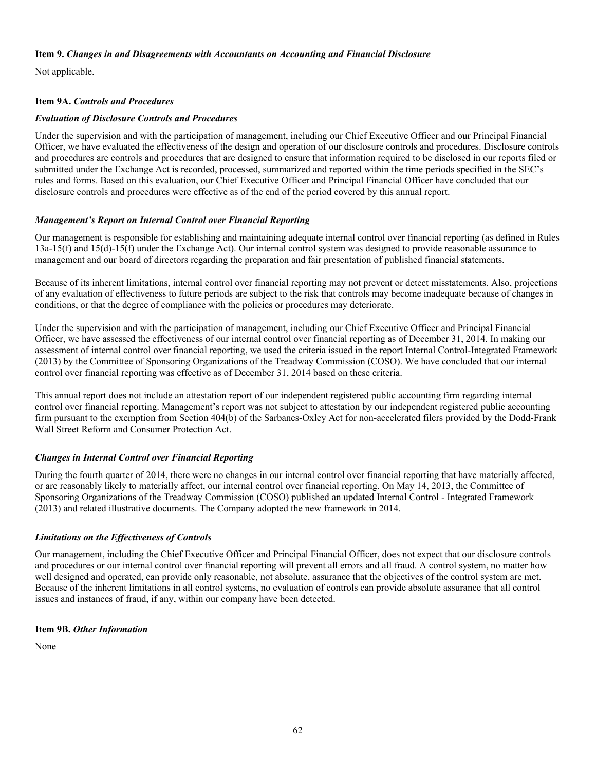**Item 9.** *Changes in and Disagreements with Accountants on Accounting and Financial Disclosure*

Not applicable.

**Item 9A.** *Controls and Procedures*

***Evaluation of Disclosure Controls and Procedures***

Under the supervision and with the participation of management, including our Chief Executive Officer and our Principal Financial Officer, we have evaluated the effectiveness of the design and operation of our disclosure controls and procedures. Disclosure controls and procedures are controls and procedures that are designed to ensure that information required to be disclosed in our reports filed or submitted under the Exchange Act is recorded, processed, summarized and reported within the time periods specified in the SEC's rules and forms. Based on this evaluation, our Chief Executive Officer and Principal Financial Officer have concluded that our disclosure controls and procedures were effective as of the end of the period covered by this annual report.

***Management's Report on Internal Control over Financial Reporting***

Our management is responsible for establishing and maintaining adequate internal control over financial reporting (as defined in Rules 13a-15(f) and 15(d)-15(f) under the Exchange Act). Our internal control system was designed to provide reasonable assurance to management and our board of directors regarding the preparation and fair presentation of published financial statements.

Because of its inherent limitations, internal control over financial reporting may not prevent or detect misstatements. Also, projections of any evaluation of effectiveness to future periods are subject to the risk that controls may become inadequate because of changes in conditions, or that the degree of compliance with the policies or procedures may deteriorate.

Under the supervision and with the participation of management, including our Chief Executive Officer and Principal Financial Officer, we have assessed the effectiveness of our internal control over financial reporting as of December 31, 2014. In making our assessment of internal control over financial reporting, we used the criteria issued in the report Internal Control-Integrated Framework (2013) by the Committee of Sponsoring Organizations of the Treadway Commission (COSO). We have concluded that our internal control over financial reporting was effective as of December 31, 2014 based on these criteria.

This annual report does not include an attestation report of our independent registered public accounting firm regarding internal control over financial reporting. Management's report was not subject to attestation by our independent registered public accounting firm pursuant to the exemption from Section 404(b) of the Sarbanes-Oxley Act for non-accelerated filers provided by the Dodd-Frank Wall Street Reform and Consumer Protection Act.

***Changes in Internal Control over Financial Reporting***

During the fourth quarter of 2014, there were no changes in our internal control over financial reporting that have materially affected, or are reasonably likely to materially affect, our internal control over financial reporting. On May 14, 2013, the Committee of Sponsoring Organizations of the Treadway Commission (COSO) published an updated Internal Control - Integrated Framework (2013) and related illustrative documents. The Company adopted the new framework in 2014.

***Limitations on the Effectiveness of Controls***

Our management, including the Chief Executive Officer and Principal Financial Officer, does not expect that our disclosure controls and procedures or our internal control over financial reporting will prevent all errors and all fraud. A control system, no matter how well designed and operated, can provide only reasonable, not absolute, assurance that the objectives of the control system are met. Because of the inherent limitations in all control systems, no evaluation of controls can provide absolute assurance that all control issues and instances of fraud, if any, within our company have been detected.

**Item 9B.** *Other Information*

None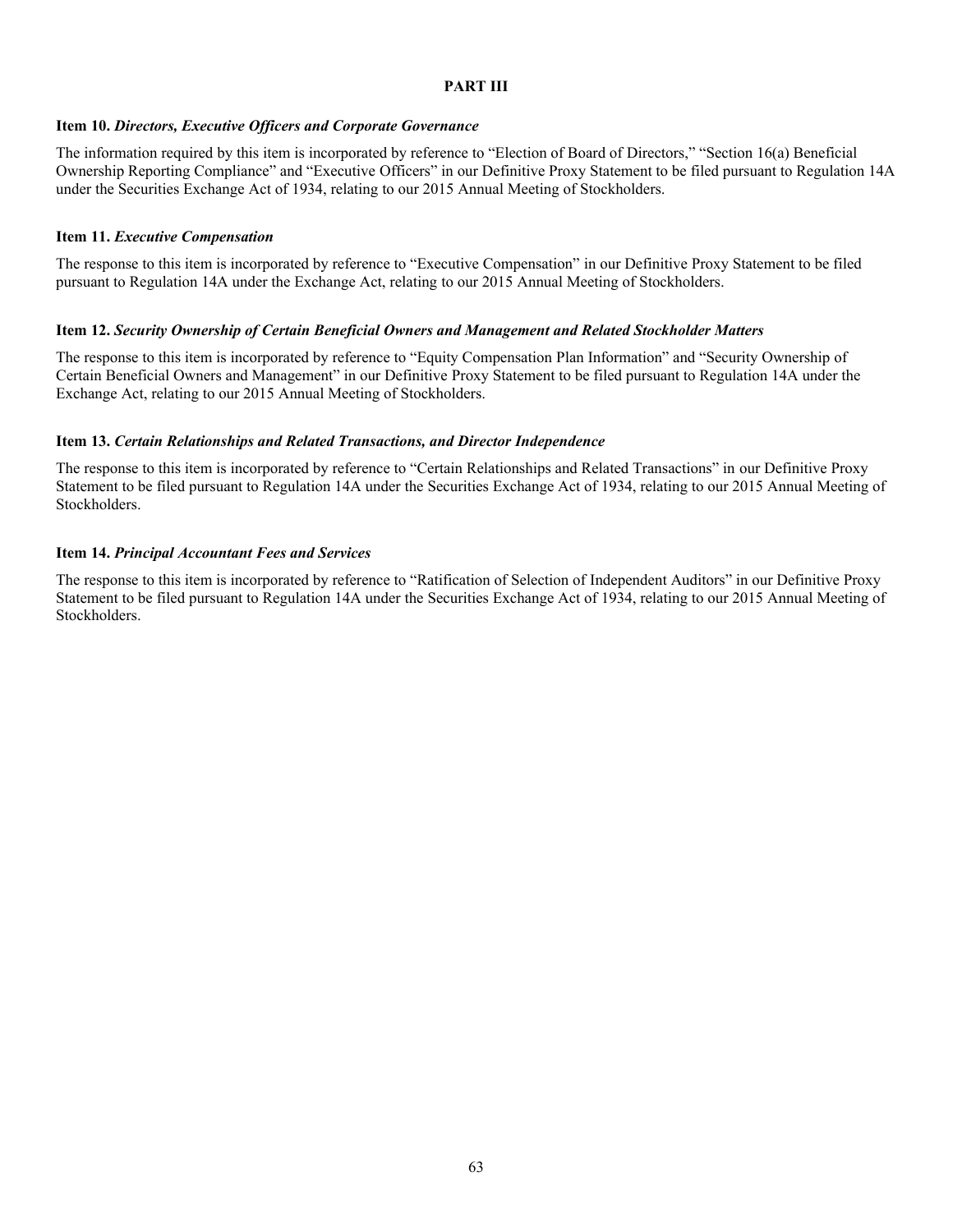# PART III

### Item 10. *Directors, Executive Officers and Corporate Governance*

The information required by this item is incorporated by reference to "Election of Board of Directors," "Section 16(a) Beneficial Ownership Reporting Compliance" and "Executive Officers" in our Definitive Proxy Statement to be filed pursuant to Regulation 14A under the Securities Exchange Act of 1934, relating to our 2015 Annual Meeting of Stockholders.

### Item 11. *Executive Compensation*

The response to this item is incorporated by reference to "Executive Compensation" in our Definitive Proxy Statement to be filed pursuant to Regulation 14A under the Exchange Act, relating to our 2015 Annual Meeting of Stockholders.

### Item 12. *Security Ownership of Certain Beneficial Owners and Management and Related Stockholder Matters*

The response to this item is incorporated by reference to "Equity Compensation Plan Information" and "Security Ownership of Certain Beneficial Owners and Management" in our Definitive Proxy Statement to be filed pursuant to Regulation 14A under the Exchange Act, relating to our 2015 Annual Meeting of Stockholders.

### Item 13. *Certain Relationships and Related Transactions, and Director Independence*

The response to this item is incorporated by reference to "Certain Relationships and Related Transactions" in our Definitive Proxy Statement to be filed pursuant to Regulation 14A under the Securities Exchange Act of 1934, relating to our 2015 Annual Meeting of Stockholders.

### Item 14. *Principal Accountant Fees and Services*

The response to this item is incorporated by reference to "Ratification of Selection of Independent Auditors" in our Definitive Proxy Statement to be filed pursuant to Regulation 14A under the Securities Exchange Act of 1934, relating to our 2015 Annual Meeting of Stockholders.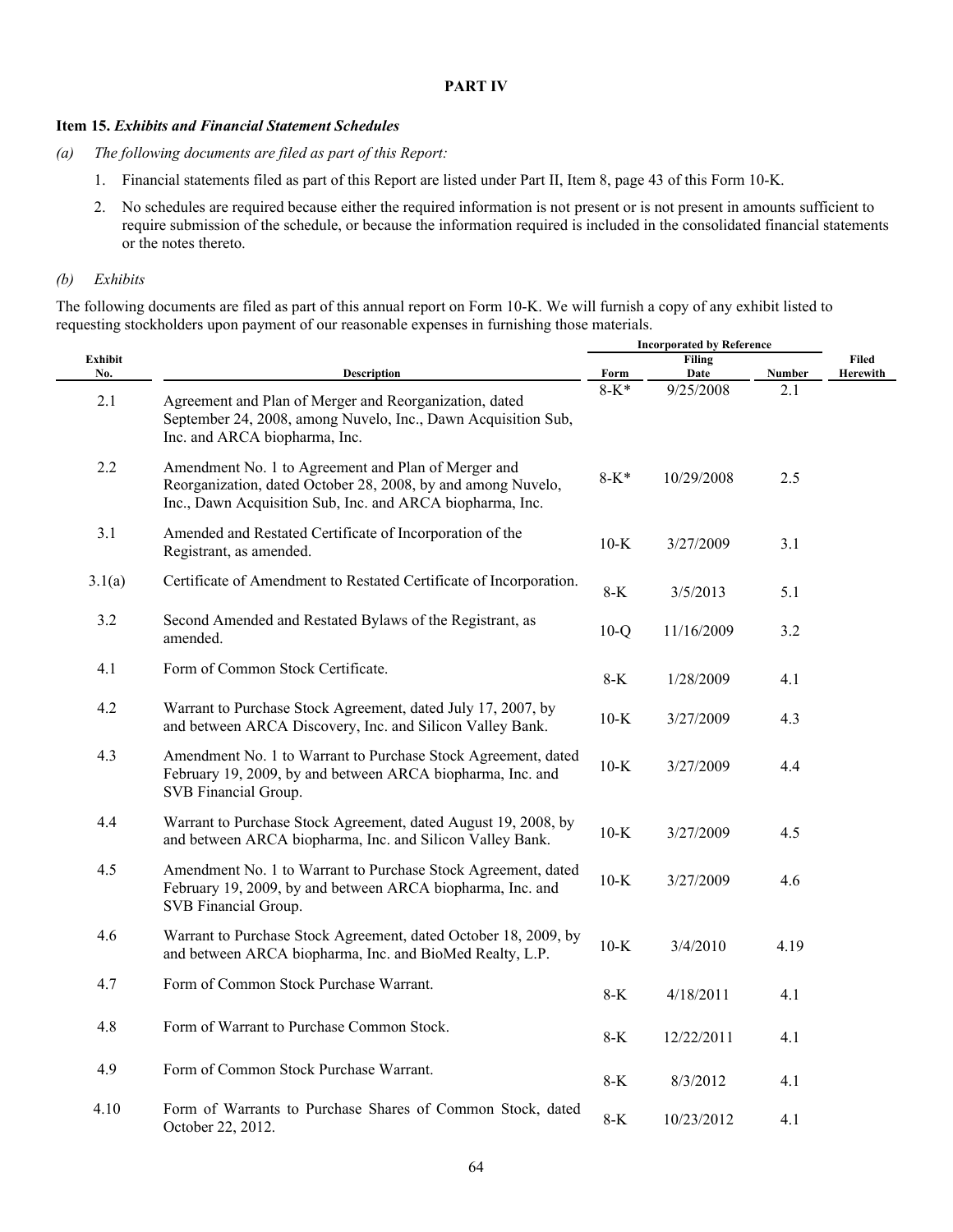# PART IV

## Item 15. *Exhibits and Financial Statement Schedules*

*(a) The following documents are filed as part of this Report:*

1. Financial statements filed as part of this Report are listed under Part II, Item 8, page 43 of this Form 10-K.
2. No schedules are required because either the required information is not present or is not present in amounts sufficient to require submission of the schedule, or because the information required is included in the consolidated financial statements or the notes thereto.

*(b) Exhibits*

The following documents are filed as part of this annual report on Form 10-K. We will furnish a copy of any exhibit listed to requesting stockholders upon payment of our reasonable expenses in furnishing those materials.

| Exhibit No. | Description | Incorporated by Reference | | | Filed Herewith |
|---|---|---|---|---|---|
| | | Form | Filing Date | Number | |
| 2.1 | Agreement and Plan of Merger and Reorganization, dated September 24, 2008, among Nuvelo, Inc., Dawn Acquisition Sub, Inc. and ARCA biopharma, Inc. | 8-K* | 9/25/2008 | 2.1 | |
| 2.2 | Amendment No. 1 to Agreement and Plan of Merger and Reorganization, dated October 28, 2008, by and among Nuvelo, Inc., Dawn Acquisition Sub, Inc. and ARCA biopharma, Inc. | 8-K* | 10/29/2008 | 2.5 | |
| 3.1 | Amended and Restated Certificate of Incorporation of the Registrant, as amended. | 10-K | 3/27/2009 | 3.1 | |
| 3.1(a) | Certificate of Amendment to Restated Certificate of Incorporation. | 8-K | 3/5/2013 | 5.1 | |
| 3.2 | Second Amended and Restated Bylaws of the Registrant, as amended. | 10-Q | 11/16/2009 | 3.2 | |
| 4.1 | Form of Common Stock Certificate. | 8-K | 1/28/2009 | 4.1 | |
| 4.2 | Warrant to Purchase Stock Agreement, dated July 17, 2007, by and between ARCA Discovery, Inc. and Silicon Valley Bank. | 10-K | 3/27/2009 | 4.3 | |
| 4.3 | Amendment No. 1 to Warrant to Purchase Stock Agreement, dated February 19, 2009, by and between ARCA biopharma, Inc. and SVB Financial Group. | 10-K | 3/27/2009 | 4.4 | |
| 4.4 | Warrant to Purchase Stock Agreement, dated August 19, 2008, by and between ARCA biopharma, Inc. and Silicon Valley Bank. | 10-K | 3/27/2009 | 4.5 | |
| 4.5 | Amendment No. 1 to Warrant to Purchase Stock Agreement, dated February 19, 2009, by and between ARCA biopharma, Inc. and SVB Financial Group. | 10-K | 3/27/2009 | 4.6 | |
| 4.6 | Warrant to Purchase Stock Agreement, dated October 18, 2009, by and between ARCA biopharma, Inc. and BioMed Realty, L.P. | 10-K | 3/4/2010 | 4.19 | |
| 4.7 | Form of Common Stock Purchase Warrant. | 8-K | 4/18/2011 | 4.1 | |
| 4.8 | Form of Warrant to Purchase Common Stock. | 8-K | 12/22/2011 | 4.1 | |
| 4.9 | Form of Common Stock Purchase Warrant. | 8-K | 8/3/2012 | 4.1 | |
| 4.10 | Form of Warrants to Purchase Shares of Common Stock, dated October 22, 2012. | 8-K | 10/23/2012 | 4.1 | |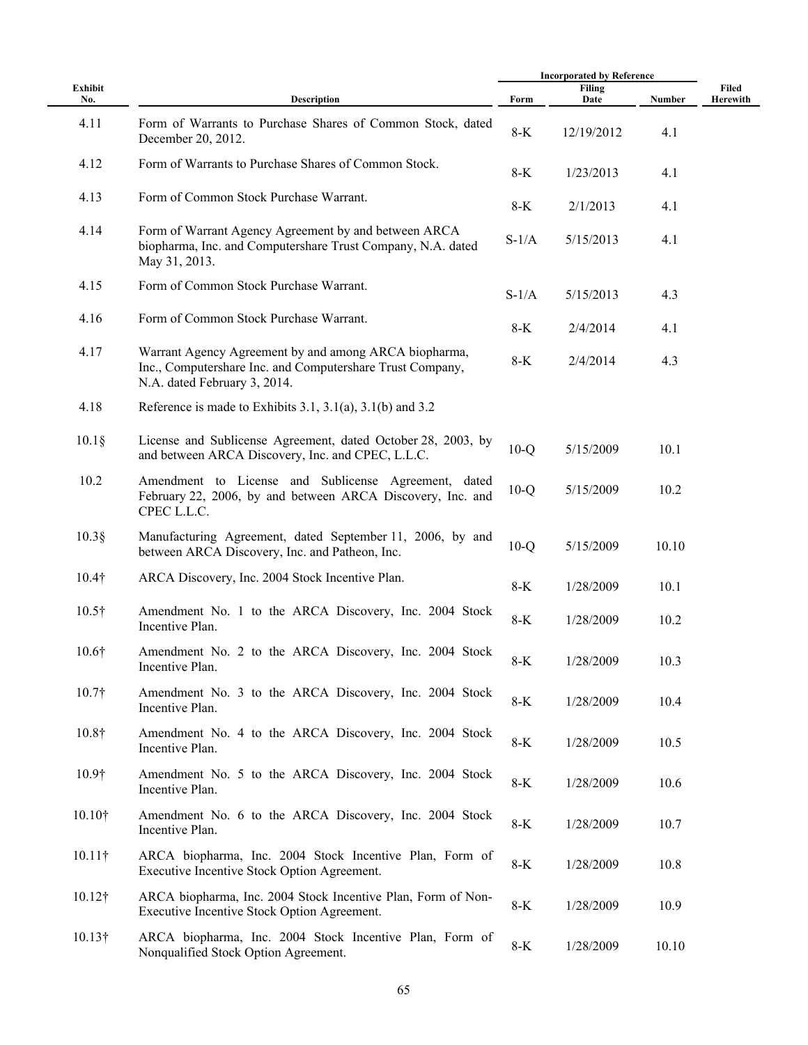| Exhibit No. | Description | Incorporated by Reference | | | Filed Herewith |
|---|---|---|---|---|---|
| | | Form | Filing Date | Number | |
| 4.11 | Form of Warrants to Purchase Shares of Common Stock, dated December 20, 2012. | 8-K | 12/19/2012 | 4.1 | |
| 4.12 | Form of Warrants to Purchase Shares of Common Stock. | 8-K | 1/23/2013 | 4.1 | |
| 4.13 | Form of Common Stock Purchase Warrant. | 8-K | 2/1/2013 | 4.1 | |
| 4.14 | Form of Warrant Agency Agreement by and between ARCA biopharma, Inc. and Computershare Trust Company, N.A. dated May 31, 2013. | S-1/A | 5/15/2013 | 4.1 | |
| 4.15 | Form of Common Stock Purchase Warrant. | S-1/A | 5/15/2013 | 4.3 | |
| 4.16 | Form of Common Stock Purchase Warrant. | 8-K | 2/4/2014 | 4.1 | |
| 4.17 | Warrant Agency Agreement by and among ARCA biopharma, Inc., Computershare Inc. and Computershare Trust Company, N.A. dated February 3, 2014. | 8-K | 2/4/2014 | 4.3 | |
| 4.18 | Reference is made to Exhibits 3.1, 3.1(a), 3.1(b) and 3.2 | | | | |
| 10.1§ | License and Sublicense Agreement, dated October 28, 2003, by and between ARCA Discovery, Inc. and CPEC, L.L.C. | 10-Q | 5/15/2009 | 10.1 | |
| 10.2 | Amendment to License and Sublicense Agreement, dated February 22, 2006, by and between ARCA Discovery, Inc. and CPEC L.L.C. | 10-Q | 5/15/2009 | 10.2 | |
| 10.3§ | Manufacturing Agreement, dated September 11, 2006, by and between ARCA Discovery, Inc. and Patheon, Inc. | 10-Q | 5/15/2009 | 10.10 | |
| 10.4† | ARCA Discovery, Inc. 2004 Stock Incentive Plan. | 8-K | 1/28/2009 | 10.1 | |
| 10.5† | Amendment No. 1 to the ARCA Discovery, Inc. 2004 Stock Incentive Plan. | 8-K | 1/28/2009 | 10.2 | |
| 10.6† | Amendment No. 2 to the ARCA Discovery, Inc. 2004 Stock Incentive Plan. | 8-K | 1/28/2009 | 10.3 | |
| 10.7† | Amendment No. 3 to the ARCA Discovery, Inc. 2004 Stock Incentive Plan. | 8-K | 1/28/2009 | 10.4 | |
| 10.8† | Amendment No. 4 to the ARCA Discovery, Inc. 2004 Stock Incentive Plan. | 8-K | 1/28/2009 | 10.5 | |
| 10.9† | Amendment No. 5 to the ARCA Discovery, Inc. 2004 Stock Incentive Plan. | 8-K | 1/28/2009 | 10.6 | |
| 10.10† | Amendment No. 6 to the ARCA Discovery, Inc. 2004 Stock Incentive Plan. | 8-K | 1/28/2009 | 10.7 | |
| 10.11† | ARCA biopharma, Inc. 2004 Stock Incentive Plan, Form of Executive Incentive Stock Option Agreement. | 8-K | 1/28/2009 | 10.8 | |
| 10.12† | ARCA biopharma, Inc. 2004 Stock Incentive Plan, Form of Non-Executive Incentive Stock Option Agreement. | 8-K | 1/28/2009 | 10.9 | |
| 10.13† | ARCA biopharma, Inc. 2004 Stock Incentive Plan, Form of Nonqualified Stock Option Agreement. | 8-K | 1/28/2009 | 10.10 | |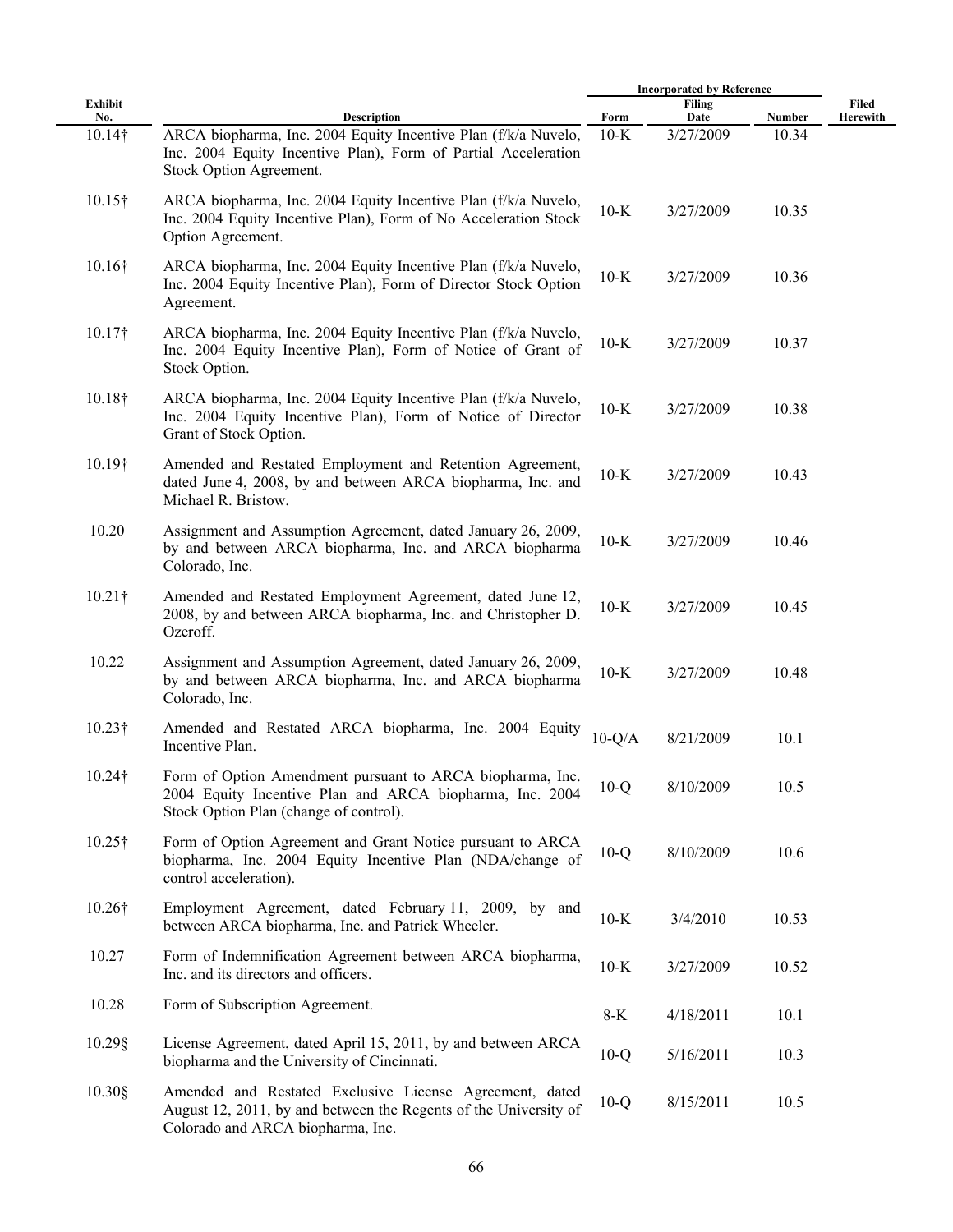| Exhibit No. | Description | Incorporated by Reference | | | Filed Herewith |
|---|---|---|---|---|---|
| | | Form | Filing Date | Number | |
| 10.14† | ARCA biopharma, Inc. 2004 Equity Incentive Plan (f/k/a Nuvelo, Inc. 2004 Equity Incentive Plan), Form of Partial Acceleration Stock Option Agreement. | 10-K | 3/27/2009 | 10.34 | |
| 10.15† | ARCA biopharma, Inc. 2004 Equity Incentive Plan (f/k/a Nuvelo, Inc. 2004 Equity Incentive Plan), Form of No Acceleration Stock Option Agreement. | 10-K | 3/27/2009 | 10.35 | |
| 10.16† | ARCA biopharma, Inc. 2004 Equity Incentive Plan (f/k/a Nuvelo, Inc. 2004 Equity Incentive Plan), Form of Director Stock Option Agreement. | 10-K | 3/27/2009 | 10.36 | |
| 10.17† | ARCA biopharma, Inc. 2004 Equity Incentive Plan (f/k/a Nuvelo, Inc. 2004 Equity Incentive Plan), Form of Notice of Grant of Stock Option. | 10-K | 3/27/2009 | 10.37 | |
| 10.18† | ARCA biopharma, Inc. 2004 Equity Incentive Plan (f/k/a Nuvelo, Inc. 2004 Equity Incentive Plan), Form of Notice of Director Grant of Stock Option. | 10-K | 3/27/2009 | 10.38 | |
| 10.19† | Amended and Restated Employment and Retention Agreement, dated June 4, 2008, by and between ARCA biopharma, Inc. and Michael R. Bristow. | 10-K | 3/27/2009 | 10.43 | |
| 10.20 | Assignment and Assumption Agreement, dated January 26, 2009, by and between ARCA biopharma, Inc. and ARCA biopharma Colorado, Inc. | 10-K | 3/27/2009 | 10.46 | |
| 10.21† | Amended and Restated Employment Agreement, dated June 12, 2008, by and between ARCA biopharma, Inc. and Christopher D. Ozeroff. | 10-K | 3/27/2009 | 10.45 | |
| 10.22 | Assignment and Assumption Agreement, dated January 26, 2009, by and between ARCA biopharma, Inc. and ARCA biopharma Colorado, Inc. | 10-K | 3/27/2009 | 10.48 | |
| 10.23† | Amended and Restated ARCA biopharma, Inc. 2004 Equity Incentive Plan. | 10-Q/A | 8/21/2009 | 10.1 | |
| 10.24† | Form of Option Amendment pursuant to ARCA biopharma, Inc. 2004 Equity Incentive Plan and ARCA biopharma, Inc. 2004 Stock Option Plan (change of control). | 10-Q | 8/10/2009 | 10.5 | |
| 10.25† | Form of Option Agreement and Grant Notice pursuant to ARCA biopharma, Inc. 2004 Equity Incentive Plan (NDA/change of control acceleration). | 10-Q | 8/10/2009 | 10.6 | |
| 10.26† | Employment Agreement, dated February 11, 2009, by and between ARCA biopharma, Inc. and Patrick Wheeler. | 10-K | 3/4/2010 | 10.53 | |
| 10.27 | Form of Indemnification Agreement between ARCA biopharma, Inc. and its directors and officers. | 10-K | 3/27/2009 | 10.52 | |
| 10.28 | Form of Subscription Agreement. | 8-K | 4/18/2011 | 10.1 | |
| 10.29§ | License Agreement, dated April 15, 2011, by and between ARCA biopharma and the University of Cincinnati. | 10-Q | 5/16/2011 | 10.3 | |
| 10.30§ | Amended and Restated Exclusive License Agreement, dated August 12, 2011, by and between the Regents of the University of Colorado and ARCA biopharma, Inc. | 10-Q | 8/15/2011 | 10.5 | |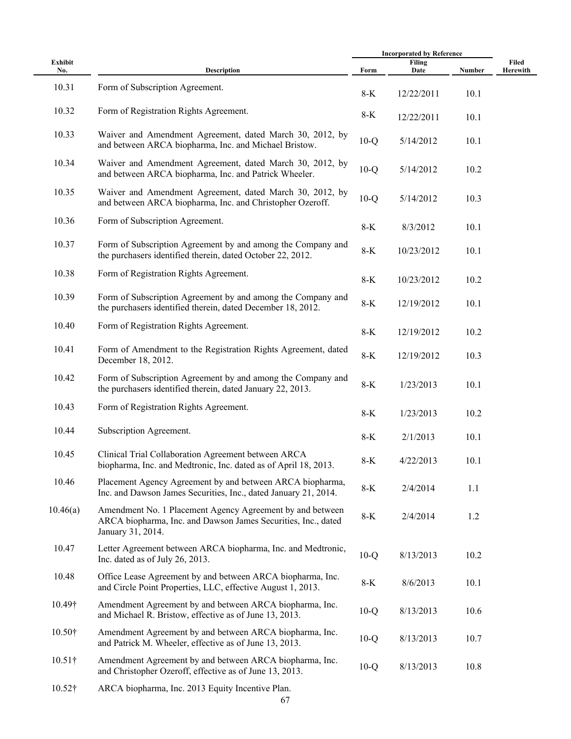| Exhibit No. | Description | Incorporated by Reference | | | Filed Herewith |
|---|---|---|---|---|---|
| | | Form | Filing Date | Number | |
| 10.31 | Form of Subscription Agreement. | 8-K | 12/22/2011 | 10.1 | |
| 10.32 | Form of Registration Rights Agreement. | 8-K | 12/22/2011 | 10.1 | |
| 10.33 | Waiver and Amendment Agreement, dated March 30, 2012, by and between ARCA biopharma, Inc. and Michael Bristow. | 10-Q | 5/14/2012 | 10.1 | |
| 10.34 | Waiver and Amendment Agreement, dated March 30, 2012, by and between ARCA biopharma, Inc. and Patrick Wheeler. | 10-Q | 5/14/2012 | 10.2 | |
| 10.35 | Waiver and Amendment Agreement, dated March 30, 2012, by and between ARCA biopharma, Inc. and Christopher Ozeroff. | 10-Q | 5/14/2012 | 10.3 | |
| 10.36 | Form of Subscription Agreement. | 8-K | 8/3/2012 | 10.1 | |
| 10.37 | Form of Subscription Agreement by and among the Company and the purchasers identified therein, dated October 22, 2012. | 8-K | 10/23/2012 | 10.1 | |
| 10.38 | Form of Registration Rights Agreement. | 8-K | 10/23/2012 | 10.2 | |
| 10.39 | Form of Subscription Agreement by and among the Company and the purchasers identified therein, dated December 18, 2012. | 8-K | 12/19/2012 | 10.1 | |
| 10.40 | Form of Registration Rights Agreement. | 8-K | 12/19/2012 | 10.2 | |
| 10.41 | Form of Amendment to the Registration Rights Agreement, dated December 18, 2012. | 8-K | 12/19/2012 | 10.3 | |
| 10.42 | Form of Subscription Agreement by and among the Company and the purchasers identified therein, dated January 22, 2013. | 8-K | 1/23/2013 | 10.1 | |
| 10.43 | Form of Registration Rights Agreement. | 8-K | 1/23/2013 | 10.2 | |
| 10.44 | Subscription Agreement. | 8-K | 2/1/2013 | 10.1 | |
| 10.45 | Clinical Trial Collaboration Agreement between ARCA biopharma, Inc. and Medtronic, Inc. dated as of April 18, 2013. | 8-K | 4/22/2013 | 10.1 | |
| 10.46 | Placement Agency Agreement by and between ARCA biopharma, Inc. and Dawson James Securities, Inc., dated January 21, 2014. | 8-K | 2/4/2014 | 1.1 | |
| 10.46(a) | Amendment No. 1 Placement Agency Agreement by and between ARCA biopharma, Inc. and Dawson James Securities, Inc., dated January 31, 2014. | 8-K | 2/4/2014 | 1.2 | |
| 10.47 | Letter Agreement between ARCA biopharma, Inc. and Medtronic, Inc. dated as of July 26, 2013. | 10-Q | 8/13/2013 | 10.2 | |
| 10.48 | Office Lease Agreement by and between ARCA biopharma, Inc. and Circle Point Properties, LLC, effective August 1, 2013. | 8-K | 8/6/2013 | 10.1 | |
| 10.49† | Amendment Agreement by and between ARCA biopharma, Inc. and Michael R. Bristow, effective as of June 13, 2013. | 10-Q | 8/13/2013 | 10.6 | |
| 10.50† | Amendment Agreement by and between ARCA biopharma, Inc. and Patrick M. Wheeler, effective as of June 13, 2013. | 10-Q | 8/13/2013 | 10.7 | |
| 10.51† | Amendment Agreement by and between ARCA biopharma, Inc. and Christopher Ozeroff, effective as of June 13, 2013. | 10-Q | 8/13/2013 | 10.8 | |
| 10.52† | ARCA biopharma, Inc. 2013 Equity Incentive Plan. | | | | |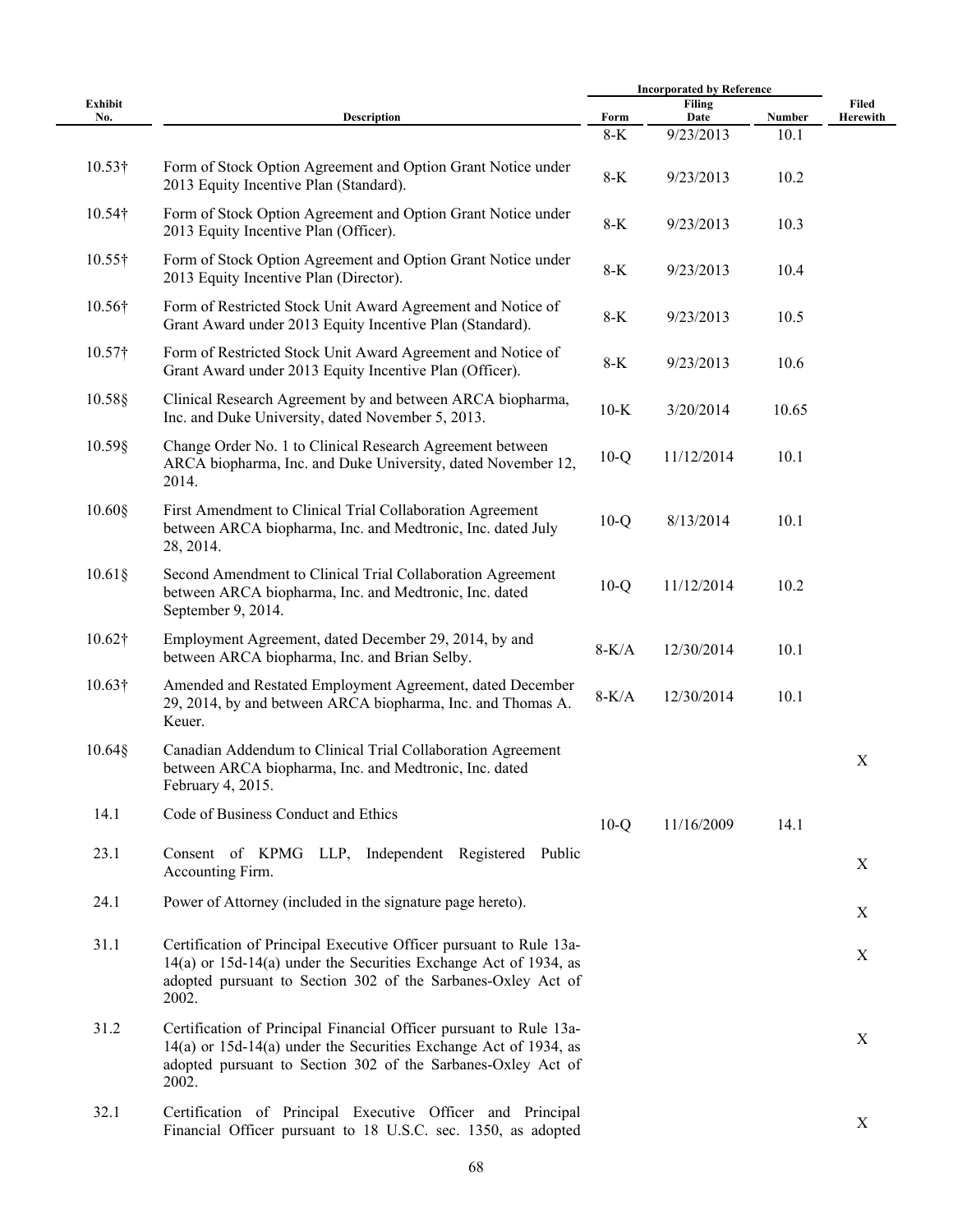| Exhibit No. | Description | Incorporated by Reference | | | Filed Herewith |
|---|---|---|---|---|---|
| | | Form | Filing Date | Number | |
| | | 8-K | 9/23/2013 | 10.1 | |
| 10.53† | Form of Stock Option Agreement and Option Grant Notice under 2013 Equity Incentive Plan (Standard). | 8-K | 9/23/2013 | 10.2 | |
| 10.54† | Form of Stock Option Agreement and Option Grant Notice under 2013 Equity Incentive Plan (Officer). | 8-K | 9/23/2013 | 10.3 | |
| 10.55† | Form of Stock Option Agreement and Option Grant Notice under 2013 Equity Incentive Plan (Director). | 8-K | 9/23/2013 | 10.4 | |
| 10.56† | Form of Restricted Stock Unit Award Agreement and Notice of Grant Award under 2013 Equity Incentive Plan (Standard). | 8-K | 9/23/2013 | 10.5 | |
| 10.57† | Form of Restricted Stock Unit Award Agreement and Notice of Grant Award under 2013 Equity Incentive Plan (Officer). | 8-K | 9/23/2013 | 10.6 | |
| 10.58§ | Clinical Research Agreement by and between ARCA biopharma, Inc. and Duke University, dated November 5, 2013. | 10-K | 3/20/2014 | 10.65 | |
| 10.59§ | Change Order No. 1 to Clinical Research Agreement between ARCA biopharma, Inc. and Duke University, dated November 12, 2014. | 10-Q | 11/12/2014 | 10.1 | |
| 10.60§ | First Amendment to Clinical Trial Collaboration Agreement between ARCA biopharma, Inc. and Medtronic, Inc. dated July 28, 2014. | 10-Q | 8/13/2014 | 10.1 | |
| 10.61§ | Second Amendment to Clinical Trial Collaboration Agreement between ARCA biopharma, Inc. and Medtronic, Inc. dated September 9, 2014. | 10-Q | 11/12/2014 | 10.2 | |
| 10.62† | Employment Agreement, dated December 29, 2014, by and between ARCA biopharma, Inc. and Brian Selby. | 8-K/A | 12/30/2014 | 10.1 | |
| 10.63† | Amended and Restated Employment Agreement, dated December 29, 2014, by and between ARCA biopharma, Inc. and Thomas A. Keuer. | 8-K/A | 12/30/2014 | 10.1 | |
| 10.64§ | Canadian Addendum to Clinical Trial Collaboration Agreement between ARCA biopharma, Inc. and Medtronic, Inc. dated February 4, 2015. | | | | X |
| 14.1 | Code of Business Conduct and Ethics | 10-Q | 11/16/2009 | 14.1 | |
| 23.1 | Consent of KPMG LLP, Independent Registered Public Accounting Firm. | | | | X |
| 24.1 | Power of Attorney (included in the signature page hereto). | | | | X |
| 31.1 | Certification of Principal Executive Officer pursuant to Rule 13a-14(a) or 15d-14(a) under the Securities Exchange Act of 1934, as adopted pursuant to Section 302 of the Sarbanes-Oxley Act of 2002. | | | | X |
| 31.2 | Certification of Principal Financial Officer pursuant to Rule 13a-14(a) or 15d-14(a) under the Securities Exchange Act of 1934, as adopted pursuant to Section 302 of the Sarbanes-Oxley Act of 2002. | | | | X |
| 32.1 | Certification of Principal Executive Officer and Principal Financial Officer pursuant to 18 U.S.C. sec. 1350, as adopted | | | | X |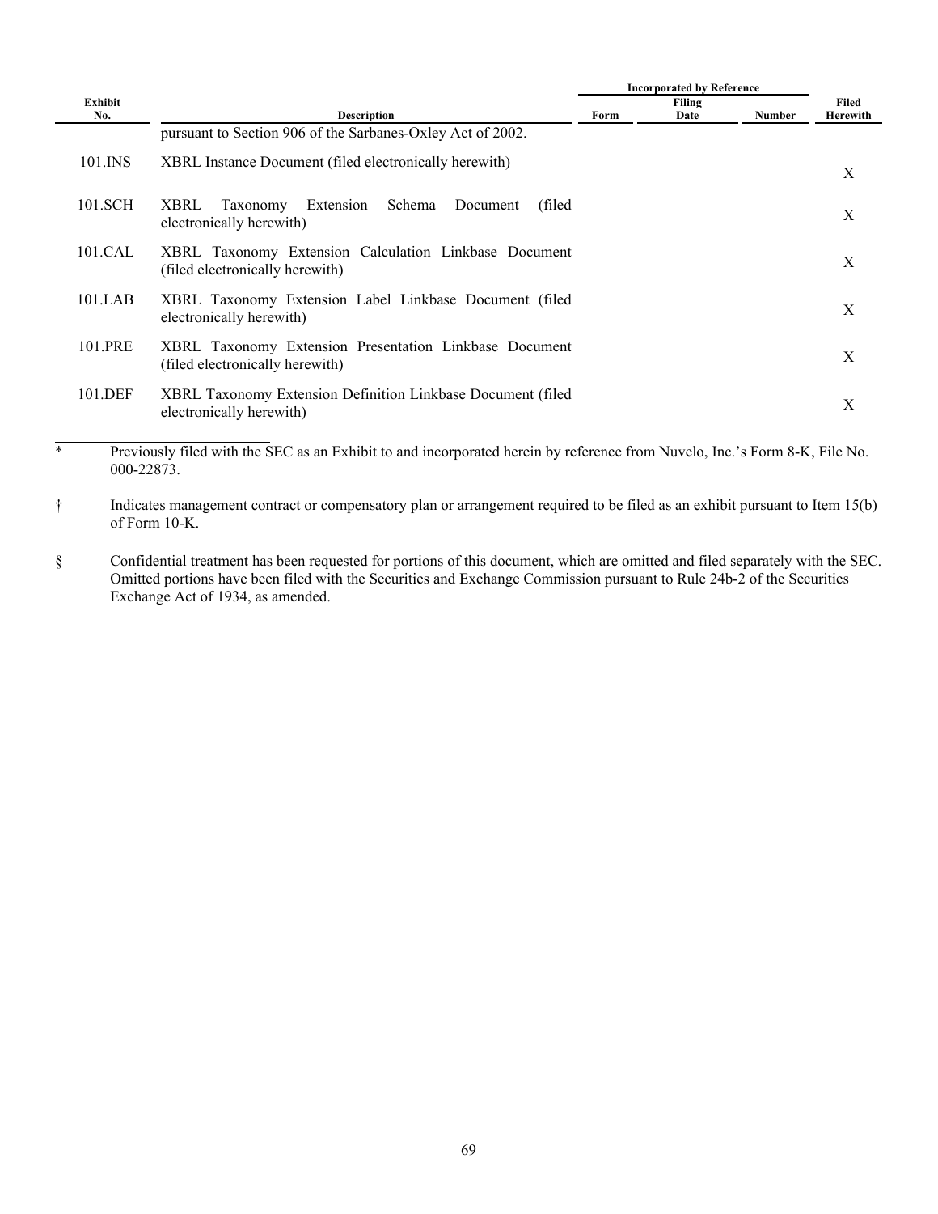| Exhibit No. | Description | Incorporated by Reference | | | Filed Herewith |
|---|---|---|---|---|---|
| | | Form | Filing Date | Number | |
| | pursuant to Section 906 of the Sarbanes-Oxley Act of 2002. | | | | |
| 101.INS | XBRL Instance Document (filed electronically herewith) | | | | X |
| 101.SCH | XBRL Taxonomy Extension Schema Document (filed electronically herewith) | | | | X |
| 101.CAL | XBRL Taxonomy Extension Calculation Linkbase Document (filed electronically herewith) | | | | X |
| 101.LAB | XBRL Taxonomy Extension Label Linkbase Document (filed electronically herewith) | | | | X |
| 101.PRE | XBRL Taxonomy Extension Presentation Linkbase Document (filed electronically herewith) | | | | X |
| 101.DEF | XBRL Taxonomy Extension Definition Linkbase Document (filed electronically herewith) | | | | X |

\* Previously filed with the SEC as an Exhibit to and incorporated herein by reference from Nuvelo, Inc.'s Form 8-K, File No. 000-22873.

† Indicates management contract or compensatory plan or arrangement required to be filed as an exhibit pursuant to Item 15(b) of Form 10-K.

§ Confidential treatment has been requested for portions of this document, which are omitted and filed separately with the SEC. Omitted portions have been filed with the Securities and Exchange Commission pursuant to Rule 24b-2 of the Securities Exchange Act of 1934, as amended.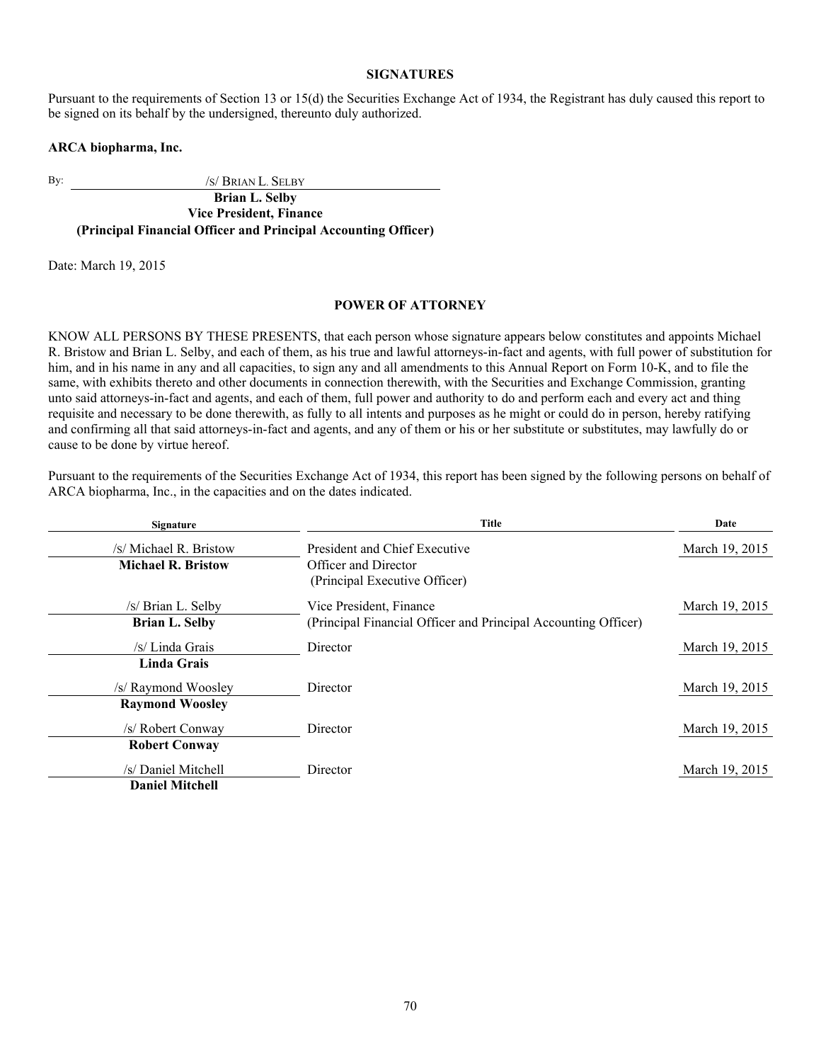## SIGNATURES

Pursuant to the requirements of Section 13 or 15(d) the Securities Exchange Act of 1934, the Registrant has duly caused this report to be signed on its behalf by the undersigned, thereunto duly authorized.

**ARCA biopharma, Inc.**

By: /S/ BRIAN L. SELBY

**Brian L. Selby**
**Vice President, Finance**
**(Principal Financial Officer and Principal Accounting Officer)**

Date: March 19, 2015

## POWER OF ATTORNEY

KNOW ALL PERSONS BY THESE PRESENTS, that each person whose signature appears below constitutes and appoints Michael R. Bristow and Brian L. Selby, and each of them, as his true and lawful attorneys-in-fact and agents, with full power of substitution for him, and in his name in any and all capacities, to sign any and all amendments to this Annual Report on Form 10-K, and to file the same, with exhibits thereto and other documents in connection therewith, with the Securities and Exchange Commission, granting unto said attorneys-in-fact and agents, and each of them, full power and authority to do and perform each and every act and thing requisite and necessary to be done therewith, as fully to all intents and purposes as he might or could do in person, hereby ratifying and confirming all that said attorneys-in-fact and agents, and any of them or his or her substitute or substitutes, may lawfully do or cause to be done by virtue hereof.

Pursuant to the requirements of the Securities Exchange Act of 1934, this report has been signed by the following persons on behalf of ARCA biopharma, Inc., in the capacities and on the dates indicated.

| Signature | Title | Date |
|---|---|---|
| /s/ Michael R. Bristow<br>**Michael R. Bristow** | President and Chief Executive Officer and Director<br>(Principal Executive Officer) | March 19, 2015 |
| /s/ Brian L. Selby<br>**Brian L. Selby** | Vice President, Finance<br>(Principal Financial Officer and Principal Accounting Officer) | March 19, 2015 |
| /s/ Linda Grais<br>**Linda Grais** | Director | March 19, 2015 |
| /s/ Raymond Woosley<br>**Raymond Woosley** | Director | March 19, 2015 |
| /s/ Robert Conway<br>**Robert Conway** | Director | March 19, 2015 |
| /s/ Daniel Mitchell<br>**Daniel Mitchell** | Director | March 19, 2015 |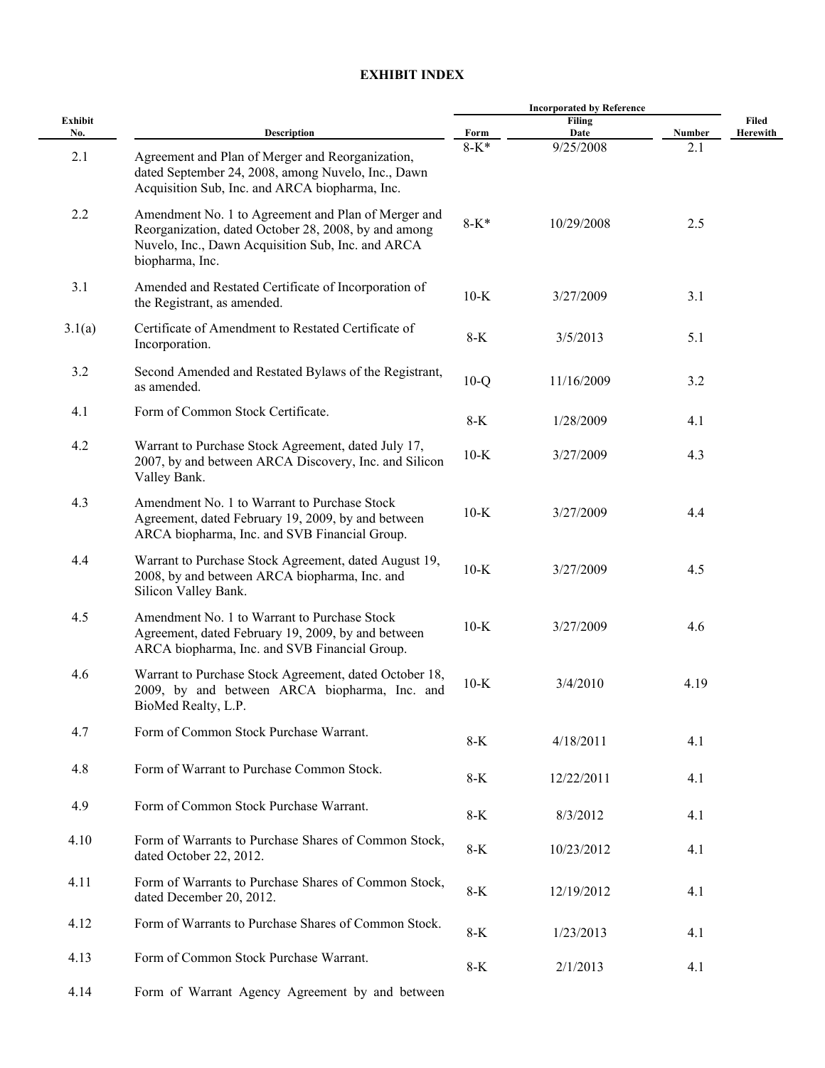# EXHIBIT INDEX

| Exhibit No. | Description | Incorporated by Reference | | | Filed Herewith |
|---|---|---|---|---|---|
| | | Form | Filing Date | Number | |
| 2.1 | Agreement and Plan of Merger and Reorganization, dated September 24, 2008, among Nuvelo, Inc., Dawn Acquisition Sub, Inc. and ARCA biopharma, Inc. | 8-K* | 9/25/2008 | 2.1 | |
| 2.2 | Amendment No. 1 to Agreement and Plan of Merger and Reorganization, dated October 28, 2008, by and among Nuvelo, Inc., Dawn Acquisition Sub, Inc. and ARCA biopharma, Inc. | 8-K* | 10/29/2008 | 2.5 | |
| 3.1 | Amended and Restated Certificate of Incorporation of the Registrant, as amended. | 10-K | 3/27/2009 | 3.1 | |
| 3.1(a) | Certificate of Amendment to Restated Certificate of Incorporation. | 8-K | 3/5/2013 | 5.1 | |
| 3.2 | Second Amended and Restated Bylaws of the Registrant, as amended. | 10-Q | 11/16/2009 | 3.2 | |
| 4.1 | Form of Common Stock Certificate. | 8-K | 1/28/2009 | 4.1 | |
| 4.2 | Warrant to Purchase Stock Agreement, dated July 17, 2007, by and between ARCA Discovery, Inc. and Silicon Valley Bank. | 10-K | 3/27/2009 | 4.3 | |
| 4.3 | Amendment No. 1 to Warrant to Purchase Stock Agreement, dated February 19, 2009, by and between ARCA biopharma, Inc. and SVB Financial Group. | 10-K | 3/27/2009 | 4.4 | |
| 4.4 | Warrant to Purchase Stock Agreement, dated August 19, 2008, by and between ARCA biopharma, Inc. and Silicon Valley Bank. | 10-K | 3/27/2009 | 4.5 | |
| 4.5 | Amendment No. 1 to Warrant to Purchase Stock Agreement, dated February 19, 2009, by and between ARCA biopharma, Inc. and SVB Financial Group. | 10-K | 3/27/2009 | 4.6 | |
| 4.6 | Warrant to Purchase Stock Agreement, dated October 18, 2009, by and between ARCA biopharma, Inc. and BioMed Realty, L.P. | 10-K | 3/4/2010 | 4.19 | |
| 4.7 | Form of Common Stock Purchase Warrant. | 8-K | 4/18/2011 | 4.1 | |
| 4.8 | Form of Warrant to Purchase Common Stock. | 8-K | 12/22/2011 | 4.1 | |
| 4.9 | Form of Common Stock Purchase Warrant. | 8-K | 8/3/2012 | 4.1 | |
| 4.10 | Form of Warrants to Purchase Shares of Common Stock, dated October 22, 2012. | 8-K | 10/23/2012 | 4.1 | |
| 4.11 | Form of Warrants to Purchase Shares of Common Stock, dated December 20, 2012. | 8-K | 12/19/2012 | 4.1 | |
| 4.12 | Form of Warrants to Purchase Shares of Common Stock. | 8-K | 1/23/2013 | 4.1 | |
| 4.13 | Form of Common Stock Purchase Warrant. | 8-K | 2/1/2013 | 4.1 | |
| 4.14 | Form of Warrant Agency Agreement by and between | | | | |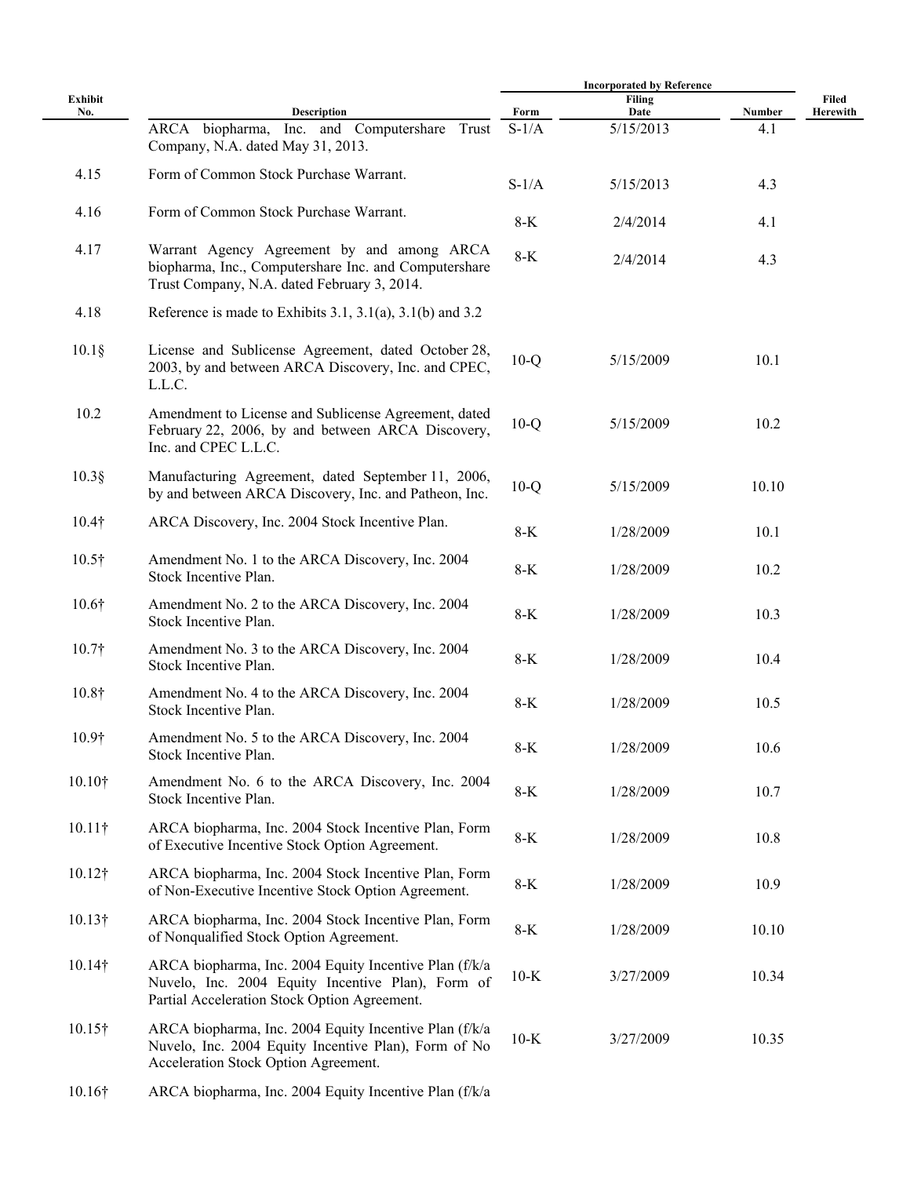| Exhibit No. | Description | Incorporated by Reference | | | Filed Herewith |
|---|---|---|---|---|---|
| | | Form | Filing Date | Number | |
| | ARCA biopharma, Inc. and Computershare Trust Company, N.A. dated May 31, 2013. | S-1/A | 5/15/2013 | 4.1 | |
| 4.15 | Form of Common Stock Purchase Warrant. | S-1/A | 5/15/2013 | 4.3 | |
| 4.16 | Form of Common Stock Purchase Warrant. | 8-K | 2/4/2014 | 4.1 | |
| 4.17 | Warrant Agency Agreement by and among ARCA biopharma, Inc., Computershare Inc. and Computershare Trust Company, N.A. dated February 3, 2014. | 8-K | 2/4/2014 | 4.3 | |
| 4.18 | Reference is made to Exhibits 3.1, 3.1(a), 3.1(b) and 3.2 | | | | |
| 10.1§ | License and Sublicense Agreement, dated October 28, 2003, by and between ARCA Discovery, Inc. and CPEC, L.L.C. | 10-Q | 5/15/2009 | 10.1 | |
| 10.2 | Amendment to License and Sublicense Agreement, dated February 22, 2006, by and between ARCA Discovery, Inc. and CPEC L.L.C. | 10-Q | 5/15/2009 | 10.2 | |
| 10.3§ | Manufacturing Agreement, dated September 11, 2006, by and between ARCA Discovery, Inc. and Patheon, Inc. | 10-Q | 5/15/2009 | 10.10 | |
| 10.4† | ARCA Discovery, Inc. 2004 Stock Incentive Plan. | 8-K | 1/28/2009 | 10.1 | |
| 10.5† | Amendment No. 1 to the ARCA Discovery, Inc. 2004 Stock Incentive Plan. | 8-K | 1/28/2009 | 10.2 | |
| 10.6† | Amendment No. 2 to the ARCA Discovery, Inc. 2004 Stock Incentive Plan. | 8-K | 1/28/2009 | 10.3 | |
| 10.7† | Amendment No. 3 to the ARCA Discovery, Inc. 2004 Stock Incentive Plan. | 8-K | 1/28/2009 | 10.4 | |
| 10.8† | Amendment No. 4 to the ARCA Discovery, Inc. 2004 Stock Incentive Plan. | 8-K | 1/28/2009 | 10.5 | |
| 10.9† | Amendment No. 5 to the ARCA Discovery, Inc. 2004 Stock Incentive Plan. | 8-K | 1/28/2009 | 10.6 | |
| 10.10† | Amendment No. 6 to the ARCA Discovery, Inc. 2004 Stock Incentive Plan. | 8-K | 1/28/2009 | 10.7 | |
| 10.11† | ARCA biopharma, Inc. 2004 Stock Incentive Plan, Form of Executive Incentive Stock Option Agreement. | 8-K | 1/28/2009 | 10.8 | |
| 10.12† | ARCA biopharma, Inc. 2004 Stock Incentive Plan, Form of Non-Executive Incentive Stock Option Agreement. | 8-K | 1/28/2009 | 10.9 | |
| 10.13† | ARCA biopharma, Inc. 2004 Stock Incentive Plan, Form of Nonqualified Stock Option Agreement. | 8-K | 1/28/2009 | 10.10 | |
| 10.14† | ARCA biopharma, Inc. 2004 Equity Incentive Plan (f/k/a Nuvelo, Inc. 2004 Equity Incentive Plan), Form of Partial Acceleration Stock Option Agreement. | 10-K | 3/27/2009 | 10.34 | |
| 10.15† | ARCA biopharma, Inc. 2004 Equity Incentive Plan (f/k/a Nuvelo, Inc. 2004 Equity Incentive Plan), Form of No Acceleration Stock Option Agreement. | 10-K | 3/27/2009 | 10.35 | |
| 10.16† | ARCA biopharma, Inc. 2004 Equity Incentive Plan (f/k/a | | | | |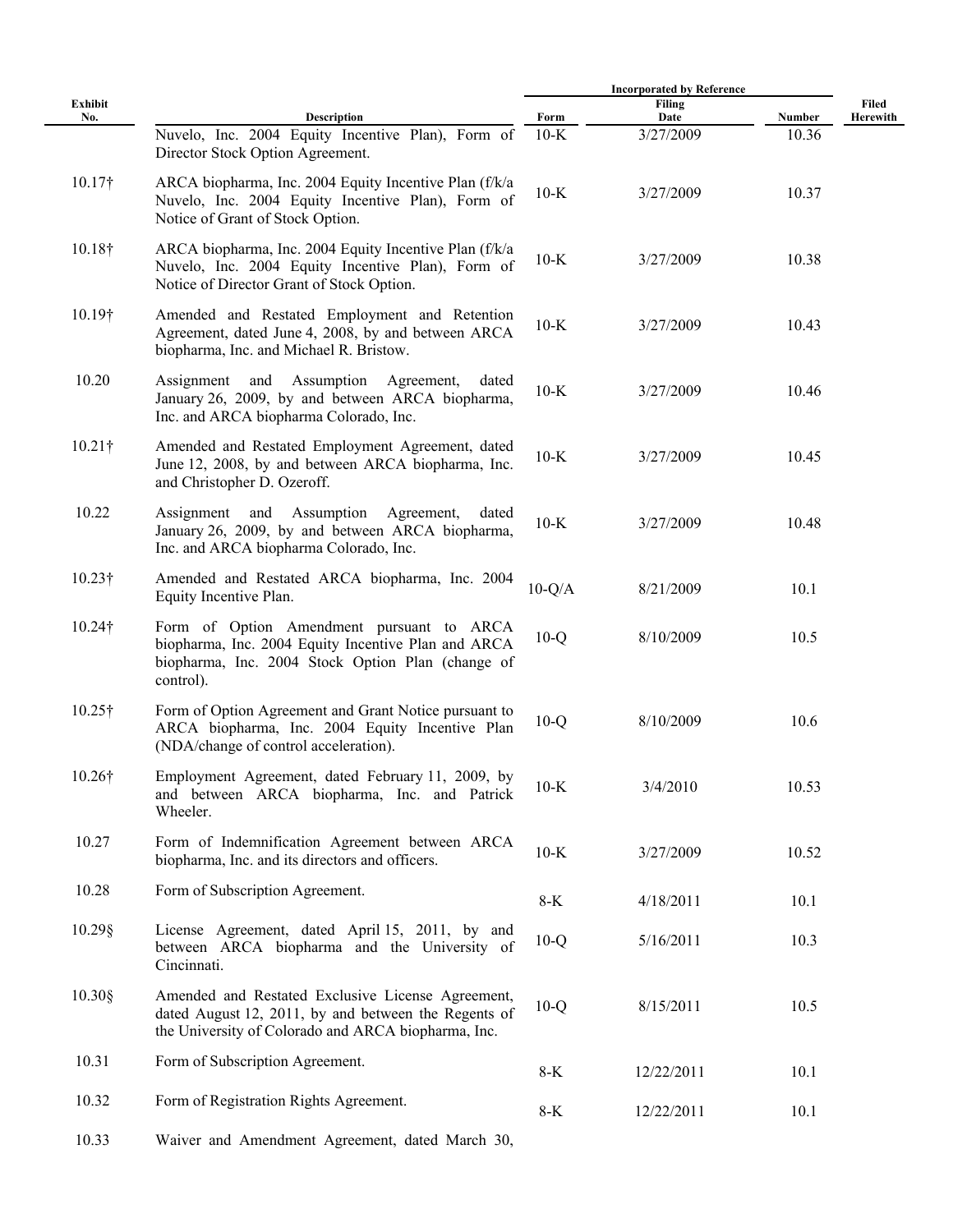| Exhibit No. | Description | Incorporated by Reference | | | Filed Herewith |
|---|---|---|---|---|---|
| | | Form | Filing Date | Number | |
| | Nuvelo, Inc. 2004 Equity Incentive Plan), Form of Director Stock Option Agreement. | 10-K | 3/27/2009 | 10.36 | |
| 10.17† | ARCA biopharma, Inc. 2004 Equity Incentive Plan (f/k/a Nuvelo, Inc. 2004 Equity Incentive Plan), Form of Notice of Grant of Stock Option. | 10-K | 3/27/2009 | 10.37 | |
| 10.18† | ARCA biopharma, Inc. 2004 Equity Incentive Plan (f/k/a Nuvelo, Inc. 2004 Equity Incentive Plan), Form of Notice of Director Grant of Stock Option. | 10-K | 3/27/2009 | 10.38 | |
| 10.19† | Amended and Restated Employment and Retention Agreement, dated June 4, 2008, by and between ARCA biopharma, Inc. and Michael R. Bristow. | 10-K | 3/27/2009 | 10.43 | |
| 10.20 | Assignment and Assumption Agreement, dated January 26, 2009, by and between ARCA biopharma, Inc. and ARCA biopharma Colorado, Inc. | 10-K | 3/27/2009 | 10.46 | |
| 10.21† | Amended and Restated Employment Agreement, dated June 12, 2008, by and between ARCA biopharma, Inc. and Christopher D. Ozeroff. | 10-K | 3/27/2009 | 10.45 | |
| 10.22 | Assignment and Assumption Agreement, dated January 26, 2009, by and between ARCA biopharma, Inc. and ARCA biopharma Colorado, Inc. | 10-K | 3/27/2009 | 10.48 | |
| 10.23† | Amended and Restated ARCA biopharma, Inc. 2004 Equity Incentive Plan. | 10-Q/A | 8/21/2009 | 10.1 | |
| 10.24† | Form of Option Amendment pursuant to ARCA biopharma, Inc. 2004 Equity Incentive Plan and ARCA biopharma, Inc. 2004 Stock Option Plan (change of control). | 10-Q | 8/10/2009 | 10.5 | |
| 10.25† | Form of Option Agreement and Grant Notice pursuant to ARCA biopharma, Inc. 2004 Equity Incentive Plan (NDA/change of control acceleration). | 10-Q | 8/10/2009 | 10.6 | |
| 10.26† | Employment Agreement, dated February 11, 2009, by and between ARCA biopharma, Inc. and Patrick Wheeler. | 10-K | 3/4/2010 | 10.53 | |
| 10.27 | Form of Indemnification Agreement between ARCA biopharma, Inc. and its directors and officers. | 10-K | 3/27/2009 | 10.52 | |
| 10.28 | Form of Subscription Agreement. | 8-K | 4/18/2011 | 10.1 | |
| 10.29§ | License Agreement, dated April 15, 2011, by and between ARCA biopharma and the University of Cincinnati. | 10-Q | 5/16/2011 | 10.3 | |
| 10.30§ | Amended and Restated Exclusive License Agreement, dated August 12, 2011, by and between the Regents of the University of Colorado and ARCA biopharma, Inc. | 10-Q | 8/15/2011 | 10.5 | |
| 10.31 | Form of Subscription Agreement. | 8-K | 12/22/2011 | 10.1 | |
| 10.32 | Form of Registration Rights Agreement. | 8-K | 12/22/2011 | 10.1 | |
| 10.33 | Waiver and Amendment Agreement, dated March 30, | | | | |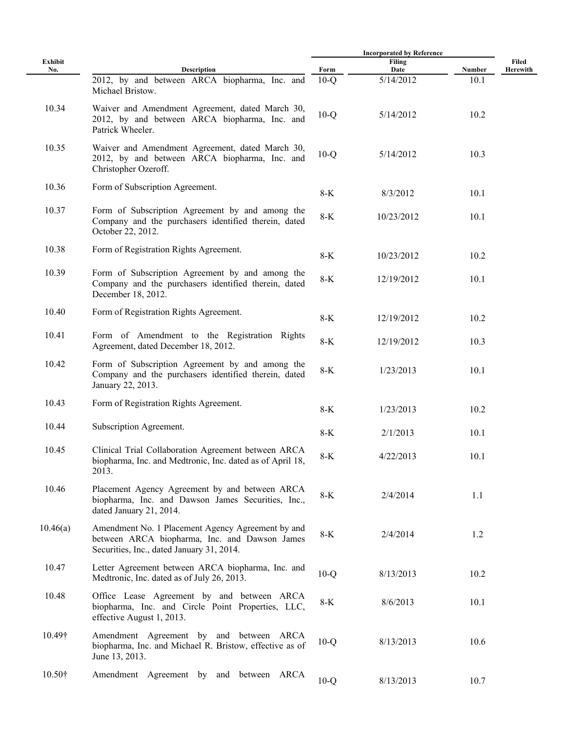| Exhibit No. | Description | Incorporated by Reference | | | Filed Herewith |
|---|---|---|---|---|---|
| | | Form | Filing Date | Number | |
| | 2012, by and between ARCA biopharma, Inc. and Michael Bristow. | 10-Q | 5/14/2012 | 10.1 | |
| 10.34 | Waiver and Amendment Agreement, dated March 30, 2012, by and between ARCA biopharma, Inc. and Patrick Wheeler. | 10-Q | 5/14/2012 | 10.2 | |
| 10.35 | Waiver and Amendment Agreement, dated March 30, 2012, by and between ARCA biopharma, Inc. and Christopher Ozeroff. | 10-Q | 5/14/2012 | 10.3 | |
| 10.36 | Form of Subscription Agreement. | 8-K | 8/3/2012 | 10.1 | |
| 10.37 | Form of Subscription Agreement by and among the Company and the purchasers identified therein, dated October 22, 2012. | 8-K | 10/23/2012 | 10.1 | |
| 10.38 | Form of Registration Rights Agreement. | 8-K | 10/23/2012 | 10.2 | |
| 10.39 | Form of Subscription Agreement by and among the Company and the purchasers identified therein, dated December 18, 2012. | 8-K | 12/19/2012 | 10.1 | |
| 10.40 | Form of Registration Rights Agreement. | 8-K | 12/19/2012 | 10.2 | |
| 10.41 | Form of Amendment to the Registration Rights Agreement, dated December 18, 2012. | 8-K | 12/19/2012 | 10.3 | |
| 10.42 | Form of Subscription Agreement by and among the Company and the purchasers identified therein, dated January 22, 2013. | 8-K | 1/23/2013 | 10.1 | |
| 10.43 | Form of Registration Rights Agreement. | 8-K | 1/23/2013 | 10.2 | |
| 10.44 | Subscription Agreement. | 8-K | 2/1/2013 | 10.1 | |
| 10.45 | Clinical Trial Collaboration Agreement between ARCA biopharma, Inc. and Medtronic, Inc. dated as of April 18, 2013. | 8-K | 4/22/2013 | 10.1 | |
| 10.46 | Placement Agency Agreement by and between ARCA biopharma, Inc. and Dawson James Securities, Inc., dated January 21, 2014. | 8-K | 2/4/2014 | 1.1 | |
| 10.46(a) | Amendment No. 1 Placement Agency Agreement by and between ARCA biopharma, Inc. and Dawson James Securities, Inc., dated January 31, 2014. | 8-K | 2/4/2014 | 1.2 | |
| 10.47 | Letter Agreement between ARCA biopharma, Inc. and Medtronic, Inc. dated as of July 26, 2013. | 10-Q | 8/13/2013 | 10.2 | |
| 10.48 | Office Lease Agreement by and between ARCA biopharma, Inc. and Circle Point Properties, LLC, effective August 1, 2013. | 8-K | 8/6/2013 | 10.1 | |
| 10.49† | Amendment Agreement by and between ARCA biopharma, Inc. and Michael R. Bristow, effective as of June 13, 2013. | 10-Q | 8/13/2013 | 10.6 | |
| 10.50† | Amendment Agreement by and between ARCA | 10-Q | 8/13/2013 | 10.7 | |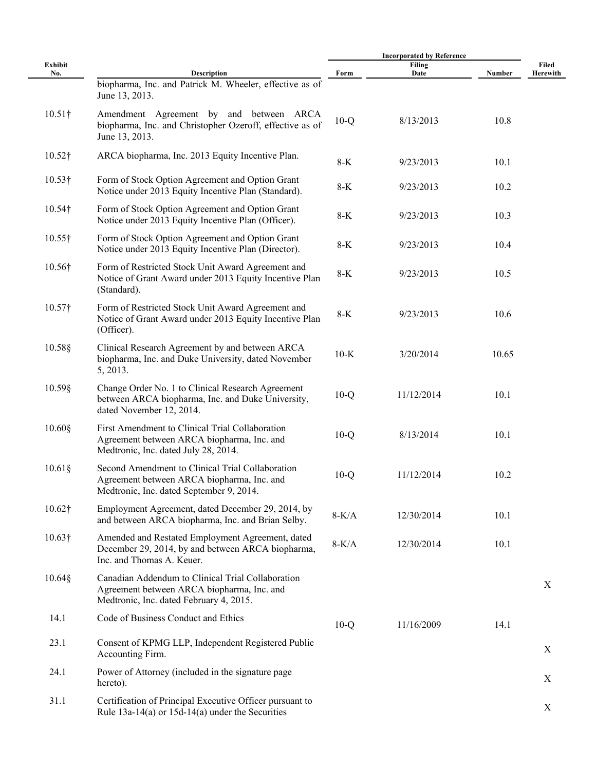| Exhibit No. | Description | Incorporated by Reference | | | Filed Herewith |
|---|---|---|---|---|---|
| | | Form | Filing Date | Number | |
| | biopharma, Inc. and Patrick M. Wheeler, effective as of June 13, 2013. | | | | |
| 10.51† | Amendment Agreement by and between ARCA biopharma, Inc. and Christopher Ozeroff, effective as of June 13, 2013. | 10-Q | 8/13/2013 | 10.8 | |
| 10.52† | ARCA biopharma, Inc. 2013 Equity Incentive Plan. | 8-K | 9/23/2013 | 10.1 | |
| 10.53† | Form of Stock Option Agreement and Option Grant Notice under 2013 Equity Incentive Plan (Standard). | 8-K | 9/23/2013 | 10.2 | |
| 10.54† | Form of Stock Option Agreement and Option Grant Notice under 2013 Equity Incentive Plan (Officer). | 8-K | 9/23/2013 | 10.3 | |
| 10.55† | Form of Stock Option Agreement and Option Grant Notice under 2013 Equity Incentive Plan (Director). | 8-K | 9/23/2013 | 10.4 | |
| 10.56† | Form of Restricted Stock Unit Award Agreement and Notice of Grant Award under 2013 Equity Incentive Plan (Standard). | 8-K | 9/23/2013 | 10.5 | |
| 10.57† | Form of Restricted Stock Unit Award Agreement and Notice of Grant Award under 2013 Equity Incentive Plan (Officer). | 8-K | 9/23/2013 | 10.6 | |
| 10.58§ | Clinical Research Agreement by and between ARCA biopharma, Inc. and Duke University, dated November 5, 2013. | 10-K | 3/20/2014 | 10.65 | |
| 10.59§ | Change Order No. 1 to Clinical Research Agreement between ARCA biopharma, Inc. and Duke University, dated November 12, 2014. | 10-Q | 11/12/2014 | 10.1 | |
| 10.60§ | First Amendment to Clinical Trial Collaboration Agreement between ARCA biopharma, Inc. and Medtronic, Inc. dated July 28, 2014. | 10-Q | 8/13/2014 | 10.1 | |
| 10.61§ | Second Amendment to Clinical Trial Collaboration Agreement between ARCA biopharma, Inc. and Medtronic, Inc. dated September 9, 2014. | 10-Q | 11/12/2014 | 10.2 | |
| 10.62† | Employment Agreement, dated December 29, 2014, by and between ARCA biopharma, Inc. and Brian Selby. | 8-K/A | 12/30/2014 | 10.1 | |
| 10.63† | Amended and Restated Employment Agreement, dated December 29, 2014, by and between ARCA biopharma, Inc. and Thomas A. Keuer. | 8-K/A | 12/30/2014 | 10.1 | |
| 10.64§ | Canadian Addendum to Clinical Trial Collaboration Agreement between ARCA biopharma, Inc. and Medtronic, Inc. dated February 4, 2015. | | | | X |
| 14.1 | Code of Business Conduct and Ethics | 10-Q | 11/16/2009 | 14.1 | |
| 23.1 | Consent of KPMG LLP, Independent Registered Public Accounting Firm. | | | | X |
| 24.1 | Power of Attorney (included in the signature page hereto). | | | | X |
| 31.1 | Certification of Principal Executive Officer pursuant to Rule 13a-14(a) or 15d-14(a) under the Securities | | | | X |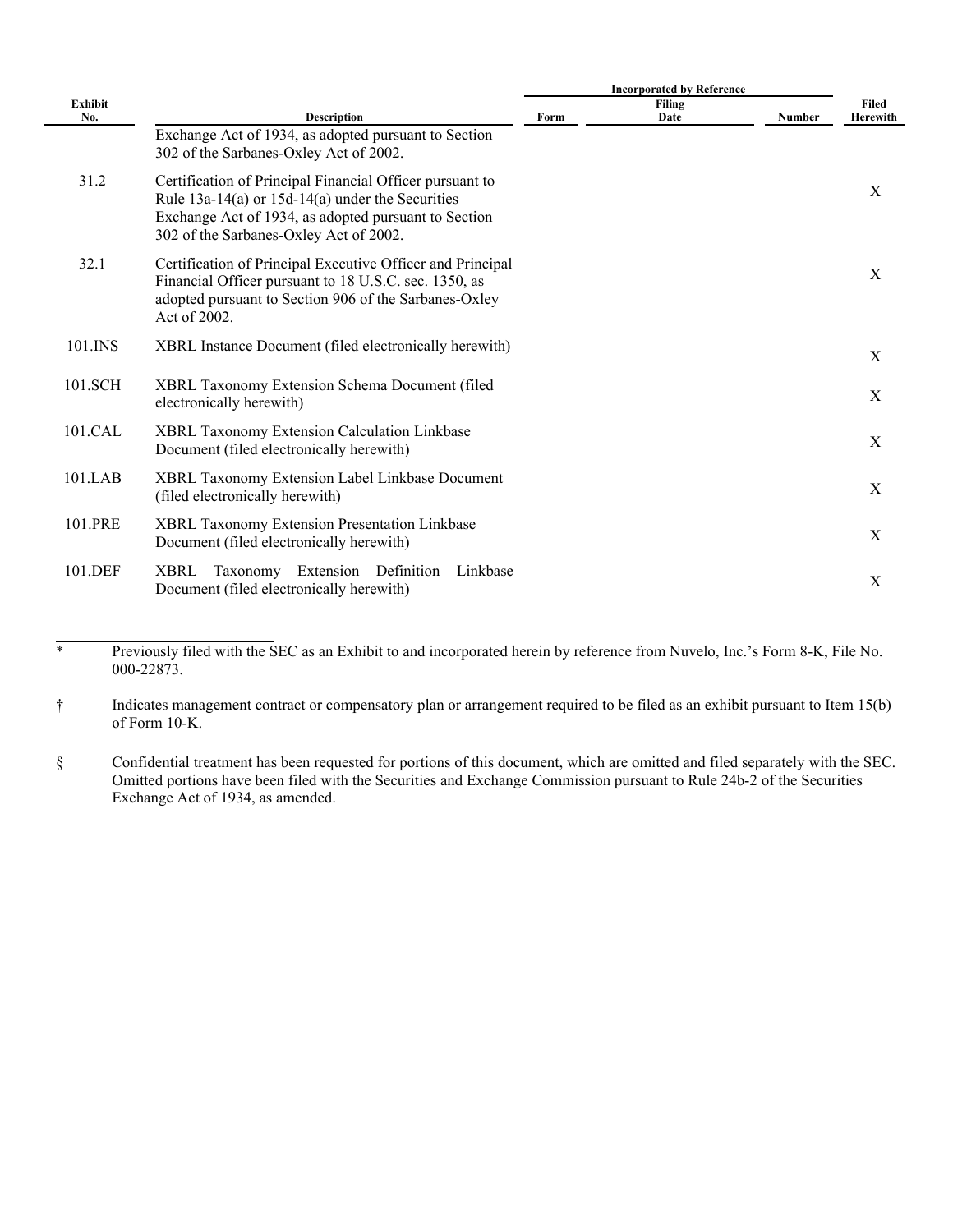| Exhibit No. | Description | Incorporated by Reference | | | Filed Herewith |
|---|---|---|---|---|---|
| | | Form | Filing Date | Number | |
| | Exchange Act of 1934, as adopted pursuant to Section 302 of the Sarbanes-Oxley Act of 2002. | | | | |
| 31.2 | Certification of Principal Financial Officer pursuant to Rule 13a-14(a) or 15d-14(a) under the Securities Exchange Act of 1934, as adopted pursuant to Section 302 of the Sarbanes-Oxley Act of 2002. | | | | X |
| 32.1 | Certification of Principal Executive Officer and Principal Financial Officer pursuant to 18 U.S.C. sec. 1350, as adopted pursuant to Section 906 of the Sarbanes-Oxley Act of 2002. | | | | X |
| 101.INS | XBRL Instance Document (filed electronically herewith) | | | | X |
| 101.SCH | XBRL Taxonomy Extension Schema Document (filed electronically herewith) | | | | X |
| 101.CAL | XBRL Taxonomy Extension Calculation Linkbase Document (filed electronically herewith) | | | | X |
| 101.LAB | XBRL Taxonomy Extension Label Linkbase Document (filed electronically herewith) | | | | X |
| 101.PRE | XBRL Taxonomy Extension Presentation Linkbase Document (filed electronically herewith) | | | | X |
| 101.DEF | XBRL Taxonomy Extension Definition Linkbase Document (filed electronically herewith) | | | | X |

\* Previously filed with the SEC as an Exhibit to and incorporated herein by reference from Nuvelo, Inc.'s Form 8-K, File No. 000-22873.

† Indicates management contract or compensatory plan or arrangement required to be filed as an exhibit pursuant to Item 15(b) of Form 10-K.

§ Confidential treatment has been requested for portions of this document, which are omitted and filed separately with the SEC. Omitted portions have been filed with the Securities and Exchange Commission pursuant to Rule 24b-2 of the Securities Exchange Act of 1934, as amended.